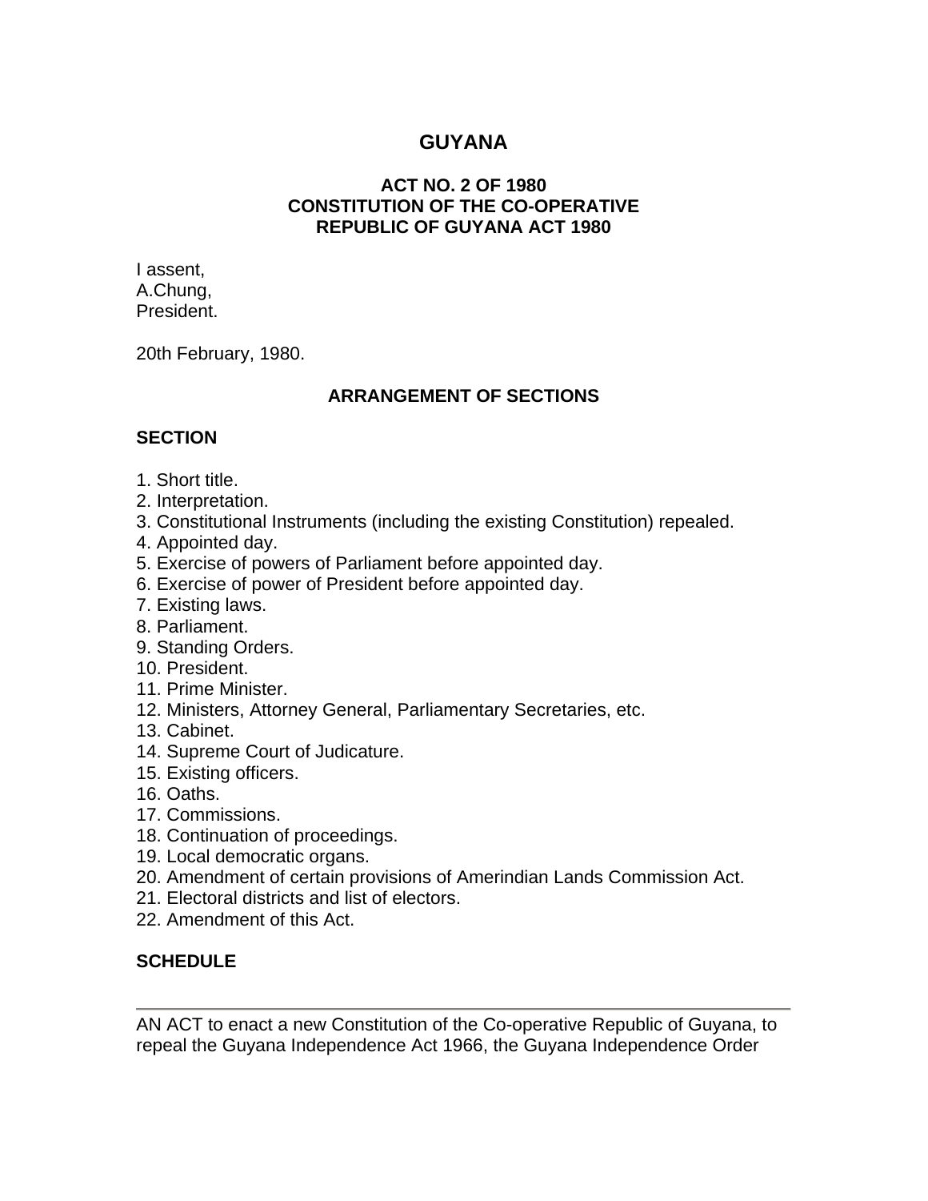# GUYANA

## ACT NO. 2 OF 1980
## CONSTITUTION OF THE CO-OPERATIVE REPUBLIC OF GUYANA ACT 1980

I assent,
A.Chung,
President.

20th February, 1980.

### ARRANGEMENT OF SECTIONS

**SECTION**

1. Short title.
2. Interpretation.
3. Constitutional Instruments (including the existing Constitution) repealed.
4. Appointed day.
5. Exercise of powers of Parliament before appointed day.
6. Exercise of power of President before appointed day.
7. Existing laws.
8. Parliament.
9. Standing Orders.
10. President.
11. Prime Minister.
12. Ministers, Attorney General, Parliamentary Secretaries, etc.
13. Cabinet.
14. Supreme Court of Judicature.
15. Existing officers.
16. Oaths.
17. Commissions.
18. Continuation of proceedings.
19. Local democratic organs.
20. Amendment of certain provisions of Amerindian Lands Commission Act.
21. Electoral districts and list of electors.
22. Amendment of this Act.

**SCHEDULE**

---

AN ACT to enact a new Constitution of the Co-operative Republic of Guyana, to repeal the Guyana Independence Act 1966, the Guyana Independence Order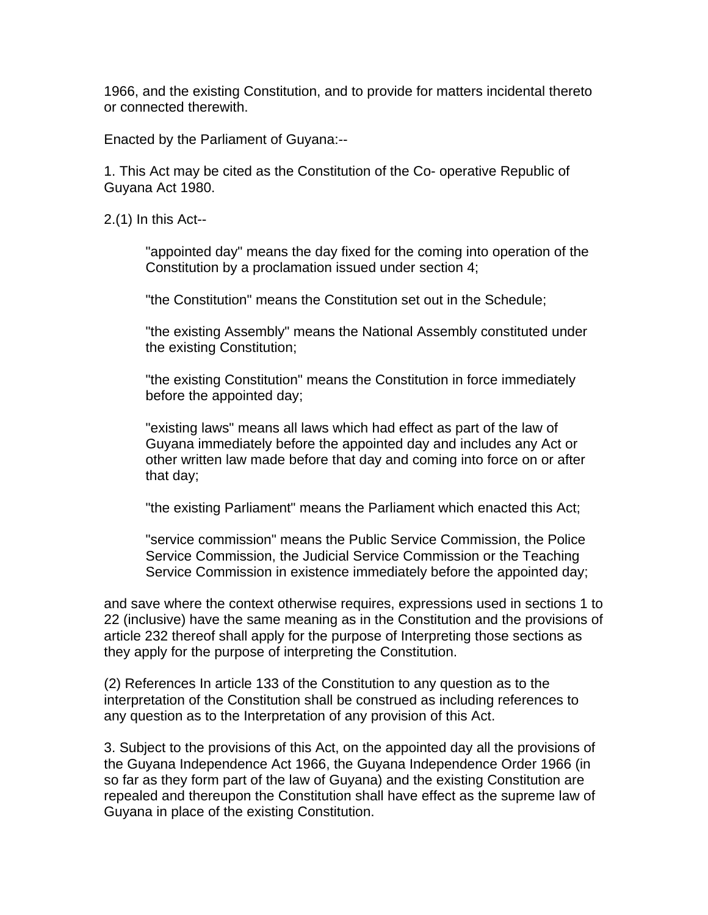1966, and the existing Constitution, and to provide for matters incidental thereto or connected therewith.

Enacted by the Parliament of Guyana:--

1. This Act may be cited as the Constitution of the Co- operative Republic of Guyana Act 1980.

2.(1) In this Act--

> "appointed day" means the day fixed for the coming into operation of the Constitution by a proclamation issued under section 4;
>
> "the Constitution" means the Constitution set out in the Schedule;
>
> "the existing Assembly" means the National Assembly constituted under the existing Constitution;
>
> "the existing Constitution" means the Constitution in force immediately before the appointed day;
>
> "existing laws" means all laws which had effect as part of the law of Guyana immediately before the appointed day and includes any Act or other written law made before that day and coming into force on or after that day;
>
> "the existing Parliament" means the Parliament which enacted this Act;
>
> "service commission" means the Public Service Commission, the Police Service Commission, the Judicial Service Commission or the Teaching Service Commission in existence immediately before the appointed day;

and save where the context otherwise requires, expressions used in sections 1 to 22 (inclusive) have the same meaning as in the Constitution and the provisions of article 232 thereof shall apply for the purpose of Interpreting those sections as they apply for the purpose of interpreting the Constitution.

(2) References In article 133 of the Constitution to any question as to the interpretation of the Constitution shall be construed as including references to any question as to the Interpretation of any provision of this Act.

3. Subject to the provisions of this Act, on the appointed day all the provisions of the Guyana Independence Act 1966, the Guyana Independence Order 1966 (in so far as they form part of the law of Guyana) and the existing Constitution are repealed and thereupon the Constitution shall have effect as the supreme law of Guyana in place of the existing Constitution.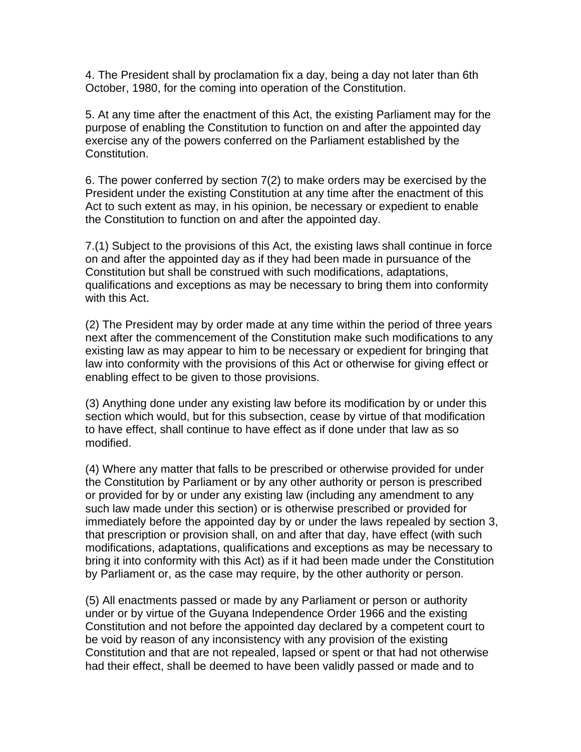4. The President shall by proclamation fix a day, being a day not later than 6th October, 1980, for the coming into operation of the Constitution.

5. At any time after the enactment of this Act, the existing Parliament may for the purpose of enabling the Constitution to function on and after the appointed day exercise any of the powers conferred on the Parliament established by the Constitution.

6. The power conferred by section 7(2) to make orders may be exercised by the President under the existing Constitution at any time after the enactment of this Act to such extent as may, in his opinion, be necessary or expedient to enable the Constitution to function on and after the appointed day.

7.(1) Subject to the provisions of this Act, the existing laws shall continue in force on and after the appointed day as if they had been made in pursuance of the Constitution but shall be construed with such modifications, adaptations, qualifications and exceptions as may be necessary to bring them into conformity with this Act.

(2) The President may by order made at any time within the period of three years next after the commencement of the Constitution make such modifications to any existing law as may appear to him to be necessary or expedient for bringing that law into conformity with the provisions of this Act or otherwise for giving effect or enabling effect to be given to those provisions.

(3) Anything done under any existing law before its modification by or under this section which would, but for this subsection, cease by virtue of that modification to have effect, shall continue to have effect as if done under that law as so modified.

(4) Where any matter that falls to be prescribed or otherwise provided for under the Constitution by Parliament or by any other authority or person is prescribed or provided for by or under any existing law (including any amendment to any such law made under this section) or is otherwise prescribed or provided for immediately before the appointed day by or under the laws repealed by section 3, that prescription or provision shall, on and after that day, have effect (with such modifications, adaptations, qualifications and exceptions as may be necessary to bring it into conformity with this Act) as if it had been made under the Constitution by Parliament or, as the case may require, by the other authority or person.

(5) All enactments passed or made by any Parliament or person or authority under or by virtue of the Guyana Independence Order 1966 and the existing Constitution and not before the appointed day declared by a competent court to be void by reason of any inconsistency with any provision of the existing Constitution and that are not repealed, lapsed or spent or that had not otherwise had their effect, shall be deemed to have been validly passed or made and to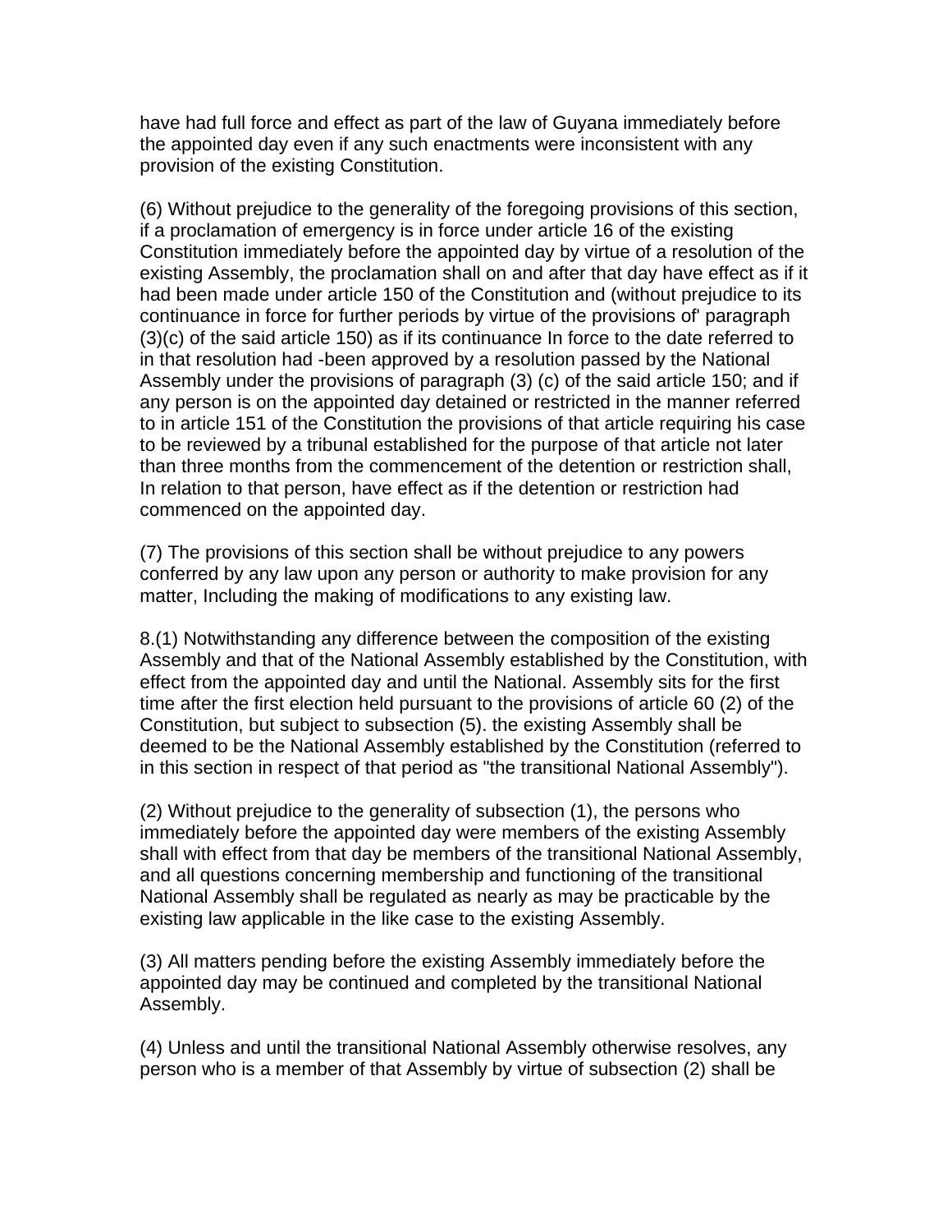have had full force and effect as part of the law of Guyana immediately before the appointed day even if any such enactments were inconsistent with any provision of the existing Constitution.

(6) Without prejudice to the generality of the foregoing provisions of this section, if a proclamation of emergency is in force under article 16 of the existing Constitution immediately before the appointed day by virtue of a resolution of the existing Assembly, the proclamation shall on and after that day have effect as if it had been made under article 150 of the Constitution and (without prejudice to its continuance in force for further periods by virtue of the provisions of' paragraph (3)(c) of the said article 150) as if its continuance In force to the date referred to in that resolution had -been approved by a resolution passed by the National Assembly under the provisions of paragraph (3) (c) of the said article 150; and if any person is on the appointed day detained or restricted in the manner referred to in article 151 of the Constitution the provisions of that article requiring his case to be reviewed by a tribunal established for the purpose of that article not later than three months from the commencement of the detention or restriction shall, In relation to that person, have effect as if the detention or restriction had commenced on the appointed day.

(7) The provisions of this section shall be without prejudice to any powers conferred by any law upon any person or authority to make provision for any matter, Including the making of modifications to any existing law.

8.(1) Notwithstanding any difference between the composition of the existing Assembly and that of the National Assembly established by the Constitution, with effect from the appointed day and until the National. Assembly sits for the first time after the first election held pursuant to the provisions of article 60 (2) of the Constitution, but subject to subsection (5). the existing Assembly shall be deemed to be the National Assembly established by the Constitution (referred to in this section in respect of that period as "the transitional National Assembly").

(2) Without prejudice to the generality of subsection (1), the persons who immediately before the appointed day were members of the existing Assembly shall with effect from that day be members of the transitional National Assembly, and all questions concerning membership and functioning of the transitional National Assembly shall be regulated as nearly as may be practicable by the existing law applicable in the like case to the existing Assembly.

(3) All matters pending before the existing Assembly immediately before the appointed day may be continued and completed by the transitional National Assembly.

(4) Unless and until the transitional National Assembly otherwise resolves, any person who is a member of that Assembly by virtue of subsection (2) shall be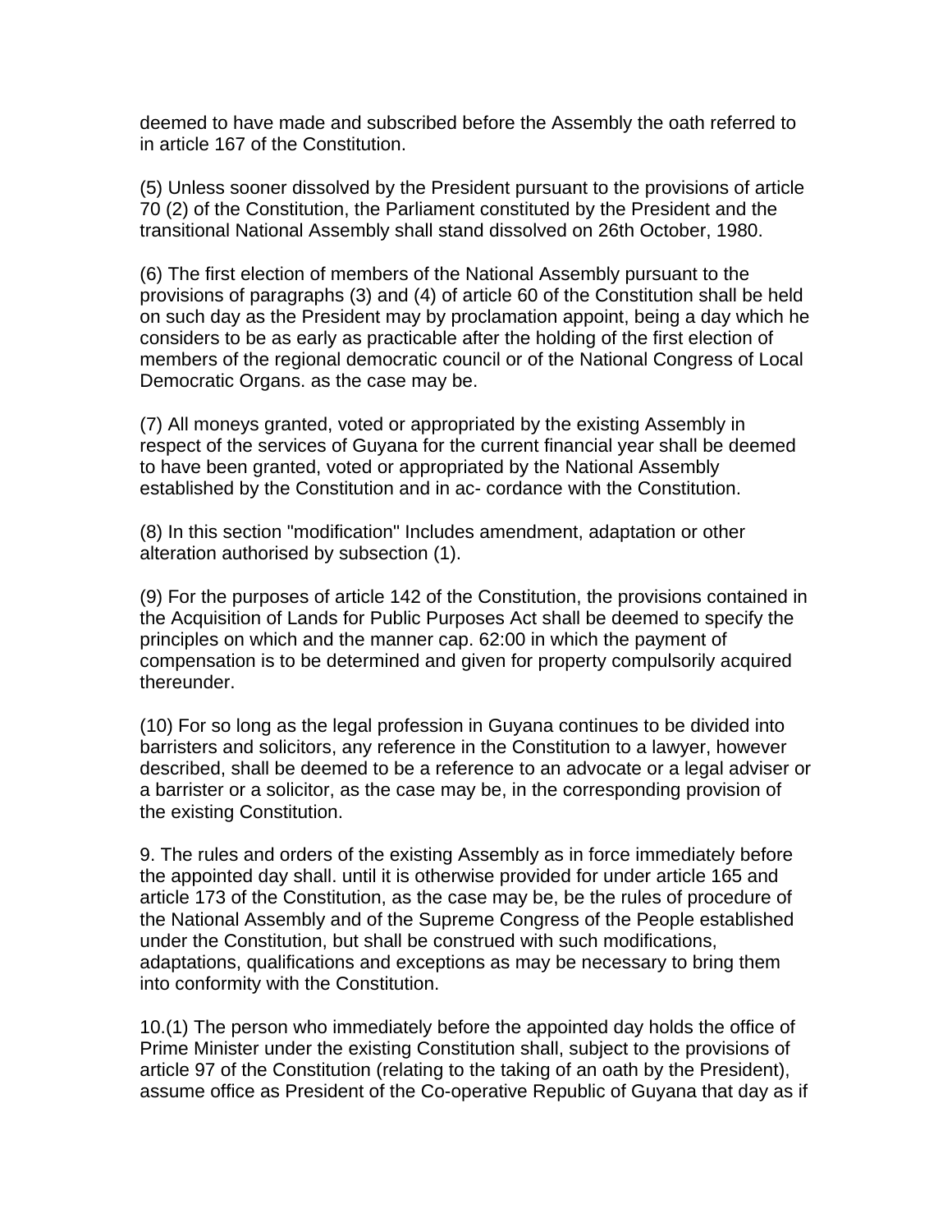deemed to have made and subscribed before the Assembly the oath referred to in article 167 of the Constitution.

(5) Unless sooner dissolved by the President pursuant to the provisions of article 70 (2) of the Constitution, the Parliament constituted by the President and the transitional National Assembly shall stand dissolved on 26th October, 1980.

(6) The first election of members of the National Assembly pursuant to the provisions of paragraphs (3) and (4) of article 60 of the Constitution shall be held on such day as the President may by proclamation appoint, being a day which he considers to be as early as practicable after the holding of the first election of members of the regional democratic council or of the National Congress of Local Democratic Organs. as the case may be.

(7) All moneys granted, voted or appropriated by the existing Assembly in respect of the services of Guyana for the current financial year shall be deemed to have been granted, voted or appropriated by the National Assembly established by the Constitution and in ac- cordance with the Constitution.

(8) In this section "modification" Includes amendment, adaptation or other alteration authorised by subsection (1).

(9) For the purposes of article 142 of the Constitution, the provisions contained in the Acquisition of Lands for Public Purposes Act shall be deemed to specify the principles on which and the manner cap. 62:00 in which the payment of compensation is to be determined and given for property compulsorily acquired thereunder.

(10) For so long as the legal profession in Guyana continues to be divided into barristers and solicitors, any reference in the Constitution to a lawyer, however described, shall be deemed to be a reference to an advocate or a legal adviser or a barrister or a solicitor, as the case may be, in the corresponding provision of the existing Constitution.

9. The rules and orders of the existing Assembly as in force immediately before the appointed day shall. until it is otherwise provided for under article 165 and article 173 of the Constitution, as the case may be, be the rules of procedure of the National Assembly and of the Supreme Congress of the People established under the Constitution, but shall be construed with such modifications, adaptations, qualifications and exceptions as may be necessary to bring them into conformity with the Constitution.

10.(1) The person who immediately before the appointed day holds the office of Prime Minister under the existing Constitution shall, subject to the provisions of article 97 of the Constitution (relating to the taking of an oath by the President), assume office as President of the Co-operative Republic of Guyana that day as if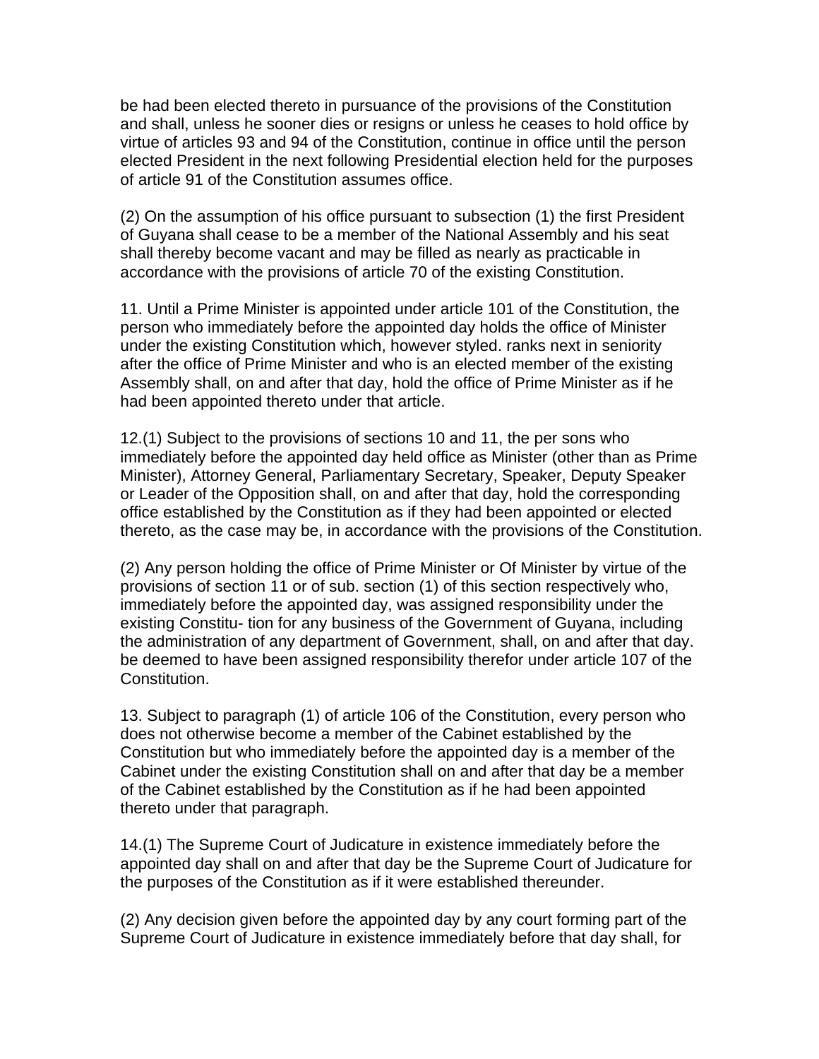be had been elected thereto in pursuance of the provisions of the Constitution and shall, unless he sooner dies or resigns or unless he ceases to hold office by virtue of articles 93 and 94 of the Constitution, continue in office until the person elected President in the next following Presidential election held for the purposes of article 91 of the Constitution assumes office.

(2) On the assumption of his office pursuant to subsection (1) the first President of Guyana shall cease to be a member of the National Assembly and his seat shall thereby become vacant and may be filled as nearly as practicable in accordance with the provisions of article 70 of the existing Constitution.

11. Until a Prime Minister is appointed under article 101 of the Constitution, the person who immediately before the appointed day holds the office of Minister under the existing Constitution which, however styled. ranks next in seniority after the office of Prime Minister and who is an elected member of the existing Assembly shall, on and after that day, hold the office of Prime Minister as if he had been appointed thereto under that article.

12.(1) Subject to the provisions of sections 10 and 11, the per sons who immediately before the appointed day held office as Minister (other than as Prime Minister), Attorney General, Parliamentary Secretary, Speaker, Deputy Speaker or Leader of the Opposition shall, on and after that day, hold the corresponding office established by the Constitution as if they had been appointed or elected thereto, as the case may be, in accordance with the provisions of the Constitution.

(2) Any person holding the office of Prime Minister or Of Minister by virtue of the provisions of section 11 or of sub. section (1) of this section respectively who, immediately before the appointed day, was assigned responsibility under the existing Constitu- tion for any business of the Government of Guyana, including the administration of any department of Government, shall, on and after that day. be deemed to have been assigned responsibility therefor under article 107 of the Constitution.

13. Subject to paragraph (1) of article 106 of the Constitution, every person who does not otherwise become a member of the Cabinet established by the Constitution but who immediately before the appointed day is a member of the Cabinet under the existing Constitution shall on and after that day be a member of the Cabinet established by the Constitution as if he had been appointed thereto under that paragraph.

14.(1) The Supreme Court of Judicature in existence immediately before the appointed day shall on and after that day be the Supreme Court of Judicature for the purposes of the Constitution as if it were established thereunder.

(2) Any decision given before the appointed day by any court forming part of the Supreme Court of Judicature in existence immediately before that day shall, for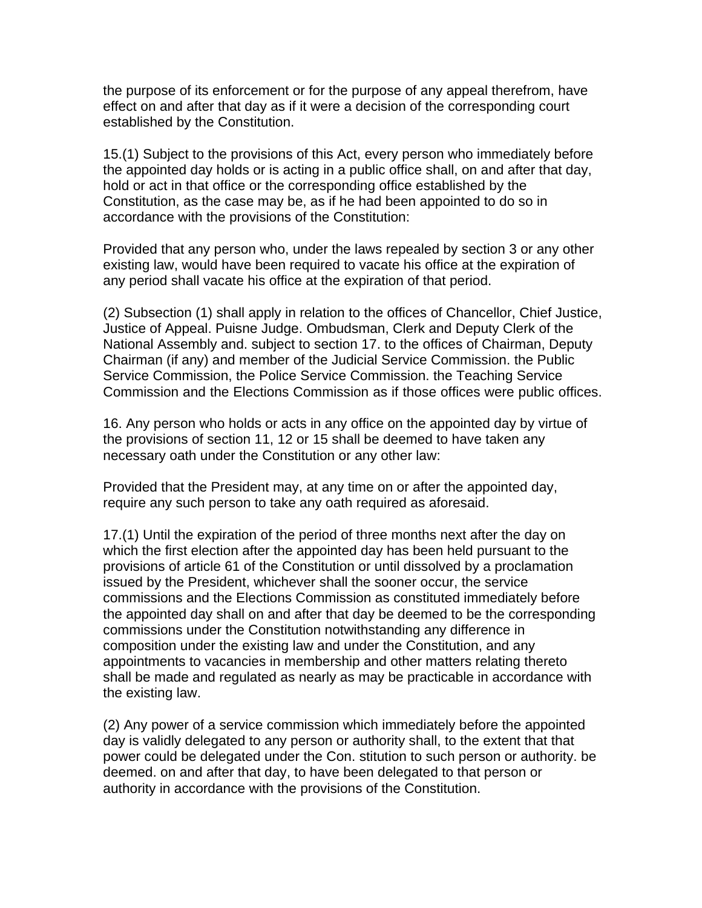the purpose of its enforcement or for the purpose of any appeal therefrom, have effect on and after that day as if it were a decision of the corresponding court established by the Constitution.

15.(1) Subject to the provisions of this Act, every person who immediately before the appointed day holds or is acting in a public office shall, on and after that day, hold or act in that office or the corresponding office established by the Constitution, as the case may be, as if he had been appointed to do so in accordance with the provisions of the Constitution:

Provided that any person who, under the laws repealed by section 3 or any other existing law, would have been required to vacate his office at the expiration of any period shall vacate his office at the expiration of that period.

(2) Subsection (1) shall apply in relation to the offices of Chancellor, Chief Justice, Justice of Appeal. Puisne Judge. Ombudsman, Clerk and Deputy Clerk of the National Assembly and. subject to section 17. to the offices of Chairman, Deputy Chairman (if any) and member of the Judicial Service Commission. the Public Service Commission, the Police Service Commission. the Teaching Service Commission and the Elections Commission as if those offices were public offices.

16. Any person who holds or acts in any office on the appointed day by virtue of the provisions of section 11, 12 or 15 shall be deemed to have taken any necessary oath under the Constitution or any other law:

Provided that the President may, at any time on or after the appointed day, require any such person to take any oath required as aforesaid.

17.(1) Until the expiration of the period of three months next after the day on which the first election after the appointed day has been held pursuant to the provisions of article 61 of the Constitution or until dissolved by a proclamation issued by the President, whichever shall the sooner occur, the service commissions and the Elections Commission as constituted immediately before the appointed day shall on and after that day be deemed to be the corresponding commissions under the Constitution notwithstanding any difference in composition under the existing law and under the Constitution, and any appointments to vacancies in membership and other matters relating thereto shall be made and regulated as nearly as may be practicable in accordance with the existing law.

(2) Any power of a service commission which immediately before the appointed day is validly delegated to any person or authority shall, to the extent that that power could be delegated under the Con. stitution to such person or authority. be deemed. on and after that day, to have been delegated to that person or authority in accordance with the provisions of the Constitution.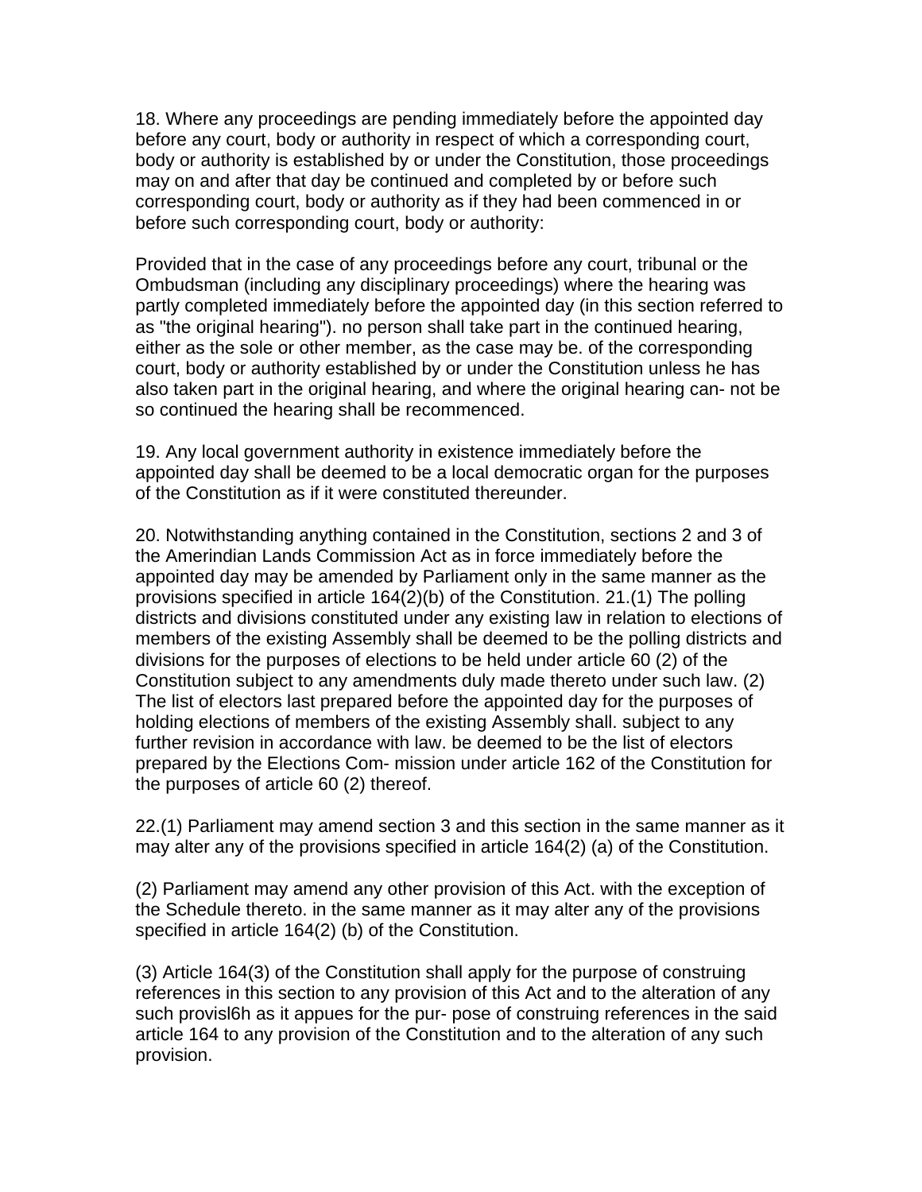18. Where any proceedings are pending immediately before the appointed day before any court, body or authority in respect of which a corresponding court, body or authority is established by or under the Constitution, those proceedings may on and after that day be continued and completed by or before such corresponding court, body or authority as if they had been commenced in or before such corresponding court, body or authority:

Provided that in the case of any proceedings before any court, tribunal or the Ombudsman (including any disciplinary proceedings) where the hearing was partly completed immediately before the appointed day (in this section referred to as "the original hearing"). no person shall take part in the continued hearing, either as the sole or other member, as the case may be. of the corresponding court, body or authority established by or under the Constitution unless he has also taken part in the original hearing, and where the original hearing can- not be so continued the hearing shall be recommenced.

19. Any local government authority in existence immediately before the appointed day shall be deemed to be a local democratic organ for the purposes of the Constitution as if it were constituted thereunder.

20. Notwithstanding anything contained in the Constitution, sections 2 and 3 of the Amerindian Lands Commission Act as in force immediately before the appointed day may be amended by Parliament only in the same manner as the provisions specified in article 164(2)(b) of the Constitution. 21.(1) The polling districts and divisions constituted under any existing law in relation to elections of members of the existing Assembly shall be deemed to be the polling districts and divisions for the purposes of elections to be held under article 60 (2) of the Constitution subject to any amendments duly made thereto under such law. (2) The list of electors last prepared before the appointed day for the purposes of holding elections of members of the existing Assembly shall. subject to any further revision in accordance with law. be deemed to be the list of electors prepared by the Elections Com- mission under article 162 of the Constitution for the purposes of article 60 (2) thereof.

22.(1) Parliament may amend section 3 and this section in the same manner as it may alter any of the provisions specified in article 164(2) (a) of the Constitution.

(2) Parliament may amend any other provision of this Act. with the exception of the Schedule thereto. in the same manner as it may alter any of the provisions specified in article 164(2) (b) of the Constitution.

(3) Article 164(3) of the Constitution shall apply for the purpose of construing references in this section to any provision of this Act and to the alteration of any such provisl6h as it appues for the pur- pose of construing references in the said article 164 to any provision of the Constitution and to the alteration of any such provision.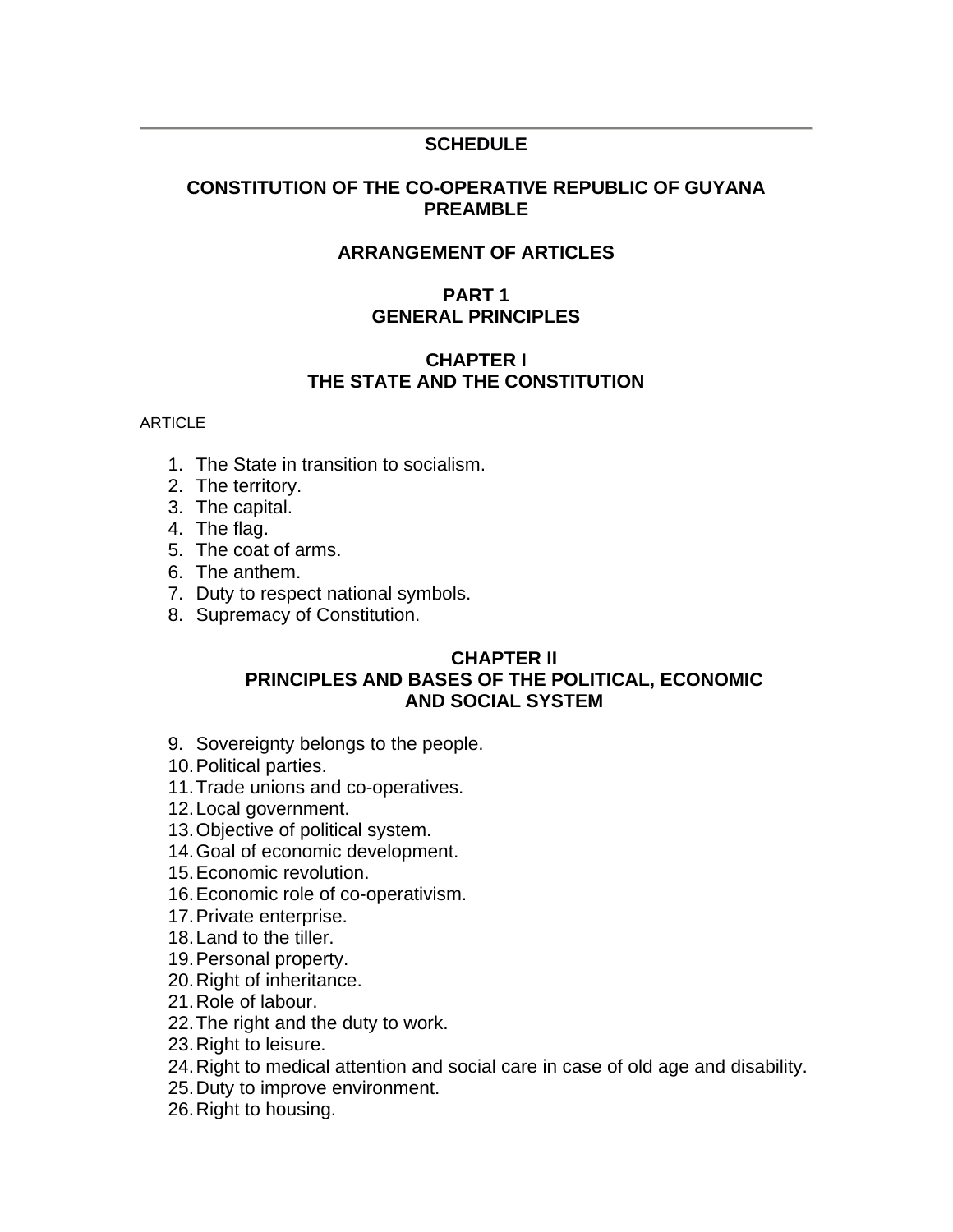---

## SCHEDULE

## CONSTITUTION OF THE CO-OPERATIVE REPUBLIC OF GUYANA PREAMBLE

### ARRANGEMENT OF ARTICLES

### PART 1
### GENERAL PRINCIPLES

### CHAPTER I
### THE STATE AND THE CONSTITUTION

ARTICLE

1. The State in transition to socialism.
2. The territory.
3. The capital.
4. The flag.
5. The coat of arms.
6. The anthem.
7. Duty to respect national symbols.
8. Supremacy of Constitution.

### CHAPTER II
### PRINCIPLES AND BASES OF THE POLITICAL, ECONOMIC AND SOCIAL SYSTEM

9. Sovereignty belongs to the people.
10. Political parties.
11. Trade unions and co-operatives.
12. Local government.
13. Objective of political system.
14. Goal of economic development.
15. Economic revolution.
16. Economic role of co-operativism.
17. Private enterprise.
18. Land to the tiller.
19. Personal property.
20. Right of inheritance.
21. Role of labour.
22. The right and the duty to work.
23. Right to leisure.
24. Right to medical attention and social care in case of old age and disability.
25. Duty to improve environment.
26. Right to housing.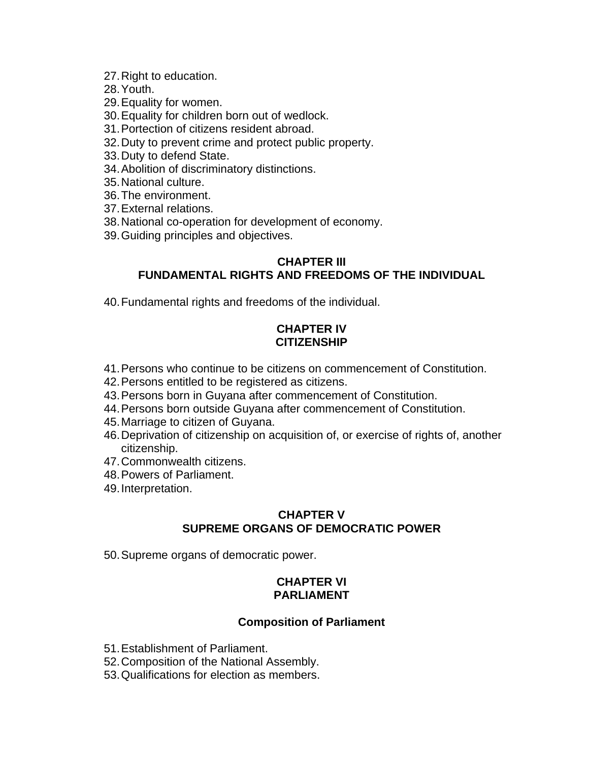27. Right to education.
28. Youth.
29. Equality for women.
30. Equality for children born out of wedlock.
31. Portection of citizens resident abroad.
32. Duty to prevent crime and protect public property.
33. Duty to defend State.
34. Abolition of discriminatory distinctions.
35. National culture.
36. The environment.
37. External relations.
38. National co-operation for development of economy.
39. Guiding principles and objectives.

## CHAPTER III
## FUNDAMENTAL RIGHTS AND FREEDOMS OF THE INDIVIDUAL

40. Fundamental rights and freedoms of the individual.

## CHAPTER IV
## CITIZENSHIP

41. Persons who continue to be citizens on commencement of Constitution.
42. Persons entitled to be registered as citizens.
43. Persons born in Guyana after commencement of Constitution.
44. Persons born outside Guyana after commencement of Constitution.
45. Marriage to citizen of Guyana.
46. Deprivation of citizenship on acquisition of, or exercise of rights of, another citizenship.
47. Commonwealth citizens.
48. Powers of Parliament.
49. Interpretation.

## CHAPTER V
## SUPREME ORGANS OF DEMOCRATIC POWER

50. Supreme organs of democratic power.

## CHAPTER VI
## PARLIAMENT

### Composition of Parliament

51. Establishment of Parliament.
52. Composition of the National Assembly.
53. Qualifications for election as members.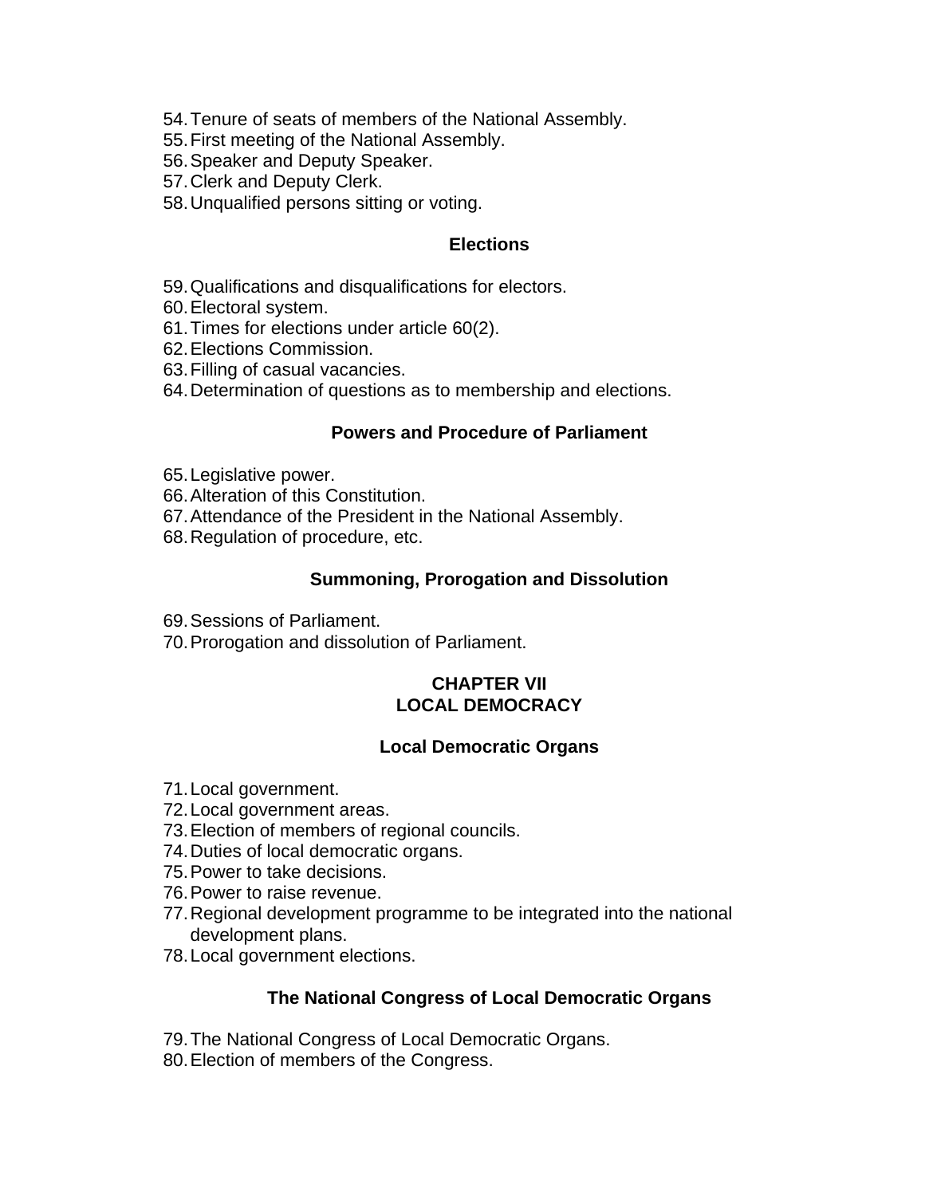54. Tenure of seats of members of the National Assembly.
55. First meeting of the National Assembly.
56. Speaker and Deputy Speaker.
57. Clerk and Deputy Clerk.
58. Unqualified persons sitting or voting.

### Elections

59. Qualifications and disqualifications for electors.
60. Electoral system.
61. Times for elections under article 60(2).
62. Elections Commission.
63. Filling of casual vacancies.
64. Determination of questions as to membership and elections.

### Powers and Procedure of Parliament

65. Legislative power.
66. Alteration of this Constitution.
67. Attendance of the President in the National Assembly.
68. Regulation of procedure, etc.

### Summoning, Prorogation and Dissolution

69. Sessions of Parliament.
70. Prorogation and dissolution of Parliament.

## CHAPTER VII
## LOCAL DEMOCRACY

### Local Democratic Organs

71. Local government.
72. Local government areas.
73. Election of members of regional councils.
74. Duties of local democratic organs.
75. Power to take decisions.
76. Power to raise revenue.
77. Regional development programme to be integrated into the national development plans.
78. Local government elections.

### The National Congress of Local Democratic Organs

79. The National Congress of Local Democratic Organs.
80. Election of members of the Congress.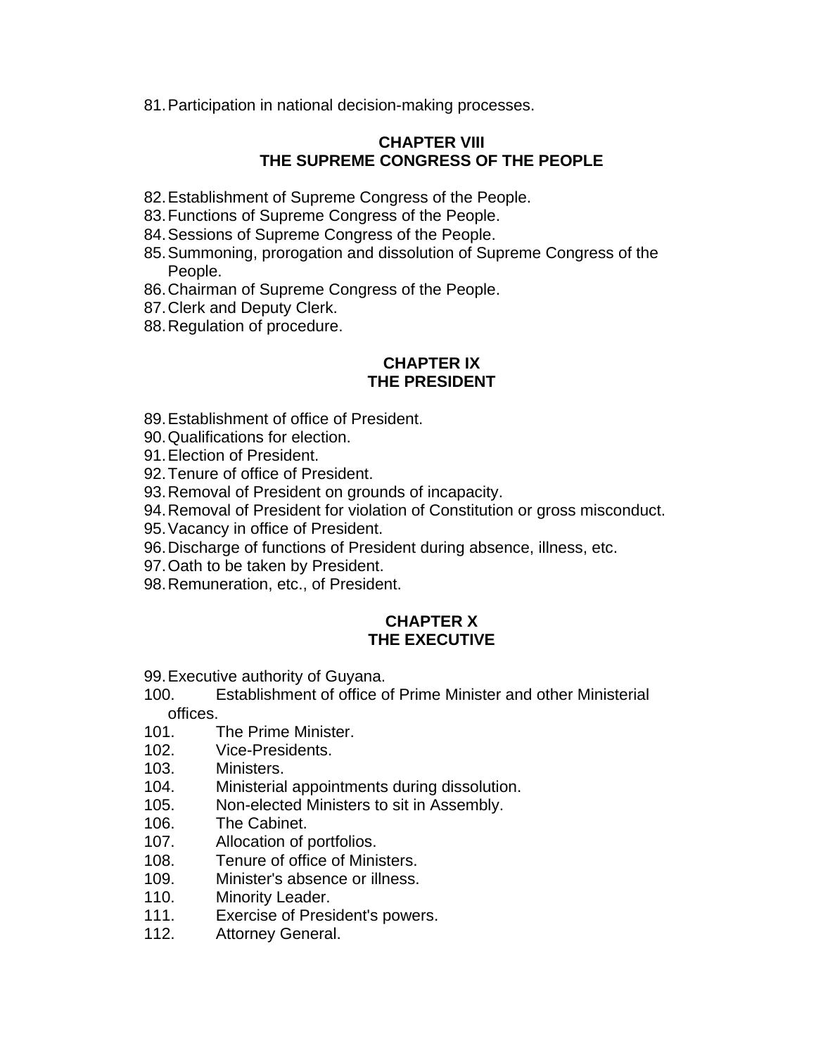81. Participation in national decision-making processes.

## CHAPTER VIII
## THE SUPREME CONGRESS OF THE PEOPLE

82. Establishment of Supreme Congress of the People.
83. Functions of Supreme Congress of the People.
84. Sessions of Supreme Congress of the People.
85. Summoning, prorogation and dissolution of Supreme Congress of the People.
86. Chairman of Supreme Congress of the People.
87. Clerk and Deputy Clerk.
88. Regulation of procedure.

## CHAPTER IX
## THE PRESIDENT

89. Establishment of office of President.
90. Qualifications for election.
91. Election of President.
92. Tenure of office of President.
93. Removal of President on grounds of incapacity.
94. Removal of President for violation of Constitution or gross misconduct.
95. Vacancy in office of President.
96. Discharge of functions of President during absence, illness, etc.
97. Oath to be taken by President.
98. Remuneration, etc., of President.

## CHAPTER X
## THE EXECUTIVE

99. Executive authority of Guyana.
100. Establishment of office of Prime Minister and other Ministerial offices.
101. The Prime Minister.
102. Vice-Presidents.
103. Ministers.
104. Ministerial appointments during dissolution.
105. Non-elected Ministers to sit in Assembly.
106. The Cabinet.
107. Allocation of portfolios.
108. Tenure of office of Ministers.
109. Minister's absence or illness.
110. Minority Leader.
111. Exercise of President's powers.
112. Attorney General.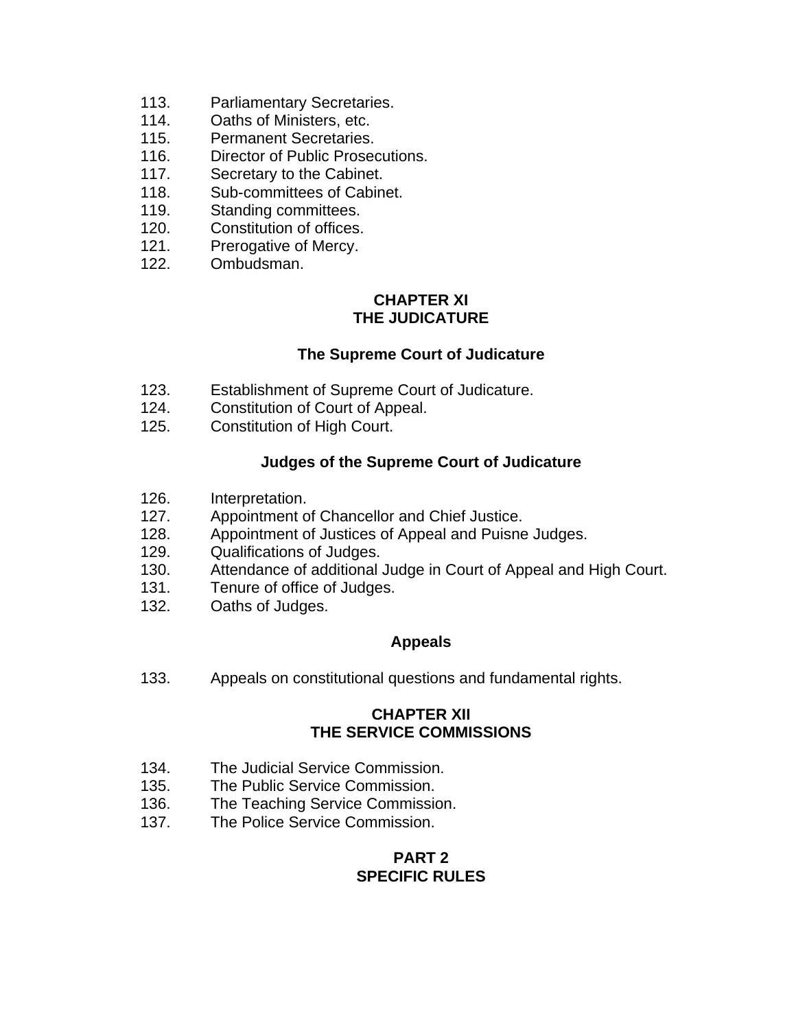113. Parliamentary Secretaries.
114. Oaths of Ministers, etc.
115. Permanent Secretaries.
116. Director of Public Prosecutions.
117. Secretary to the Cabinet.
118. Sub-committees of Cabinet.
119. Standing committees.
120. Constitution of offices.
121. Prerogative of Mercy.
122. Ombudsman.

## CHAPTER XI
## THE JUDICATURE

### The Supreme Court of Judicature

123. Establishment of Supreme Court of Judicature.
124. Constitution of Court of Appeal.
125. Constitution of High Court.

### Judges of the Supreme Court of Judicature

126. Interpretation.
127. Appointment of Chancellor and Chief Justice.
128. Appointment of Justices of Appeal and Puisne Judges.
129. Qualifications of Judges.
130. Attendance of additional Judge in Court of Appeal and High Court.
131. Tenure of office of Judges.
132. Oaths of Judges.

### Appeals

133. Appeals on constitutional questions and fundamental rights.

## CHAPTER XII
## THE SERVICE COMMISSIONS

134. The Judicial Service Commission.
135. The Public Service Commission.
136. The Teaching Service Commission.
137. The Police Service Commission.

## PART 2
## SPECIFIC RULES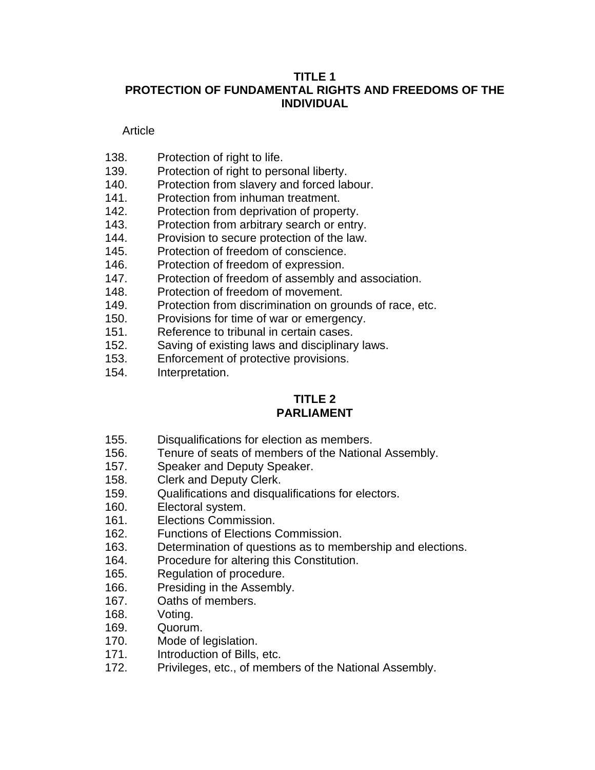## TITLE 1
## PROTECTION OF FUNDAMENTAL RIGHTS AND FREEDOMS OF THE INDIVIDUAL

Article

138. Protection of right to life.
139. Protection of right to personal liberty.
140. Protection from slavery and forced labour.
141. Protection from inhuman treatment.
142. Protection from deprivation of property.
143. Protection from arbitrary search or entry.
144. Provision to secure protection of the law.
145. Protection of freedom of conscience.
146. Protection of freedom of expression.
147. Protection of freedom of assembly and association.
148. Protection of freedom of movement.
149. Protection from discrimination on grounds of race, etc.
150. Provisions for time of war or emergency.
151. Reference to tribunal in certain cases.
152. Saving of existing laws and disciplinary laws.
153. Enforcement of protective provisions.
154. Interpretation.

## TITLE 2
## PARLIAMENT

155. Disqualifications for election as members.
156. Tenure of seats of members of the National Assembly.
157. Speaker and Deputy Speaker.
158. Clerk and Deputy Clerk.
159. Qualifications and disqualifications for electors.
160. Electoral system.
161. Elections Commission.
162. Functions of Elections Commission.
163. Determination of questions as to membership and elections.
164. Procedure for altering this Constitution.
165. Regulation of procedure.
166. Presiding in the Assembly.
167. Oaths of members.
168. Voting.
169. Quorum.
170. Mode of legislation.
171. Introduction of Bills, etc.
172. Privileges, etc., of members of the National Assembly.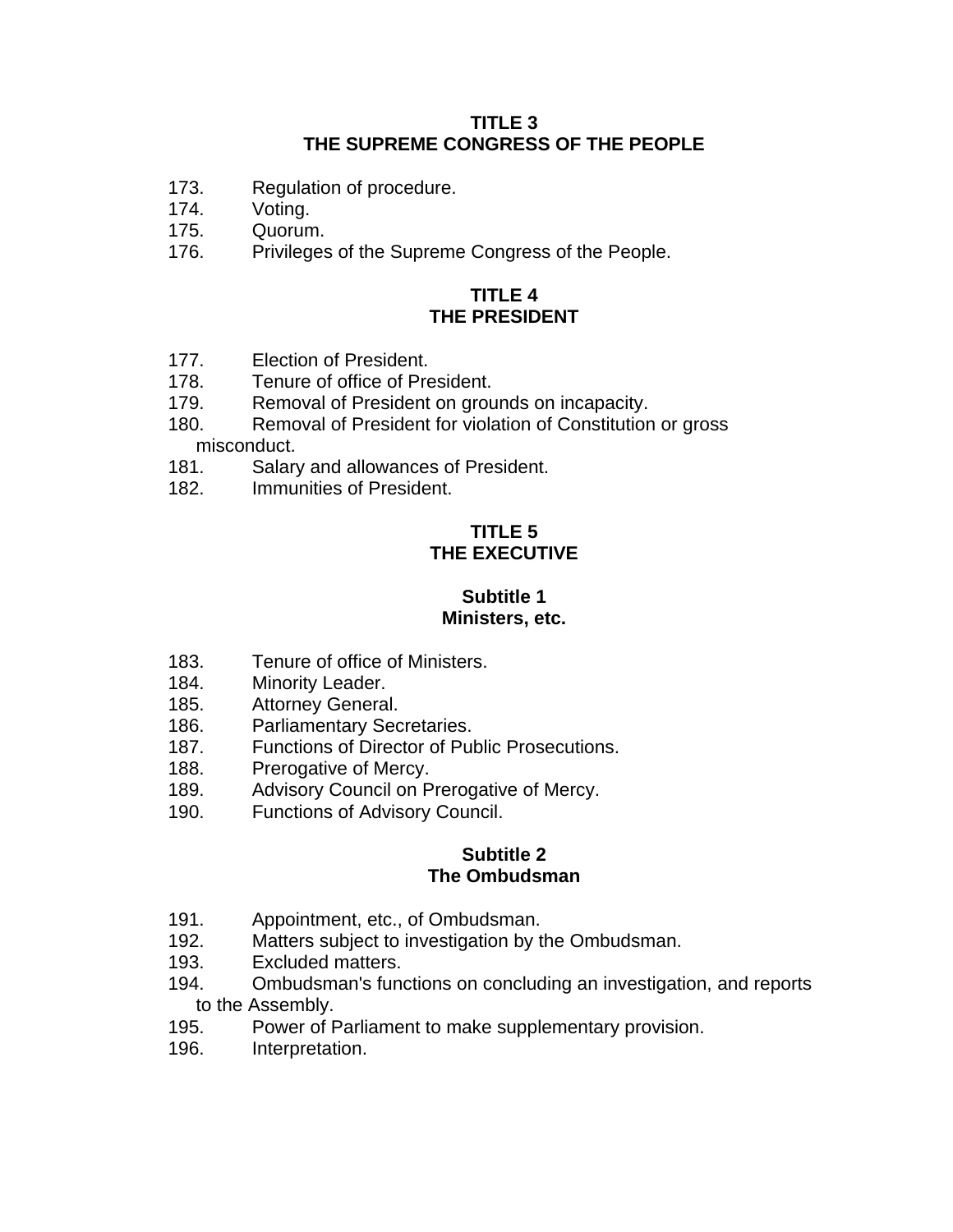## TITLE 3
## THE SUPREME CONGRESS OF THE PEOPLE

173. Regulation of procedure.
174. Voting.
175. Quorum.
176. Privileges of the Supreme Congress of the People.

## TITLE 4
## THE PRESIDENT

177. Election of President.
178. Tenure of office of President.
179. Removal of President on grounds on incapacity.
180. Removal of President for violation of Constitution or gross misconduct.
181. Salary and allowances of President.
182. Immunities of President.

## TITLE 5
## THE EXECUTIVE

### Subtitle 1
### Ministers, etc.

183. Tenure of office of Ministers.
184. Minority Leader.
185. Attorney General.
186. Parliamentary Secretaries.
187. Functions of Director of Public Prosecutions.
188. Prerogative of Mercy.
189. Advisory Council on Prerogative of Mercy.
190. Functions of Advisory Council.

### Subtitle 2
### The Ombudsman

191. Appointment, etc., of Ombudsman.
192. Matters subject to investigation by the Ombudsman.
193. Excluded matters.
194. Ombudsman's functions on concluding an investigation, and reports to the Assembly.
195. Power of Parliament to make supplementary provision.
196. Interpretation.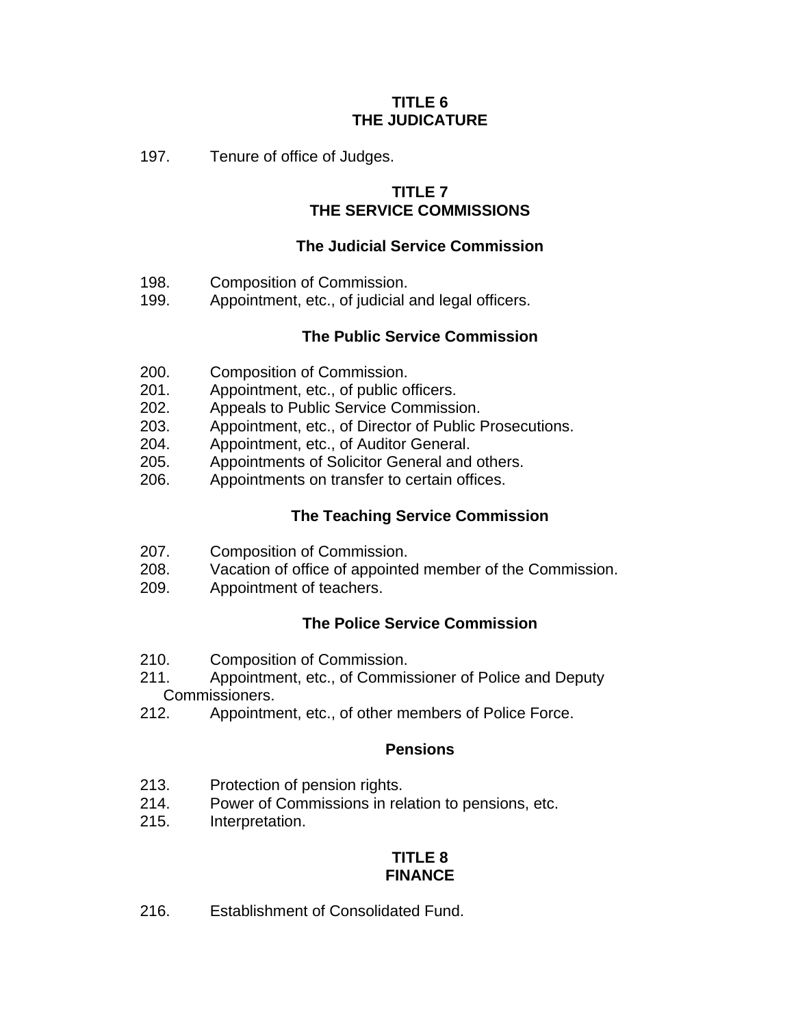## TITLE 6
## THE JUDICATURE

197. Tenure of office of Judges.

## TITLE 7
## THE SERVICE COMMISSIONS

### The Judicial Service Commission

198. Composition of Commission.
199. Appointment, etc., of judicial and legal officers.

### The Public Service Commission

200. Composition of Commission.
201. Appointment, etc., of public officers.
202. Appeals to Public Service Commission.
203. Appointment, etc., of Director of Public Prosecutions.
204. Appointment, etc., of Auditor General.
205. Appointments of Solicitor General and others.
206. Appointments on transfer to certain offices.

### The Teaching Service Commission

207. Composition of Commission.
208. Vacation of office of appointed member of the Commission.
209. Appointment of teachers.

### The Police Service Commission

210. Composition of Commission.
211. Appointment, etc., of Commissioner of Police and Deputy Commissioners.
212. Appointment, etc., of other members of Police Force.

### Pensions

213. Protection of pension rights.
214. Power of Commissions in relation to pensions, etc.
215. Interpretation.

## TITLE 8
## FINANCE

216. Establishment of Consolidated Fund.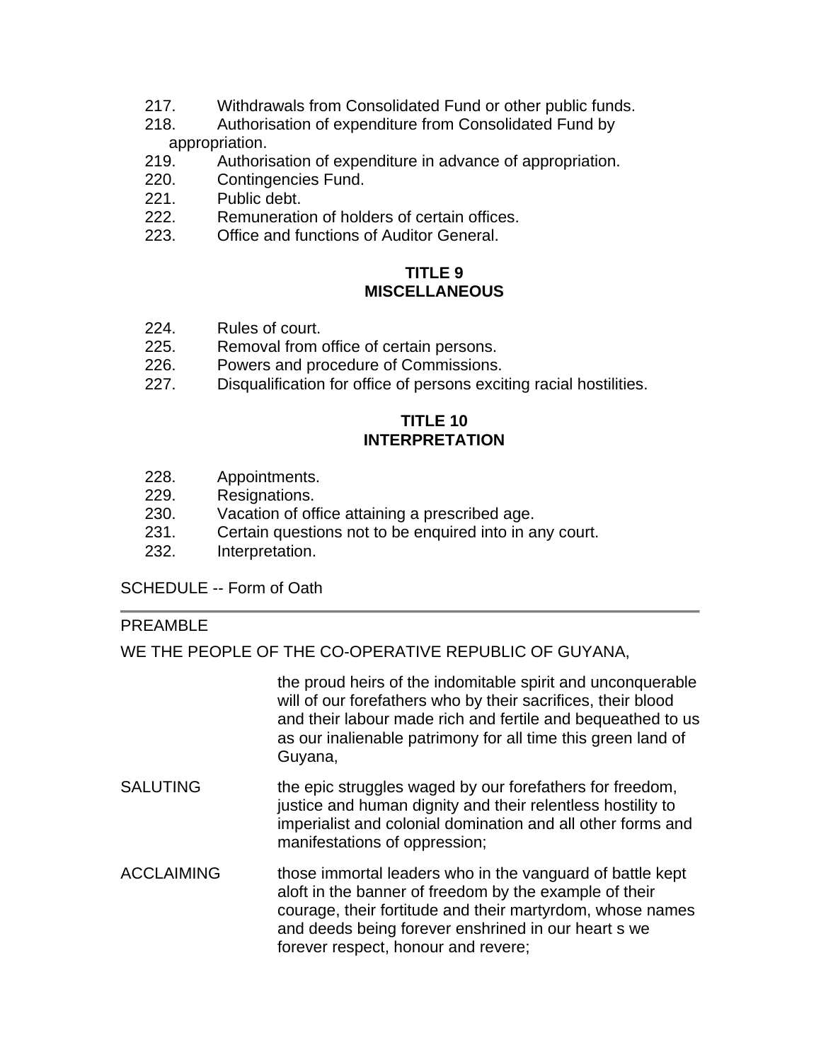217. Withdrawals from Consolidated Fund or other public funds.
218. Authorisation of expenditure from Consolidated Fund by appropriation.
219. Authorisation of expenditure in advance of appropriation.
220. Contingencies Fund.
221. Public debt.
222. Remuneration of holders of certain offices.
223. Office and functions of Auditor General.

**TITLE 9**
**MISCELLANEOUS**

224. Rules of court.
225. Removal from office of certain persons.
226. Powers and procedure of Commissions.
227. Disqualification for office of persons exciting racial hostilities.

**TITLE 10**
**INTERPRETATION**

228. Appointments.
229. Resignations.
230. Vacation of office attaining a prescribed age.
231. Certain questions not to be enquired into in any court.
232. Interpretation.

SCHEDULE -- Form of Oath

---

PREAMBLE

WE THE PEOPLE OF THE CO-OPERATIVE REPUBLIC OF GUYANA,

the proud heirs of the indomitable spirit and unconquerable will of our forefathers who by their sacrifices, their blood and their labour made rich and fertile and bequeathed to us as our inalienable patrimony for all time this green land of Guyana,

SALUTING the epic struggles waged by our forefathers for freedom, justice and human dignity and their relentless hostility to imperialist and colonial domination and all other forms and manifestations of oppression;

ACCLAIMING those immortal leaders who in the vanguard of battle kept aloft in the banner of freedom by the example of their courage, their fortitude and their martyrdom, whose names and deeds being forever enshrined in our heart s we forever respect, honour and revere;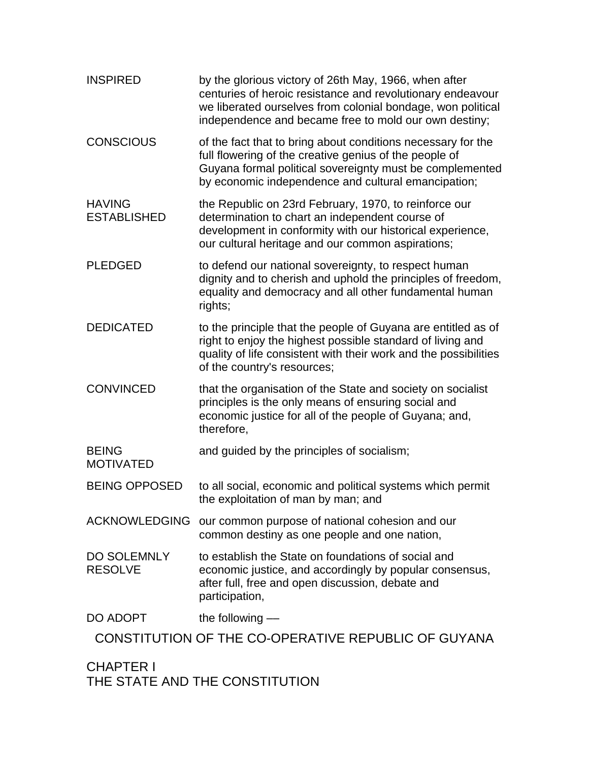| | |
|---|---|
| INSPIRED | by the glorious victory of 26th May, 1966, when after centuries of heroic resistance and revolutionary endeavour we liberated ourselves from colonial bondage, won political independence and became free to mold our own destiny; |
| CONSCIOUS | of the fact that to bring about conditions necessary for the full flowering of the creative genius of the people of Guyana formal political sovereignty must be complemented by economic independence and cultural emancipation; |
| HAVING ESTABLISHED | the Republic on 23rd February, 1970, to reinforce our determination to chart an independent course of development in conformity with our historical experience, our cultural heritage and our common aspirations; |
| PLEDGED | to defend our national sovereignty, to respect human dignity and to cherish and uphold the principles of freedom, equality and democracy and all other fundamental human rights; |
| DEDICATED | to the principle that the people of Guyana are entitled as of right to enjoy the highest possible standard of living and quality of life consistent with their work and the possibilities of the country's resources; |
| CONVINCED | that the organisation of the State and society on socialist principles is the only means of ensuring social and economic justice for all of the people of Guyana; and, therefore, |
| BEING MOTIVATED | and guided by the principles of socialism; |
| BEING OPPOSED | to all social, economic and political systems which permit the exploitation of man by man; and |
| ACKNOWLEDGING | our common purpose of national cohesion and our common destiny as one people and one nation, |
| DO SOLEMNLY RESOLVE | to establish the State on foundations of social and economic justice, and accordingly by popular consensus, after full, free and open discussion, debate and participation, |
| DO ADOPT | the following –– |

# CONSTITUTION OF THE CO-OPERATIVE REPUBLIC OF GUYANA

## CHAPTER I
## THE STATE AND THE CONSTITUTION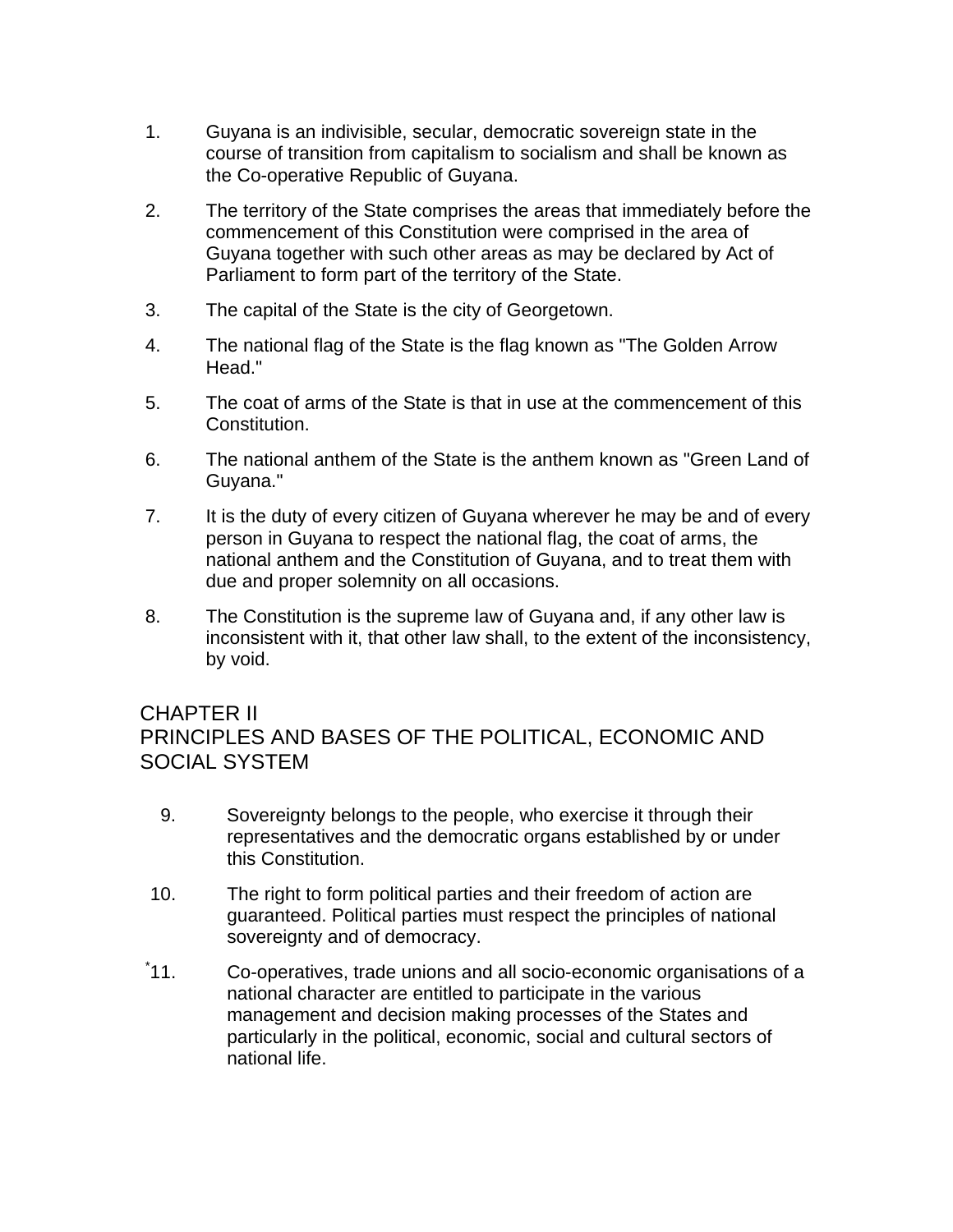1. Guyana is an indivisible, secular, democratic sovereign state in the course of transition from capitalism to socialism and shall be known as the Co-operative Republic of Guyana.

2. The territory of the State comprises the areas that immediately before the commencement of this Constitution were comprised in the area of Guyana together with such other areas as may be declared by Act of Parliament to form part of the territory of the State.

3. The capital of the State is the city of Georgetown.

4. The national flag of the State is the flag known as "The Golden Arrow Head."

5. The coat of arms of the State is that in use at the commencement of this Constitution.

6. The national anthem of the State is the anthem known as "Green Land of Guyana."

7. It is the duty of every citizen of Guyana wherever he may be and of every person in Guyana to respect the national flag, the coat of arms, the national anthem and the Constitution of Guyana, and to treat them with due and proper solemnity on all occasions.

8. The Constitution is the supreme law of Guyana and, if any other law is inconsistent with it, that other law shall, to the extent of the inconsistency, by void.

## CHAPTER II
## PRINCIPLES AND BASES OF THE POLITICAL, ECONOMIC AND SOCIAL SYSTEM

9. Sovereignty belongs to the people, who exercise it through their representatives and the democratic organs established by or under this Constitution.

10. The right to form political parties and their freedom of action are guaranteed. Political parties must respect the principles of national sovereignty and of democracy.

*11. Co-operatives, trade unions and all socio-economic organisations of a national character are entitled to participate in the various management and decision making processes of the States and particularly in the political, economic, social and cultural sectors of national life.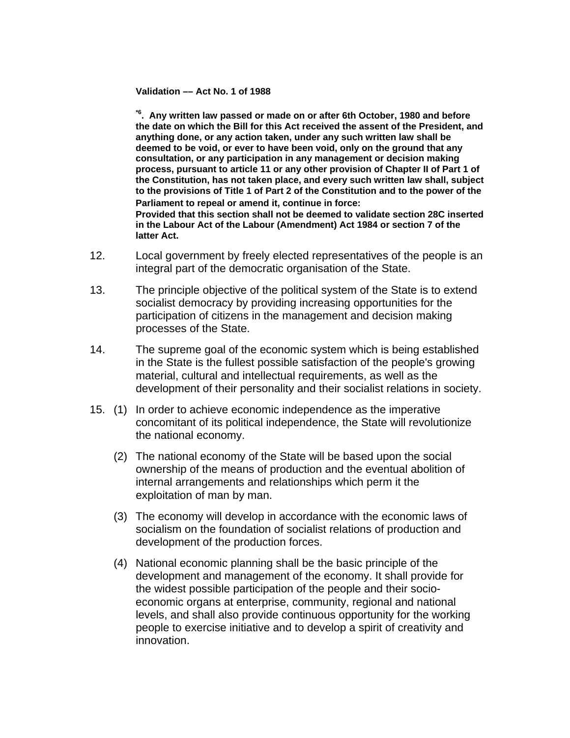**Validation –– Act No. 1 of 1988**

**[*6]. Any written law passed or made on or after 6th October, 1980 and before the date on which the Bill for this Act received the assent of the President, and anything done, or any action taken, under any such written law shall be deemed to be void, or ever to have been void, only on the ground that any consultation, or any participation in any management or decision making process, pursuant to article 11 or any other provision of Chapter II of Part 1 of the Constitution, has not taken place, and every such written law shall, subject to the provisions of Title 1 of Part 2 of the Constitution and to the power of the Parliament to repeal or amend it, continue in force:**
**Provided that this section shall not be deemed to validate section 28C inserted in the Labour Act of the Labour (Amendment) Act 1984 or section 7 of the latter Act.**

12. Local government by freely elected representatives of the people is an integral part of the democratic organisation of the State.

13. The principle objective of the political system of the State is to extend socialist democracy by providing increasing opportunities for the participation of citizens in the management and decision making processes of the State.

14. The supreme goal of the economic system which is being established in the State is the fullest possible satisfaction of the people's growing material, cultural and intellectual requirements, as well as the development of their personality and their socialist relations in society.

15. (1) In order to achieve economic independence as the imperative concomitant of its political independence, the State will revolutionize the national economy.

(2) The national economy of the State will be based upon the social ownership of the means of production and the eventual abolition of internal arrangements and relationships which perm it the exploitation of man by man.

(3) The economy will develop in accordance with the economic laws of socialism on the foundation of socialist relations of production and development of the production forces.

(4) National economic planning shall be the basic principle of the development and management of the economy. It shall provide for the widest possible participation of the people and their socio-economic organs at enterprise, community, regional and national levels, and shall also provide continuous opportunity for the working people to exercise initiative and to develop a spirit of creativity and innovation.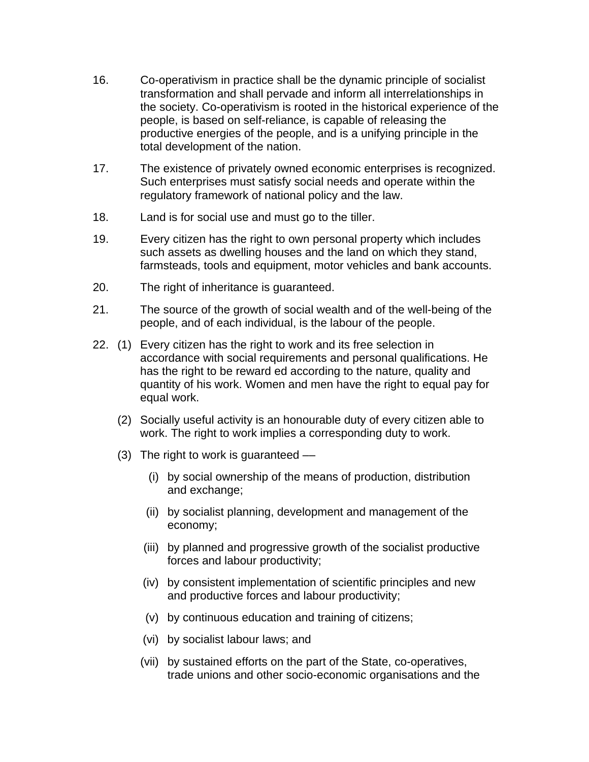16. Co-operativism in practice shall be the dynamic principle of socialist transformation and shall pervade and inform all interrelationships in the society. Co-operativism is rooted in the historical experience of the people, is based on self-reliance, is capable of releasing the productive energies of the people, and is a unifying principle in the total development of the nation.

17. The existence of privately owned economic enterprises is recognized. Such enterprises must satisfy social needs and operate within the regulatory framework of national policy and the law.

18. Land is for social use and must go to the tiller.

19. Every citizen has the right to own personal property which includes such assets as dwelling houses and the land on which they stand, farmsteads, tools and equipment, motor vehicles and bank accounts.

20. The right of inheritance is guaranteed.

21. The source of the growth of social wealth and of the well-being of the people, and of each individual, is the labour of the people.

22. (1) Every citizen has the right to work and its free selection in accordance with social requirements and personal qualifications. He has the right to be reward ed according to the nature, quality and quantity of his work. Women and men have the right to equal pay for equal work.

    (2) Socially useful activity is an honourable duty of every citizen able to work. The right to work implies a corresponding duty to work.

    (3) The right to work is guaranteed ––

    (i) by social ownership of the means of production, distribution and exchange;

    (ii) by socialist planning, development and management of the economy;

    (iii) by planned and progressive growth of the socialist productive forces and labour productivity;

    (iv) by consistent implementation of scientific principles and new and productive forces and labour productivity;

    (v) by continuous education and training of citizens;

    (vi) by socialist labour laws; and

    (vii) by sustained efforts on the part of the State, co-operatives, trade unions and other socio-economic organisations and the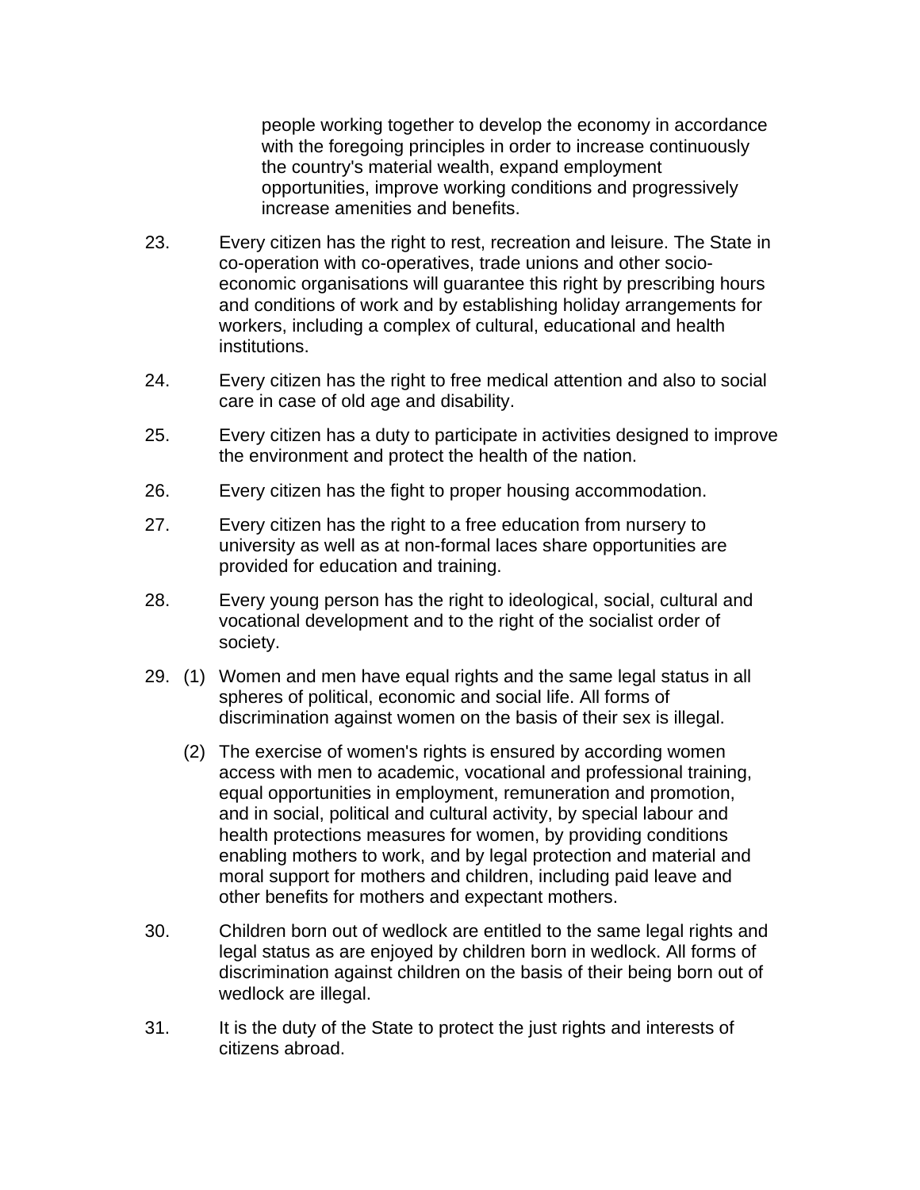people working together to develop the economy in accordance with the foregoing principles in order to increase continuously the country's material wealth, expand employment opportunities, improve working conditions and progressively increase amenities and benefits.

23. Every citizen has the right to rest, recreation and leisure. The State in co-operation with co-operatives, trade unions and other socio-economic organisations will guarantee this right by prescribing hours and conditions of work and by establishing holiday arrangements for workers, including a complex of cultural, educational and health institutions.

24. Every citizen has the right to free medical attention and also to social care in case of old age and disability.

25. Every citizen has a duty to participate in activities designed to improve the environment and protect the health of the nation.

26. Every citizen has the fight to proper housing accommodation.

27. Every citizen has the right to a free education from nursery to university as well as at non-formal laces share opportunities are provided for education and training.

28. Every young person has the right to ideological, social, cultural and vocational development and to the right of the socialist order of society.

29. (1) Women and men have equal rights and the same legal status in all spheres of political, economic and social life. All forms of discrimination against women on the basis of their sex is illegal.

(2) The exercise of women's rights is ensured by according women access with men to academic, vocational and professional training, equal opportunities in employment, remuneration and promotion, and in social, political and cultural activity, by special labour and health protections measures for women, by providing conditions enabling mothers to work, and by legal protection and material and moral support for mothers and children, including paid leave and other benefits for mothers and expectant mothers.

30. Children born out of wedlock are entitled to the same legal rights and legal status as are enjoyed by children born in wedlock. All forms of discrimination against children on the basis of their being born out of wedlock are illegal.

31. It is the duty of the State to protect the just rights and interests of citizens abroad.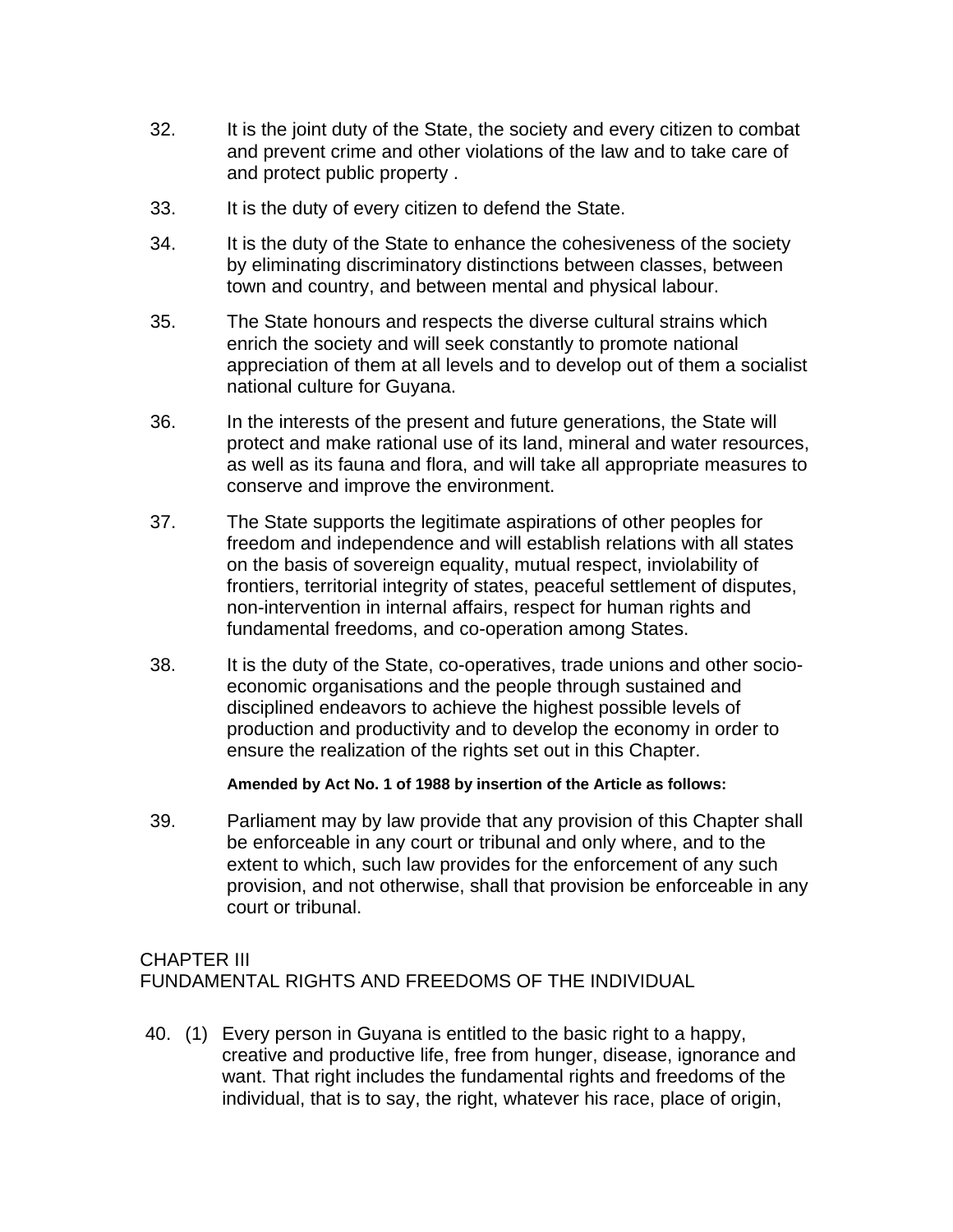32. It is the joint duty of the State, the society and every citizen to combat and prevent crime and other violations of the law and to take care of and protect public property .

33. It is the duty of every citizen to defend the State.

34. It is the duty of the State to enhance the cohesiveness of the society by eliminating discriminatory distinctions between classes, between town and country, and between mental and physical labour.

35. The State honours and respects the diverse cultural strains which enrich the society and will seek constantly to promote national appreciation of them at all levels and to develop out of them a socialist national culture for Guyana.

36. In the interests of the present and future generations, the State will protect and make rational use of its land, mineral and water resources, as well as its fauna and flora, and will take all appropriate measures to conserve and improve the environment.

37. The State supports the legitimate aspirations of other peoples for freedom and independence and will establish relations with all states on the basis of sovereign equality, mutual respect, inviolability of frontiers, territorial integrity of states, peaceful settlement of disputes, non-intervention in internal affairs, respect for human rights and fundamental freedoms, and co-operation among States.

38. It is the duty of the State, co-operatives, trade unions and other socio-economic organisations and the people through sustained and disciplined endeavors to achieve the highest possible levels of production and productivity and to develop the economy in order to ensure the realization of the rights set out in this Chapter.

**Amended by Act No. 1 of 1988 by insertion of the Article as follows:**

39. Parliament may by law provide that any provision of this Chapter shall be enforceable in any court or tribunal and only where, and to the extent to which, such law provides for the enforcement of any such provision, and not otherwise, shall that provision be enforceable in any court or tribunal.

## CHAPTER III
## FUNDAMENTAL RIGHTS AND FREEDOMS OF THE INDIVIDUAL

40. (1) Every person in Guyana is entitled to the basic right to a happy, creative and productive life, free from hunger, disease, ignorance and want. That right includes the fundamental rights and freedoms of the individual, that is to say, the right, whatever his race, place of origin,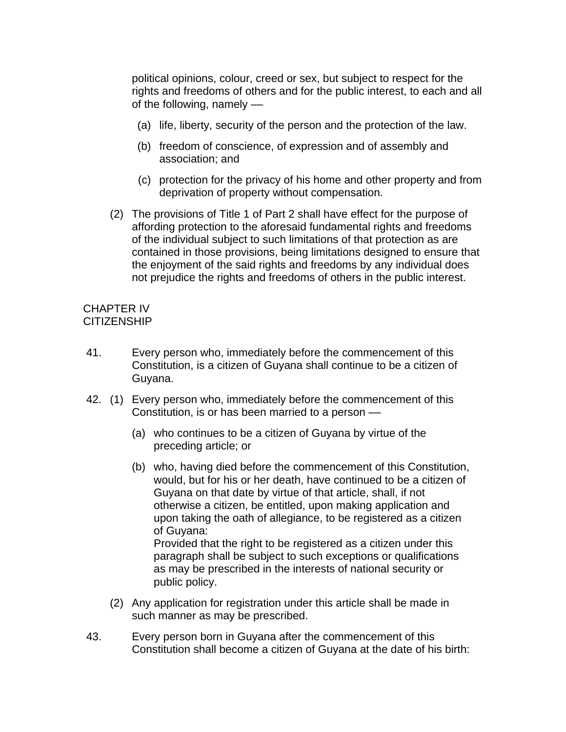political opinions, colour, creed or sex, but subject to respect for the rights and freedoms of others and for the public interest, to each and all of the following, namely ––

(a) life, liberty, security of the person and the protection of the law.

(b) freedom of conscience, of expression and of assembly and association; and

(c) protection for the privacy of his home and other property and from deprivation of property without compensation.

(2) The provisions of Title 1 of Part 2 shall have effect for the purpose of affording protection to the aforesaid fundamental rights and freedoms of the individual subject to such limitations of that protection as are contained in those provisions, being limitations designed to ensure that the enjoyment of the said rights and freedoms by any individual does not prejudice the rights and freedoms of others in the public interest.

## CHAPTER IV
## CITIZENSHIP

41. Every person who, immediately before the commencement of this Constitution, is a citizen of Guyana shall continue to be a citizen of Guyana.

42. (1) Every person who, immediately before the commencement of this Constitution, is or has been married to a person ––

(a) who continues to be a citizen of Guyana by virtue of the preceding article; or

(b) who, having died before the commencement of this Constitution, would, but for his or her death, have continued to be a citizen of Guyana on that date by virtue of that article, shall, if not otherwise a citizen, be entitled, upon making application and upon taking the oath of allegiance, to be registered as a citizen of Guyana:
Provided that the right to be registered as a citizen under this paragraph shall be subject to such exceptions or qualifications as may be prescribed in the interests of national security or public policy.

(2) Any application for registration under this article shall be made in such manner as may be prescribed.

43. Every person born in Guyana after the commencement of this Constitution shall become a citizen of Guyana at the date of his birth: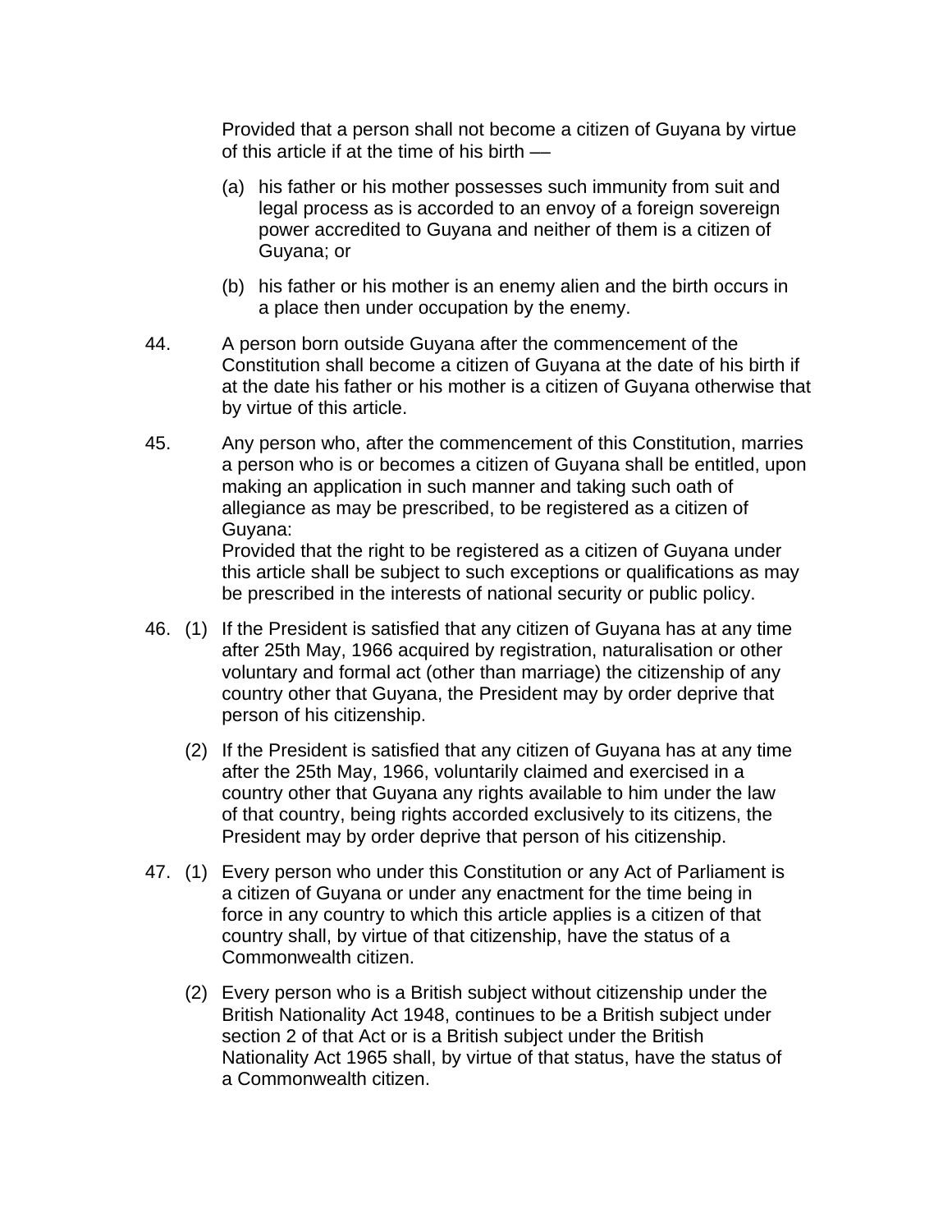Provided that a person shall not become a citizen of Guyana by virtue of this article if at the time of his birth —

(a) his father or his mother possesses such immunity from suit and legal process as is accorded to an envoy of a foreign sovereign power accredited to Guyana and neither of them is a citizen of Guyana; or

(b) his father or his mother is an enemy alien and the birth occurs in a place then under occupation by the enemy.

44. A person born outside Guyana after the commencement of the Constitution shall become a citizen of Guyana at the date of his birth if at the date his father or his mother is a citizen of Guyana otherwise that by virtue of this article.

45. Any person who, after the commencement of this Constitution, marries a person who is or becomes a citizen of Guyana shall be entitled, upon making an application in such manner and taking such oath of allegiance as may be prescribed, to be registered as a citizen of Guyana:
Provided that the right to be registered as a citizen of Guyana under this article shall be subject to such exceptions or qualifications as may be prescribed in the interests of national security or public policy.

46. (1) If the President is satisfied that any citizen of Guyana has at any time after 25th May, 1966 acquired by registration, naturalisation or other voluntary and formal act (other than marriage) the citizenship of any country other that Guyana, the President may by order deprive that person of his citizenship.

(2) If the President is satisfied that any citizen of Guyana has at any time after the 25th May, 1966, voluntarily claimed and exercised in a country other that Guyana any rights available to him under the law of that country, being rights accorded exclusively to its citizens, the President may by order deprive that person of his citizenship.

47. (1) Every person who under this Constitution or any Act of Parliament is a citizen of Guyana or under any enactment for the time being in force in any country to which this article applies is a citizen of that country shall, by virtue of that citizenship, have the status of a Commonwealth citizen.

(2) Every person who is a British subject without citizenship under the British Nationality Act 1948, continues to be a British subject under section 2 of that Act or is a British subject under the British Nationality Act 1965 shall, by virtue of that status, have the status of a Commonwealth citizen.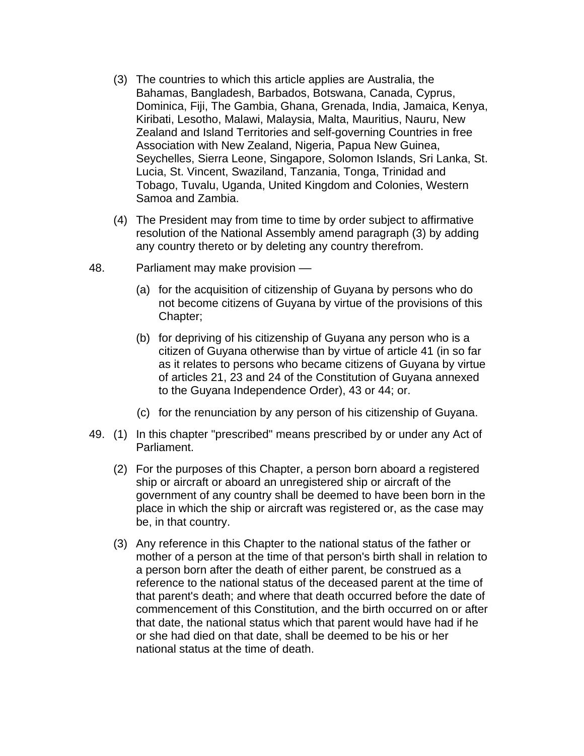(3) The countries to which this article applies are Australia, the Bahamas, Bangladesh, Barbados, Botswana, Canada, Cyprus, Dominica, Fiji, The Gambia, Ghana, Grenada, India, Jamaica, Kenya, Kiribati, Lesotho, Malawi, Malaysia, Malta, Mauritius, Nauru, New Zealand and Island Territories and self-governing Countries in free Association with New Zealand, Nigeria, Papua New Guinea, Seychelles, Sierra Leone, Singapore, Solomon Islands, Sri Lanka, St. Lucia, St. Vincent, Swaziland, Tanzania, Tonga, Trinidad and Tobago, Tuvalu, Uganda, United Kingdom and Colonies, Western Samoa and Zambia.

(4) The President may from time to time by order subject to affirmative resolution of the National Assembly amend paragraph (3) by adding any country thereto or by deleting any country therefrom.

48. Parliament may make provision —

(a) for the acquisition of citizenship of Guyana by persons who do not become citizens of Guyana by virtue of the provisions of this Chapter;

(b) for depriving of his citizenship of Guyana any person who is a citizen of Guyana otherwise than by virtue of article 41 (in so far as it relates to persons who became citizens of Guyana by virtue of articles 21, 23 and 24 of the Constitution of Guyana annexed to the Guyana Independence Order), 43 or 44; or.

(c) for the renunciation by any person of his citizenship of Guyana.

49. (1) In this chapter "prescribed" means prescribed by or under any Act of Parliament.

(2) For the purposes of this Chapter, a person born aboard a registered ship or aircraft or aboard an unregistered ship or aircraft of the government of any country shall be deemed to have been born in the place in which the ship or aircraft was registered or, as the case may be, in that country.

(3) Any reference in this Chapter to the national status of the father or mother of a person at the time of that person's birth shall in relation to a person born after the death of either parent, be construed as a reference to the national status of the deceased parent at the time of that parent's death; and where that death occurred before the date of commencement of this Constitution, and the birth occurred on or after that date, the national status which that parent would have had if he or she had died on that date, shall be deemed to be his or her national status at the time of death.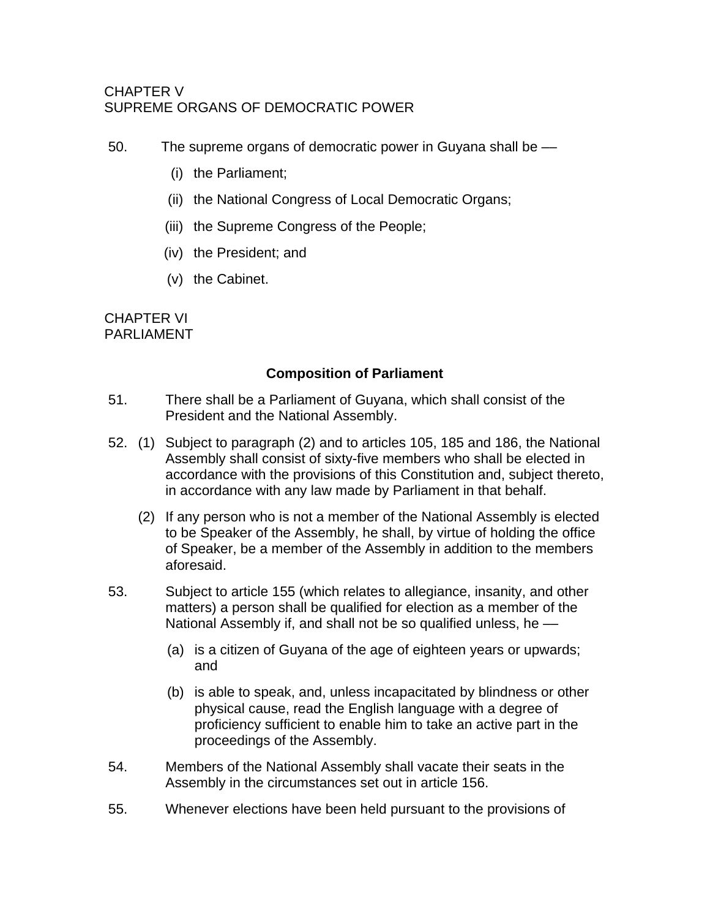CHAPTER V
SUPREME ORGANS OF DEMOCRATIC POWER

50. The supreme organs of democratic power in Guyana shall be —

(i) the Parliament;

(ii) the National Congress of Local Democratic Organs;

(iii) the Supreme Congress of the People;

(iv) the President; and

(v) the Cabinet.

CHAPTER VI
PARLIAMENT

**Composition of Parliament**

51. There shall be a Parliament of Guyana, which shall consist of the President and the National Assembly.

52. (1) Subject to paragraph (2) and to articles 105, 185 and 186, the National Assembly shall consist of sixty-five members who shall be elected in accordance with the provisions of this Constitution and, subject thereto, in accordance with any law made by Parliament in that behalf.

(2) If any person who is not a member of the National Assembly is elected to be Speaker of the Assembly, he shall, by virtue of holding the office of Speaker, be a member of the Assembly in addition to the members aforesaid.

53. Subject to article 155 (which relates to allegiance, insanity, and other matters) a person shall be qualified for election as a member of the National Assembly if, and shall not be so qualified unless, he —

(a) is a citizen of Guyana of the age of eighteen years or upwards; and

(b) is able to speak, and, unless incapacitated by blindness or other physical cause, read the English language with a degree of proficiency sufficient to enable him to take an active part in the proceedings of the Assembly.

54. Members of the National Assembly shall vacate their seats in the Assembly in the circumstances set out in article 156.

55. Whenever elections have been held pursuant to the provisions of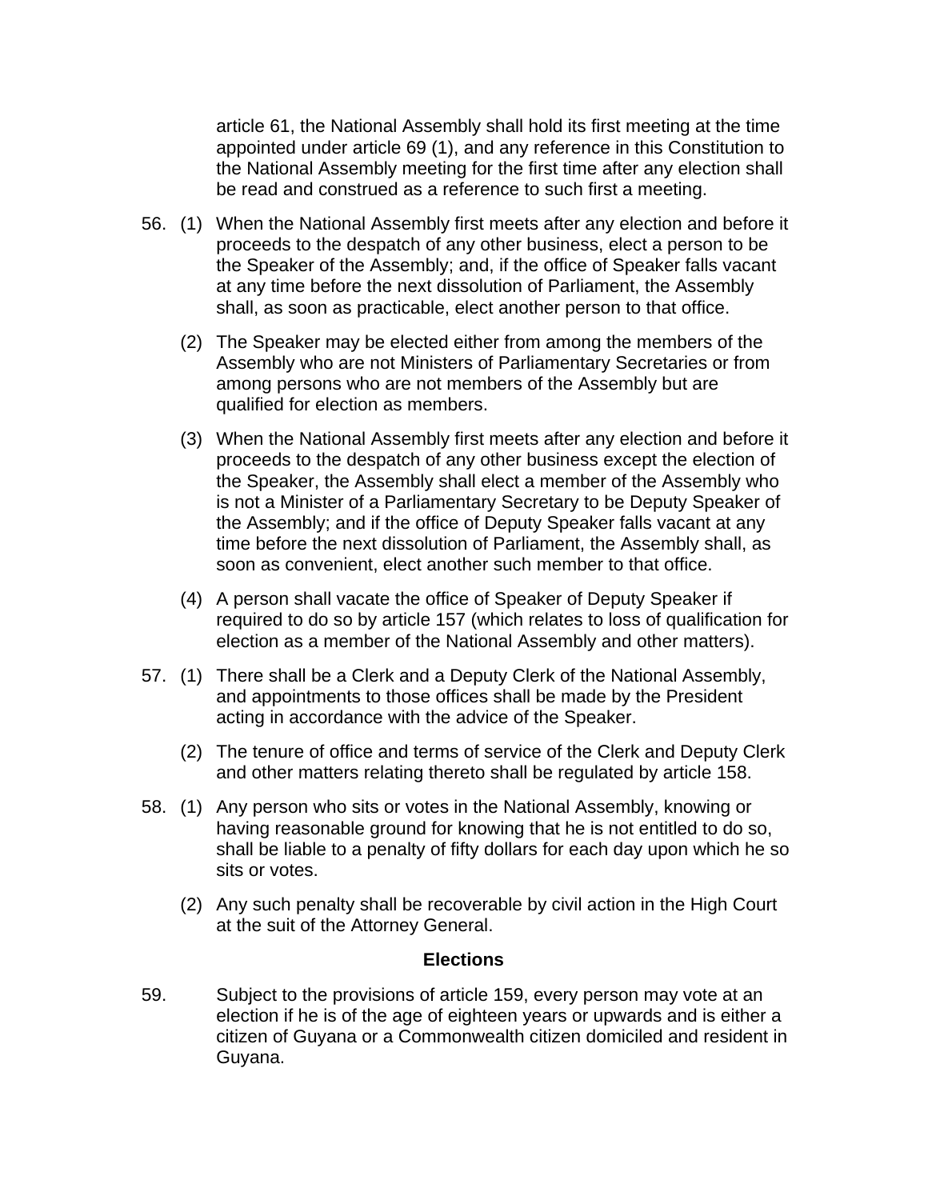article 61, the National Assembly shall hold its first meeting at the time appointed under article 69 (1), and any reference in this Constitution to the National Assembly meeting for the first time after any election shall be read and construed as a reference to such first a meeting.

56. (1) When the National Assembly first meets after any election and before it proceeds to the despatch of any other business, elect a person to be the Speaker of the Assembly; and, if the office of Speaker falls vacant at any time before the next dissolution of Parliament, the Assembly shall, as soon as practicable, elect another person to that office.

(2) The Speaker may be elected either from among the members of the Assembly who are not Ministers of Parliamentary Secretaries or from among persons who are not members of the Assembly but are qualified for election as members.

(3) When the National Assembly first meets after any election and before it proceeds to the despatch of any other business except the election of the Speaker, the Assembly shall elect a member of the Assembly who is not a Minister of a Parliamentary Secretary to be Deputy Speaker of the Assembly; and if the office of Deputy Speaker falls vacant at any time before the next dissolution of Parliament, the Assembly shall, as soon as convenient, elect another such member to that office.

(4) A person shall vacate the office of Speaker of Deputy Speaker if required to do so by article 157 (which relates to loss of qualification for election as a member of the National Assembly and other matters).

57. (1) There shall be a Clerk and a Deputy Clerk of the National Assembly, and appointments to those offices shall be made by the President acting in accordance with the advice of the Speaker.

(2) The tenure of office and terms of service of the Clerk and Deputy Clerk and other matters relating thereto shall be regulated by article 158.

58. (1) Any person who sits or votes in the National Assembly, knowing or having reasonable ground for knowing that he is not entitled to do so, shall be liable to a penalty of fifty dollars for each day upon which he so sits or votes.

(2) Any such penalty shall be recoverable by civil action in the High Court at the suit of the Attorney General.

## Elections

59. Subject to the provisions of article 159, every person may vote at an election if he is of the age of eighteen years or upwards and is either a citizen of Guyana or a Commonwealth citizen domiciled and resident in Guyana.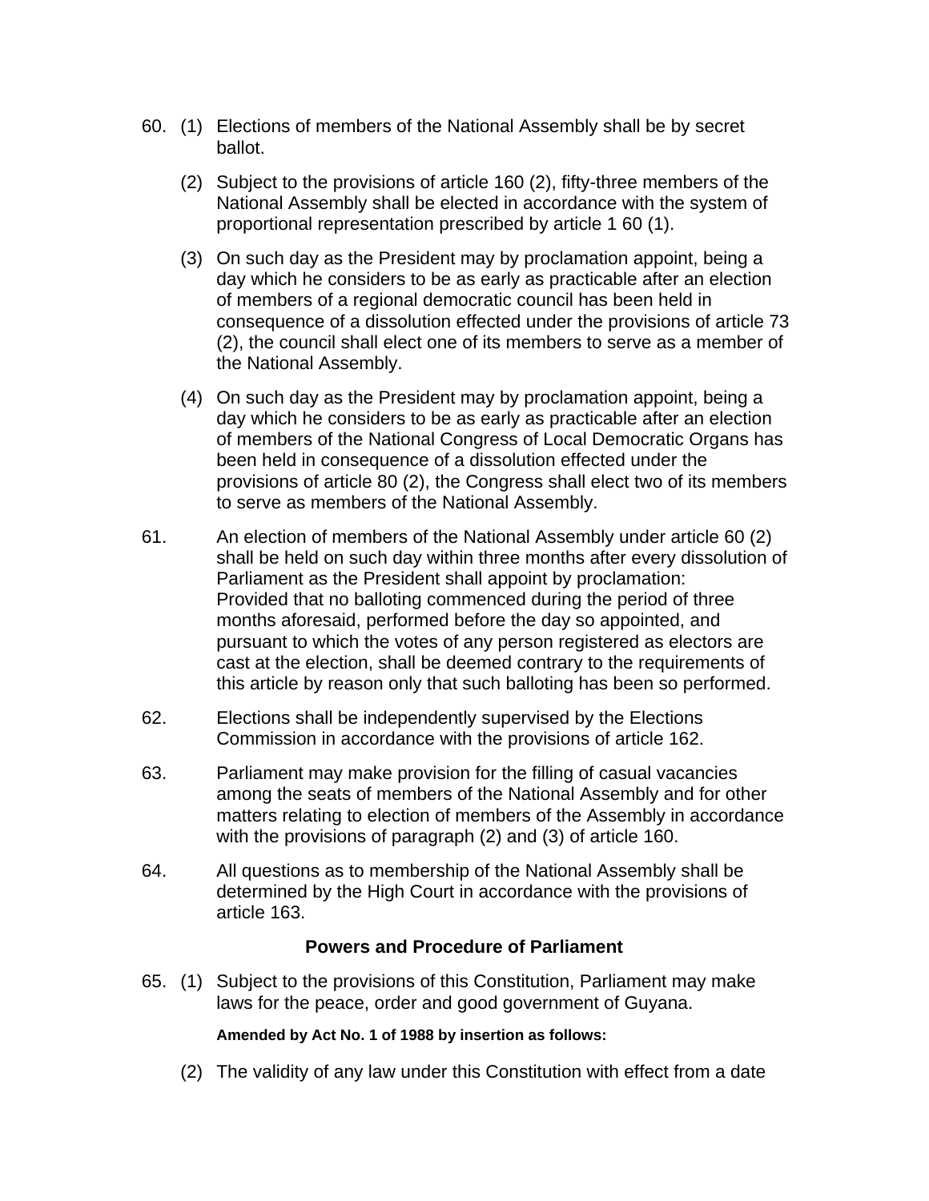60. (1) Elections of members of the National Assembly shall be by secret ballot.

(2) Subject to the provisions of article 160 (2), fifty-three members of the National Assembly shall be elected in accordance with the system of proportional representation prescribed by article 1 60 (1).

(3) On such day as the President may by proclamation appoint, being a day which he considers to be as early as practicable after an election of members of a regional democratic council has been held in consequence of a dissolution effected under the provisions of article 73 (2), the council shall elect one of its members to serve as a member of the National Assembly.

(4) On such day as the President may by proclamation appoint, being a day which he considers to be as early as practicable after an election of members of the National Congress of Local Democratic Organs has been held in consequence of a dissolution effected under the provisions of article 80 (2), the Congress shall elect two of its members to serve as members of the National Assembly.

61. An election of members of the National Assembly under article 60 (2) shall be held on such day within three months after every dissolution of Parliament as the President shall appoint by proclamation:
Provided that no balloting commenced during the period of three months aforesaid, performed before the day so appointed, and pursuant to which the votes of any person registered as electors are cast at the election, shall be deemed contrary to the requirements of this article by reason only that such balloting has been so performed.

62. Elections shall be independently supervised by the Elections Commission in accordance with the provisions of article 162.

63. Parliament may make provision for the filling of casual vacancies among the seats of members of the National Assembly and for other matters relating to election of members of the Assembly in accordance with the provisions of paragraph (2) and (3) of article 160.

64. All questions as to membership of the National Assembly shall be determined by the High Court in accordance with the provisions of article 163.

### Powers and Procedure of Parliament

65. (1) Subject to the provisions of this Constitution, Parliament may make laws for the peace, order and good government of Guyana.

**Amended by Act No. 1 of 1988 by insertion as follows:**

(2) The validity of any law under this Constitution with effect from a date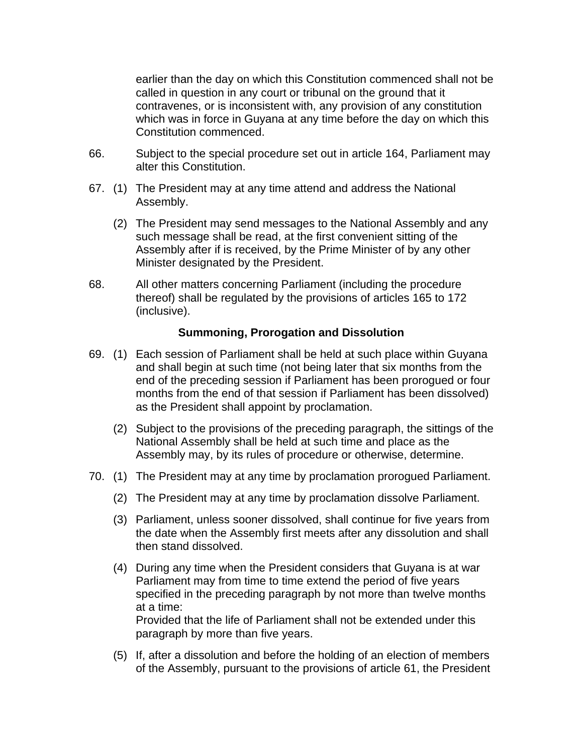earlier than the day on which this Constitution commenced shall not be called in question in any court or tribunal on the ground that it contravenes, or is inconsistent with, any provision of any constitution which was in force in Guyana at any time before the day on which this Constitution commenced.

66. Subject to the special procedure set out in article 164, Parliament may alter this Constitution.

67. (1) The President may at any time attend and address the National Assembly.

(2) The President may send messages to the National Assembly and any such message shall be read, at the first convenient sitting of the Assembly after if is received, by the Prime Minister of by any other Minister designated by the President.

68. All other matters concerning Parliament (including the procedure thereof) shall be regulated by the provisions of articles 165 to 172 (inclusive).

### Summoning, Prorogation and Dissolution

69. (1) Each session of Parliament shall be held at such place within Guyana and shall begin at such time (not being later that six months from the end of the preceding session if Parliament has been prorogued or four months from the end of that session if Parliament has been dissolved) as the President shall appoint by proclamation.

(2) Subject to the provisions of the preceding paragraph, the sittings of the National Assembly shall be held at such time and place as the Assembly may, by its rules of procedure or otherwise, determine.

70. (1) The President may at any time by proclamation prorogued Parliament.

(2) The President may at any time by proclamation dissolve Parliament.

(3) Parliament, unless sooner dissolved, shall continue for five years from the date when the Assembly first meets after any dissolution and shall then stand dissolved.

(4) During any time when the President considers that Guyana is at war Parliament may from time to time extend the period of five years specified in the preceding paragraph by not more than twelve months at a time:
Provided that the life of Parliament shall not be extended under this paragraph by more than five years.

(5) If, after a dissolution and before the holding of an election of members of the Assembly, pursuant to the provisions of article 61, the President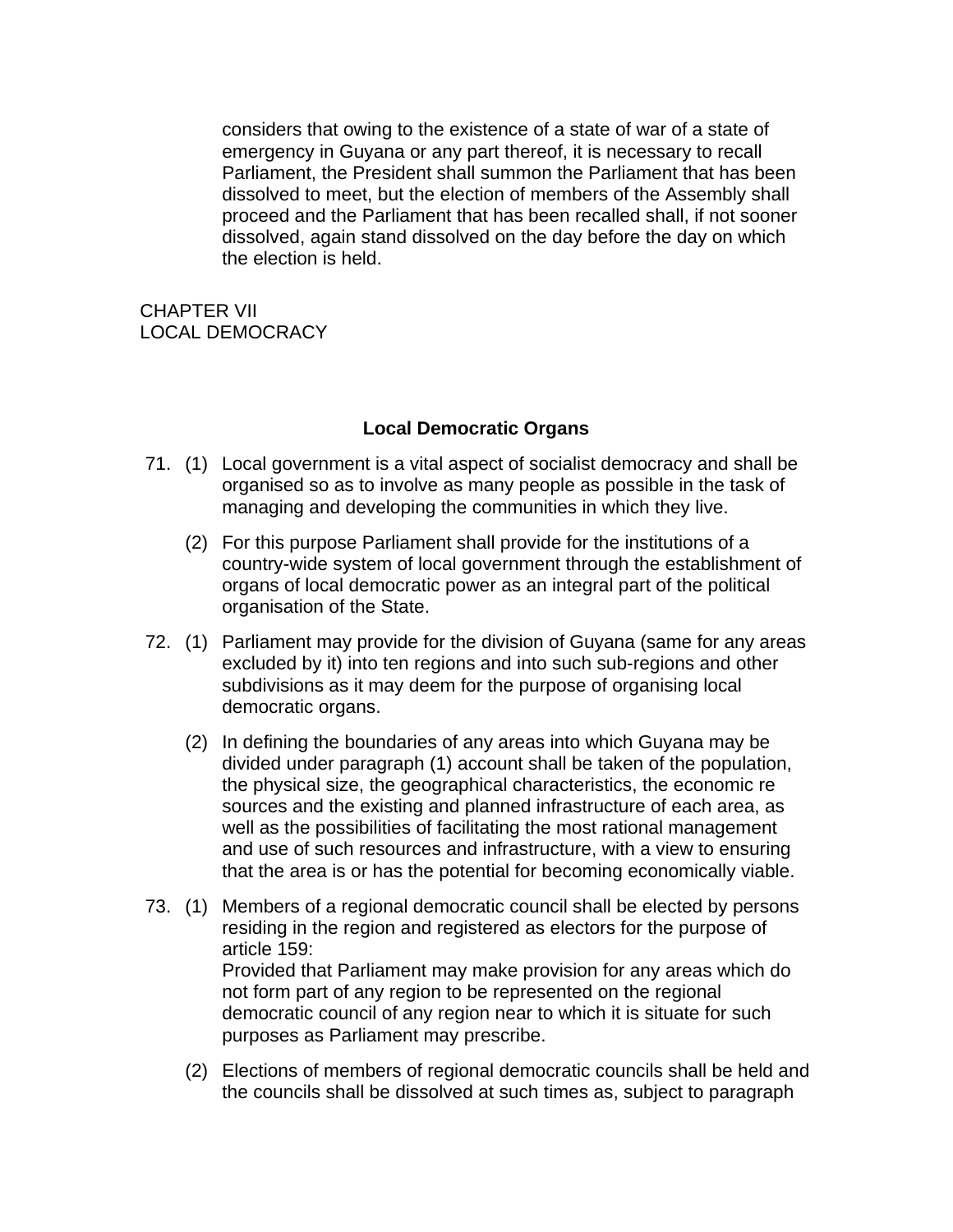considers that owing to the existence of a state of war of a state of emergency in Guyana or any part thereof, it is necessary to recall Parliament, the President shall summon the Parliament that has been dissolved to meet, but the election of members of the Assembly shall proceed and the Parliament that has been recalled shall, if not sooner dissolved, again stand dissolved on the day before the day on which the election is held.

## CHAPTER VII
## LOCAL DEMOCRACY

### Local Democratic Organs

71. (1) Local government is a vital aspect of socialist democracy and shall be organised so as to involve as many people as possible in the task of managing and developing the communities in which they live.

    (2) For this purpose Parliament shall provide for the institutions of a country-wide system of local government through the establishment of organs of local democratic power as an integral part of the political organisation of the State.

72. (1) Parliament may provide for the division of Guyana (same for any areas excluded by it) into ten regions and into such sub-regions and other subdivisions as it may deem for the purpose of organising local democratic organs.

    (2) In defining the boundaries of any areas into which Guyana may be divided under paragraph (1) account shall be taken of the population, the physical size, the geographical characteristics, the economic re sources and the existing and planned infrastructure of each area, as well as the possibilities of facilitating the most rational management and use of such resources and infrastructure, with a view to ensuring that the area is or has the potential for becoming economically viable.

73. (1) Members of a regional democratic council shall be elected by persons residing in the region and registered as electors for the purpose of article 159:
    Provided that Parliament may make provision for any areas which do not form part of any region to be represented on the regional democratic council of any region near to which it is situate for such purposes as Parliament may prescribe.

    (2) Elections of members of regional democratic councils shall be held and the councils shall be dissolved at such times as, subject to paragraph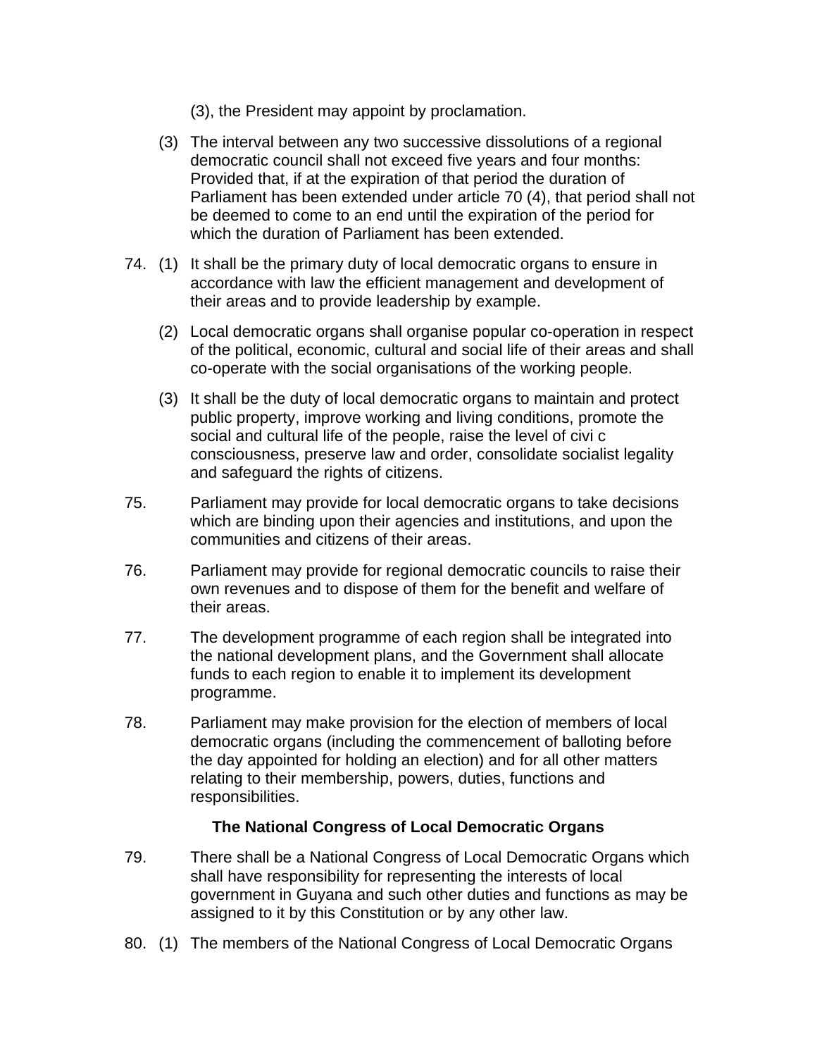(3), the President may appoint by proclamation.

(3) The interval between any two successive dissolutions of a regional democratic council shall not exceed five years and four months: Provided that, if at the expiration of that period the duration of Parliament has been extended under article 70 (4), that period shall not be deemed to come to an end until the expiration of the period for which the duration of Parliament has been extended.

74. (1) It shall be the primary duty of local democratic organs to ensure in accordance with law the efficient management and development of their areas and to provide leadership by example.

(2) Local democratic organs shall organise popular co-operation in respect of the political, economic, cultural and social life of their areas and shall co-operate with the social organisations of the working people.

(3) It shall be the duty of local democratic organs to maintain and protect public property, improve working and living conditions, promote the social and cultural life of the people, raise the level of civi c consciousness, preserve law and order, consolidate socialist legality and safeguard the rights of citizens.

75. Parliament may provide for local democratic organs to take decisions which are binding upon their agencies and institutions, and upon the communities and citizens of their areas.

76. Parliament may provide for regional democratic councils to raise their own revenues and to dispose of them for the benefit and welfare of their areas.

77. The development programme of each region shall be integrated into the national development plans, and the Government shall allocate funds to each region to enable it to implement its development programme.

78. Parliament may make provision for the election of members of local democratic organs (including the commencement of balloting before the day appointed for holding an election) and for all other matters relating to their membership, powers, duties, functions and responsibilities.

**The National Congress of Local Democratic Organs**

79. There shall be a National Congress of Local Democratic Organs which shall have responsibility for representing the interests of local government in Guyana and such other duties and functions as may be assigned to it by this Constitution or by any other law.

80. (1) The members of the National Congress of Local Democratic Organs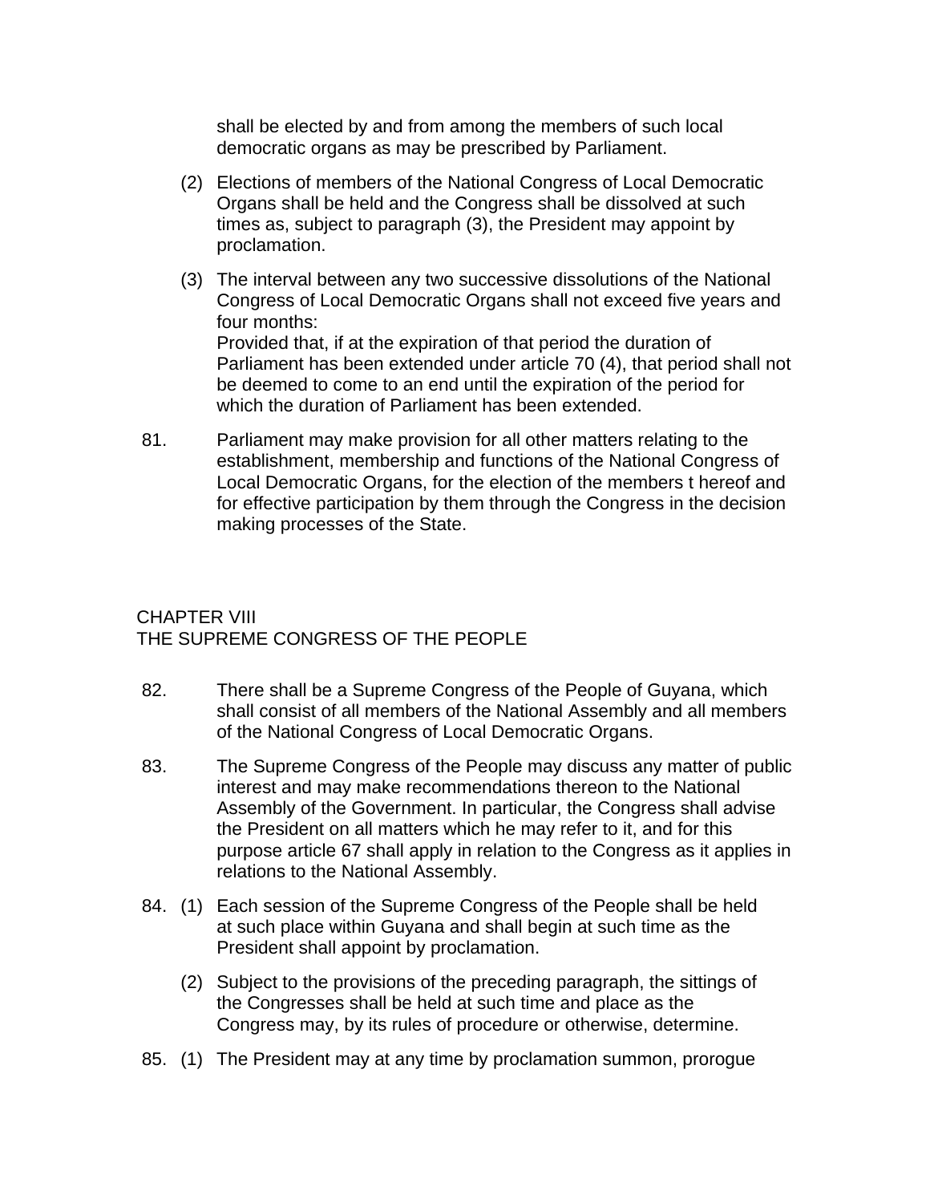shall be elected by and from among the members of such local democratic organs as may be prescribed by Parliament.

(2) Elections of members of the National Congress of Local Democratic Organs shall be held and the Congress shall be dissolved at such times as, subject to paragraph (3), the President may appoint by proclamation.

(3) The interval between any two successive dissolutions of the National Congress of Local Democratic Organs shall not exceed five years and four months:
Provided that, if at the expiration of that period the duration of Parliament has been extended under article 70 (4), that period shall not be deemed to come to an end until the expiration of the period for which the duration of Parliament has been extended.

81. Parliament may make provision for all other matters relating to the establishment, membership and functions of the National Congress of Local Democratic Organs, for the election of the members t hereof and for effective participation by them through the Congress in the decision making processes of the State.

## CHAPTER VIII
## THE SUPREME CONGRESS OF THE PEOPLE

82. There shall be a Supreme Congress of the People of Guyana, which shall consist of all members of the National Assembly and all members of the National Congress of Local Democratic Organs.

83. The Supreme Congress of the People may discuss any matter of public interest and may make recommendations thereon to the National Assembly of the Government. In particular, the Congress shall advise the President on all matters which he may refer to it, and for this purpose article 67 shall apply in relation to the Congress as it applies in relations to the National Assembly.

84. (1) Each session of the Supreme Congress of the People shall be held at such place within Guyana and shall begin at such time as the President shall appoint by proclamation.

(2) Subject to the provisions of the preceding paragraph, the sittings of the Congresses shall be held at such time and place as the Congress may, by its rules of procedure or otherwise, determine.

85. (1) The President may at any time by proclamation summon, prorogue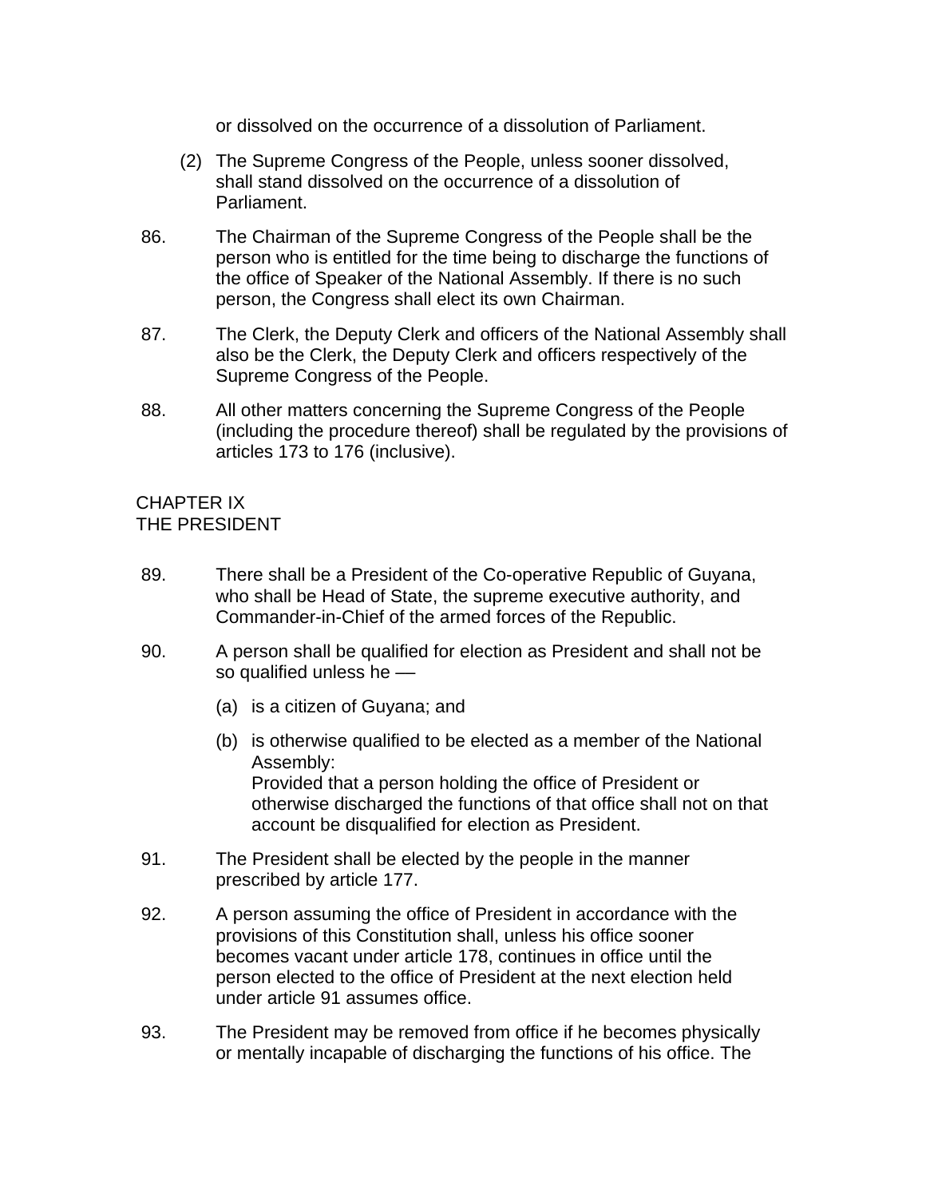or dissolved on the occurrence of a dissolution of Parliament.

(2) The Supreme Congress of the People, unless sooner dissolved, shall stand dissolved on the occurrence of a dissolution of Parliament.

86. The Chairman of the Supreme Congress of the People shall be the person who is entitled for the time being to discharge the functions of the office of Speaker of the National Assembly. If there is no such person, the Congress shall elect its own Chairman.

87. The Clerk, the Deputy Clerk and officers of the National Assembly shall also be the Clerk, the Deputy Clerk and officers respectively of the Supreme Congress of the People.

88. All other matters concerning the Supreme Congress of the People (including the procedure thereof) shall be regulated by the provisions of articles 173 to 176 (inclusive).

## CHAPTER IX
## THE PRESIDENT

89. There shall be a President of the Co-operative Republic of Guyana, who shall be Head of State, the supreme executive authority, and Commander-in-Chief of the armed forces of the Republic.

90. A person shall be qualified for election as President and shall not be so qualified unless he —

(a) is a citizen of Guyana; and

(b) is otherwise qualified to be elected as a member of the National Assembly:
Provided that a person holding the office of President or otherwise discharged the functions of that office shall not on that account be disqualified for election as President.

91. The President shall be elected by the people in the manner prescribed by article 177.

92. A person assuming the office of President in accordance with the provisions of this Constitution shall, unless his office sooner becomes vacant under article 178, continues in office until the person elected to the office of President at the next election held under article 91 assumes office.

93. The President may be removed from office if he becomes physically or mentally incapable of discharging the functions of his office. The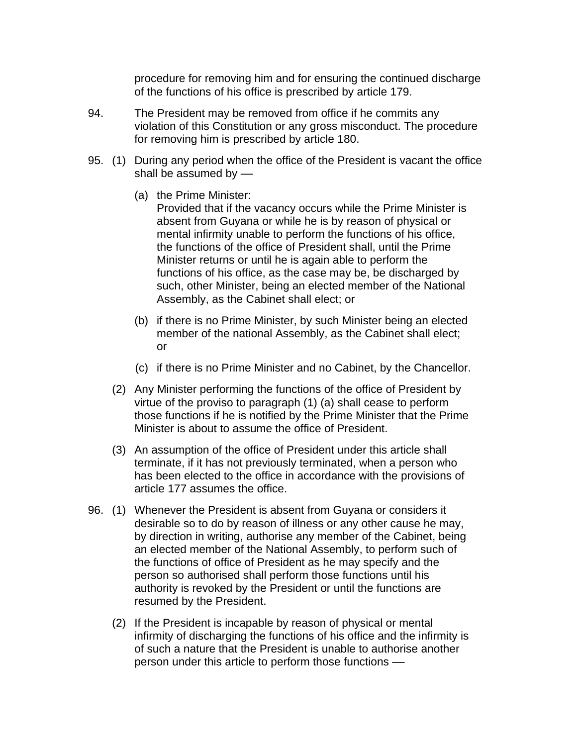procedure for removing him and for ensuring the continued discharge of the functions of his office is prescribed by article 179.

94. The President may be removed from office if he commits any violation of this Constitution or any gross misconduct. The procedure for removing him is prescribed by article 180.

95. (1) During any period when the office of the President is vacant the office shall be assumed by —

(a) the Prime Minister:
Provided that if the vacancy occurs while the Prime Minister is absent from Guyana or while he is by reason of physical or mental infirmity unable to perform the functions of his office, the functions of the office of President shall, until the Prime Minister returns or until he is again able to perform the functions of his office, as the case may be, be discharged by such, other Minister, being an elected member of the National Assembly, as the Cabinet shall elect; or

(b) if there is no Prime Minister, by such Minister being an elected member of the national Assembly, as the Cabinet shall elect; or

(c) if there is no Prime Minister and no Cabinet, by the Chancellor.

(2) Any Minister performing the functions of the office of President by virtue of the proviso to paragraph (1) (a) shall cease to perform those functions if he is notified by the Prime Minister that the Prime Minister is about to assume the office of President.

(3) An assumption of the office of President under this article shall terminate, if it has not previously terminated, when a person who has been elected to the office in accordance with the provisions of article 177 assumes the office.

96. (1) Whenever the President is absent from Guyana or considers it desirable so to do by reason of illness or any other cause he may, by direction in writing, authorise any member of the Cabinet, being an elected member of the National Assembly, to perform such of the functions of office of President as he may specify and the person so authorised shall perform those functions until his authority is revoked by the President or until the functions are resumed by the President.

(2) If the President is incapable by reason of physical or mental infirmity of discharging the functions of his office and the infirmity is of such a nature that the President is unable to authorise another person under this article to perform those functions —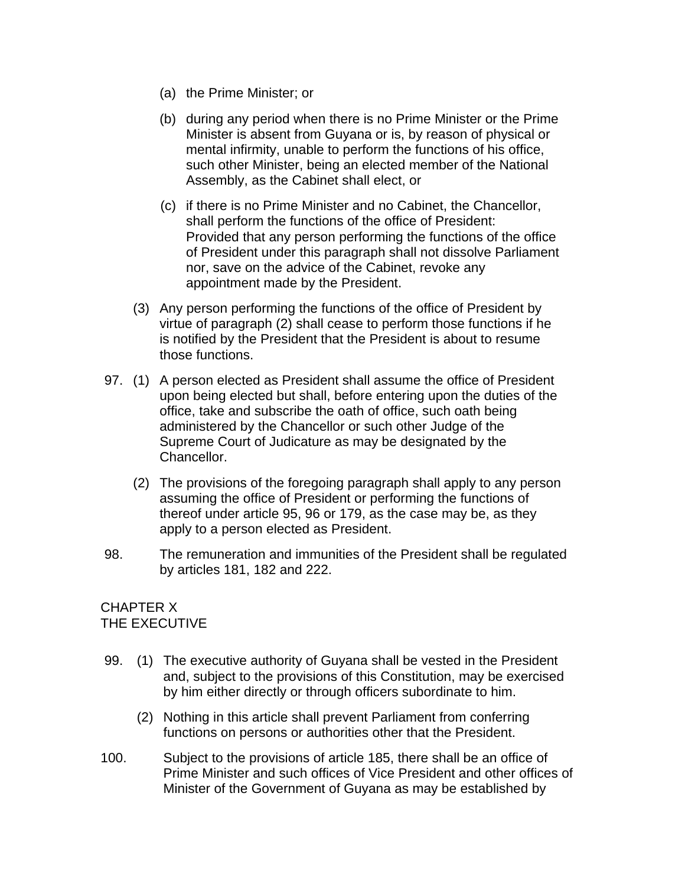(a) the Prime Minister; or

(b) during any period when there is no Prime Minister or the Prime Minister is absent from Guyana or is, by reason of physical or mental infirmity, unable to perform the functions of his office, such other Minister, being an elected member of the National Assembly, as the Cabinet shall elect, or

(c) if there is no Prime Minister and no Cabinet, the Chancellor, shall perform the functions of the office of President: Provided that any person performing the functions of the office of President under this paragraph shall not dissolve Parliament nor, save on the advice of the Cabinet, revoke any appointment made by the President.

(3) Any person performing the functions of the office of President by virtue of paragraph (2) shall cease to perform those functions if he is notified by the President that the President is about to resume those functions.

97. (1) A person elected as President shall assume the office of President upon being elected but shall, before entering upon the duties of the office, take and subscribe the oath of office, such oath being administered by the Chancellor or such other Judge of the Supreme Court of Judicature as may be designated by the Chancellor.

(2) The provisions of the foregoing paragraph shall apply to any person assuming the office of President or performing the functions of thereof under article 95, 96 or 179, as the case may be, as they apply to a person elected as President.

98. The remuneration and immunities of the President shall be regulated by articles 181, 182 and 222.

## CHAPTER X
## THE EXECUTIVE

99. (1) The executive authority of Guyana shall be vested in the President and, subject to the provisions of this Constitution, may be exercised by him either directly or through officers subordinate to him.

(2) Nothing in this article shall prevent Parliament from conferring functions on persons or authorities other that the President.

100. Subject to the provisions of article 185, there shall be an office of Prime Minister and such offices of Vice President and other offices of Minister of the Government of Guyana as may be established by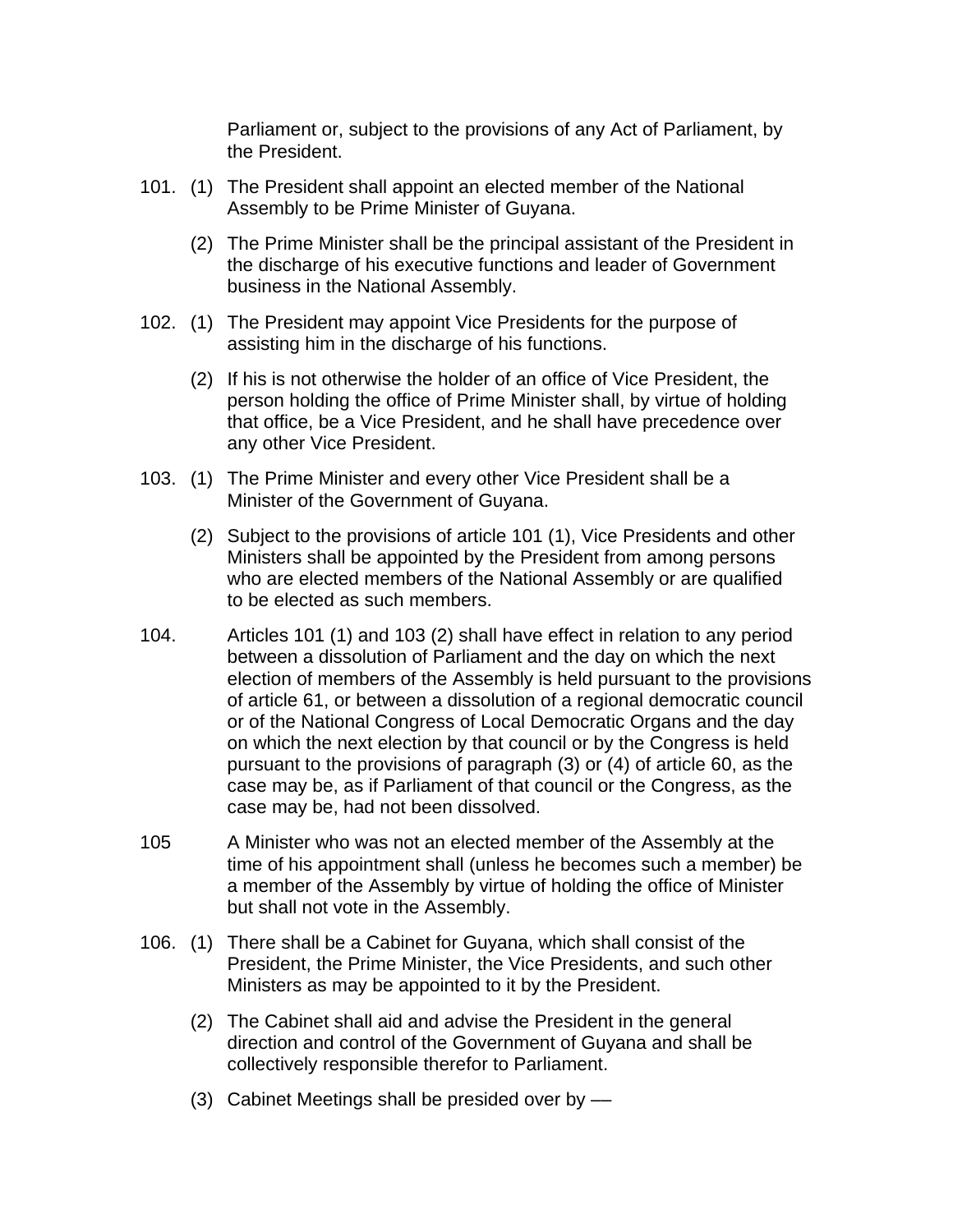Parliament or, subject to the provisions of any Act of Parliament, by the President.

101. (1) The President shall appoint an elected member of the National Assembly to be Prime Minister of Guyana.

(2) The Prime Minister shall be the principal assistant of the President in the discharge of his executive functions and leader of Government business in the National Assembly.

102. (1) The President may appoint Vice Presidents for the purpose of assisting him in the discharge of his functions.

(2) If his is not otherwise the holder of an office of Vice President, the person holding the office of Prime Minister shall, by virtue of holding that office, be a Vice President, and he shall have precedence over any other Vice President.

103. (1) The Prime Minister and every other Vice President shall be a Minister of the Government of Guyana.

(2) Subject to the provisions of article 101 (1), Vice Presidents and other Ministers shall be appointed by the President from among persons who are elected members of the National Assembly or are qualified to be elected as such members.

104. Articles 101 (1) and 103 (2) shall have effect in relation to any period between a dissolution of Parliament and the day on which the next election of members of the Assembly is held pursuant to the provisions of article 61, or between a dissolution of a regional democratic council or of the National Congress of Local Democratic Organs and the day on which the next election by that council or by the Congress is held pursuant to the provisions of paragraph (3) or (4) of article 60, as the case may be, as if Parliament of that council or the Congress, as the case may be, had not been dissolved.

105 A Minister who was not an elected member of the Assembly at the time of his appointment shall (unless he becomes such a member) be a member of the Assembly by virtue of holding the office of Minister but shall not vote in the Assembly.

106. (1) There shall be a Cabinet for Guyana, which shall consist of the President, the Prime Minister, the Vice Presidents, and such other Ministers as may be appointed to it by the President.

(2) The Cabinet shall aid and advise the President in the general direction and control of the Government of Guyana and shall be collectively responsible therefor to Parliament.

(3) Cabinet Meetings shall be presided over by —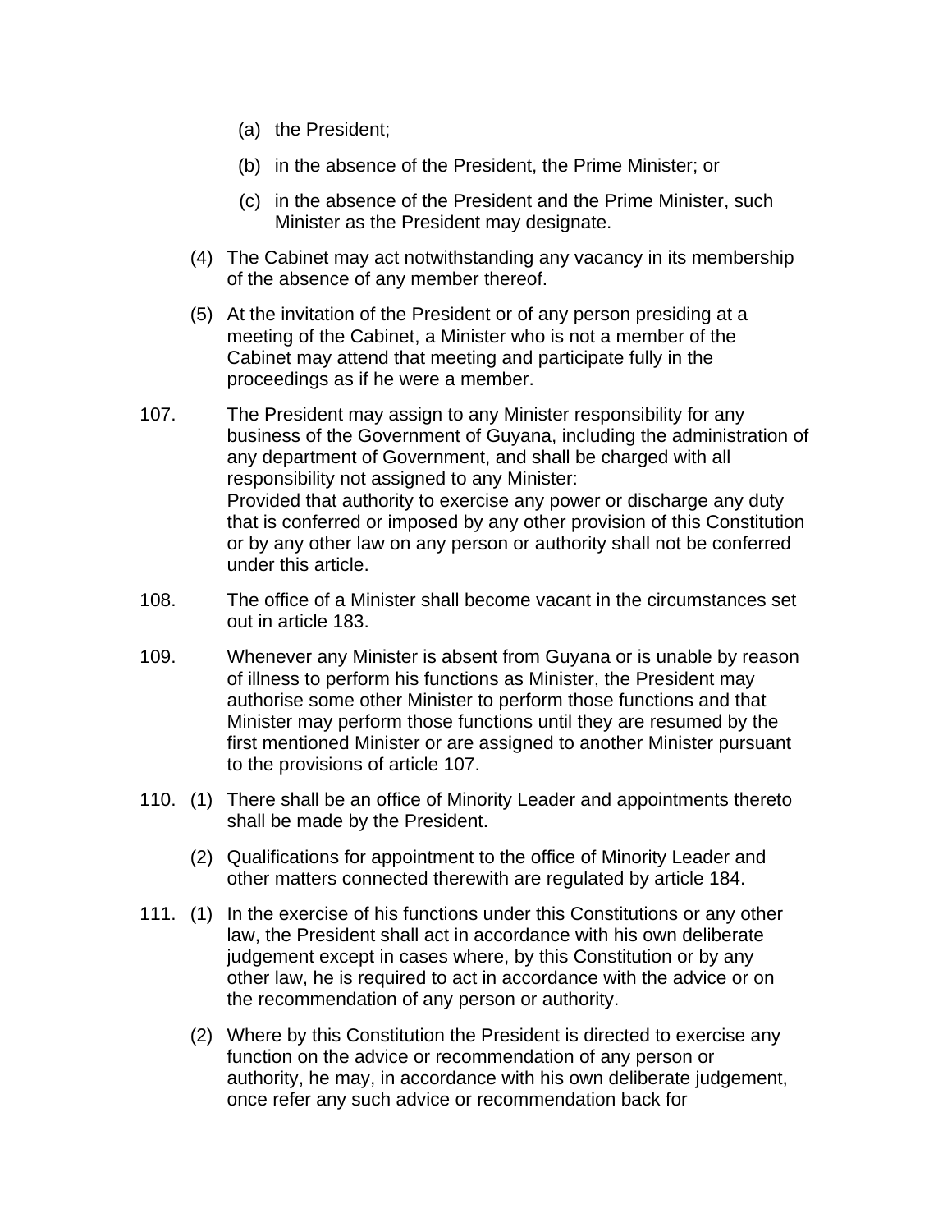(a) the President;

(b) in the absence of the President, the Prime Minister; or

(c) in the absence of the President and the Prime Minister, such Minister as the President may designate.

(4) The Cabinet may act notwithstanding any vacancy in its membership of the absence of any member thereof.

(5) At the invitation of the President or of any person presiding at a meeting of the Cabinet, a Minister who is not a member of the Cabinet may attend that meeting and participate fully in the proceedings as if he were a member.

107. The President may assign to any Minister responsibility for any business of the Government of Guyana, including the administration of any department of Government, and shall be charged with all responsibility not assigned to any Minister:
Provided that authority to exercise any power or discharge any duty that is conferred or imposed by any other provision of this Constitution or by any other law on any person or authority shall not be conferred under this article.

108. The office of a Minister shall become vacant in the circumstances set out in article 183.

109. Whenever any Minister is absent from Guyana or is unable by reason of illness to perform his functions as Minister, the President may authorise some other Minister to perform those functions and that Minister may perform those functions until they are resumed by the first mentioned Minister or are assigned to another Minister pursuant to the provisions of article 107.

110. (1) There shall be an office of Minority Leader and appointments thereto shall be made by the President.

(2) Qualifications for appointment to the office of Minority Leader and other matters connected therewith are regulated by article 184.

111. (1) In the exercise of his functions under this Constitutions or any other law, the President shall act in accordance with his own deliberate judgement except in cases where, by this Constitution or by any other law, he is required to act in accordance with the advice or on the recommendation of any person or authority.

(2) Where by this Constitution the President is directed to exercise any function on the advice or recommendation of any person or authority, he may, in accordance with his own deliberate judgement, once refer any such advice or recommendation back for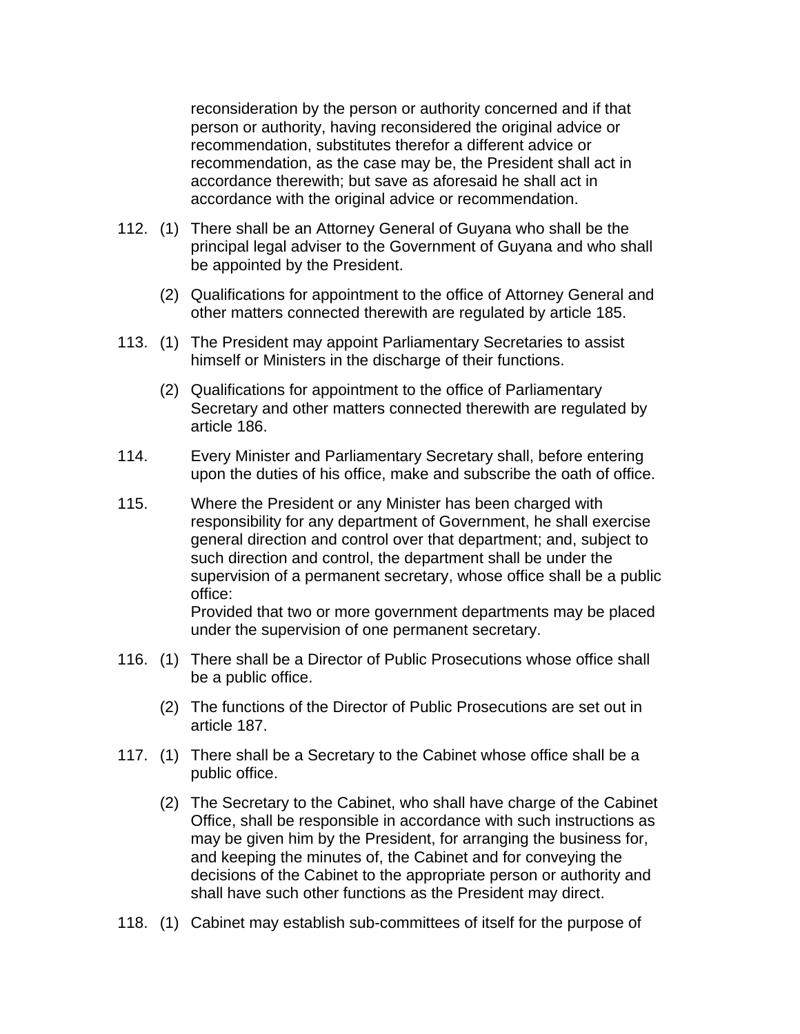reconsideration by the person or authority concerned and if that person or authority, having reconsidered the original advice or recommendation, substitutes therefor a different advice or recommendation, as the case may be, the President shall act in accordance therewith; but save as aforesaid he shall act in accordance with the original advice or recommendation.

112. (1) There shall be an Attorney General of Guyana who shall be the principal legal adviser to the Government of Guyana and who shall be appointed by the President.

(2) Qualifications for appointment to the office of Attorney General and other matters connected therewith are regulated by article 185.

113. (1) The President may appoint Parliamentary Secretaries to assist himself or Ministers in the discharge of their functions.

(2) Qualifications for appointment to the office of Parliamentary Secretary and other matters connected therewith are regulated by article 186.

114. Every Minister and Parliamentary Secretary shall, before entering upon the duties of his office, make and subscribe the oath of office.

115. Where the President or any Minister has been charged with responsibility for any department of Government, he shall exercise general direction and control over that department; and, subject to such direction and control, the department shall be under the supervision of a permanent secretary, whose office shall be a public office:

Provided that two or more government departments may be placed under the supervision of one permanent secretary.

116. (1) There shall be a Director of Public Prosecutions whose office shall be a public office.

(2) The functions of the Director of Public Prosecutions are set out in article 187.

117. (1) There shall be a Secretary to the Cabinet whose office shall be a public office.

(2) The Secretary to the Cabinet, who shall have charge of the Cabinet Office, shall be responsible in accordance with such instructions as may be given him by the President, for arranging the business for, and keeping the minutes of, the Cabinet and for conveying the decisions of the Cabinet to the appropriate person or authority and shall have such other functions as the President may direct.

118. (1) Cabinet may establish sub-committees of itself for the purpose of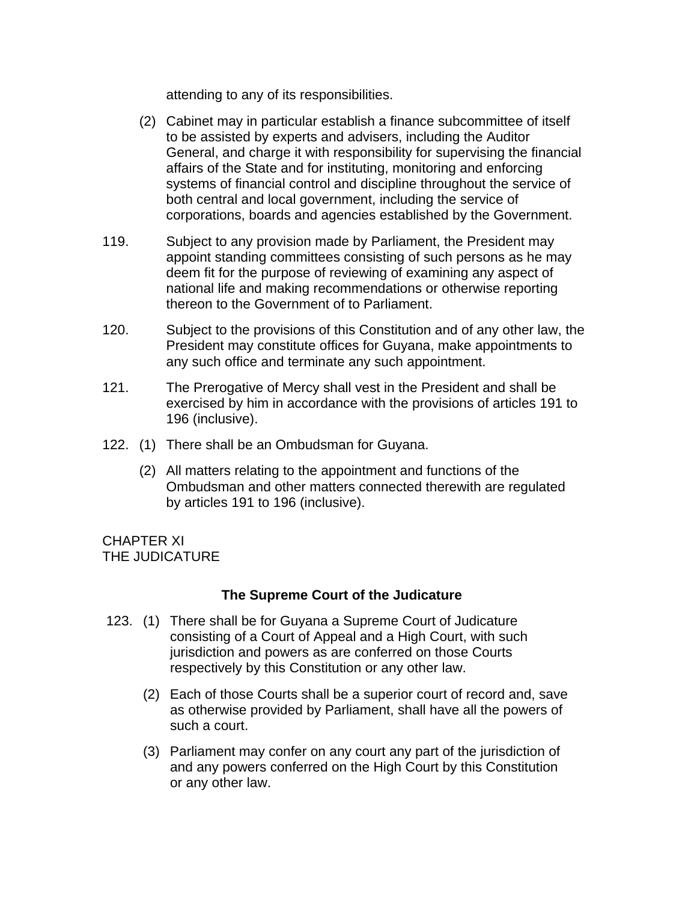attending to any of its responsibilities.

(2) Cabinet may in particular establish a finance subcommittee of itself to be assisted by experts and advisers, including the Auditor General, and charge it with responsibility for supervising the financial affairs of the State and for instituting, monitoring and enforcing systems of financial control and discipline throughout the service of both central and local government, including the service of corporations, boards and agencies established by the Government.

119. Subject to any provision made by Parliament, the President may appoint standing committees consisting of such persons as he may deem fit for the purpose of reviewing of examining any aspect of national life and making recommendations or otherwise reporting thereon to the Government of to Parliament.

120. Subject to the provisions of this Constitution and of any other law, the President may constitute offices for Guyana, make appointments to any such office and terminate any such appointment.

121. The Prerogative of Mercy shall vest in the President and shall be exercised by him in accordance with the provisions of articles 191 to 196 (inclusive).

122. (1) There shall be an Ombudsman for Guyana.

(2) All matters relating to the appointment and functions of the Ombudsman and other matters connected therewith are regulated by articles 191 to 196 (inclusive).

CHAPTER XI
THE JUDICATURE

**The Supreme Court of the Judicature**

123. (1) There shall be for Guyana a Supreme Court of Judicature consisting of a Court of Appeal and a High Court, with such jurisdiction and powers as are conferred on those Courts respectively by this Constitution or any other law.

(2) Each of those Courts shall be a superior court of record and, save as otherwise provided by Parliament, shall have all the powers of such a court.

(3) Parliament may confer on any court any part of the jurisdiction of and any powers conferred on the High Court by this Constitution or any other law.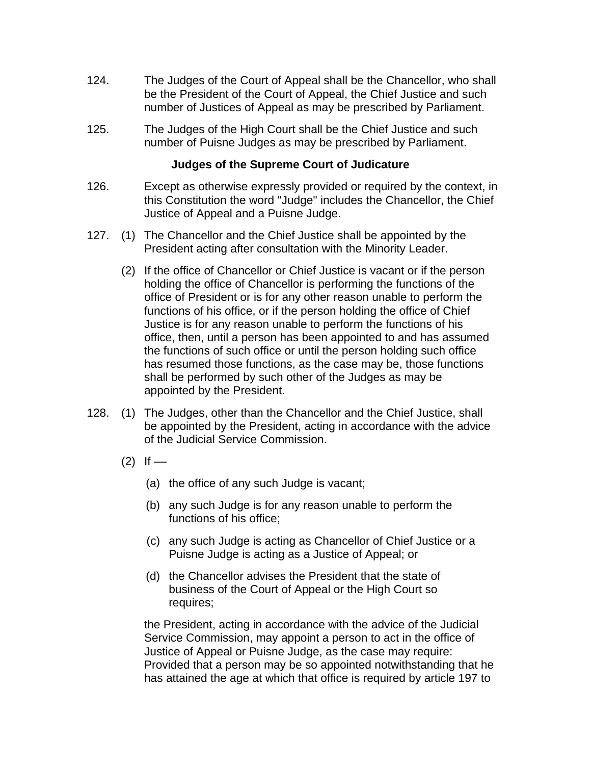124. The Judges of the Court of Appeal shall be the Chancellor, who shall be the President of the Court of Appeal, the Chief Justice and such number of Justices of Appeal as may be prescribed by Parliament.

125. The Judges of the High Court shall be the Chief Justice and such number of Puisne Judges as may be prescribed by Parliament.

**Judges of the Supreme Court of Judicature**

126. Except as otherwise expressly provided or required by the context, in this Constitution the word "Judge" includes the Chancellor, the Chief Justice of Appeal and a Puisne Judge.

127. (1) The Chancellor and the Chief Justice shall be appointed by the President acting after consultation with the Minority Leader.

(2) If the office of Chancellor or Chief Justice is vacant or if the person holding the office of Chancellor is performing the functions of the office of President or is for any other reason unable to perform the functions of his office, or if the person holding the office of Chief Justice is for any reason unable to perform the functions of his office, then, until a person has been appointed to and has assumed the functions of such office or until the person holding such office has resumed those functions, as the case may be, those functions shall be performed by such other of the Judges as may be appointed by the President.

128. (1) The Judges, other than the Chancellor and the Chief Justice, shall be appointed by the President, acting in accordance with the advice of the Judicial Service Commission.

(2) If —

(a) the office of any such Judge is vacant;

(b) any such Judge is for any reason unable to perform the functions of his office;

(c) any such Judge is acting as Chancellor of Chief Justice or a Puisne Judge is acting as a Justice of Appeal; or

(d) the Chancellor advises the President that the state of business of the Court of Appeal or the High Court so requires;

the President, acting in accordance with the advice of the Judicial Service Commission, may appoint a person to act in the office of Justice of Appeal or Puisne Judge, as the case may require: Provided that a person may be so appointed notwithstanding that he has attained the age at which that office is required by article 197 to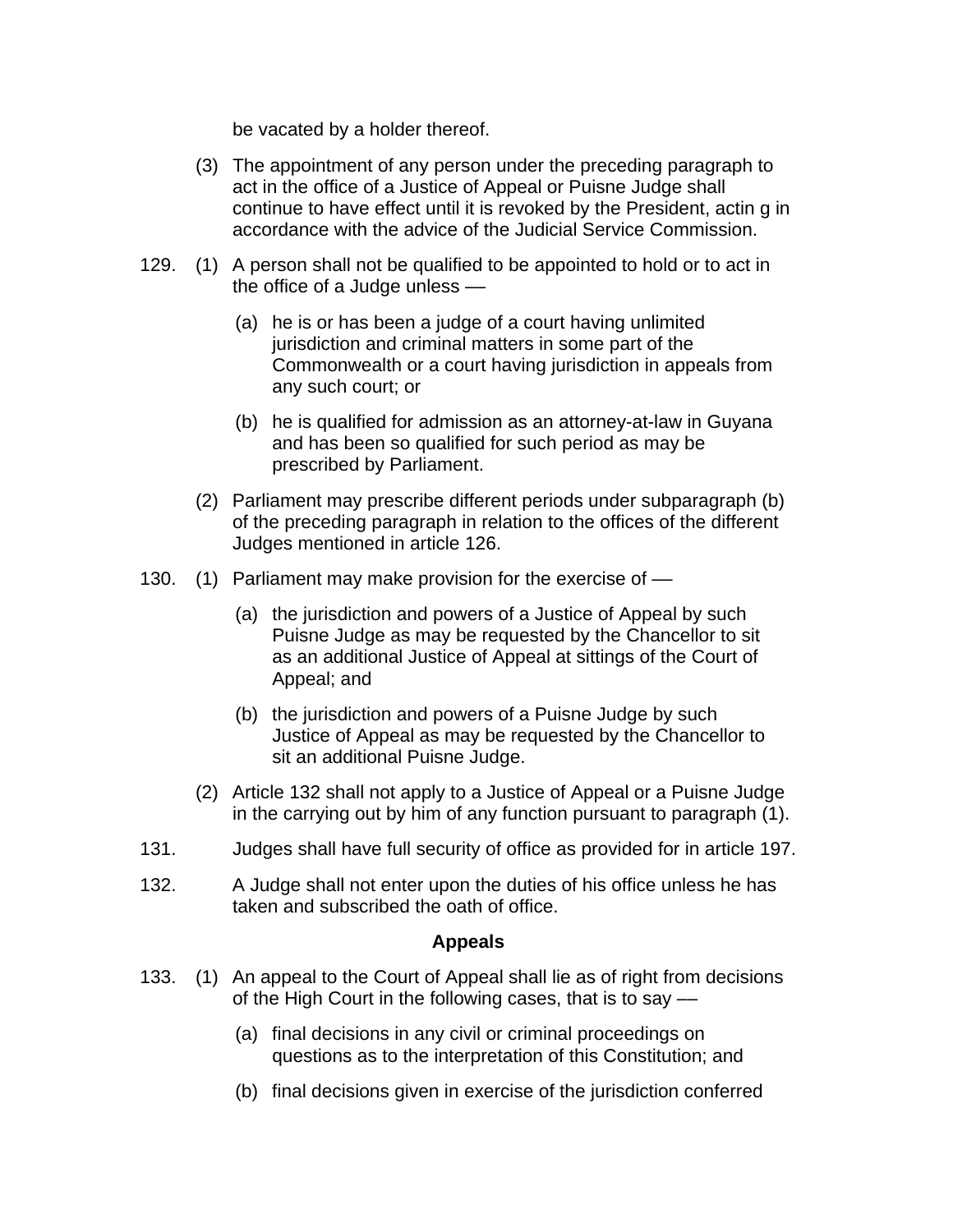be vacated by a holder thereof.

(3) The appointment of any person under the preceding paragraph to act in the office of a Justice of Appeal or Puisne Judge shall continue to have effect until it is revoked by the President, actin g in accordance with the advice of the Judicial Service Commission.

129. (1) A person shall not be qualified to be appointed to hold or to act in the office of a Judge unless —

(a) he is or has been a judge of a court having unlimited jurisdiction and criminal matters in some part of the Commonwealth or a court having jurisdiction in appeals from any such court; or

(b) he is qualified for admission as an attorney-at-law in Guyana and has been so qualified for such period as may be prescribed by Parliament.

(2) Parliament may prescribe different periods under subparagraph (b) of the preceding paragraph in relation to the offices of the different Judges mentioned in article 126.

130. (1) Parliament may make provision for the exercise of —

(a) the jurisdiction and powers of a Justice of Appeal by such Puisne Judge as may be requested by the Chancellor to sit as an additional Justice of Appeal at sittings of the Court of Appeal; and

(b) the jurisdiction and powers of a Puisne Judge by such Justice of Appeal as may be requested by the Chancellor to sit an additional Puisne Judge.

(2) Article 132 shall not apply to a Justice of Appeal or a Puisne Judge in the carrying out by him of any function pursuant to paragraph (1).

131. Judges shall have full security of office as provided for in article 197.

132. A Judge shall not enter upon the duties of his office unless he has taken and subscribed the oath of office.

**Appeals**

133. (1) An appeal to the Court of Appeal shall lie as of right from decisions of the High Court in the following cases, that is to say —

(a) final decisions in any civil or criminal proceedings on questions as to the interpretation of this Constitution; and

(b) final decisions given in exercise of the jurisdiction conferred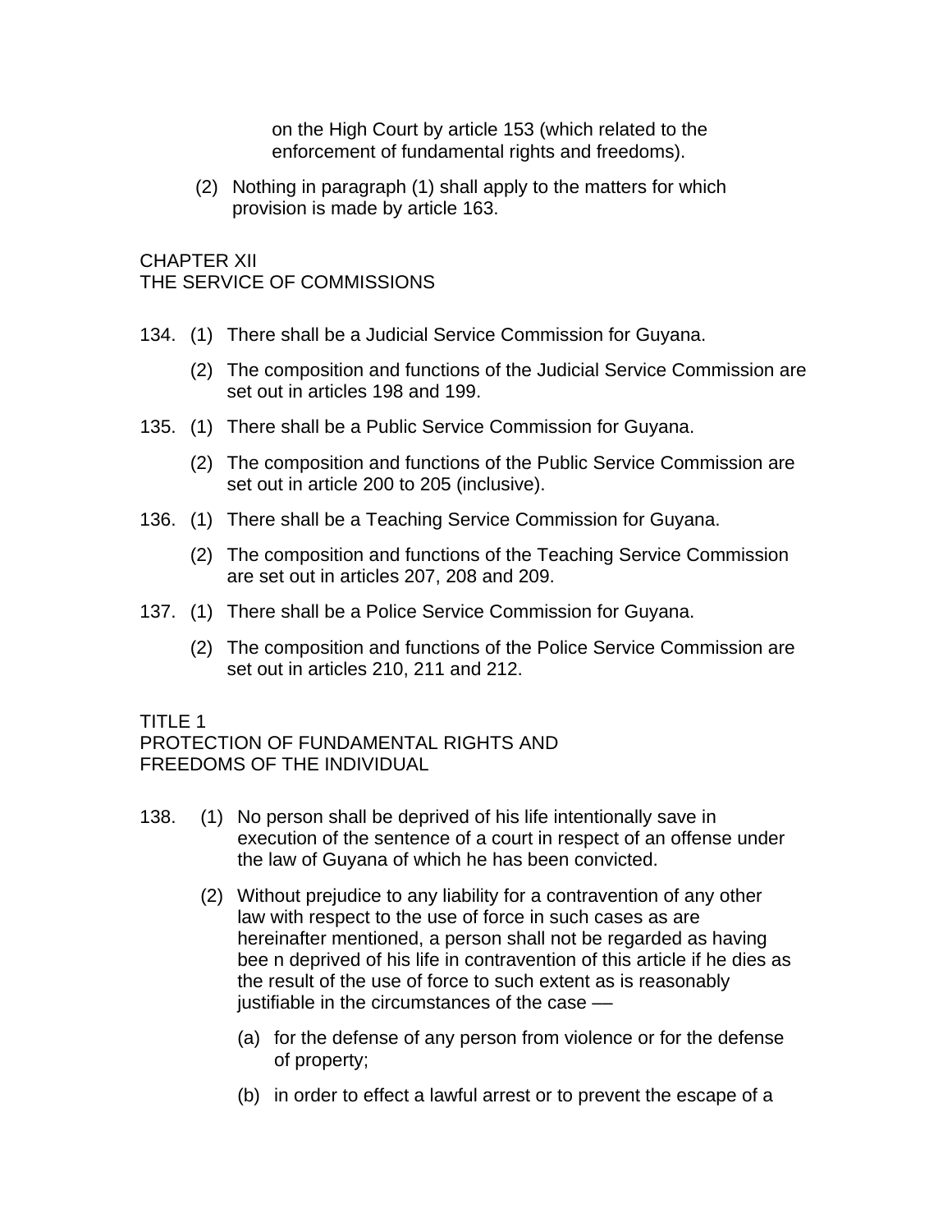on the High Court by article 153 (which related to the enforcement of fundamental rights and freedoms).

(2) Nothing in paragraph (1) shall apply to the matters for which provision is made by article 163.

## CHAPTER XII
## THE SERVICE OF COMMISSIONS

134. (1) There shall be a Judicial Service Commission for Guyana.

(2) The composition and functions of the Judicial Service Commission are set out in articles 198 and 199.

135. (1) There shall be a Public Service Commission for Guyana.

(2) The composition and functions of the Public Service Commission are set out in article 200 to 205 (inclusive).

136. (1) There shall be a Teaching Service Commission for Guyana.

(2) The composition and functions of the Teaching Service Commission are set out in articles 207, 208 and 209.

137. (1) There shall be a Police Service Commission for Guyana.

(2) The composition and functions of the Police Service Commission are set out in articles 210, 211 and 212.

## TITLE 1
## PROTECTION OF FUNDAMENTAL RIGHTS AND FREEDOMS OF THE INDIVIDUAL

138. (1) No person shall be deprived of his life intentionally save in execution of the sentence of a court in respect of an offense under the law of Guyana of which he has been convicted.

(2) Without prejudice to any liability for a contravention of any other law with respect to the use of force in such cases as are hereinafter mentioned, a person shall not be regarded as having bee n deprived of his life in contravention of this article if he dies as the result of the use of force to such extent as is reasonably justifiable in the circumstances of the case —

(a) for the defense of any person from violence or for the defense of property;

(b) in order to effect a lawful arrest or to prevent the escape of a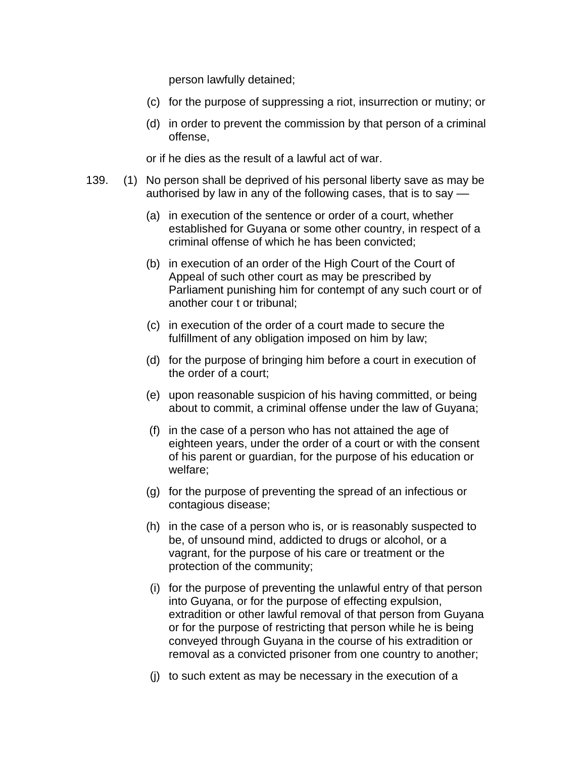person lawfully detained;

(c) for the purpose of suppressing a riot, insurrection or mutiny; or

(d) in order to prevent the commission by that person of a criminal offense,

or if he dies as the result of a lawful act of war.

139. (1) No person shall be deprived of his personal liberty save as may be authorised by law in any of the following cases, that is to say —

(a) in execution of the sentence or order of a court, whether established for Guyana or some other country, in respect of a criminal offense of which he has been convicted;

(b) in execution of an order of the High Court of the Court of Appeal of such other court as may be prescribed by Parliament punishing him for contempt of any such court or of another cour t or tribunal;

(c) in execution of the order of a court made to secure the fulfillment of any obligation imposed on him by law;

(d) for the purpose of bringing him before a court in execution of the order of a court;

(e) upon reasonable suspicion of his having committed, or being about to commit, a criminal offense under the law of Guyana;

(f) in the case of a person who has not attained the age of eighteen years, under the order of a court or with the consent of his parent or guardian, for the purpose of his education or welfare;

(g) for the purpose of preventing the spread of an infectious or contagious disease;

(h) in the case of a person who is, or is reasonably suspected to be, of unsound mind, addicted to drugs or alcohol, or a vagrant, for the purpose of his care or treatment or the protection of the community;

(i) for the purpose of preventing the unlawful entry of that person into Guyana, or for the purpose of effecting expulsion, extradition or other lawful removal of that person from Guyana or for the purpose of restricting that person while he is being conveyed through Guyana in the course of his extradition or removal as a convicted prisoner from one country to another;

(j) to such extent as may be necessary in the execution of a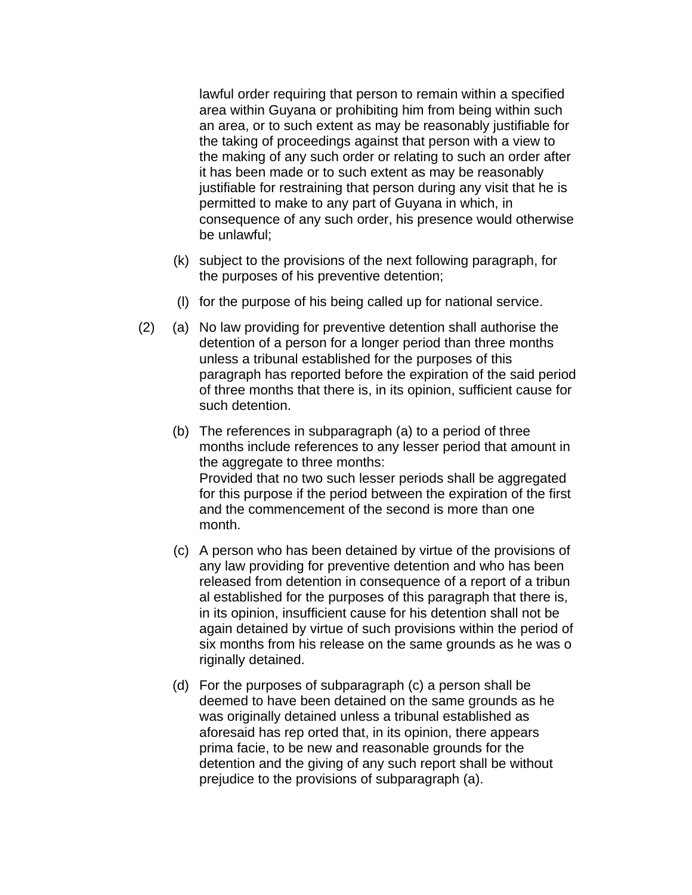lawful order requiring that person to remain within a specified area within Guyana or prohibiting him from being within such an area, or to such extent as may be reasonably justifiable for the taking of proceedings against that person with a view to the making of any such order or relating to such an order after it has been made or to such extent as may be reasonably justifiable for restraining that person during any visit that he is permitted to make to any part of Guyana in which, in consequence of any such order, his presence would otherwise be unlawful;

(k) subject to the provisions of the next following paragraph, for the purposes of his preventive detention;

(l) for the purpose of his being called up for national service.

(2) (a) No law providing for preventive detention shall authorise the detention of a person for a longer period than three months unless a tribunal established for the purposes of this paragraph has reported before the expiration of the said period of three months that there is, in its opinion, sufficient cause for such detention.

(b) The references in subparagraph (a) to a period of three months include references to any lesser period that amount in the aggregate to three months:
Provided that no two such lesser periods shall be aggregated for this purpose if the period between the expiration of the first and the commencement of the second is more than one month.

(c) A person who has been detained by virtue of the provisions of any law providing for preventive detention and who has been released from detention in consequence of a report of a tribun al established for the purposes of this paragraph that there is, in its opinion, insufficient cause for his detention shall not be again detained by virtue of such provisions within the period of six months from his release on the same grounds as he was o riginally detained.

(d) For the purposes of subparagraph (c) a person shall be deemed to have been detained on the same grounds as he was originally detained unless a tribunal established as aforesaid has rep orted that, in its opinion, there appears prima facie, to be new and reasonable grounds for the detention and the giving of any such report shall be without prejudice to the provisions of subparagraph (a).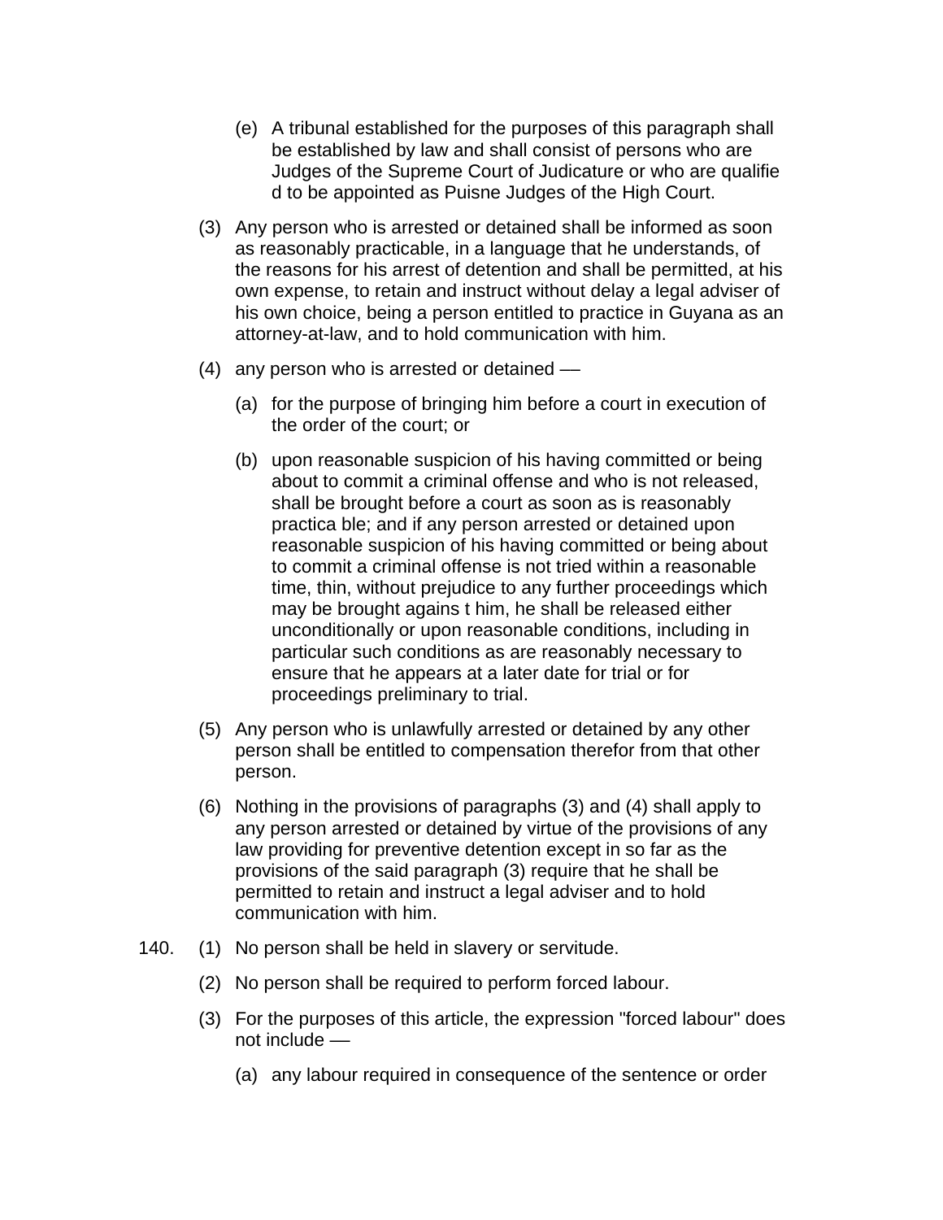(e) A tribunal established for the purposes of this paragraph shall be established by law and shall consist of persons who are Judges of the Supreme Court of Judicature or who are qualifie d to be appointed as Puisne Judges of the High Court.

(3) Any person who is arrested or detained shall be informed as soon as reasonably practicable, in a language that he understands, of the reasons for his arrest of detention and shall be permitted, at his own expense, to retain and instruct without delay a legal adviser of his own choice, being a person entitled to practice in Guyana as an attorney-at-law, and to hold communication with him.

(4) any person who is arrested or detained —

(a) for the purpose of bringing him before a court in execution of the order of the court; or

(b) upon reasonable suspicion of his having committed or being about to commit a criminal offense and who is not released, shall be brought before a court as soon as is reasonably practica ble; and if any person arrested or detained upon reasonable suspicion of his having committed or being about to commit a criminal offense is not tried within a reasonable time, thin, without prejudice to any further proceedings which may be brought agains t him, he shall be released either unconditionally or upon reasonable conditions, including in particular such conditions as are reasonably necessary to ensure that he appears at a later date for trial or for proceedings preliminary to trial.

(5) Any person who is unlawfully arrested or detained by any other person shall be entitled to compensation therefor from that other person.

(6) Nothing in the provisions of paragraphs (3) and (4) shall apply to any person arrested or detained by virtue of the provisions of any law providing for preventive detention except in so far as the provisions of the said paragraph (3) require that he shall be permitted to retain and instruct a legal adviser and to hold communication with him.

140. (1) No person shall be held in slavery or servitude.

(2) No person shall be required to perform forced labour.

(3) For the purposes of this article, the expression "forced labour" does not include —

(a) any labour required in consequence of the sentence or order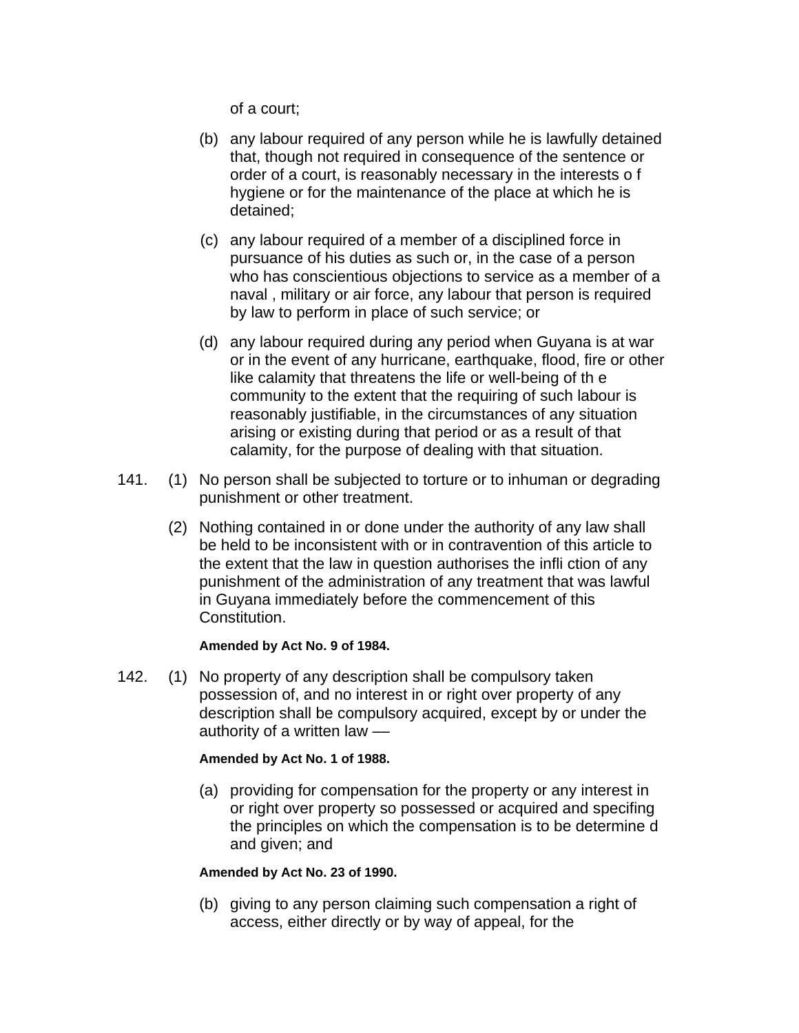of a court;

(b) any labour required of any person while he is lawfully detained that, though not required in consequence of the sentence or order of a court, is reasonably necessary in the interests o f hygiene or for the maintenance of the place at which he is detained;

(c) any labour required of a member of a disciplined force in pursuance of his duties as such or, in the case of a person who has conscientious objections to service as a member of a naval , military or air force, any labour that person is required by law to perform in place of such service; or

(d) any labour required during any period when Guyana is at war or in the event of any hurricane, earthquake, flood, fire or other like calamity that threatens the life or well-being of th e community to the extent that the requiring of such labour is reasonably justifiable, in the circumstances of any situation arising or existing during that period or as a result of that calamity, for the purpose of dealing with that situation.

141. (1) No person shall be subjected to torture or to inhuman or degrading punishment or other treatment.

(2) Nothing contained in or done under the authority of any law shall be held to be inconsistent with or in contravention of this article to the extent that the law in question authorises the infli ction of any punishment of the administration of any treatment that was lawful in Guyana immediately before the commencement of this Constitution.

**Amended by Act No. 9 of 1984.**

142. (1) No property of any description shall be compulsory taken possession of, and no interest in or right over property of any description shall be compulsory acquired, except by or under the authority of a written law ––

**Amended by Act No. 1 of 1988.**

(a) providing for compensation for the property or any interest in or right over property so possessed or acquired and specifing the principles on which the compensation is to be determine d and given; and

**Amended by Act No. 23 of 1990.**

(b) giving to any person claiming such compensation a right of access, either directly or by way of appeal, for the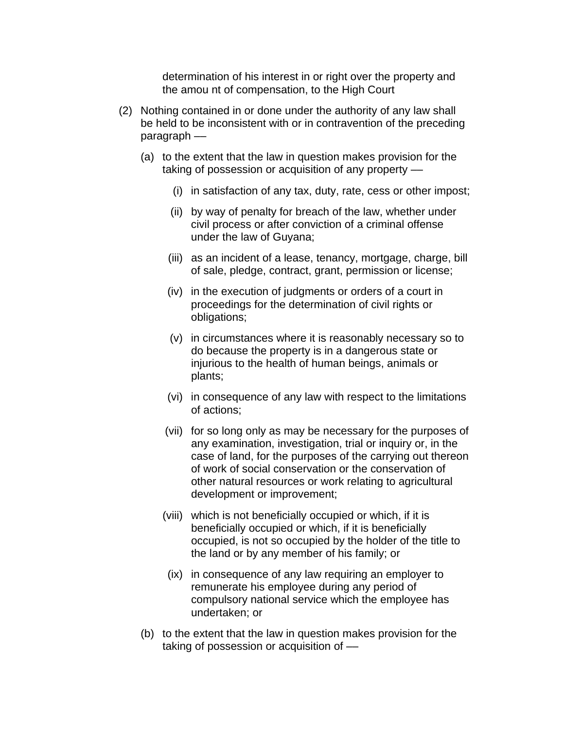determination of his interest in or right over the property and the amou nt of compensation, to the High Court

(2) Nothing contained in or done under the authority of any law shall be held to be inconsistent with or in contravention of the preceding paragraph ––

(a) to the extent that the law in question makes provision for the taking of possession or acquisition of any property ––

(i) in satisfaction of any tax, duty, rate, cess or other impost;

(ii) by way of penalty for breach of the law, whether under civil process or after conviction of a criminal offense under the law of Guyana;

(iii) as an incident of a lease, tenancy, mortgage, charge, bill of sale, pledge, contract, grant, permission or license;

(iv) in the execution of judgments or orders of a court in proceedings for the determination of civil rights or obligations;

(v) in circumstances where it is reasonably necessary so to do because the property is in a dangerous state or injurious to the health of human beings, animals or plants;

(vi) in consequence of any law with respect to the limitations of actions;

(vii) for so long only as may be necessary for the purposes of any examination, investigation, trial or inquiry or, in the case of land, for the purposes of the carrying out thereon of work of social conservation or the conservation of other natural resources or work relating to agricultural development or improvement;

(viii) which is not beneficially occupied or which, if it is beneficially occupied or which, if it is beneficially occupied, is not so occupied by the holder of the title to the land or by any member of his family; or

(ix) in consequence of any law requiring an employer to remunerate his employee during any period of compulsory national service which the employee has undertaken; or

(b) to the extent that the law in question makes provision for the taking of possession or acquisition of ––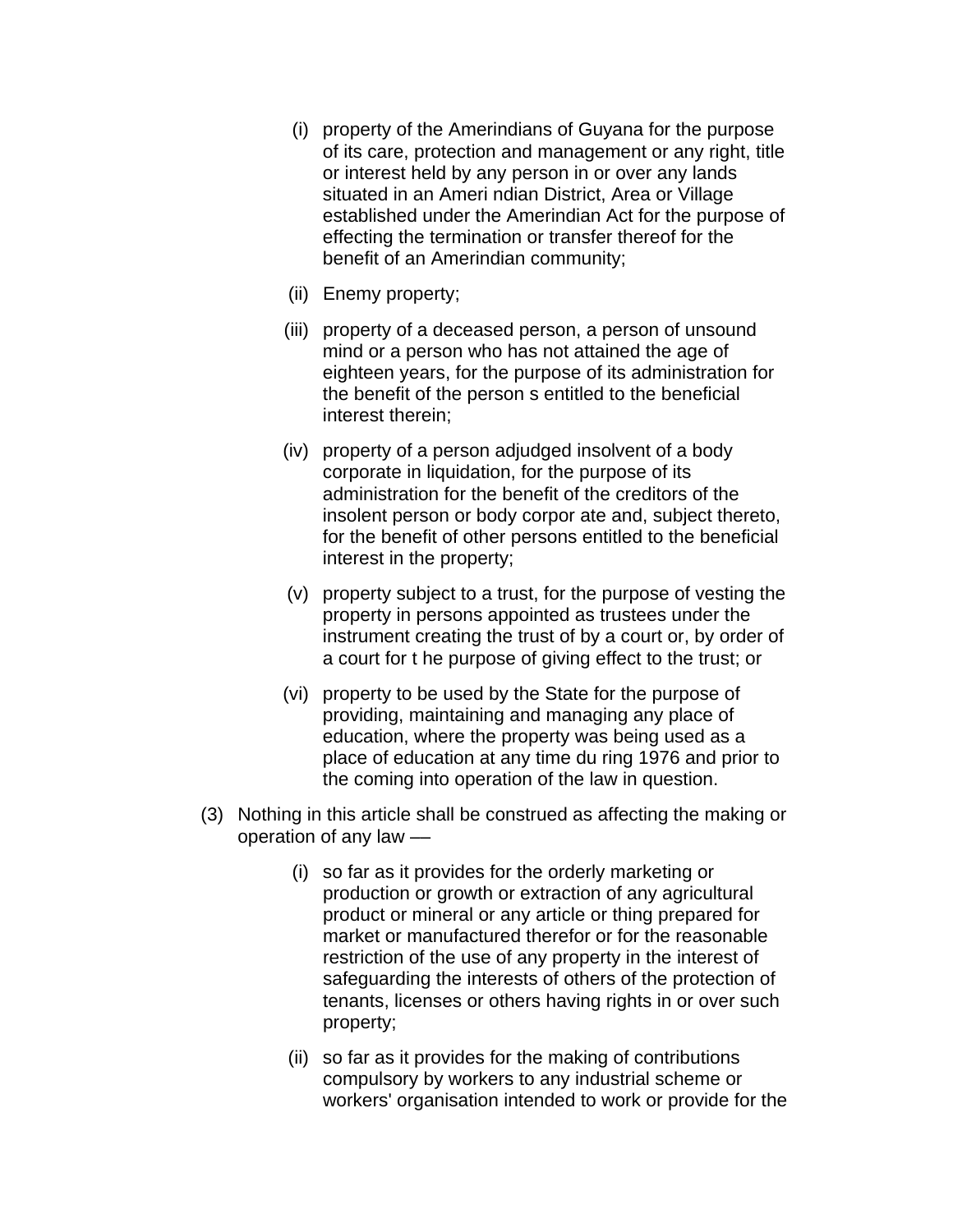(i) property of the Amerindians of Guyana for the purpose of its care, protection and management or any right, title or interest held by any person in or over any lands situated in an Ameri ndian District, Area or Village established under the Amerindian Act for the purpose of effecting the termination or transfer thereof for the benefit of an Amerindian community;

(ii) Enemy property;

(iii) property of a deceased person, a person of unsound mind or a person who has not attained the age of eighteen years, for the purpose of its administration for the benefit of the person s entitled to the beneficial interest therein;

(iv) property of a person adjudged insolvent of a body corporate in liquidation, for the purpose of its administration for the benefit of the creditors of the insolent person or body corpor ate and, subject thereto, for the benefit of other persons entitled to the beneficial interest in the property;

(v) property subject to a trust, for the purpose of vesting the property in persons appointed as trustees under the instrument creating the trust of by a court or, by order of a court for t he purpose of giving effect to the trust; or

(vi) property to be used by the State for the purpose of providing, maintaining and managing any place of education, where the property was being used as a place of education at any time du ring 1976 and prior to the coming into operation of the law in question.

(3) Nothing in this article shall be construed as affecting the making or operation of any law —

(i) so far as it provides for the orderly marketing or production or growth or extraction of any agricultural product or mineral or any article or thing prepared for market or manufactured therefor or for the reasonable restriction of the use of any property in the interest of safeguarding the interests of others of the protection of tenants, licenses or others having rights in or over such property;

(ii) so far as it provides for the making of contributions compulsory by workers to any industrial scheme or workers' organisation intended to work or provide for the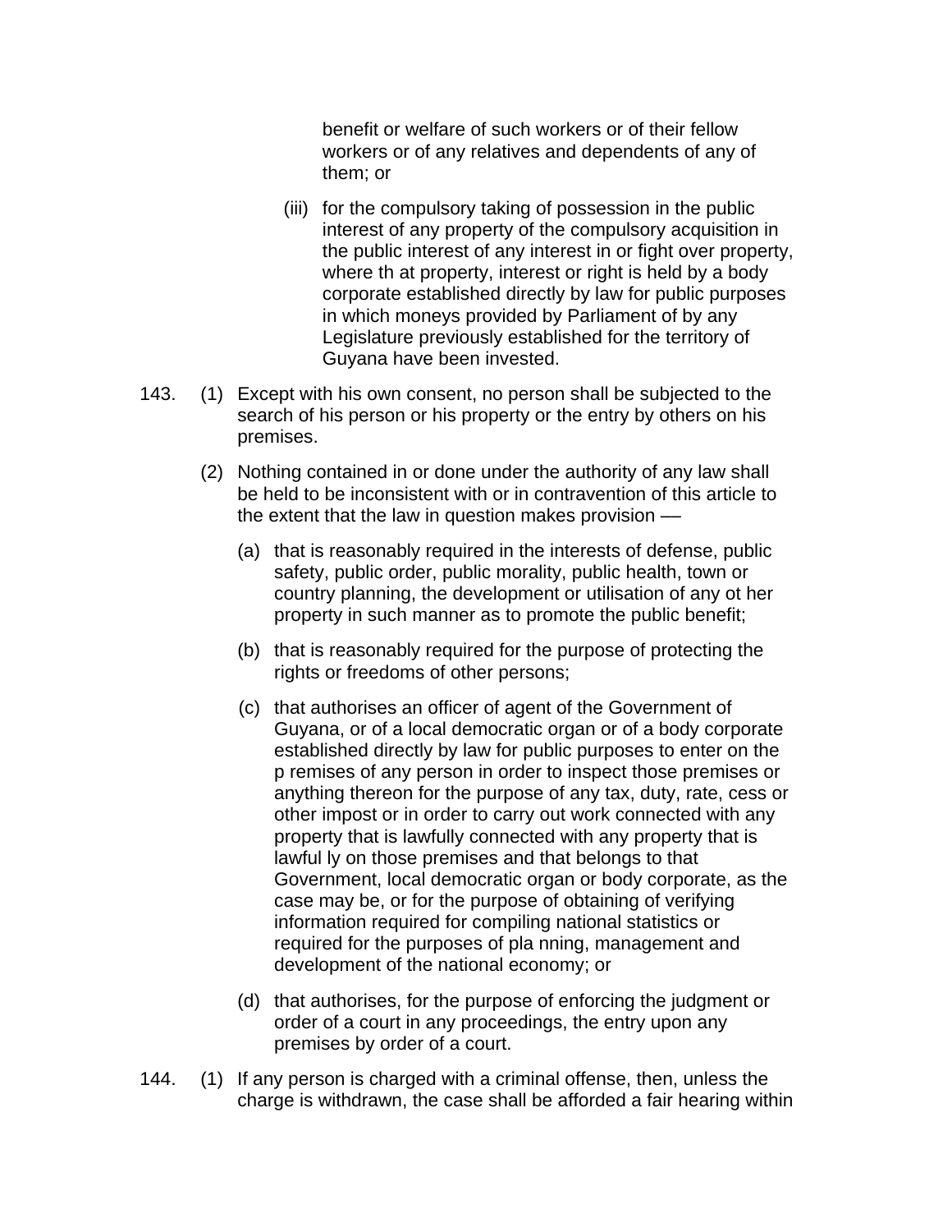benefit or welfare of such workers or of their fellow workers or of any relatives and dependents of any of them; or

(iii) for the compulsory taking of possession in the public interest of any property of the compulsory acquisition in the public interest of any interest in or fight over property, where th at property, interest or right is held by a body corporate established directly by law for public purposes in which moneys provided by Parliament of by any Legislature previously established for the territory of Guyana have been invested.

143. (1) Except with his own consent, no person shall be subjected to the search of his person or his property or the entry by others on his premises.

(2) Nothing contained in or done under the authority of any law shall be held to be inconsistent with or in contravention of this article to the extent that the law in question makes provision —

(a) that is reasonably required in the interests of defense, public safety, public order, public morality, public health, town or country planning, the development or utilisation of any ot her property in such manner as to promote the public benefit;

(b) that is reasonably required for the purpose of protecting the rights or freedoms of other persons;

(c) that authorises an officer of agent of the Government of Guyana, or of a local democratic organ or of a body corporate established directly by law for public purposes to enter on the p remises of any person in order to inspect those premises or anything thereon for the purpose of any tax, duty, rate, cess or other impost or in order to carry out work connected with any property that is lawfully connected with any property that is lawful ly on those premises and that belongs to that Government, local democratic organ or body corporate, as the case may be, or for the purpose of obtaining of verifying information required for compiling national statistics or required for the purposes of pla nning, management and development of the national economy; or

(d) that authorises, for the purpose of enforcing the judgment or order of a court in any proceedings, the entry upon any premises by order of a court.

144. (1) If any person is charged with a criminal offense, then, unless the charge is withdrawn, the case shall be afforded a fair hearing within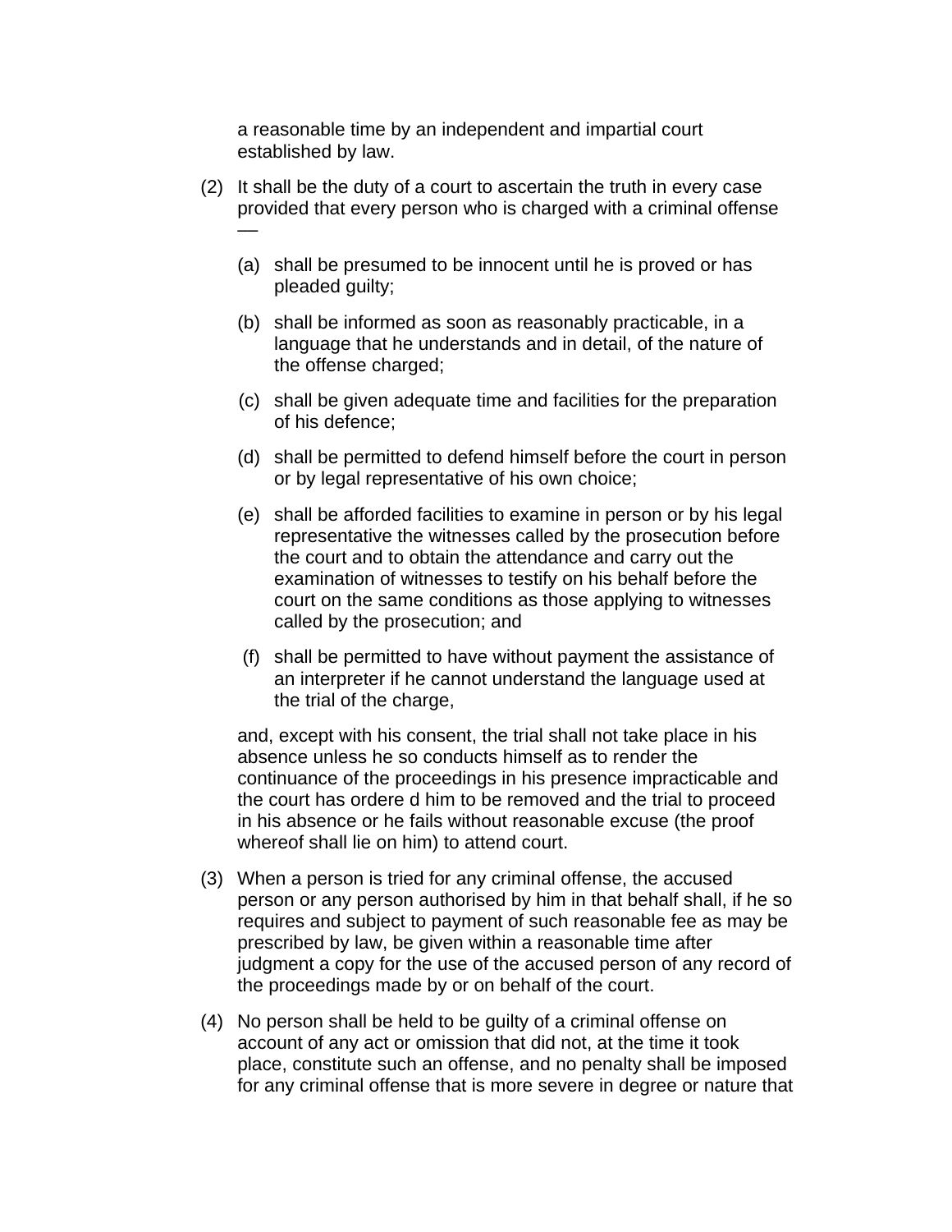a reasonable time by an independent and impartial court established by law.

(2) It shall be the duty of a court to ascertain the truth in every case provided that every person who is charged with a criminal offense —

(a) shall be presumed to be innocent until he is proved or has pleaded guilty;

(b) shall be informed as soon as reasonably practicable, in a language that he understands and in detail, of the nature of the offense charged;

(c) shall be given adequate time and facilities for the preparation of his defence;

(d) shall be permitted to defend himself before the court in person or by legal representative of his own choice;

(e) shall be afforded facilities to examine in person or by his legal representative the witnesses called by the prosecution before the court and to obtain the attendance and carry out the examination of witnesses to testify on his behalf before the court on the same conditions as those applying to witnesses called by the prosecution; and

(f) shall be permitted to have without payment the assistance of an interpreter if he cannot understand the language used at the trial of the charge,

and, except with his consent, the trial shall not take place in his absence unless he so conducts himself as to render the continuance of the proceedings in his presence impracticable and the court has ordere d him to be removed and the trial to proceed in his absence or he fails without reasonable excuse (the proof whereof shall lie on him) to attend court.

(3) When a person is tried for any criminal offense, the accused person or any person authorised by him in that behalf shall, if he so requires and subject to payment of such reasonable fee as may be prescribed by law, be given within a reasonable time after judgment a copy for the use of the accused person of any record of the proceedings made by or on behalf of the court.

(4) No person shall be held to be guilty of a criminal offense on account of any act or omission that did not, at the time it took place, constitute such an offense, and no penalty shall be imposed for any criminal offense that is more severe in degree or nature that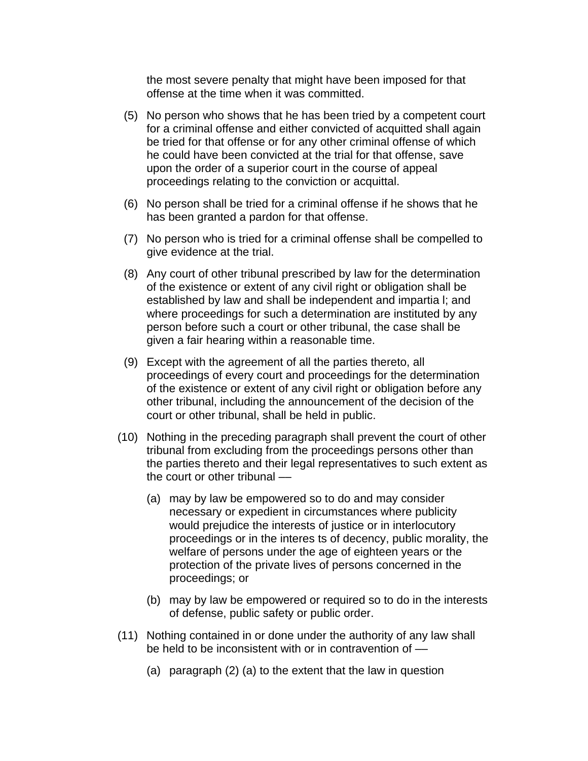the most severe penalty that might have been imposed for that offense at the time when it was committed.

(5) No person who shows that he has been tried by a competent court for a criminal offense and either convicted of acquitted shall again be tried for that offense or for any other criminal offense of which he could have been convicted at the trial for that offense, save upon the order of a superior court in the course of appeal proceedings relating to the conviction or acquittal.

(6) No person shall be tried for a criminal offense if he shows that he has been granted a pardon for that offense.

(7) No person who is tried for a criminal offense shall be compelled to give evidence at the trial.

(8) Any court of other tribunal prescribed by law for the determination of the existence or extent of any civil right or obligation shall be established by law and shall be independent and impartia l; and where proceedings for such a determination are instituted by any person before such a court or other tribunal, the case shall be given a fair hearing within a reasonable time.

(9) Except with the agreement of all the parties thereto, all proceedings of every court and proceedings for the determination of the existence or extent of any civil right or obligation before any other tribunal, including the announcement of the decision of the court or other tribunal, shall be held in public.

(10) Nothing in the preceding paragraph shall prevent the court of other tribunal from excluding from the proceedings persons other than the parties thereto and their legal representatives to such extent as the court or other tribunal —

(a) may by law be empowered so to do and may consider necessary or expedient in circumstances where publicity would prejudice the interests of justice or in interlocutory proceedings or in the interes ts of decency, public morality, the welfare of persons under the age of eighteen years or the protection of the private lives of persons concerned in the proceedings; or

(b) may by law be empowered or required so to do in the interests of defense, public safety or public order.

(11) Nothing contained in or done under the authority of any law shall be held to be inconsistent with or in contravention of —

(a) paragraph (2) (a) to the extent that the law in question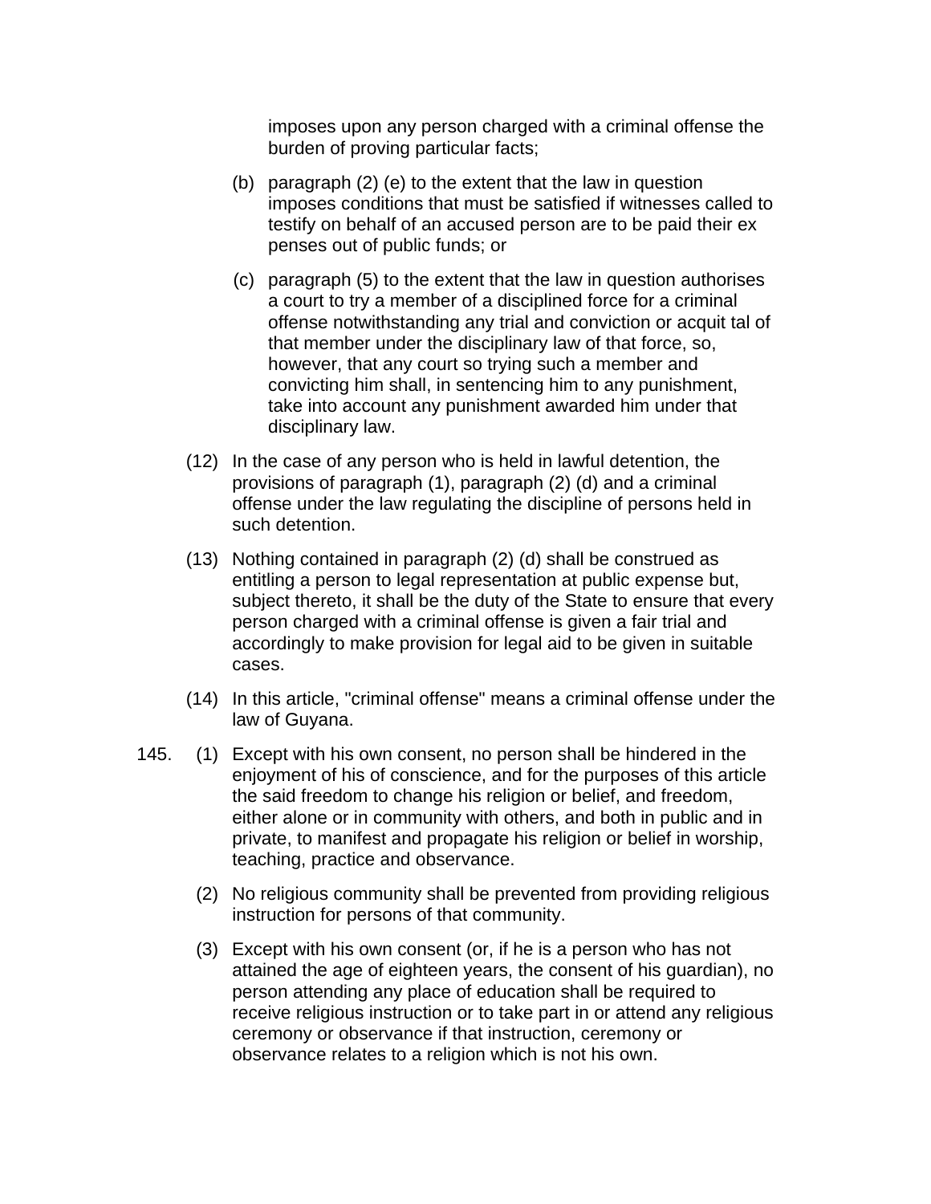imposes upon any person charged with a criminal offense the burden of proving particular facts;

(b) paragraph (2) (e) to the extent that the law in question imposes conditions that must be satisfied if witnesses called to testify on behalf of an accused person are to be paid their ex penses out of public funds; or

(c) paragraph (5) to the extent that the law in question authorises a court to try a member of a disciplined force for a criminal offense notwithstanding any trial and conviction or acquit tal of that member under the disciplinary law of that force, so, however, that any court so trying such a member and convicting him shall, in sentencing him to any punishment, take into account any punishment awarded him under that disciplinary law.

(12) In the case of any person who is held in lawful detention, the provisions of paragraph (1), paragraph (2) (d) and a criminal offense under the law regulating the discipline of persons held in such detention.

(13) Nothing contained in paragraph (2) (d) shall be construed as entitling a person to legal representation at public expense but, subject thereto, it shall be the duty of the State to ensure that every person charged with a criminal offense is given a fair trial and accordingly to make provision for legal aid to be given in suitable cases.

(14) In this article, "criminal offense" means a criminal offense under the law of Guyana.

145. (1) Except with his own consent, no person shall be hindered in the enjoyment of his of conscience, and for the purposes of this article the said freedom to change his religion or belief, and freedom, either alone or in community with others, and both in public and in private, to manifest and propagate his religion or belief in worship, teaching, practice and observance.

(2) No religious community shall be prevented from providing religious instruction for persons of that community.

(3) Except with his own consent (or, if he is a person who has not attained the age of eighteen years, the consent of his guardian), no person attending any place of education shall be required to receive religious instruction or to take part in or attend any religious ceremony or observance if that instruction, ceremony or observance relates to a religion which is not his own.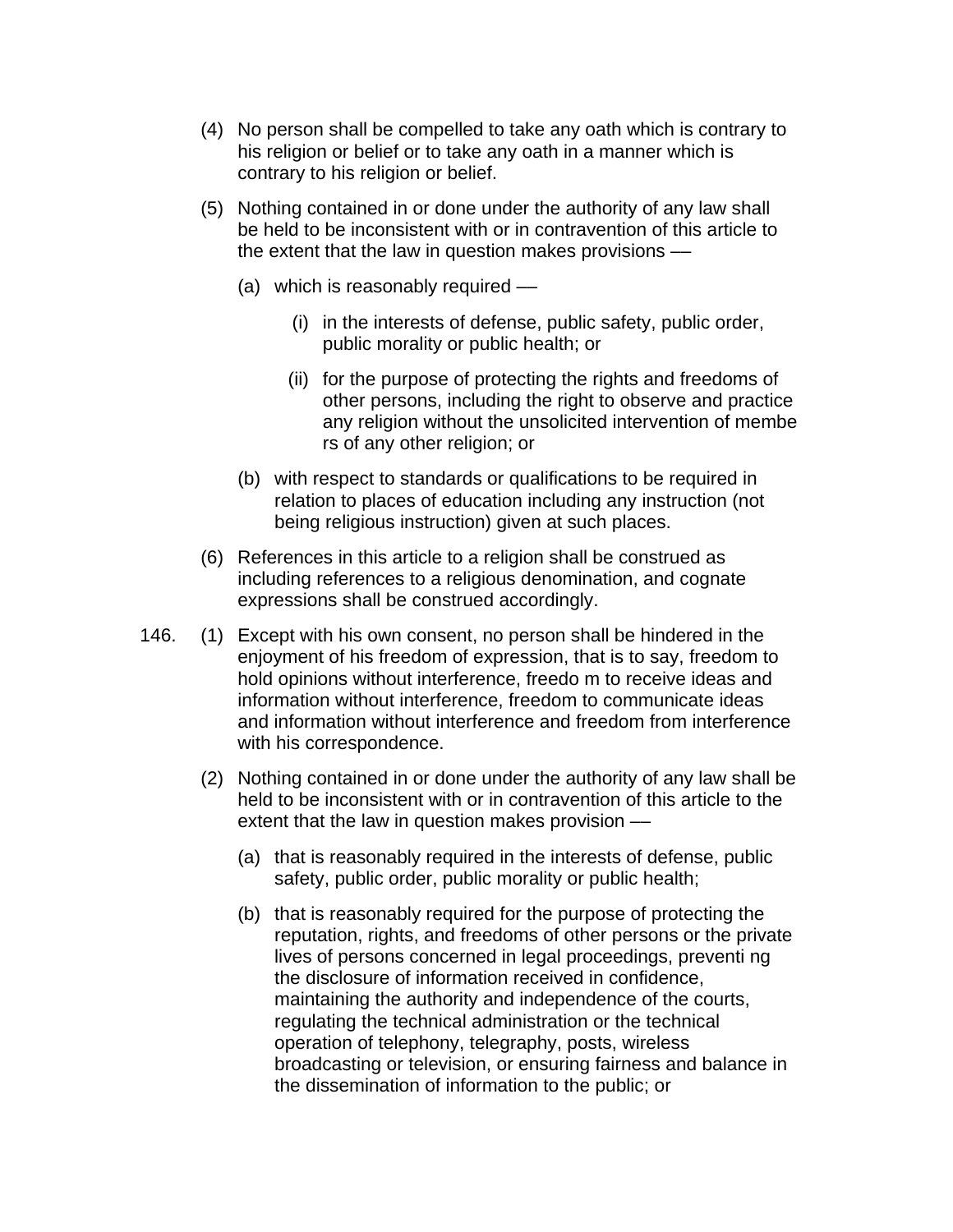(4) No person shall be compelled to take any oath which is contrary to his religion or belief or to take any oath in a manner which is contrary to his religion or belief.

(5) Nothing contained in or done under the authority of any law shall be held to be inconsistent with or in contravention of this article to the extent that the law in question makes provisions ––

(a) which is reasonably required ––

(i) in the interests of defense, public safety, public order, public morality or public health; or

(ii) for the purpose of protecting the rights and freedoms of other persons, including the right to observe and practice any religion without the unsolicited intervention of membe rs of any other religion; or

(b) with respect to standards or qualifications to be required in relation to places of education including any instruction (not being religious instruction) given at such places.

(6) References in this article to a religion shall be construed as including references to a religious denomination, and cognate expressions shall be construed accordingly.

146. (1) Except with his own consent, no person shall be hindered in the enjoyment of his freedom of expression, that is to say, freedom to hold opinions without interference, freedo m to receive ideas and information without interference, freedom to communicate ideas and information without interference and freedom from interference with his correspondence.

(2) Nothing contained in or done under the authority of any law shall be held to be inconsistent with or in contravention of this article to the extent that the law in question makes provision ––

(a) that is reasonably required in the interests of defense, public safety, public order, public morality or public health;

(b) that is reasonably required for the purpose of protecting the reputation, rights, and freedoms of other persons or the private lives of persons concerned in legal proceedings, preventi ng the disclosure of information received in confidence, maintaining the authority and independence of the courts, regulating the technical administration or the technical operation of telephony, telegraphy, posts, wireless broadcasting or television, or ensuring fairness and balance in the dissemination of information to the public; or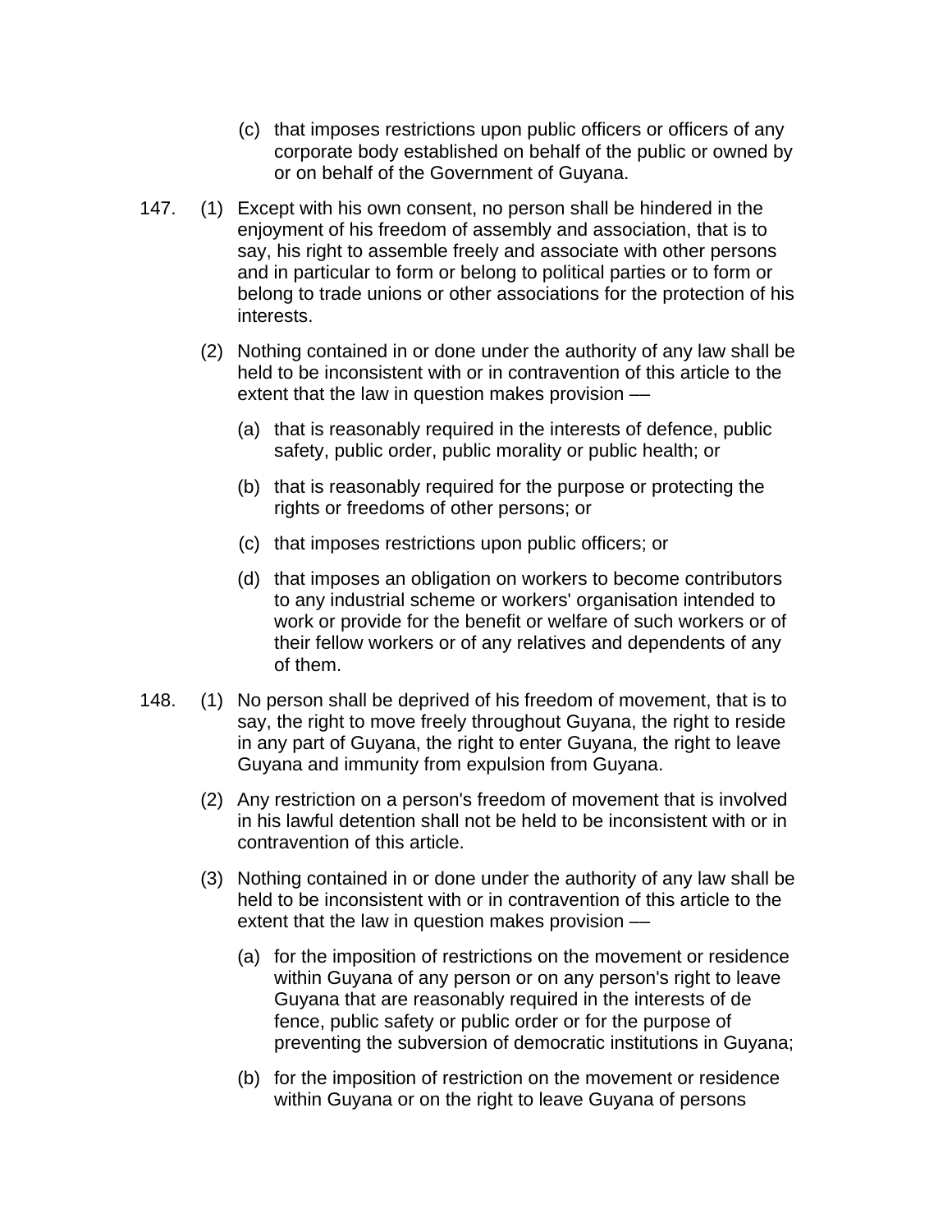(c) that imposes restrictions upon public officers or officers of any corporate body established on behalf of the public or owned by or on behalf of the Government of Guyana.

147. (1) Except with his own consent, no person shall be hindered in the enjoyment of his freedom of assembly and association, that is to say, his right to assemble freely and associate with other persons and in particular to form or belong to political parties or to form or belong to trade unions or other associations for the protection of his interests.

(2) Nothing contained in or done under the authority of any law shall be held to be inconsistent with or in contravention of this article to the extent that the law in question makes provision ––

(a) that is reasonably required in the interests of defence, public safety, public order, public morality or public health; or

(b) that is reasonably required for the purpose or protecting the rights or freedoms of other persons; or

(c) that imposes restrictions upon public officers; or

(d) that imposes an obligation on workers to become contributors to any industrial scheme or workers' organisation intended to work or provide for the benefit or welfare of such workers or of their fellow workers or of any relatives and dependents of any of them.

148. (1) No person shall be deprived of his freedom of movement, that is to say, the right to move freely throughout Guyana, the right to reside in any part of Guyana, the right to enter Guyana, the right to leave Guyana and immunity from expulsion from Guyana.

(2) Any restriction on a person's freedom of movement that is involved in his lawful detention shall not be held to be inconsistent with or in contravention of this article.

(3) Nothing contained in or done under the authority of any law shall be held to be inconsistent with or in contravention of this article to the extent that the law in question makes provision ––

(a) for the imposition of restrictions on the movement or residence within Guyana of any person or on any person's right to leave Guyana that are reasonably required in the interests of de fence, public safety or public order or for the purpose of preventing the subversion of democratic institutions in Guyana;

(b) for the imposition of restriction on the movement or residence within Guyana or on the right to leave Guyana of persons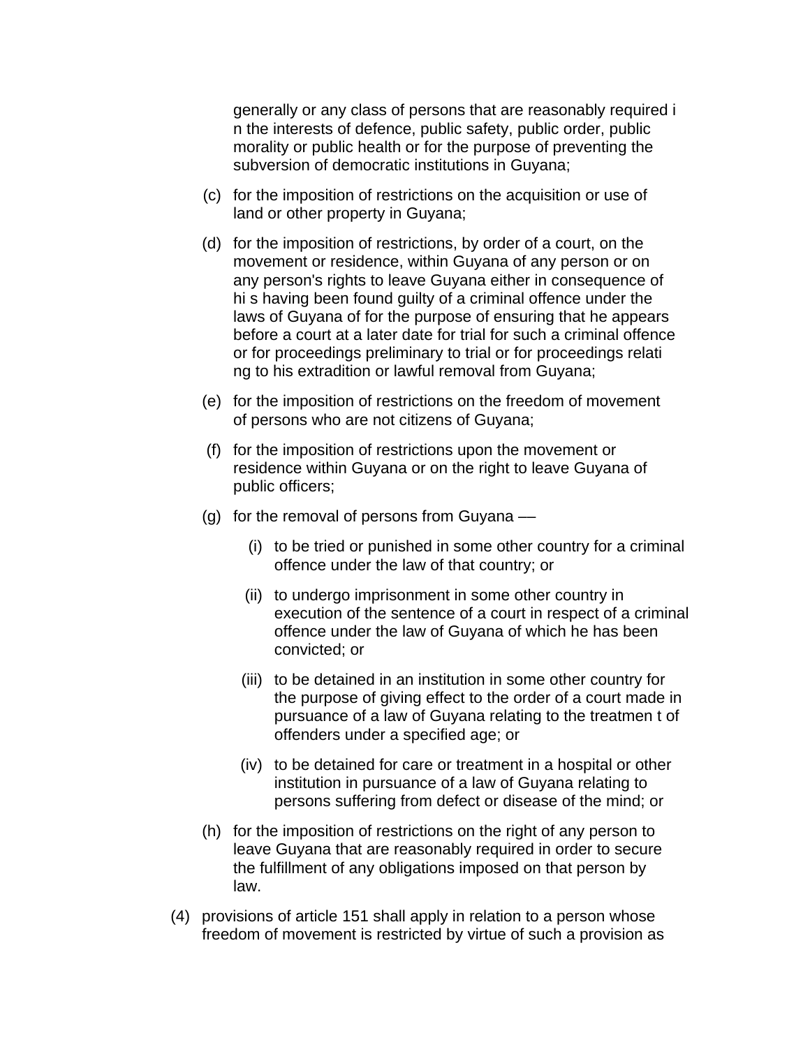generally or any class of persons that are reasonably required in the interests of defence, public safety, public order, public morality or public health or for the purpose of preventing the subversion of democratic institutions in Guyana;

(c) for the imposition of restrictions on the acquisition or use of land or other property in Guyana;

(d) for the imposition of restrictions, by order of a court, on the movement or residence, within Guyana of any person or on any person's rights to leave Guyana either in consequence of his having been found guilty of a criminal offence under the laws of Guyana of for the purpose of ensuring that he appears before a court at a later date for trial for such a criminal offence or for proceedings preliminary to trial or for proceedings relating to his extradition or lawful removal from Guyana;

(e) for the imposition of restrictions on the freedom of movement of persons who are not citizens of Guyana;

(f) for the imposition of restrictions upon the movement or residence within Guyana or on the right to leave Guyana of public officers;

(g) for the removal of persons from Guyana —

   (i) to be tried or punished in some other country for a criminal offence under the law of that country; or

   (ii) to undergo imprisonment in some other country in execution of the sentence of a court in respect of a criminal offence under the law of Guyana of which he has been convicted; or

   (iii) to be detained in an institution in some other country for the purpose of giving effect to the order of a court made in pursuance of a law of Guyana relating to the treatment of offenders under a specified age; or

   (iv) to be detained for care or treatment in a hospital or other institution in pursuance of a law of Guyana relating to persons suffering from defect or disease of the mind; or

(h) for the imposition of restrictions on the right of any person to leave Guyana that are reasonably required in order to secure the fulfillment of any obligations imposed on that person by law.

(4) provisions of article 151 shall apply in relation to a person whose freedom of movement is restricted by virtue of such a provision as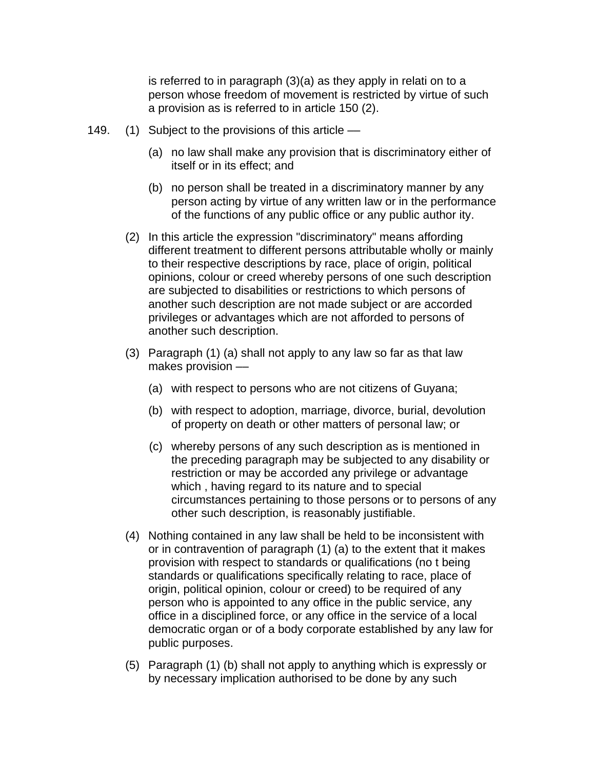is referred to in paragraph (3)(a) as they apply in relation to a person whose freedom of movement is restricted by virtue of such a provision as is referred to in article 150 (2).

149. (1) Subject to the provisions of this article ––

(a) no law shall make any provision that is discriminatory either of itself or in its effect; and

(b) no person shall be treated in a discriminatory manner by any person acting by virtue of any written law or in the performance of the functions of any public office or any public authority.

(2) In this article the expression "discriminatory" means affording different treatment to different persons attributable wholly or mainly to their respective descriptions by race, place of origin, political opinions, colour or creed whereby persons of one such description are subjected to disabilities or restrictions to which persons of another such description are not made subject or are accorded privileges or advantages which are not afforded to persons of another such description.

(3) Paragraph (1) (a) shall not apply to any law so far as that law makes provision ––

(a) with respect to persons who are not citizens of Guyana;

(b) with respect to adoption, marriage, divorce, burial, devolution of property on death or other matters of personal law; or

(c) whereby persons of any such description as is mentioned in the preceding paragraph may be subjected to any disability or restriction or may be accorded any privilege or advantage which , having regard to its nature and to special circumstances pertaining to those persons or to persons of any other such description, is reasonably justifiable.

(4) Nothing contained in any law shall be held to be inconsistent with or in contravention of paragraph (1) (a) to the extent that it makes provision with respect to standards or qualifications (not being standards or qualifications specifically relating to race, place of origin, political opinion, colour or creed) to be required of any person who is appointed to any office in the public service, any office in a disciplined force, or any office in the service of a local democratic organ or of a body corporate established by any law for public purposes.

(5) Paragraph (1) (b) shall not apply to anything which is expressly or by necessary implication authorised to be done by any such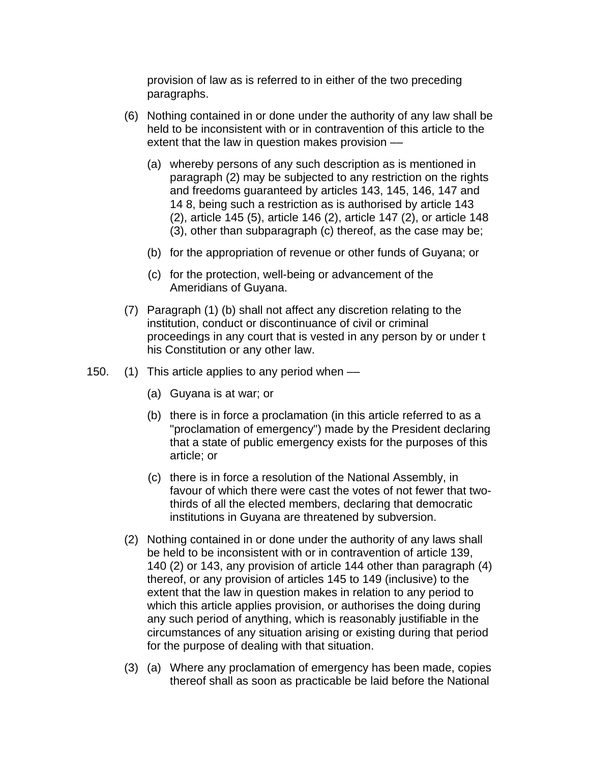provision of law as is referred to in either of the two preceding paragraphs.

(6) Nothing contained in or done under the authority of any law shall be held to be inconsistent with or in contravention of this article to the extent that the law in question makes provision ––

(a) whereby persons of any such description as is mentioned in paragraph (2) may be subjected to any restriction on the rights and freedoms guaranteed by articles 143, 145, 146, 147 and 14 8, being such a restriction as is authorised by article 143 (2), article 145 (5), article 146 (2), article 147 (2), or article 148 (3), other than subparagraph (c) thereof, as the case may be;

(b) for the appropriation of revenue or other funds of Guyana; or

(c) for the protection, well-being or advancement of the Ameridians of Guyana.

(7) Paragraph (1) (b) shall not affect any discretion relating to the institution, conduct or discontinuance of civil or criminal proceedings in any court that is vested in any person by or under t his Constitution or any other law.

150. (1) This article applies to any period when ––

(a) Guyana is at war; or

(b) there is in force a proclamation (in this article referred to as a "proclamation of emergency") made by the President declaring that a state of public emergency exists for the purposes of this article; or

(c) there is in force a resolution of the National Assembly, in favour of which there were cast the votes of not fewer that two-thirds of all the elected members, declaring that democratic institutions in Guyana are threatened by subversion.

(2) Nothing contained in or done under the authority of any laws shall be held to be inconsistent with or in contravention of article 139, 140 (2) or 143, any provision of article 144 other than paragraph (4) thereof, or any provision of articles 145 to 149 (inclusive) to the extent that the law in question makes in relation to any period to which this article applies provision, or authorises the doing during any such period of anything, which is reasonably justifiable in the circumstances of any situation arising or existing during that period for the purpose of dealing with that situation.

(3) (a) Where any proclamation of emergency has been made, copies thereof shall as soon as practicable be laid before the National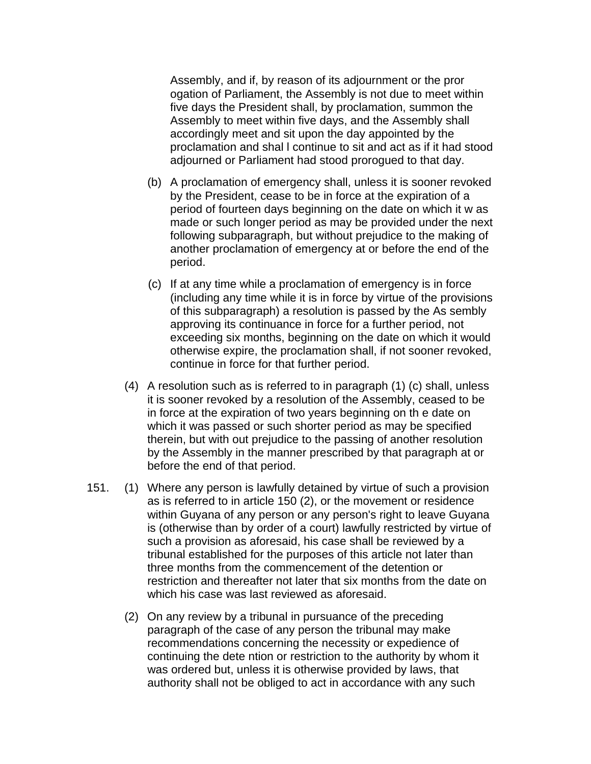Assembly, and if, by reason of its adjournment or the pror ogation of Parliament, the Assembly is not due to meet within five days the President shall, by proclamation, summon the Assembly to meet within five days, and the Assembly shall accordingly meet and sit upon the day appointed by the proclamation and shal l continue to sit and act as if it had stood adjourned or Parliament had stood prorogued to that day.

(b) A proclamation of emergency shall, unless it is sooner revoked by the President, cease to be in force at the expiration of a period of fourteen days beginning on the date on which it w as made or such longer period as may be provided under the next following subparagraph, but without prejudice to the making of another proclamation of emergency at or before the end of the period.

(c) If at any time while a proclamation of emergency is in force (including any time while it is in force by virtue of the provisions of this subparagraph) a resolution is passed by the As sembly approving its continuance in force for a further period, not exceeding six months, beginning on the date on which it would otherwise expire, the proclamation shall, if not sooner revoked, continue in force for that further period.

(4) A resolution such as is referred to in paragraph (1) (c) shall, unless it is sooner revoked by a resolution of the Assembly, ceased to be in force at the expiration of two years beginning on th e date on which it was passed or such shorter period as may be specified therein, but with out prejudice to the passing of another resolution by the Assembly in the manner prescribed by that paragraph at or before the end of that period.

151. (1) Where any person is lawfully detained by virtue of such a provision as is referred to in article 150 (2), or the movement or residence within Guyana of any person or any person's right to leave Guyana is (otherwise than by order of a court) lawfully restricted by virtue of such a provision as aforesaid, his case shall be reviewed by a tribunal established for the purposes of this article not later than three months from the commencement of the detention or restriction and thereafter not later that six months from the date on which his case was last reviewed as aforesaid.

(2) On any review by a tribunal in pursuance of the preceding paragraph of the case of any person the tribunal may make recommendations concerning the necessity or expedience of continuing the dete ntion or restriction to the authority by whom it was ordered but, unless it is otherwise provided by laws, that authority shall not be obliged to act in accordance with any such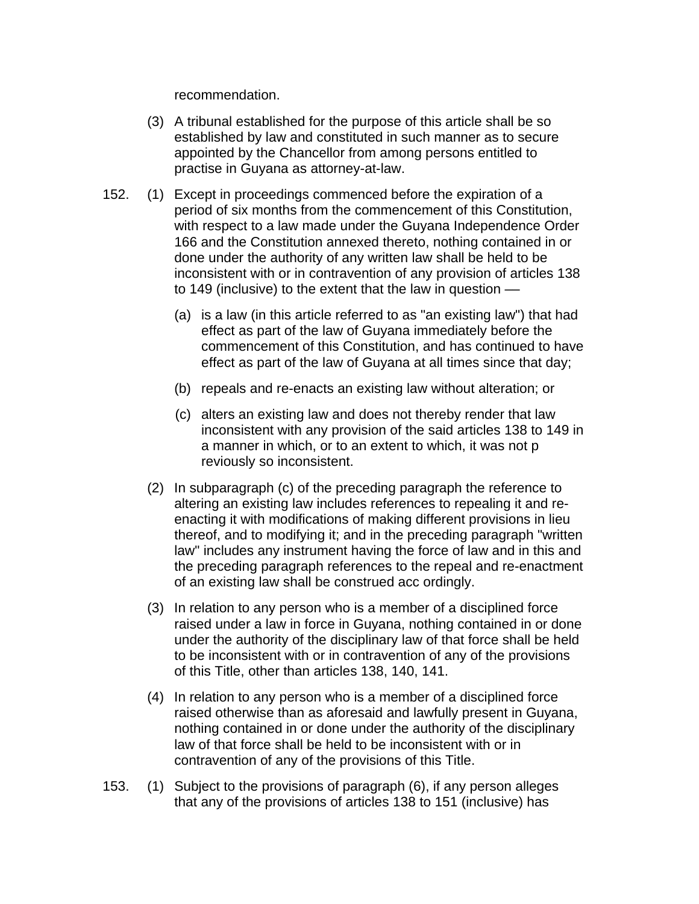recommendation.

(3) A tribunal established for the purpose of this article shall be so established by law and constituted in such manner as to secure appointed by the Chancellor from among persons entitled to practise in Guyana as attorney-at-law.

152. (1) Except in proceedings commenced before the expiration of a period of six months from the commencement of this Constitution, with respect to a law made under the Guyana Independence Order 166 and the Constitution annexed thereto, nothing contained in or done under the authority of any written law shall be held to be inconsistent with or in contravention of any provision of articles 138 to 149 (inclusive) to the extent that the law in question —

(a) is a law (in this article referred to as "an existing law") that had effect as part of the law of Guyana immediately before the commencement of this Constitution, and has continued to have effect as part of the law of Guyana at all times since that day;

(b) repeals and re-enacts an existing law without alteration; or

(c) alters an existing law and does not thereby render that law inconsistent with any provision of the said articles 138 to 149 in a manner in which, or to an extent to which, it was not p reviously so inconsistent.

(2) In subparagraph (c) of the preceding paragraph the reference to altering an existing law includes references to repealing it and re-enacting it with modifications of making different provisions in lieu thereof, and to modifying it; and in the preceding paragraph "written law" includes any instrument having the force of law and in this and the preceding paragraph references to the repeal and re-enactment of an existing law shall be construed acc ordingly.

(3) In relation to any person who is a member of a disciplined force raised under a law in force in Guyana, nothing contained in or done under the authority of the disciplinary law of that force shall be held to be inconsistent with or in contravention of any of the provisions of this Title, other than articles 138, 140, 141.

(4) In relation to any person who is a member of a disciplined force raised otherwise than as aforesaid and lawfully present in Guyana, nothing contained in or done under the authority of the disciplinary law of that force shall be held to be inconsistent with or in contravention of any of the provisions of this Title.

153. (1) Subject to the provisions of paragraph (6), if any person alleges that any of the provisions of articles 138 to 151 (inclusive) has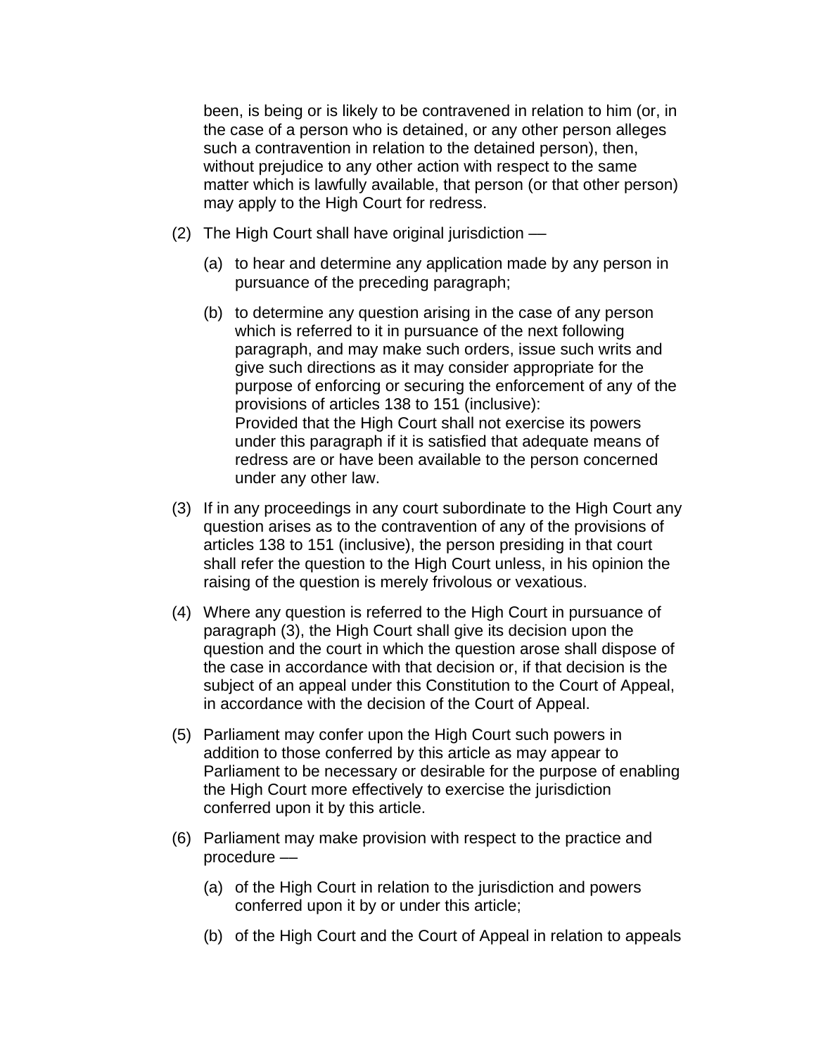been, is being or is likely to be contravened in relation to him (or, in the case of a person who is detained, or any other person alleges such a contravention in relation to the detained person), then, without prejudice to any other action with respect to the same matter which is lawfully available, that person (or that other person) may apply to the High Court for redress.

(2) The High Court shall have original jurisdiction ––

(a) to hear and determine any application made by any person in pursuance of the preceding paragraph;

(b) to determine any question arising in the case of any person which is referred to it in pursuance of the next following paragraph, and may make such orders, issue such writs and give such directions as it may consider appropriate for the purpose of enforcing or securing the enforcement of any of the provisions of articles 138 to 151 (inclusive):
Provided that the High Court shall not exercise its powers under this paragraph if it is satisfied that adequate means of redress are or have been available to the person concerned under any other law.

(3) If in any proceedings in any court subordinate to the High Court any question arises as to the contravention of any of the provisions of articles 138 to 151 (inclusive), the person presiding in that court shall refer the question to the High Court unless, in his opinion the raising of the question is merely frivolous or vexatious.

(4) Where any question is referred to the High Court in pursuance of paragraph (3), the High Court shall give its decision upon the question and the court in which the question arose shall dispose of the case in accordance with that decision or, if that decision is the subject of an appeal under this Constitution to the Court of Appeal, in accordance with the decision of the Court of Appeal.

(5) Parliament may confer upon the High Court such powers in addition to those conferred by this article as may appear to Parliament to be necessary or desirable for the purpose of enabling the High Court more effectively to exercise the jurisdiction conferred upon it by this article.

(6) Parliament may make provision with respect to the practice and procedure ––

(a) of the High Court in relation to the jurisdiction and powers conferred upon it by or under this article;

(b) of the High Court and the Court of Appeal in relation to appeals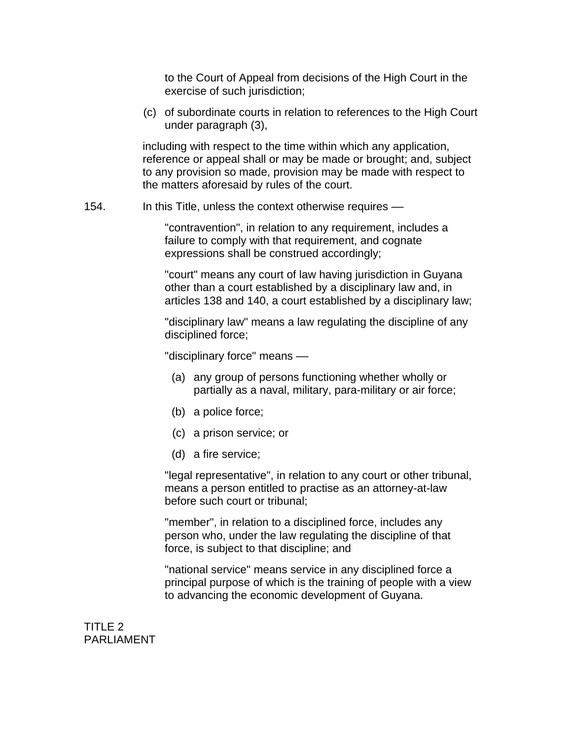to the Court of Appeal from decisions of the High Court in the exercise of such jurisdiction;

(c) of subordinate courts in relation to references to the High Court under paragraph (3),

including with respect to the time within which any application, reference or appeal shall or may be made or brought; and, subject to any provision so made, provision may be made with respect to the matters aforesaid by rules of the court.

154. In this Title, unless the context otherwise requires —

"contravention", in relation to any requirement, includes a failure to comply with that requirement, and cognate expressions shall be construed accordingly;

"court" means any court of law having jurisdiction in Guyana other than a court established by a disciplinary law and, in articles 138 and 140, a court established by a disciplinary law;

"disciplinary law" means a law regulating the discipline of any disciplined force;

"disciplinary force" means —

(a) any group of persons functioning whether wholly or partially as a naval, military, para-military or air force;

(b) a police force;

(c) a prison service; or

(d) a fire service;

"legal representative", in relation to any court or other tribunal, means a person entitled to practise as an attorney-at-law before such court or tribunal;

"member", in relation to a disciplined force, includes any person who, under the law regulating the discipline of that force, is subject to that discipline; and

"national service" means service in any disciplined force a principal purpose of which is the training of people with a view to advancing the economic development of Guyana.

## TITLE 2
## PARLIAMENT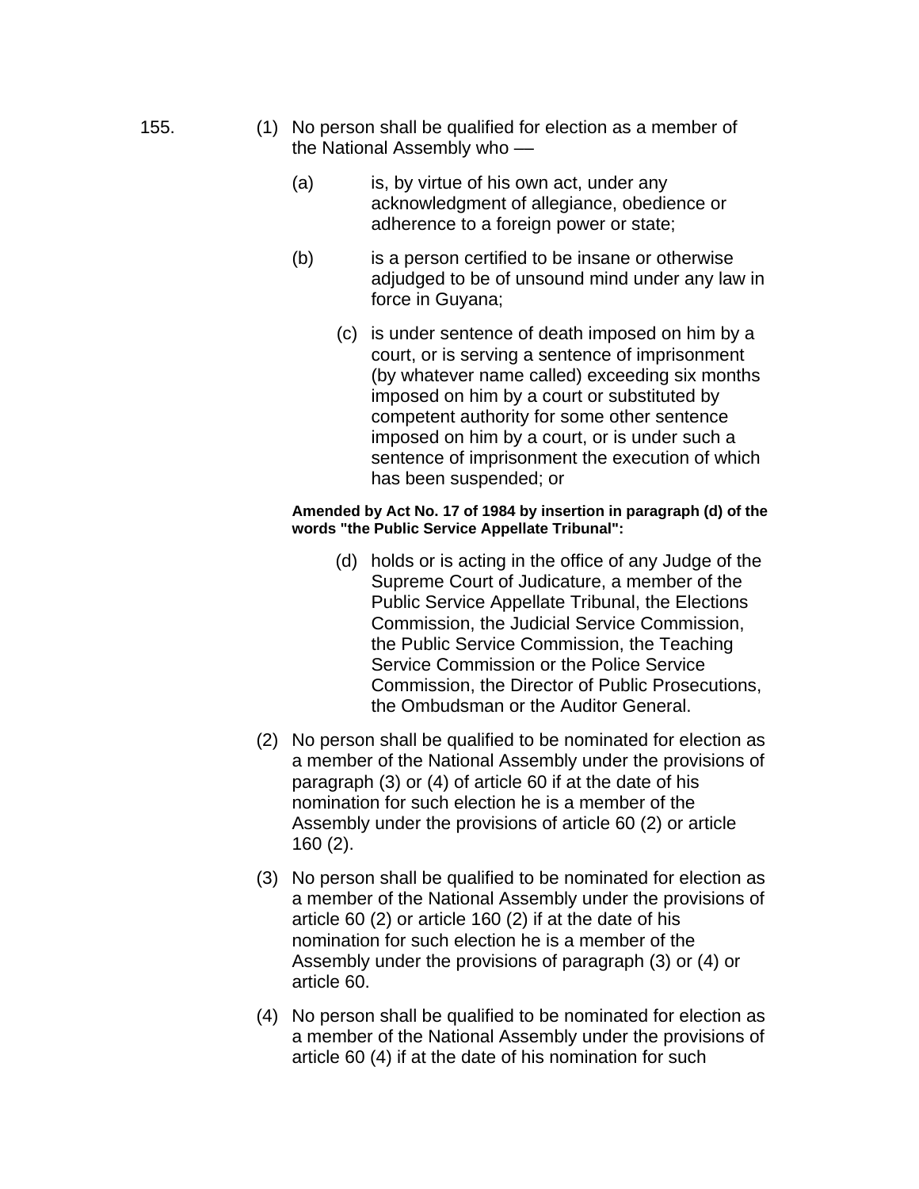155. (1) No person shall be qualified for election as a member of the National Assembly who —

(a) is, by virtue of his own act, under any acknowledgment of allegiance, obedience or adherence to a foreign power or state;

(b) is a person certified to be insane or otherwise adjudged to be of unsound mind under any law in force in Guyana;

(c) is under sentence of death imposed on him by a court, or is serving a sentence of imprisonment (by whatever name called) exceeding six months imposed on him by a court or substituted by competent authority for some other sentence imposed on him by a court, or is under such a sentence of imprisonment the execution of which has been suspended; or

**Amended by Act No. 17 of 1984 by insertion in paragraph (d) of the words "the Public Service Appellate Tribunal":**

(d) holds or is acting in the office of any Judge of the Supreme Court of Judicature, a member of the Public Service Appellate Tribunal, the Elections Commission, the Judicial Service Commission, the Public Service Commission, the Teaching Service Commission or the Police Service Commission, the Director of Public Prosecutions, the Ombudsman or the Auditor General.

(2) No person shall be qualified to be nominated for election as a member of the National Assembly under the provisions of paragraph (3) or (4) of article 60 if at the date of his nomination for such election he is a member of the Assembly under the provisions of article 60 (2) or article 160 (2).

(3) No person shall be qualified to be nominated for election as a member of the National Assembly under the provisions of article 60 (2) or article 160 (2) if at the date of his nomination for such election he is a member of the Assembly under the provisions of paragraph (3) or (4) or article 60.

(4) No person shall be qualified to be nominated for election as a member of the National Assembly under the provisions of article 60 (4) if at the date of his nomination for such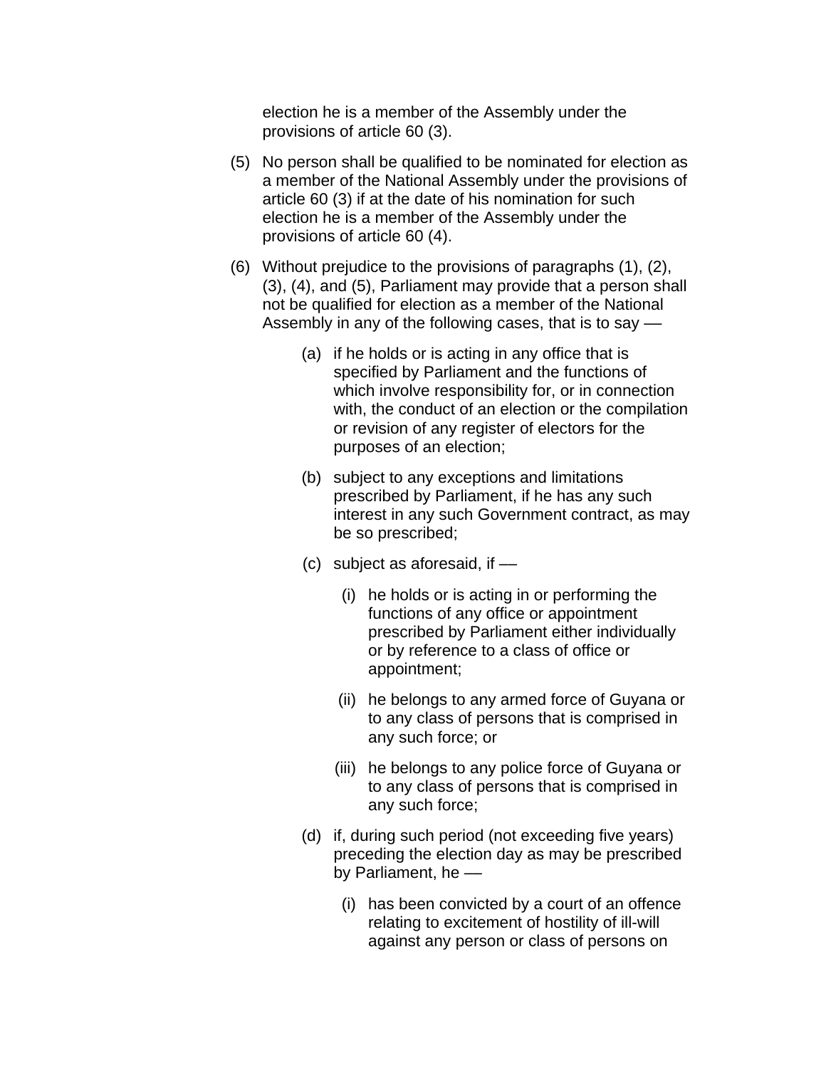election he is a member of the Assembly under the provisions of article 60 (3).

(5) No person shall be qualified to be nominated for election as a member of the National Assembly under the provisions of article 60 (3) if at the date of his nomination for such election he is a member of the Assembly under the provisions of article 60 (4).

(6) Without prejudice to the provisions of paragraphs (1), (2), (3), (4), and (5), Parliament may provide that a person shall not be qualified for election as a member of the National Assembly in any of the following cases, that is to say —

  (a) if he holds or is acting in any office that is specified by Parliament and the functions of which involve responsibility for, or in connection with, the conduct of an election or the compilation or revision of any register of electors for the purposes of an election;

  (b) subject to any exceptions and limitations prescribed by Parliament, if he has any such interest in any such Government contract, as may be so prescribed;

  (c) subject as aforesaid, if —

    (i) he holds or is acting in or performing the functions of any office or appointment prescribed by Parliament either individually or by reference to a class of office or appointment;

    (ii) he belongs to any armed force of Guyana or to any class of persons that is comprised in any such force; or

    (iii) he belongs to any police force of Guyana or to any class of persons that is comprised in any such force;

  (d) if, during such period (not exceeding five years) preceding the election day as may be prescribed by Parliament, he —

    (i) has been convicted by a court of an offence relating to excitement of hostility of ill-will against any person or class of persons on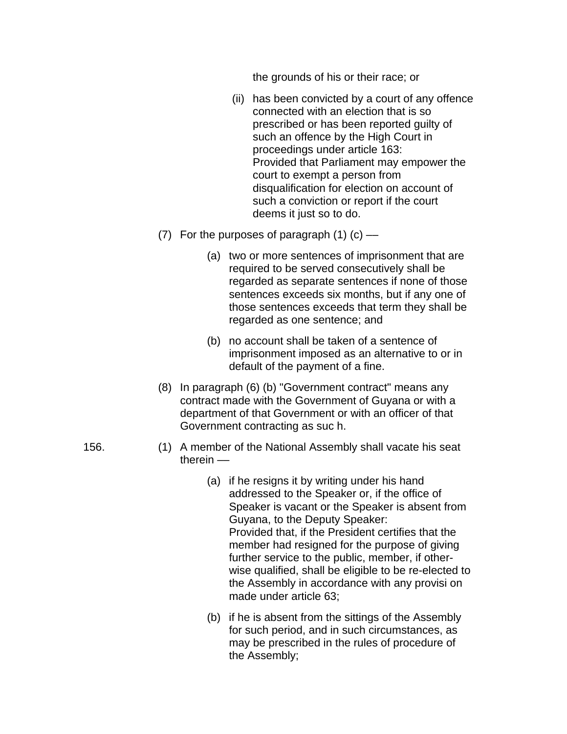the grounds of his or their race; or

(ii) has been convicted by a court of any offence connected with an election that is so prescribed or has been reported guilty of such an offence by the High Court in proceedings under article 163:
Provided that Parliament may empower the court to exempt a person from disqualification for election on account of such a conviction or report if the court deems it just so to do.

(7) For the purposes of paragraph (1) (c) ––

(a) two or more sentences of imprisonment that are required to be served consecutively shall be regarded as separate sentences if none of those sentences exceeds six months, but if any one of those sentences exceeds that term they shall be regarded as one sentence; and

(b) no account shall be taken of a sentence of imprisonment imposed as an alternative to or in default of the payment of a fine.

(8) In paragraph (6) (b) "Government contract" means any contract made with the Government of Guyana or with a department of that Government or with an officer of that Government contracting as suc h.

156. (1) A member of the National Assembly shall vacate his seat therein ––

(a) if he resigns it by writing under his hand addressed to the Speaker or, if the office of Speaker is vacant or the Speaker is absent from Guyana, to the Deputy Speaker:
Provided that, if the President certifies that the member had resigned for the purpose of giving further service to the public, member, if otherwise qualified, shall be eligible to be re-elected to the Assembly in accordance with any provisi on made under article 63;

(b) if he is absent from the sittings of the Assembly for such period, and in such circumstances, as may be prescribed in the rules of procedure of the Assembly;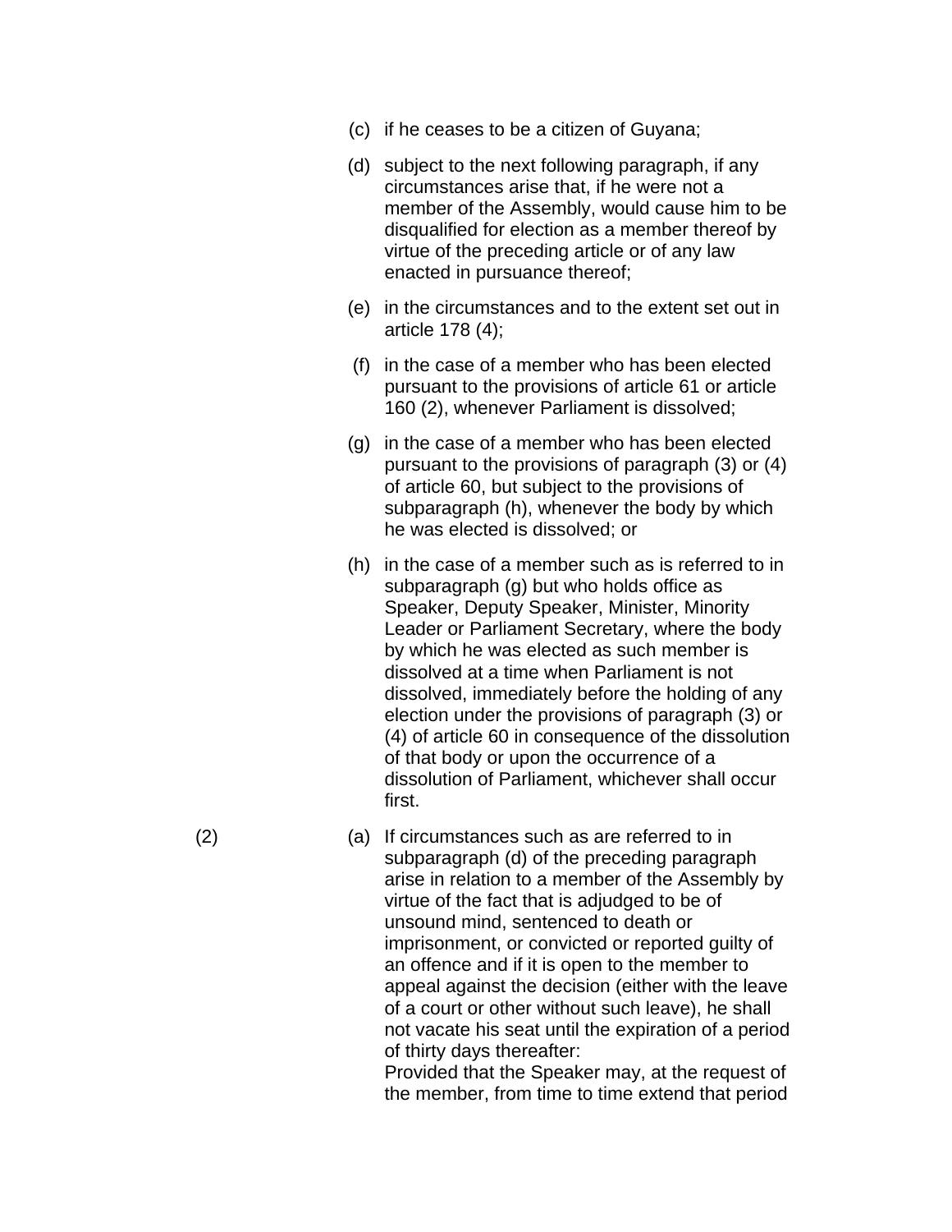(c) if he ceases to be a citizen of Guyana;

(d) subject to the next following paragraph, if any circumstances arise that, if he were not a member of the Assembly, would cause him to be disqualified for election as a member thereof by virtue of the preceding article or of any law enacted in pursuance thereof;

(e) in the circumstances and to the extent set out in article 178 (4);

(f) in the case of a member who has been elected pursuant to the provisions of article 61 or article 160 (2), whenever Parliament is dissolved;

(g) in the case of a member who has been elected pursuant to the provisions of paragraph (3) or (4) of article 60, but subject to the provisions of subparagraph (h), whenever the body by which he was elected is dissolved; or

(h) in the case of a member such as is referred to in subparagraph (g) but who holds office as Speaker, Deputy Speaker, Minister, Minority Leader or Parliament Secretary, where the body by which he was elected as such member is dissolved at a time when Parliament is not dissolved, immediately before the holding of any election under the provisions of paragraph (3) or (4) of article 60 in consequence of the dissolution of that body or upon the occurrence of a dissolution of Parliament, whichever shall occur first.

(2) (a) If circumstances such as are referred to in subparagraph (d) of the preceding paragraph arise in relation to a member of the Assembly by virtue of the fact that is adjudged to be of unsound mind, sentenced to death or imprisonment, or convicted or reported guilty of an offence and if it is open to the member to appeal against the decision (either with the leave of a court or other without such leave), he shall not vacate his seat until the expiration of a period of thirty days thereafter:

Provided that the Speaker may, at the request of the member, from time to time extend that period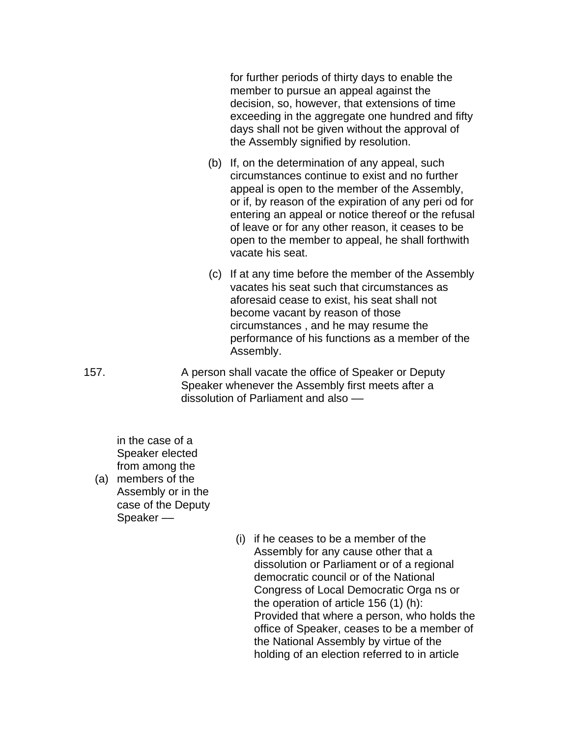for further periods of thirty days to enable the member to pursue an appeal against the decision, so, however, that extensions of time exceeding in the aggregate one hundred and fifty days shall not be given without the approval of the Assembly signified by resolution.

(b) If, on the determination of any appeal, such circumstances continue to exist and no further appeal is open to the member of the Assembly, or if, by reason of the expiration of any peri od for entering an appeal or notice thereof or the refusal of leave or for any other reason, it ceases to be open to the member to appeal, he shall forthwith vacate his seat.

(c) If at any time before the member of the Assembly vacates his seat such that circumstances as aforesaid cease to exist, his seat shall not become vacant by reason of those circumstances , and he may resume the performance of his functions as a member of the Assembly.

157. A person shall vacate the office of Speaker or Deputy Speaker whenever the Assembly first meets after a dissolution of Parliament and also —

(a) in the case of a Speaker elected from among the members of the Assembly or in the case of the Deputy Speaker —

(i) if he ceases to be a member of the Assembly for any cause other that a dissolution or Parliament or of a regional democratic council or of the National Congress of Local Democratic Orga ns or the operation of article 156 (1) (h): Provided that where a person, who holds the office of Speaker, ceases to be a member of the National Assembly by virtue of the holding of an election referred to in article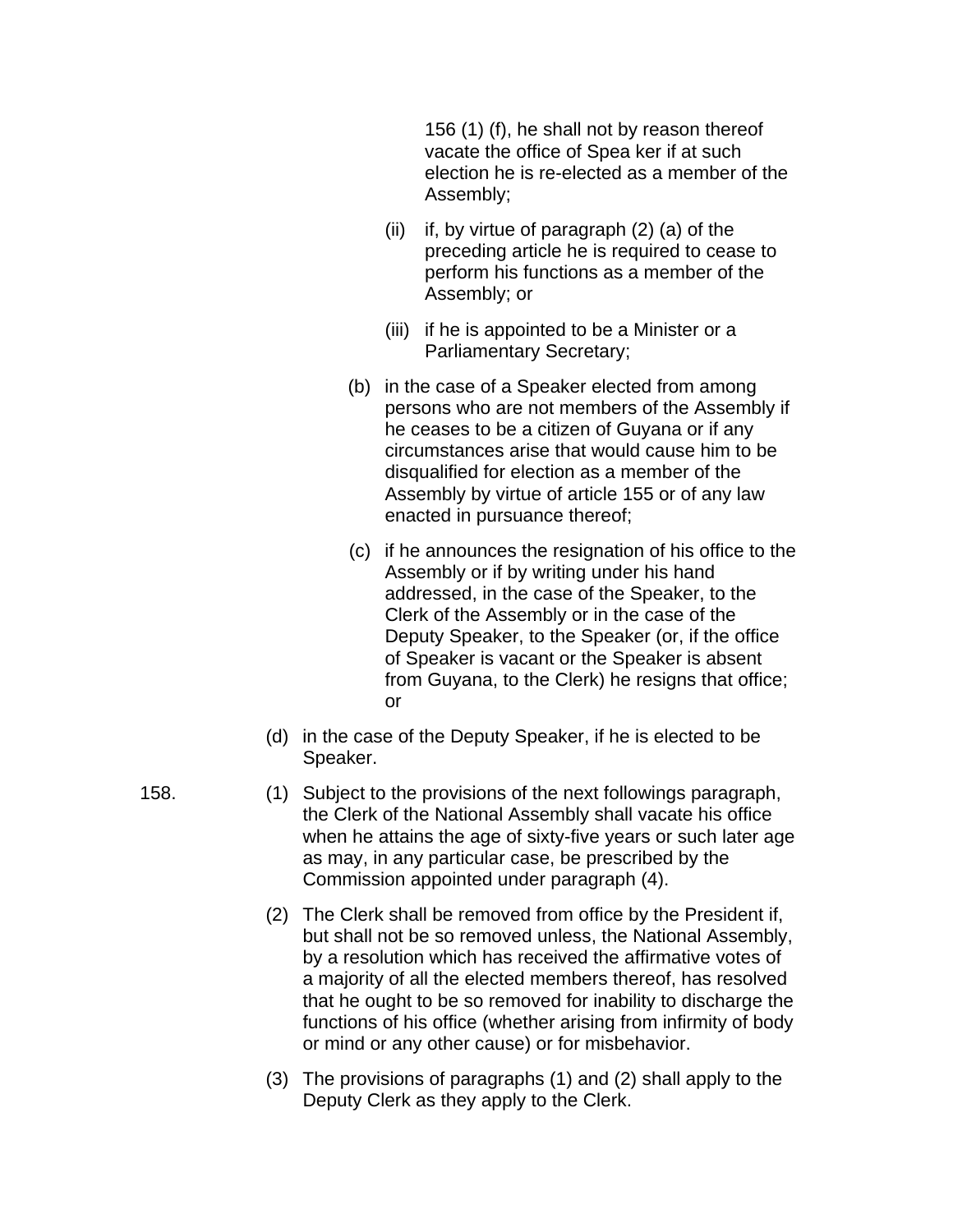156 (1) (f), he shall not by reason thereof vacate the office of Spea ker if at such election he is re-elected as a member of the Assembly;

(ii) if, by virtue of paragraph (2) (a) of the preceding article he is required to cease to perform his functions as a member of the Assembly; or

(iii) if he is appointed to be a Minister or a Parliamentary Secretary;

(b) in the case of a Speaker elected from among persons who are not members of the Assembly if he ceases to be a citizen of Guyana or if any circumstances arise that would cause him to be disqualified for election as a member of the Assembly by virtue of article 155 or of any law enacted in pursuance thereof;

(c) if he announces the resignation of his office to the Assembly or if by writing under his hand addressed, in the case of the Speaker, to the Clerk of the Assembly or in the case of the Deputy Speaker, to the Speaker (or, if the office of Speaker is vacant or the Speaker is absent from Guyana, to the Clerk) he resigns that office; or

(d) in the case of the Deputy Speaker, if he is elected to be Speaker.

158. (1) Subject to the provisions of the next followings paragraph, the Clerk of the National Assembly shall vacate his office when he attains the age of sixty-five years or such later age as may, in any particular case, be prescribed by the Commission appointed under paragraph (4).

(2) The Clerk shall be removed from office by the President if, but shall not be so removed unless, the National Assembly, by a resolution which has received the affirmative votes of a majority of all the elected members thereof, has resolved that he ought to be so removed for inability to discharge the functions of his office (whether arising from infirmity of body or mind or any other cause) or for misbehavior.

(3) The provisions of paragraphs (1) and (2) shall apply to the Deputy Clerk as they apply to the Clerk.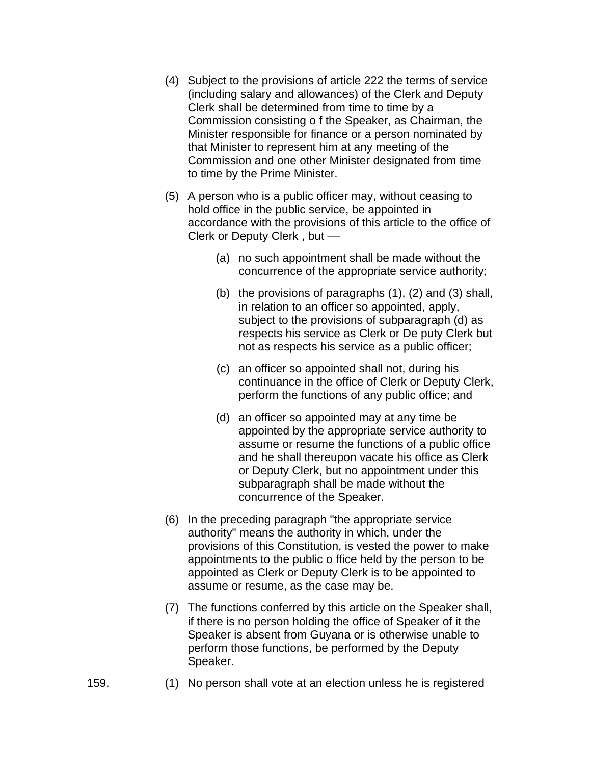(4) Subject to the provisions of article 222 the terms of service (including salary and allowances) of the Clerk and Deputy Clerk shall be determined from time to time by a Commission consisting o f the Speaker, as Chairman, the Minister responsible for finance or a person nominated by that Minister to represent him at any meeting of the Commission and one other Minister designated from time to time by the Prime Minister.

(5) A person who is a public officer may, without ceasing to hold office in the public service, be appointed in accordance with the provisions of this article to the office of Clerk or Deputy Clerk , but ––

(a) no such appointment shall be made without the concurrence of the appropriate service authority;

(b) the provisions of paragraphs (1), (2) and (3) shall, in relation to an officer so appointed, apply, subject to the provisions of subparagraph (d) as respects his service as Clerk or De puty Clerk but not as respects his service as a public officer;

(c) an officer so appointed shall not, during his continuance in the office of Clerk or Deputy Clerk, perform the functions of any public office; and

(d) an officer so appointed may at any time be appointed by the appropriate service authority to assume or resume the functions of a public office and he shall thereupon vacate his office as Clerk or Deputy Clerk, but no appointment under this subparagraph shall be made without the concurrence of the Speaker.

(6) In the preceding paragraph "the appropriate service authority" means the authority in which, under the provisions of this Constitution, is vested the power to make appointments to the public o ffice held by the person to be appointed as Clerk or Deputy Clerk is to be appointed to assume or resume, as the case may be.

(7) The functions conferred by this article on the Speaker shall, if there is no person holding the office of Speaker of it the Speaker is absent from Guyana or is otherwise unable to perform those functions, be performed by the Deputy Speaker.

159. (1) No person shall vote at an election unless he is registered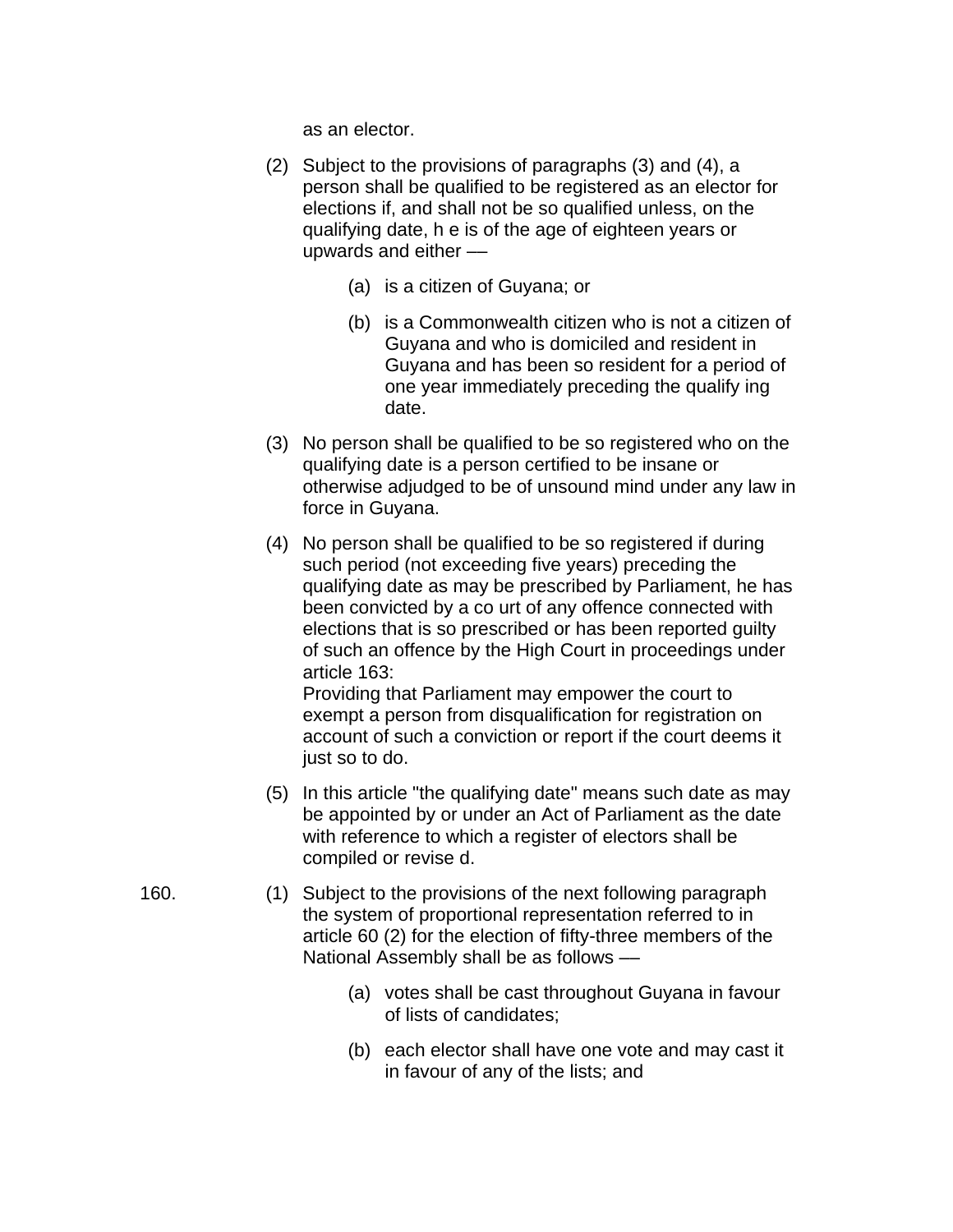as an elector.

(2) Subject to the provisions of paragraphs (3) and (4), a person shall be qualified to be registered as an elector for elections if, and shall not be so qualified unless, on the qualifying date, h e is of the age of eighteen years or upwards and either ––

(a) is a citizen of Guyana; or

(b) is a Commonwealth citizen who is not a citizen of Guyana and who is domiciled and resident in Guyana and has been so resident for a period of one year immediately preceding the qualify ing date.

(3) No person shall be qualified to be so registered who on the qualifying date is a person certified to be insane or otherwise adjudged to be of unsound mind under any law in force in Guyana.

(4) No person shall be qualified to be so registered if during such period (not exceeding five years) preceding the qualifying date as may be prescribed by Parliament, he has been convicted by a co urt of any offence connected with elections that is so prescribed or has been reported guilty of such an offence by the High Court in proceedings under article 163:
Providing that Parliament may empower the court to exempt a person from disqualification for registration on account of such a conviction or report if the court deems it just so to do.

(5) In this article "the qualifying date" means such date as may be appointed by or under an Act of Parliament as the date with reference to which a register of electors shall be compiled or revise d.

160. (1) Subject to the provisions of the next following paragraph the system of proportional representation referred to in article 60 (2) for the election of fifty-three members of the National Assembly shall be as follows ––

(a) votes shall be cast throughout Guyana in favour of lists of candidates;

(b) each elector shall have one vote and may cast it in favour of any of the lists; and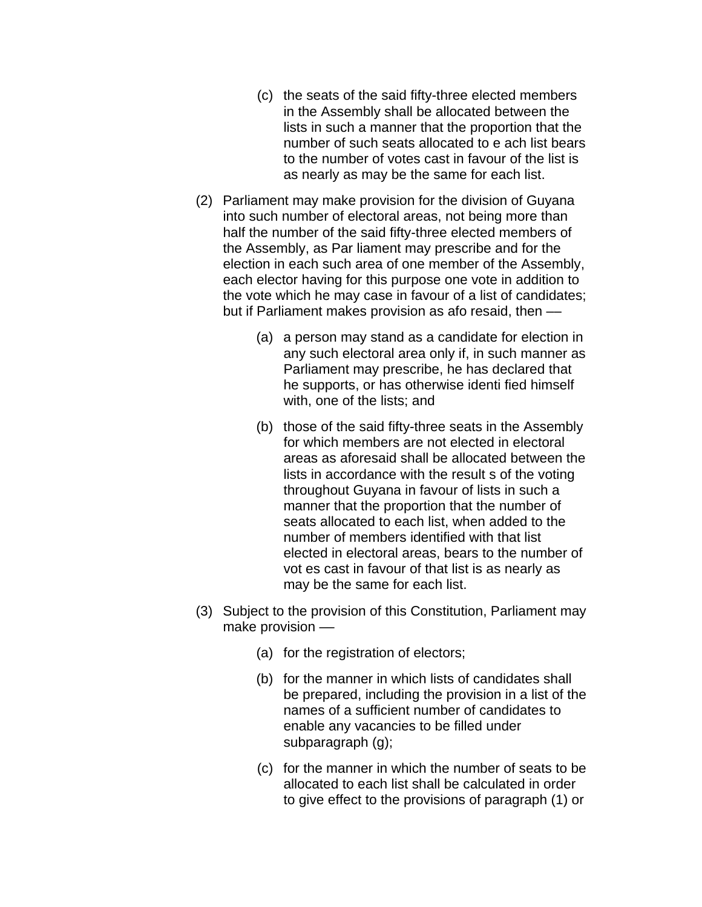(c) the seats of the said fifty-three elected members in the Assembly shall be allocated between the lists in such a manner that the proportion that the number of such seats allocated to e ach list bears to the number of votes cast in favour of the list is as nearly as may be the same for each list.

(2) Parliament may make provision for the division of Guyana into such number of electoral areas, not being more than half the number of the said fifty-three elected members of the Assembly, as Par liament may prescribe and for the election in each such area of one member of the Assembly, each elector having for this purpose one vote in addition to the vote which he may case in favour of a list of candidates; but if Parliament makes provision as afo resaid, then ––

(a) a person may stand as a candidate for election in any such electoral area only if, in such manner as Parliament may prescribe, he has declared that he supports, or has otherwise identi fied himself with, one of the lists; and

(b) those of the said fifty-three seats in the Assembly for which members are not elected in electoral areas as aforesaid shall be allocated between the lists in accordance with the result s of the voting throughout Guyana in favour of lists in such a manner that the proportion that the number of seats allocated to each list, when added to the number of members identified with that list elected in electoral areas, bears to the number of vot es cast in favour of that list is as nearly as may be the same for each list.

(3) Subject to the provision of this Constitution, Parliament may make provision ––

(a) for the registration of electors;

(b) for the manner in which lists of candidates shall be prepared, including the provision in a list of the names of a sufficient number of candidates to enable any vacancies to be filled under subparagraph (g);

(c) for the manner in which the number of seats to be allocated to each list shall be calculated in order to give effect to the provisions of paragraph (1) or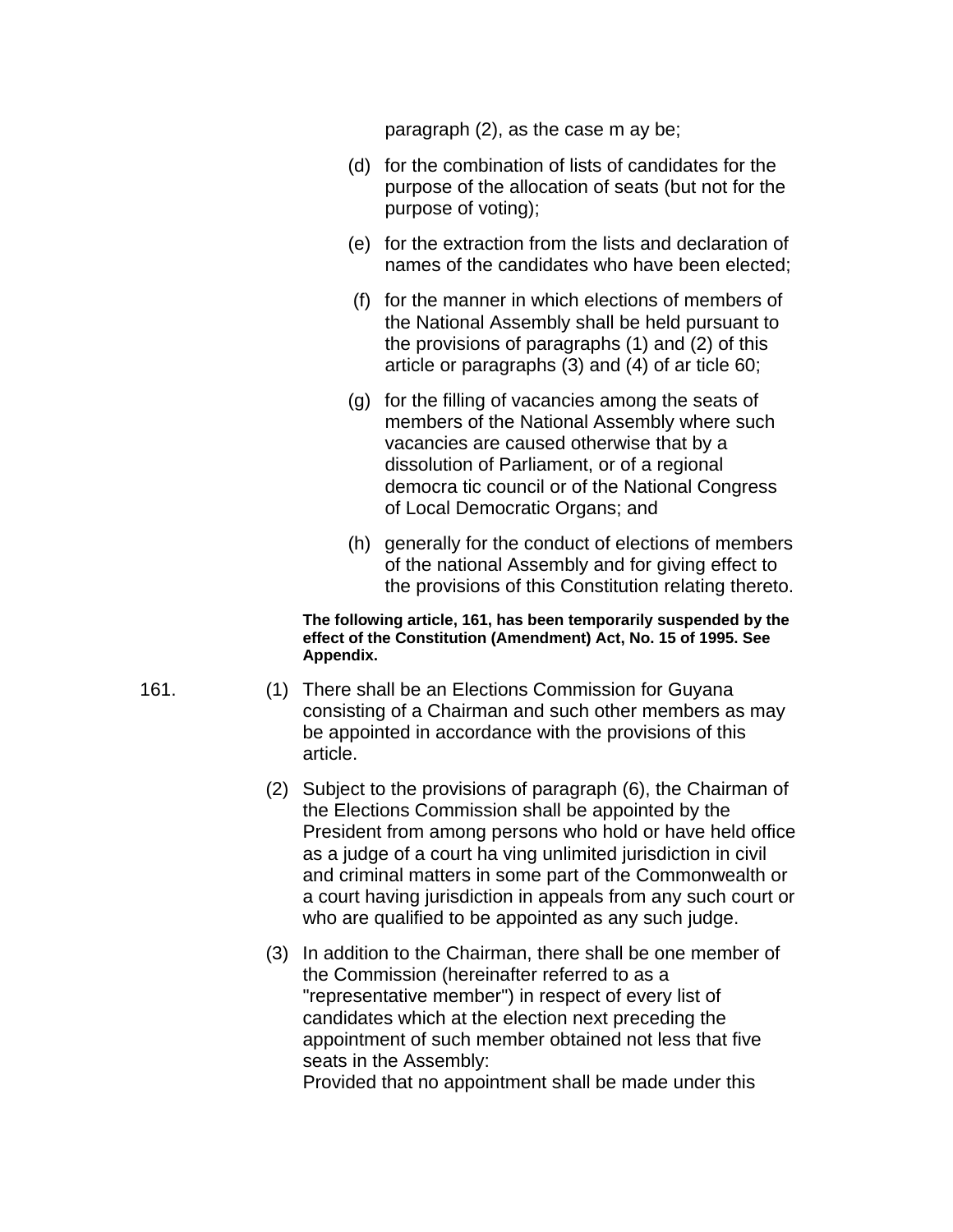paragraph (2), as the case m ay be;

(d) for the combination of lists of candidates for the purpose of the allocation of seats (but not for the purpose of voting);

(e) for the extraction from the lists and declaration of names of the candidates who have been elected;

(f) for the manner in which elections of members of the National Assembly shall be held pursuant to the provisions of paragraphs (1) and (2) of this article or paragraphs (3) and (4) of ar ticle 60;

(g) for the filling of vacancies among the seats of members of the National Assembly where such vacancies are caused otherwise that by a dissolution of Parliament, or of a regional democra tic council or of the National Congress of Local Democratic Organs; and

(h) generally for the conduct of elections of members of the national Assembly and for giving effect to the provisions of this Constitution relating thereto.

**The following article, 161, has been temporarily suspended by the effect of the Constitution (Amendment) Act, No. 15 of 1995. See Appendix.**

161. (1) There shall be an Elections Commission for Guyana consisting of a Chairman and such other members as may be appointed in accordance with the provisions of this article.

(2) Subject to the provisions of paragraph (6), the Chairman of the Elections Commission shall be appointed by the President from among persons who hold or have held office as a judge of a court ha ving unlimited jurisdiction in civil and criminal matters in some part of the Commonwealth or a court having jurisdiction in appeals from any such court or who are qualified to be appointed as any such judge.

(3) In addition to the Chairman, there shall be one member of the Commission (hereinafter referred to as a "representative member") in respect of every list of candidates which at the election next preceding the appointment of such member obtained not less that five seats in the Assembly:
Provided that no appointment shall be made under this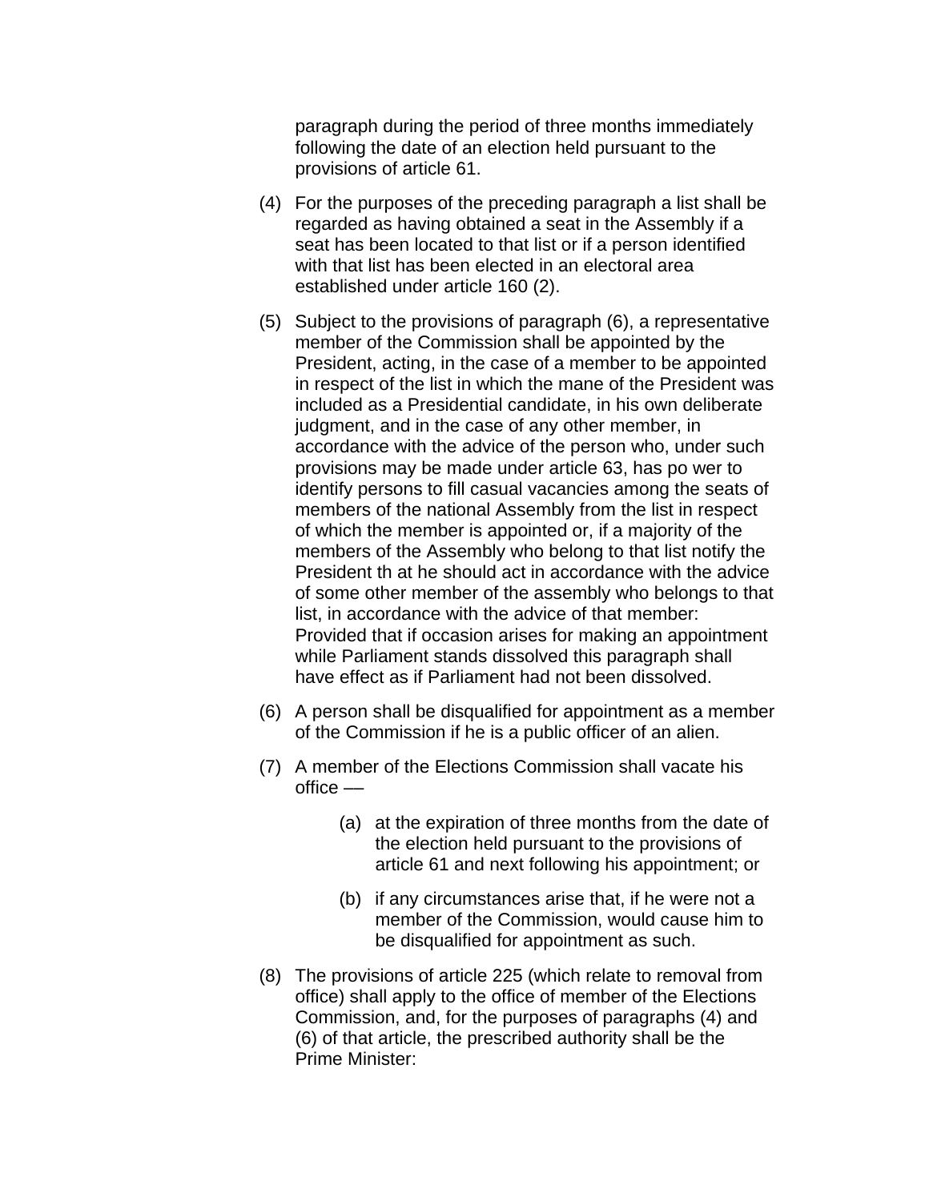paragraph during the period of three months immediately following the date of an election held pursuant to the provisions of article 61.

(4) For the purposes of the preceding paragraph a list shall be regarded as having obtained a seat in the Assembly if a seat has been located to that list or if a person identified with that list has been elected in an electoral area established under article 160 (2).

(5) Subject to the provisions of paragraph (6), a representative member of the Commission shall be appointed by the President, acting, in the case of a member to be appointed in respect of the list in which the mane of the President was included as a Presidential candidate, in his own deliberate judgment, and in the case of any other member, in accordance with the advice of the person who, under such provisions may be made under article 63, has po wer to identify persons to fill casual vacancies among the seats of members of the national Assembly from the list in respect of which the member is appointed or, if a majority of the members of the Assembly who belong to that list notify the President th at he should act in accordance with the advice of some other member of the assembly who belongs to that list, in accordance with the advice of that member: Provided that if occasion arises for making an appointment while Parliament stands dissolved this paragraph shall have effect as if Parliament had not been dissolved.

(6) A person shall be disqualified for appointment as a member of the Commission if he is a public officer of an alien.

(7) A member of the Elections Commission shall vacate his office ––

   (a) at the expiration of three months from the date of the election held pursuant to the provisions of article 61 and next following his appointment; or

   (b) if any circumstances arise that, if he were not a member of the Commission, would cause him to be disqualified for appointment as such.

(8) The provisions of article 225 (which relate to removal from office) shall apply to the office of member of the Elections Commission, and, for the purposes of paragraphs (4) and (6) of that article, the prescribed authority shall be the Prime Minister: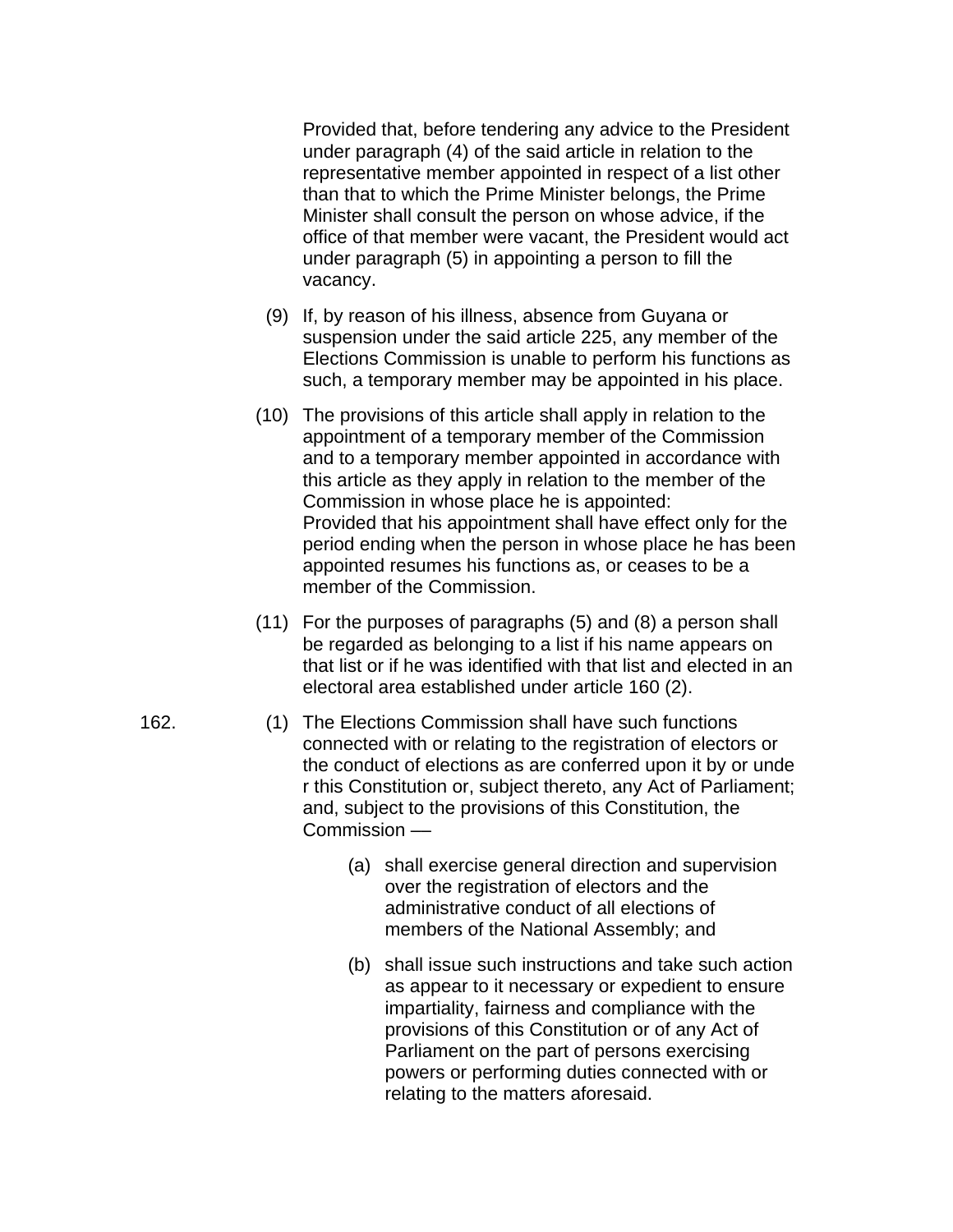Provided that, before tendering any advice to the President under paragraph (4) of the said article in relation to the representative member appointed in respect of a list other than that to which the Prime Minister belongs, the Prime Minister shall consult the person on whose advice, if the office of that member were vacant, the President would act under paragraph (5) in appointing a person to fill the vacancy.

(9) If, by reason of his illness, absence from Guyana or suspension under the said article 225, any member of the Elections Commission is unable to perform his functions as such, a temporary member may be appointed in his place.

(10) The provisions of this article shall apply in relation to the appointment of a temporary member of the Commission and to a temporary member appointed in accordance with this article as they apply in relation to the member of the Commission in whose place he is appointed:
Provided that his appointment shall have effect only for the period ending when the person in whose place he has been appointed resumes his functions as, or ceases to be a member of the Commission.

(11) For the purposes of paragraphs (5) and (8) a person shall be regarded as belonging to a list if his name appears on that list or if he was identified with that list and elected in an electoral area established under article 160 (2).

162. (1) The Elections Commission shall have such functions connected with or relating to the registration of electors or the conduct of elections as are conferred upon it by or under this Constitution or, subject thereto, any Act of Parliament; and, subject to the provisions of this Constitution, the Commission —

(a) shall exercise general direction and supervision over the registration of electors and the administrative conduct of all elections of members of the National Assembly; and

(b) shall issue such instructions and take such action as appear to it necessary or expedient to ensure impartiality, fairness and compliance with the provisions of this Constitution or of any Act of Parliament on the part of persons exercising powers or performing duties connected with or relating to the matters aforesaid.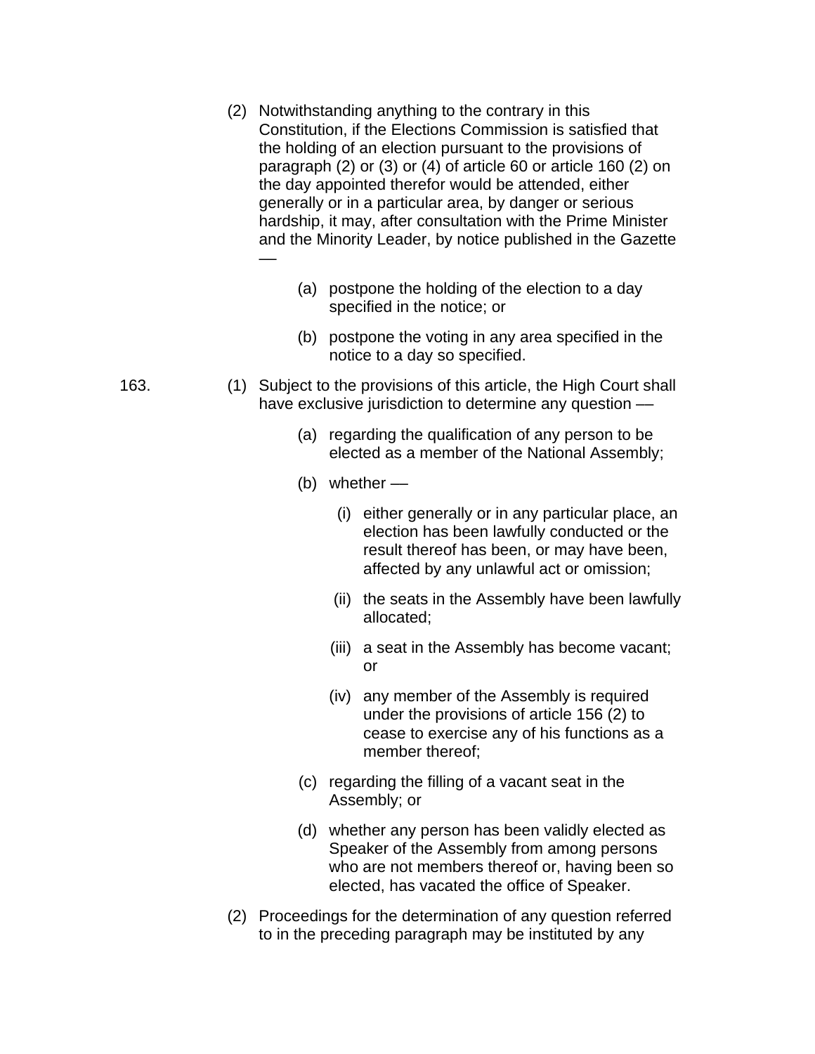(2) Notwithstanding anything to the contrary in this Constitution, if the Elections Commission is satisfied that the holding of an election pursuant to the provisions of paragraph (2) or (3) or (4) of article 60 or article 160 (2) on the day appointed therefor would be attended, either generally or in a particular area, by danger or serious hardship, it may, after consultation with the Prime Minister and the Minority Leader, by notice published in the Gazette —

(a) postpone the holding of the election to a day specified in the notice; or

(b) postpone the voting in any area specified in the notice to a day so specified.

163. (1) Subject to the provisions of this article, the High Court shall have exclusive jurisdiction to determine any question —

(a) regarding the qualification of any person to be elected as a member of the National Assembly;

(b) whether —

(i) either generally or in any particular place, an election has been lawfully conducted or the result thereof has been, or may have been, affected by any unlawful act or omission;

(ii) the seats in the Assembly have been lawfully allocated;

(iii) a seat in the Assembly has become vacant; or

(iv) any member of the Assembly is required under the provisions of article 156 (2) to cease to exercise any of his functions as a member thereof;

(c) regarding the filling of a vacant seat in the Assembly; or

(d) whether any person has been validly elected as Speaker of the Assembly from among persons who are not members thereof or, having been so elected, has vacated the office of Speaker.

(2) Proceedings for the determination of any question referred to in the preceding paragraph may be instituted by any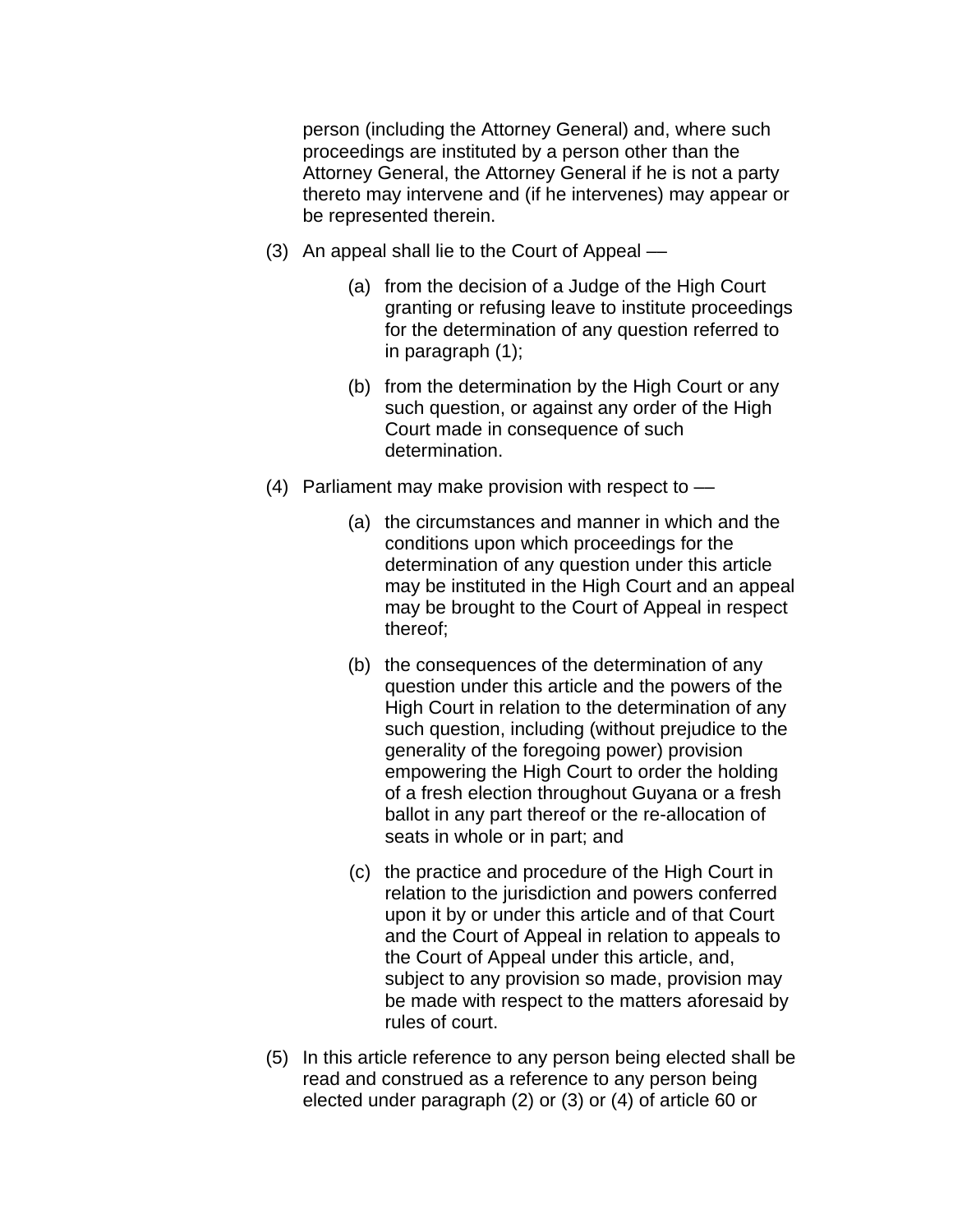person (including the Attorney General) and, where such proceedings are instituted by a person other than the Attorney General, the Attorney General if he is not a party thereto may intervene and (if he intervenes) may appear or be represented therein.

(3) An appeal shall lie to the Court of Appeal ––

(a) from the decision of a Judge of the High Court granting or refusing leave to institute proceedings for the determination of any question referred to in paragraph (1);

(b) from the determination by the High Court or any such question, or against any order of the High Court made in consequence of such determination.

(4) Parliament may make provision with respect to ––

(a) the circumstances and manner in which and the conditions upon which proceedings for the determination of any question under this article may be instituted in the High Court and an appeal may be brought to the Court of Appeal in respect thereof;

(b) the consequences of the determination of any question under this article and the powers of the High Court in relation to the determination of any such question, including (without prejudice to the generality of the foregoing power) provision empowering the High Court to order the holding of a fresh election throughout Guyana or a fresh ballot in any part thereof or the re-allocation of seats in whole or in part; and

(c) the practice and procedure of the High Court in relation to the jurisdiction and powers conferred upon it by or under this article and of that Court and the Court of Appeal in relation to appeals to the Court of Appeal under this article, and, subject to any provision so made, provision may be made with respect to the matters aforesaid by rules of court.

(5) In this article reference to any person being elected shall be read and construed as a reference to any person being elected under paragraph (2) or (3) or (4) of article 60 or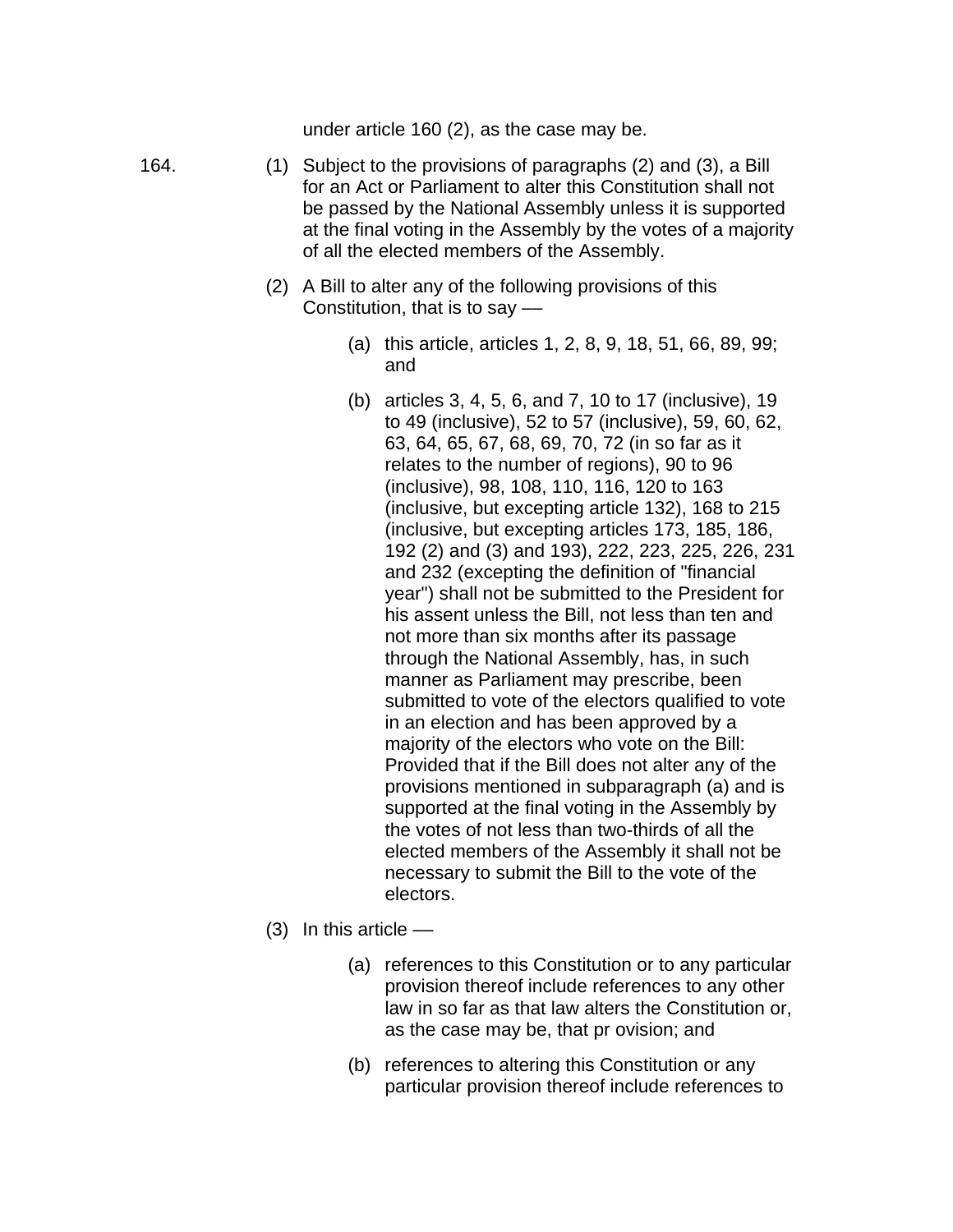under article 160 (2), as the case may be.

164. (1) Subject to the provisions of paragraphs (2) and (3), a Bill for an Act or Parliament to alter this Constitution shall not be passed by the National Assembly unless it is supported at the final voting in the Assembly by the votes of a majority of all the elected members of the Assembly.

(2) A Bill to alter any of the following provisions of this Constitution, that is to say —

(a) this article, articles 1, 2, 8, 9, 18, 51, 66, 89, 99; and

(b) articles 3, 4, 5, 6, and 7, 10 to 17 (inclusive), 19 to 49 (inclusive), 52 to 57 (inclusive), 59, 60, 62, 63, 64, 65, 67, 68, 69, 70, 72 (in so far as it relates to the number of regions), 90 to 96 (inclusive), 98, 108, 110, 116, 120 to 163 (inclusive, but excepting article 132), 168 to 215 (inclusive, but excepting articles 173, 185, 186, 192 (2) and (3) and 193), 222, 223, 225, 226, 231 and 232 (excepting the definition of "financial year") shall not be submitted to the President for his assent unless the Bill, not less than ten and not more than six months after its passage through the National Assembly, has, in such manner as Parliament may prescribe, been submitted to vote of the electors qualified to vote in an election and has been approved by a majority of the electors who vote on the Bill: Provided that if the Bill does not alter any of the provisions mentioned in subparagraph (a) and is supported at the final voting in the Assembly by the votes of not less than two-thirds of all the elected members of the Assembly it shall not be necessary to submit the Bill to the vote of the electors.

(3) In this article —

(a) references to this Constitution or to any particular provision thereof include references to any other law in so far as that law alters the Constitution or, as the case may be, that pr ovision; and

(b) references to altering this Constitution or any particular provision thereof include references to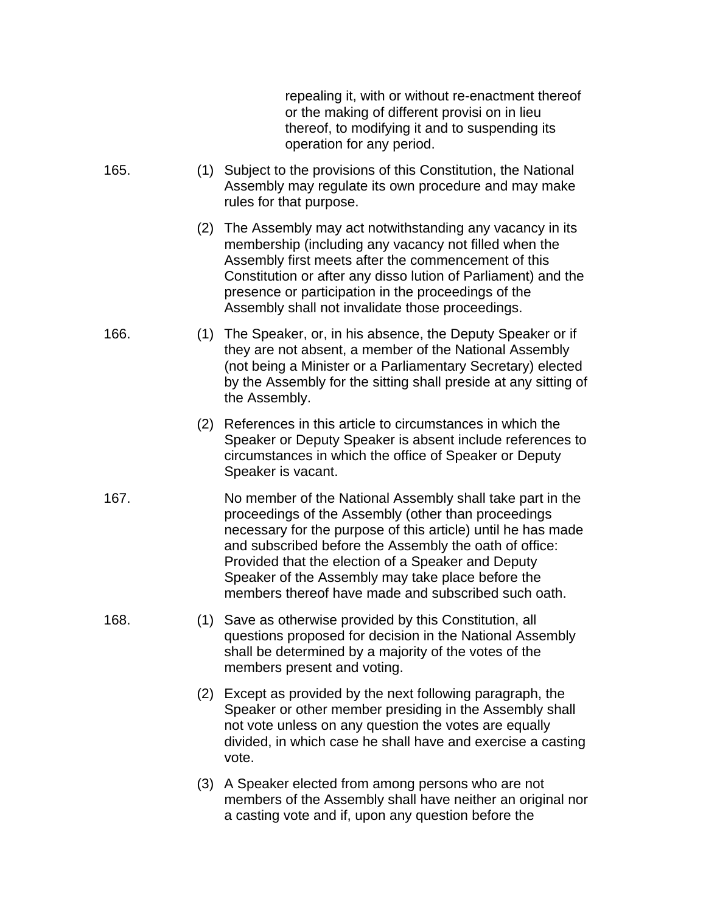repealing it, with or without re-enactment thereof or the making of different provisi on in lieu thereof, to modifying it and to suspending its operation for any period.

165. (1) Subject to the provisions of this Constitution, the National Assembly may regulate its own procedure and may make rules for that purpose.

(2) The Assembly may act notwithstanding any vacancy in its membership (including any vacancy not filled when the Assembly first meets after the commencement of this Constitution or after any disso lution of Parliament) and the presence or participation in the proceedings of the Assembly shall not invalidate those proceedings.

166. (1) The Speaker, or, in his absence, the Deputy Speaker or if they are not absent, a member of the National Assembly (not being a Minister or a Parliamentary Secretary) elected by the Assembly for the sitting shall preside at any sitting of the Assembly.

(2) References in this article to circumstances in which the Speaker or Deputy Speaker is absent include references to circumstances in which the office of Speaker or Deputy Speaker is vacant.

167. No member of the National Assembly shall take part in the proceedings of the Assembly (other than proceedings necessary for the purpose of this article) until he has made and subscribed before the Assembly the oath of office: Provided that the election of a Speaker and Deputy Speaker of the Assembly may take place before the members thereof have made and subscribed such oath.

168. (1) Save as otherwise provided by this Constitution, all questions proposed for decision in the National Assembly shall be determined by a majority of the votes of the members present and voting.

(2) Except as provided by the next following paragraph, the Speaker or other member presiding in the Assembly shall not vote unless on any question the votes are equally divided, in which case he shall have and exercise a casting vote.

(3) A Speaker elected from among persons who are not members of the Assembly shall have neither an original nor a casting vote and if, upon any question before the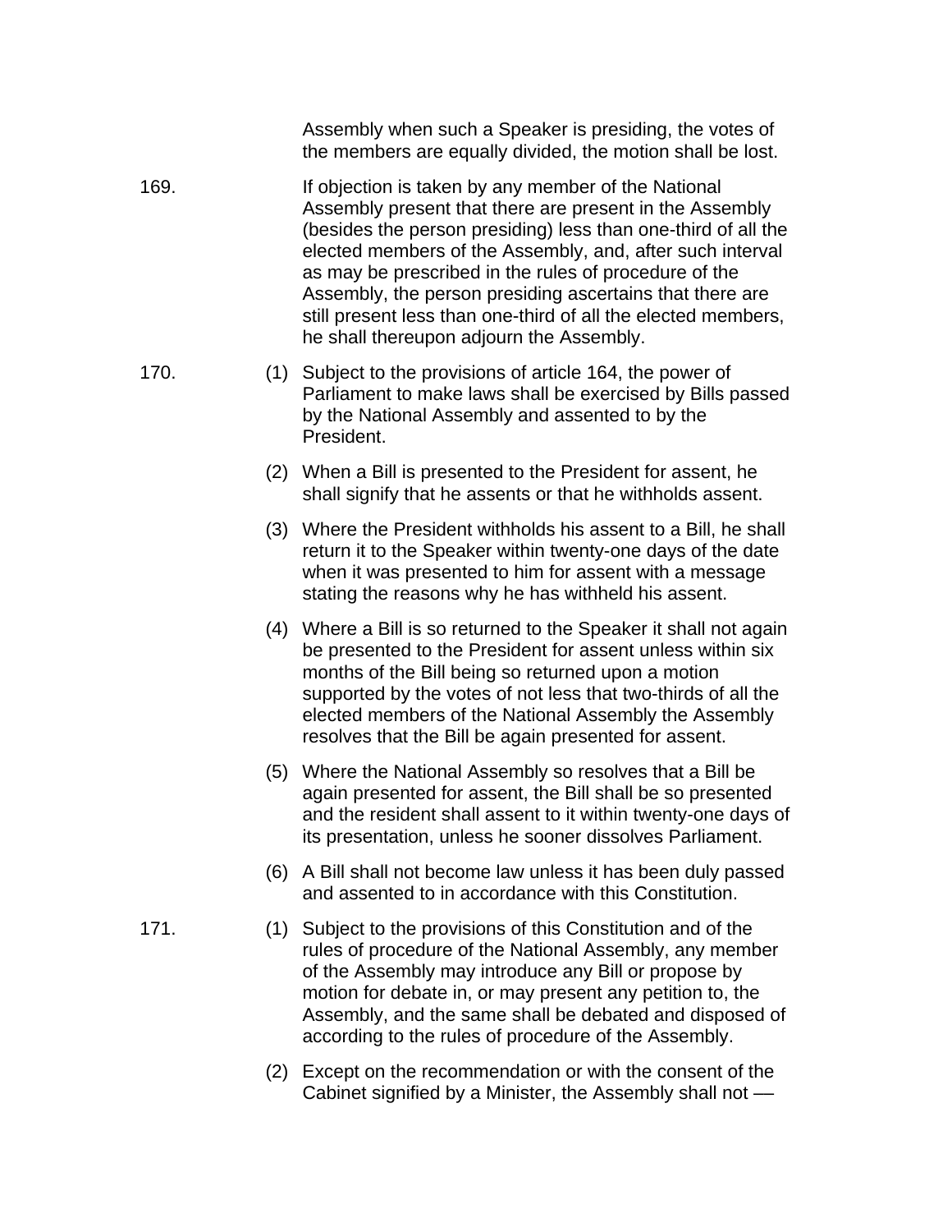Assembly when such a Speaker is presiding, the votes of the members are equally divided, the motion shall be lost.

169. If objection is taken by any member of the National Assembly present that there are present in the Assembly (besides the person presiding) less than one-third of all the elected members of the Assembly, and, after such interval as may be prescribed in the rules of procedure of the Assembly, the person presiding ascertains that there are still present less than one-third of all the elected members, he shall thereupon adjourn the Assembly.

170. (1) Subject to the provisions of article 164, the power of Parliament to make laws shall be exercised by Bills passed by the National Assembly and assented to by the President.

(2) When a Bill is presented to the President for assent, he shall signify that he assents or that he withholds assent.

(3) Where the President withholds his assent to a Bill, he shall return it to the Speaker within twenty-one days of the date when it was presented to him for assent with a message stating the reasons why he has withheld his assent.

(4) Where a Bill is so returned to the Speaker it shall not again be presented to the President for assent unless within six months of the Bill being so returned upon a motion supported by the votes of not less that two-thirds of all the elected members of the National Assembly the Assembly resolves that the Bill be again presented for assent.

(5) Where the National Assembly so resolves that a Bill be again presented for assent, the Bill shall be so presented and the resident shall assent to it within twenty-one days of its presentation, unless he sooner dissolves Parliament.

(6) A Bill shall not become law unless it has been duly passed and assented to in accordance with this Constitution.

171. (1) Subject to the provisions of this Constitution and of the rules of procedure of the National Assembly, any member of the Assembly may introduce any Bill or propose by motion for debate in, or may present any petition to, the Assembly, and the same shall be debated and disposed of according to the rules of procedure of the Assembly.

(2) Except on the recommendation or with the consent of the Cabinet signified by a Minister, the Assembly shall not —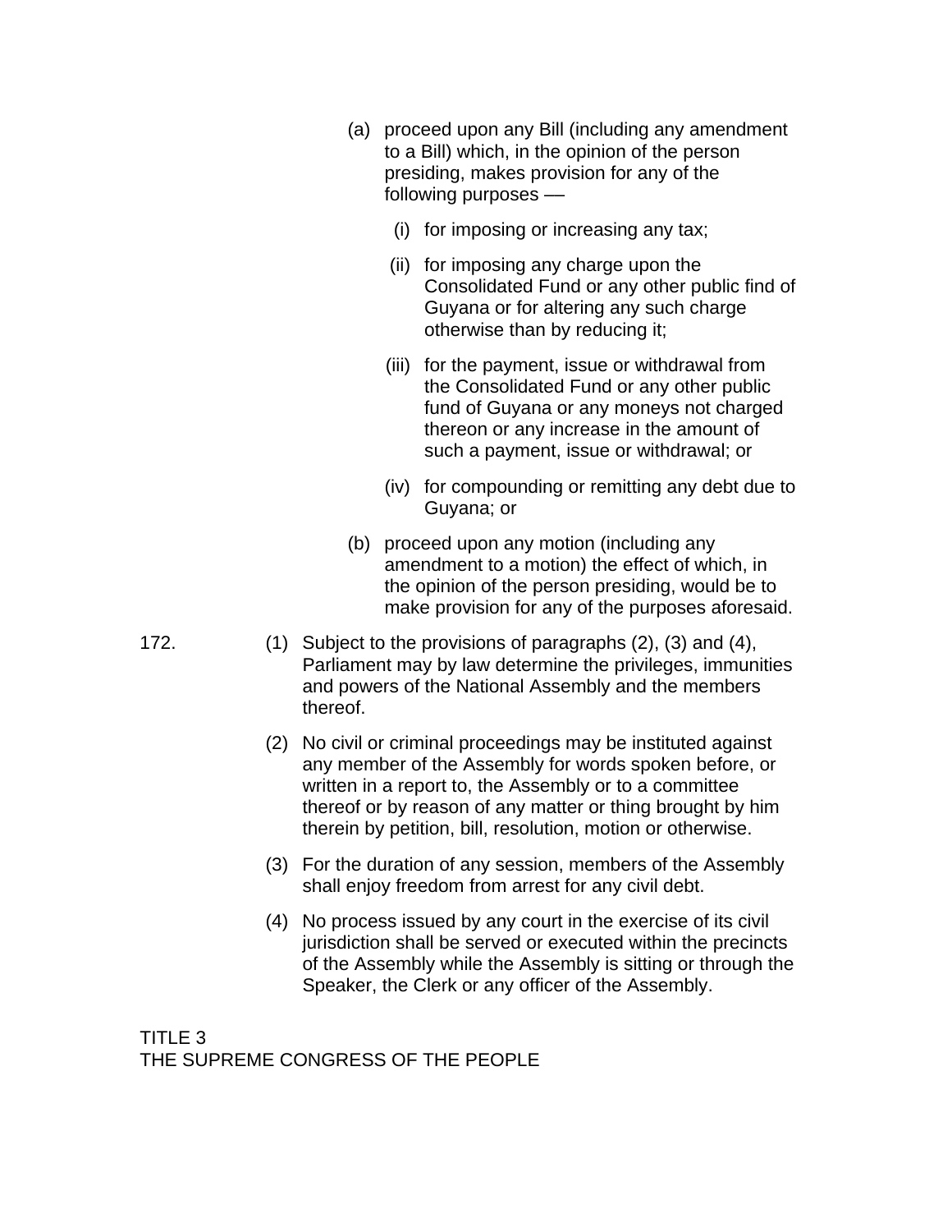(a) proceed upon any Bill (including any amendment to a Bill) which, in the opinion of the person presiding, makes provision for any of the following purposes —

   (i) for imposing or increasing any tax;

   (ii) for imposing any charge upon the Consolidated Fund or any other public find of Guyana or for altering any such charge otherwise than by reducing it;

   (iii) for the payment, issue or withdrawal from the Consolidated Fund or any other public fund of Guyana or any moneys not charged thereon or any increase in the amount of such a payment, issue or withdrawal; or

   (iv) for compounding or remitting any debt due to Guyana; or

(b) proceed upon any motion (including any amendment to a motion) the effect of which, in the opinion of the person presiding, would be to make provision for any of the purposes aforesaid.

172. (1) Subject to the provisions of paragraphs (2), (3) and (4), Parliament may by law determine the privileges, immunities and powers of the National Assembly and the members thereof.

(2) No civil or criminal proceedings may be instituted against any member of the Assembly for words spoken before, or written in a report to, the Assembly or to a committee thereof or by reason of any matter or thing brought by him therein by petition, bill, resolution, motion or otherwise.

(3) For the duration of any session, members of the Assembly shall enjoy freedom from arrest for any civil debt.

(4) No process issued by any court in the exercise of its civil jurisdiction shall be served or executed within the precincts of the Assembly while the Assembly is sitting or through the Speaker, the Clerk or any officer of the Assembly.

## TITLE 3
## THE SUPREME CONGRESS OF THE PEOPLE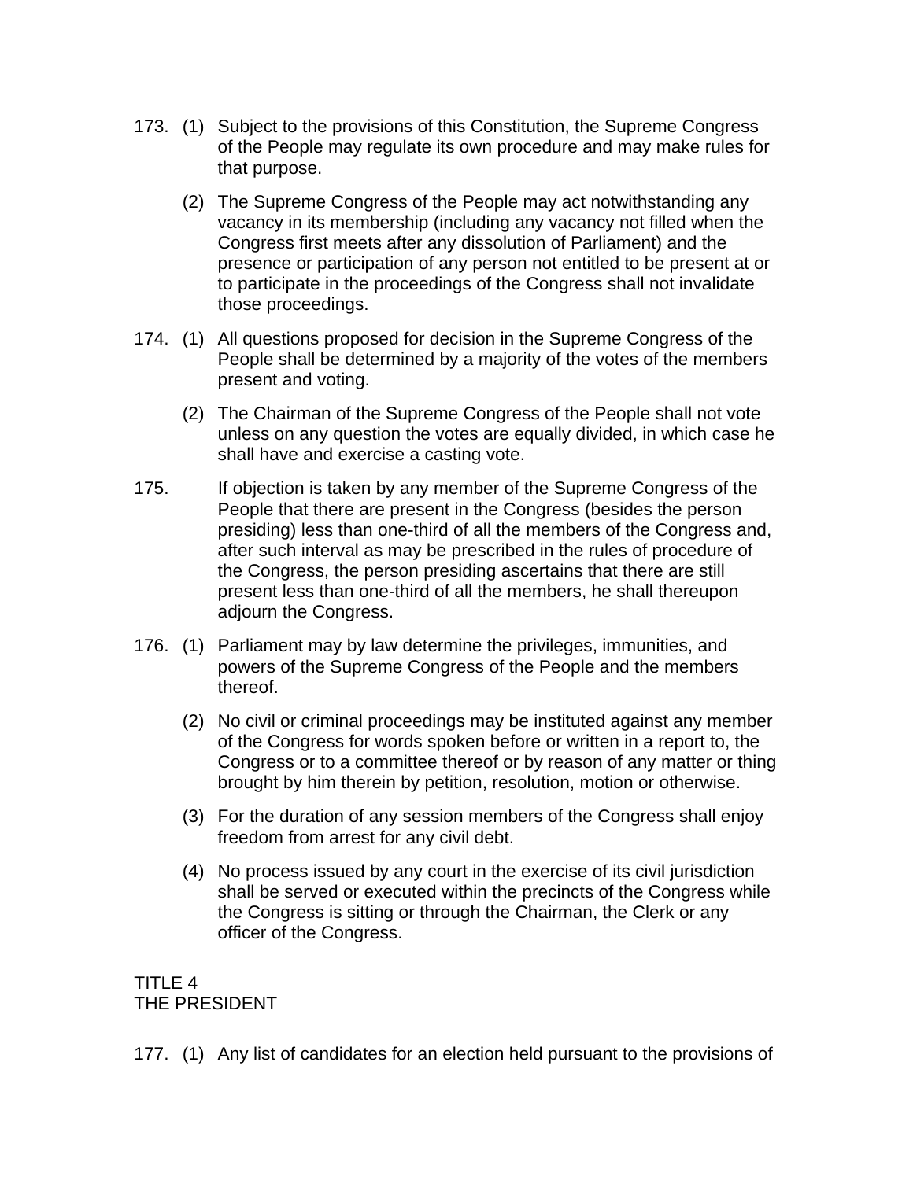173. (1) Subject to the provisions of this Constitution, the Supreme Congress of the People may regulate its own procedure and may make rules for that purpose.

(2) The Supreme Congress of the People may act notwithstanding any vacancy in its membership (including any vacancy not filled when the Congress first meets after any dissolution of Parliament) and the presence or participation of any person not entitled to be present at or to participate in the proceedings of the Congress shall not invalidate those proceedings.

174. (1) All questions proposed for decision in the Supreme Congress of the People shall be determined by a majority of the votes of the members present and voting.

(2) The Chairman of the Supreme Congress of the People shall not vote unless on any question the votes are equally divided, in which case he shall have and exercise a casting vote.

175. If objection is taken by any member of the Supreme Congress of the People that there are present in the Congress (besides the person presiding) less than one-third of all the members of the Congress and, after such interval as may be prescribed in the rules of procedure of the Congress, the person presiding ascertains that there are still present less than one-third of all the members, he shall thereupon adjourn the Congress.

176. (1) Parliament may by law determine the privileges, immunities, and powers of the Supreme Congress of the People and the members thereof.

(2) No civil or criminal proceedings may be instituted against any member of the Congress for words spoken before or written in a report to, the Congress or to a committee thereof or by reason of any matter or thing brought by him therein by petition, resolution, motion or otherwise.

(3) For the duration of any session members of the Congress shall enjoy freedom from arrest for any civil debt.

(4) No process issued by any court in the exercise of its civil jurisdiction shall be served or executed within the precincts of the Congress while the Congress is sitting or through the Chairman, the Clerk or any officer of the Congress.

## TITLE 4
## THE PRESIDENT

177. (1) Any list of candidates for an election held pursuant to the provisions of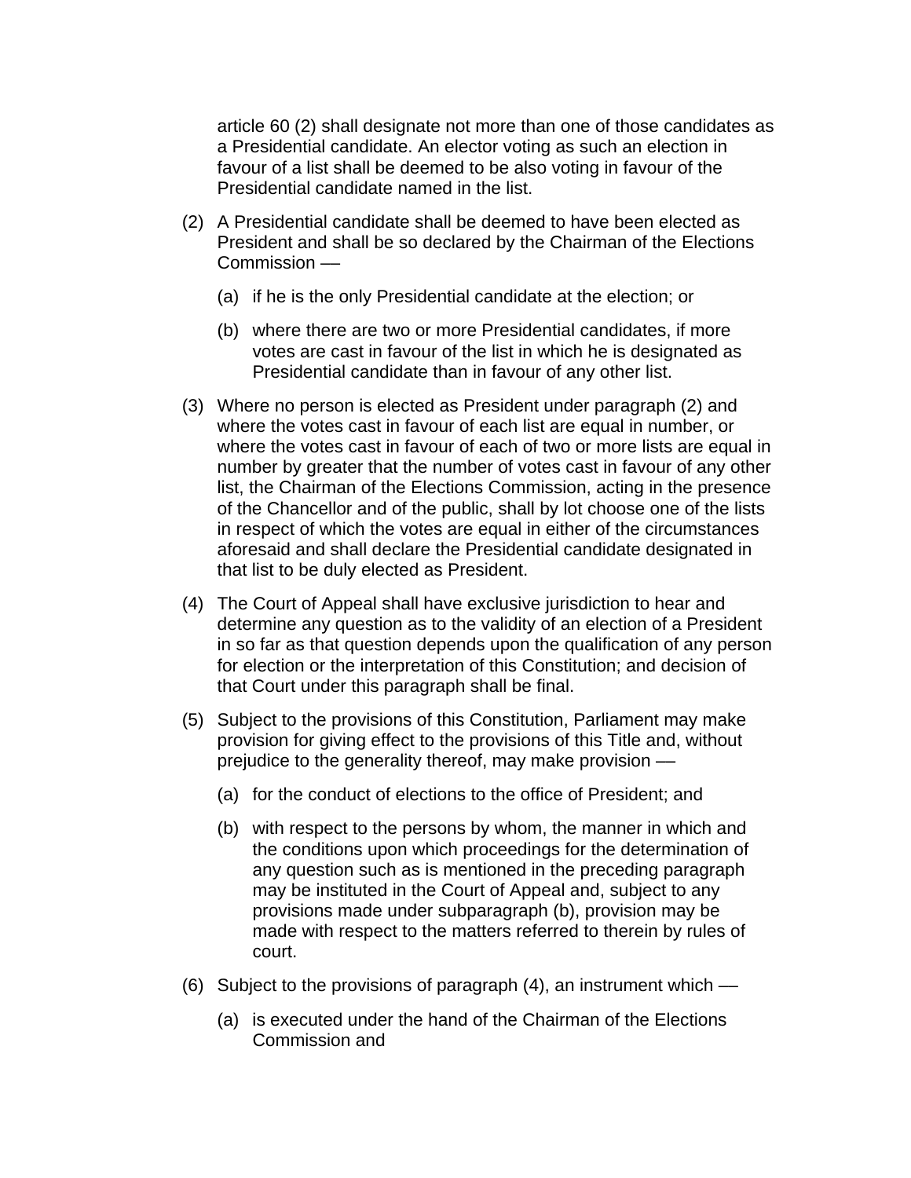article 60 (2) shall designate not more than one of those candidates as a Presidential candidate. An elector voting as such an election in favour of a list shall be deemed to be also voting in favour of the Presidential candidate named in the list.

(2) A Presidential candidate shall be deemed to have been elected as President and shall be so declared by the Chairman of the Elections Commission —

   (a) if he is the only Presidential candidate at the election; or

   (b) where there are two or more Presidential candidates, if more votes are cast in favour of the list in which he is designated as Presidential candidate than in favour of any other list.

(3) Where no person is elected as President under paragraph (2) and where the votes cast in favour of each list are equal in number, or where the votes cast in favour of each of two or more lists are equal in number by greater that the number of votes cast in favour of any other list, the Chairman of the Elections Commission, acting in the presence of the Chancellor and of the public, shall by lot choose one of the lists in respect of which the votes are equal in either of the circumstances aforesaid and shall declare the Presidential candidate designated in that list to be duly elected as President.

(4) The Court of Appeal shall have exclusive jurisdiction to hear and determine any question as to the validity of an election of a President in so far as that question depends upon the qualification of any person for election or the interpretation of this Constitution; and decision of that Court under this paragraph shall be final.

(5) Subject to the provisions of this Constitution, Parliament may make provision for giving effect to the provisions of this Title and, without prejudice to the generality thereof, may make provision —

   (a) for the conduct of elections to the office of President; and

   (b) with respect to the persons by whom, the manner in which and the conditions upon which proceedings for the determination of any question such as is mentioned in the preceding paragraph may be instituted in the Court of Appeal and, subject to any provisions made under subparagraph (b), provision may be made with respect to the matters referred to therein by rules of court.

(6) Subject to the provisions of paragraph (4), an instrument which —

   (a) is executed under the hand of the Chairman of the Elections Commission and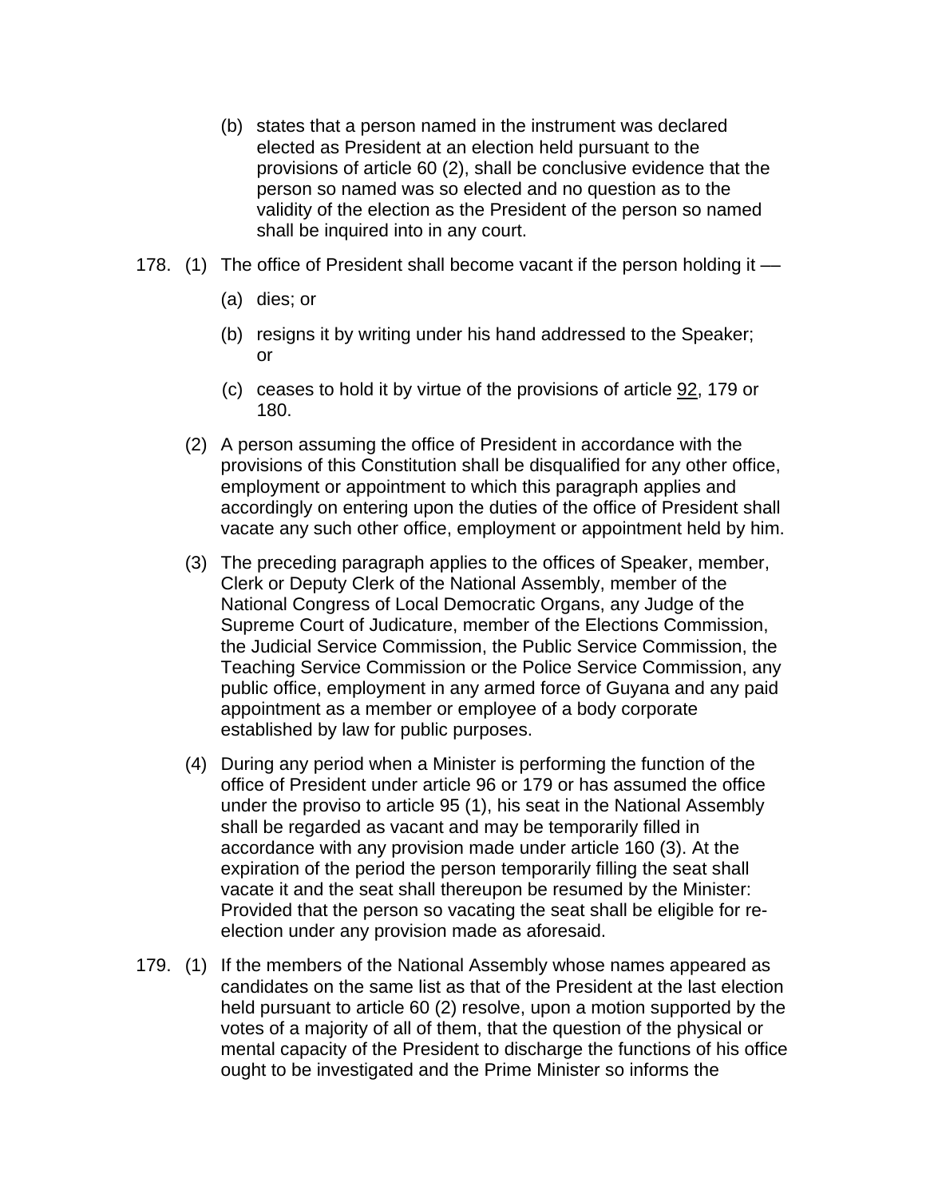(b) states that a person named in the instrument was declared elected as President at an election held pursuant to the provisions of article 60 (2), shall be conclusive evidence that the person so named was so elected and no question as to the validity of the election as the President of the person so named shall be inquired into in any court.

178. (1) The office of President shall become vacant if the person holding it —

(a) dies; or

(b) resigns it by writing under his hand addressed to the Speaker; or

(c) ceases to hold it by virtue of the provisions of article 92, 179 or 180.

(2) A person assuming the office of President in accordance with the provisions of this Constitution shall be disqualified for any other office, employment or appointment to which this paragraph applies and accordingly on entering upon the duties of the office of President shall vacate any such other office, employment or appointment held by him.

(3) The preceding paragraph applies to the offices of Speaker, member, Clerk or Deputy Clerk of the National Assembly, member of the National Congress of Local Democratic Organs, any Judge of the Supreme Court of Judicature, member of the Elections Commission, the Judicial Service Commission, the Public Service Commission, the Teaching Service Commission or the Police Service Commission, any public office, employment in any armed force of Guyana and any paid appointment as a member or employee of a body corporate established by law for public purposes.

(4) During any period when a Minister is performing the function of the office of President under article 96 or 179 or has assumed the office under the proviso to article 95 (1), his seat in the National Assembly shall be regarded as vacant and may be temporarily filled in accordance with any provision made under article 160 (3). At the expiration of the period the person temporarily filling the seat shall vacate it and the seat shall thereupon be resumed by the Minister: Provided that the person so vacating the seat shall be eligible for re-election under any provision made as aforesaid.

179. (1) If the members of the National Assembly whose names appeared as candidates on the same list as that of the President at the last election held pursuant to article 60 (2) resolve, upon a motion supported by the votes of a majority of all of them, that the question of the physical or mental capacity of the President to discharge the functions of his office ought to be investigated and the Prime Minister so informs the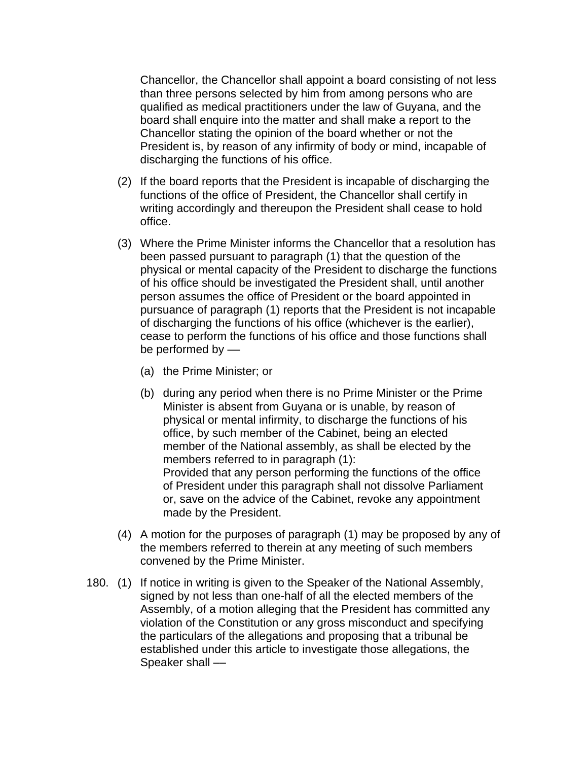Chancellor, the Chancellor shall appoint a board consisting of not less than three persons selected by him from among persons who are qualified as medical practitioners under the law of Guyana, and the board shall enquire into the matter and shall make a report to the Chancellor stating the opinion of the board whether or not the President is, by reason of any infirmity of body or mind, incapable of discharging the functions of his office.

(2) If the board reports that the President is incapable of discharging the functions of the office of President, the Chancellor shall certify in writing accordingly and thereupon the President shall cease to hold office.

(3) Where the Prime Minister informs the Chancellor that a resolution has been passed pursuant to paragraph (1) that the question of the physical or mental capacity of the President to discharge the functions of his office should be investigated the President shall, until another person assumes the office of President or the board appointed in pursuance of paragraph (1) reports that the President is not incapable of discharging the functions of his office (whichever is the earlier), cease to perform the functions of his office and those functions shall be performed by —

(a) the Prime Minister; or

(b) during any period when there is no Prime Minister or the Prime Minister is absent from Guyana or is unable, by reason of physical or mental infirmity, to discharge the functions of his office, by such member of the Cabinet, being an elected member of the National assembly, as shall be elected by the members referred to in paragraph (1):
Provided that any person performing the functions of the office of President under this paragraph shall not dissolve Parliament or, save on the advice of the Cabinet, revoke any appointment made by the President.

(4) A motion for the purposes of paragraph (1) may be proposed by any of the members referred to therein at any meeting of such members convened by the Prime Minister.

180. (1) If notice in writing is given to the Speaker of the National Assembly, signed by not less than one-half of all the elected members of the Assembly, of a motion alleging that the President has committed any violation of the Constitution or any gross misconduct and specifying the particulars of the allegations and proposing that a tribunal be established under this article to investigate those allegations, the Speaker shall —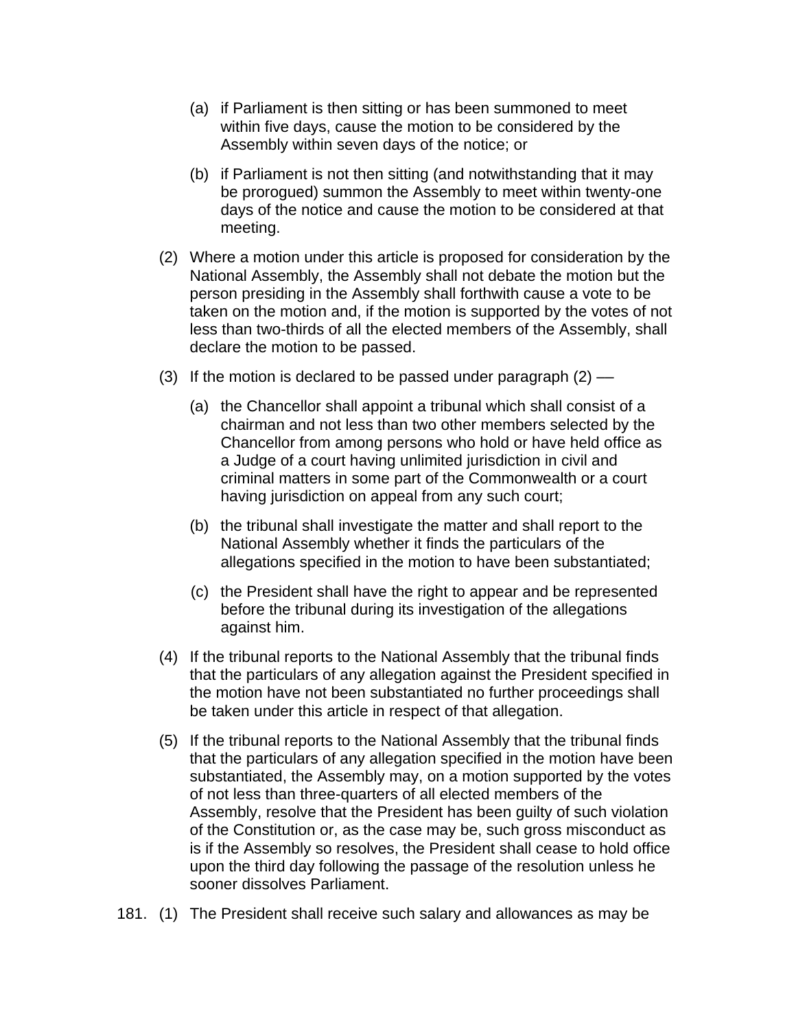(a) if Parliament is then sitting or has been summoned to meet within five days, cause the motion to be considered by the Assembly within seven days of the notice; or

(b) if Parliament is not then sitting (and notwithstanding that it may be prorogued) summon the Assembly to meet within twenty-one days of the notice and cause the motion to be considered at that meeting.

(2) Where a motion under this article is proposed for consideration by the National Assembly, the Assembly shall not debate the motion but the person presiding in the Assembly shall forthwith cause a vote to be taken on the motion and, if the motion is supported by the votes of not less than two-thirds of all the elected members of the Assembly, shall declare the motion to be passed.

(3) If the motion is declared to be passed under paragraph (2) —

(a) the Chancellor shall appoint a tribunal which shall consist of a chairman and not less than two other members selected by the Chancellor from among persons who hold or have held office as a Judge of a court having unlimited jurisdiction in civil and criminal matters in some part of the Commonwealth or a court having jurisdiction on appeal from any such court;

(b) the tribunal shall investigate the matter and shall report to the National Assembly whether it finds the particulars of the allegations specified in the motion to have been substantiated;

(c) the President shall have the right to appear and be represented before the tribunal during its investigation of the allegations against him.

(4) If the tribunal reports to the National Assembly that the tribunal finds that the particulars of any allegation against the President specified in the motion have not been substantiated no further proceedings shall be taken under this article in respect of that allegation.

(5) If the tribunal reports to the National Assembly that the tribunal finds that the particulars of any allegation specified in the motion have been substantiated, the Assembly may, on a motion supported by the votes of not less than three-quarters of all elected members of the Assembly, resolve that the President has been guilty of such violation of the Constitution or, as the case may be, such gross misconduct as is if the Assembly so resolves, the President shall cease to hold office upon the third day following the passage of the resolution unless he sooner dissolves Parliament.

181. (1) The President shall receive such salary and allowances as may be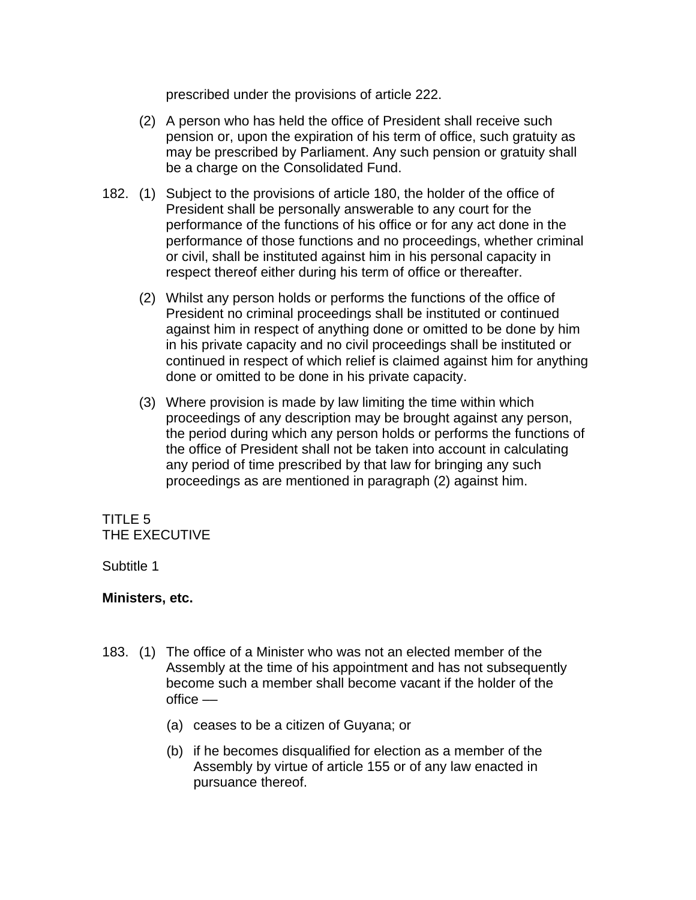prescribed under the provisions of article 222.

(2) A person who has held the office of President shall receive such pension or, upon the expiration of his term of office, such gratuity as may be prescribed by Parliament. Any such pension or gratuity shall be a charge on the Consolidated Fund.

182. (1) Subject to the provisions of article 180, the holder of the office of President shall be personally answerable to any court for the performance of the functions of his office or for any act done in the performance of those functions and no proceedings, whether criminal or civil, shall be instituted against him in his personal capacity in respect thereof either during his term of office or thereafter.

(2) Whilst any person holds or performs the functions of the office of President no criminal proceedings shall be instituted or continued against him in respect of anything done or omitted to be done by him in his private capacity and no civil proceedings shall be instituted or continued in respect of which relief is claimed against him for anything done or omitted to be done in his private capacity.

(3) Where provision is made by law limiting the time within which proceedings of any description may be brought against any person, the period during which any person holds or performs the functions of the office of President shall not be taken into account in calculating any period of time prescribed by that law for bringing any such proceedings as are mentioned in paragraph (2) against him.

TITLE 5
THE EXECUTIVE

Subtitle 1

**Ministers, etc.**

183. (1) The office of a Minister who was not an elected member of the Assembly at the time of his appointment and has not subsequently become such a member shall become vacant if the holder of the office —

(a) ceases to be a citizen of Guyana; or

(b) if he becomes disqualified for election as a member of the Assembly by virtue of article 155 or of any law enacted in pursuance thereof.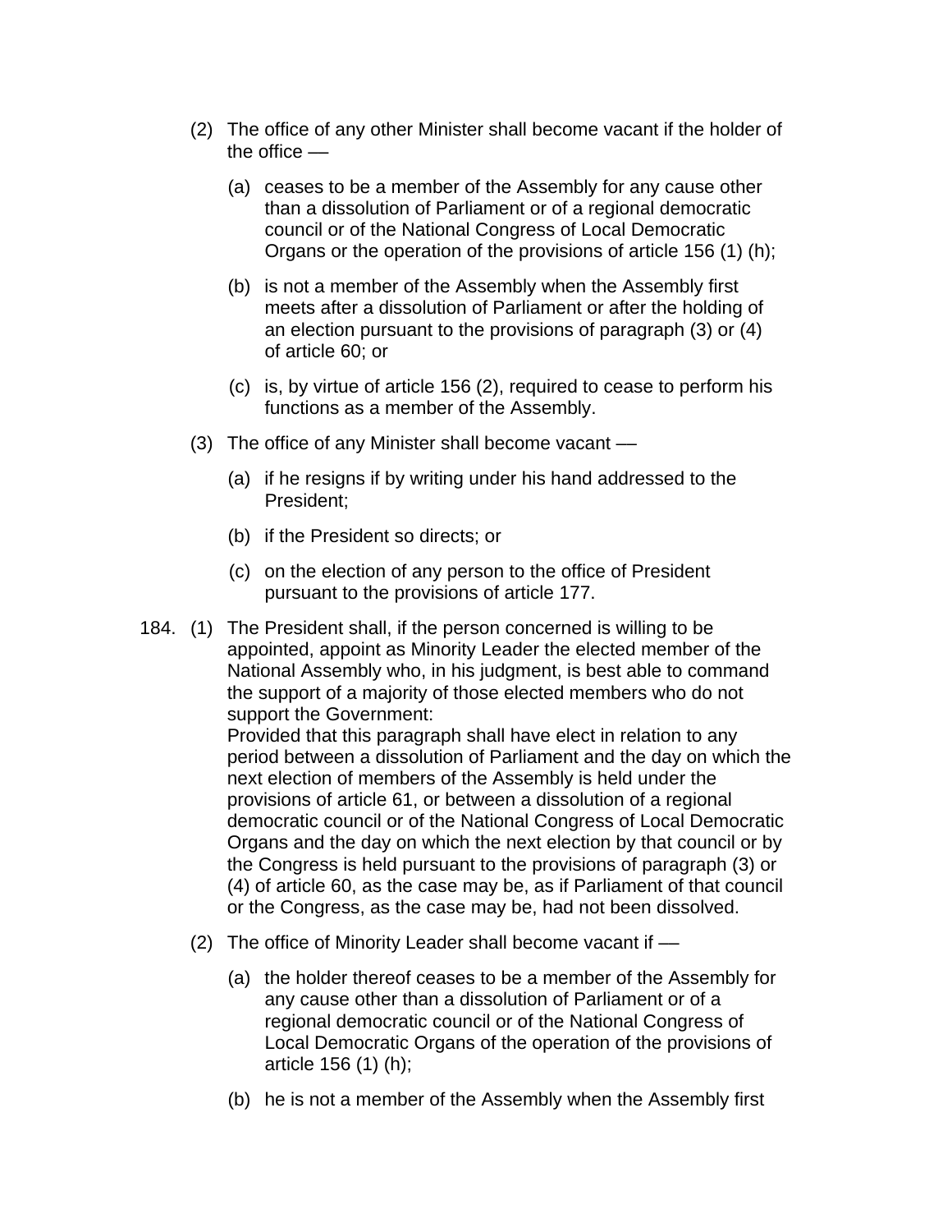(2) The office of any other Minister shall become vacant if the holder of the office —

(a) ceases to be a member of the Assembly for any cause other than a dissolution of Parliament or of a regional democratic council or of the National Congress of Local Democratic Organs or the operation of the provisions of article 156 (1) (h);

(b) is not a member of the Assembly when the Assembly first meets after a dissolution of Parliament or after the holding of an election pursuant to the provisions of paragraph (3) or (4) of article 60; or

(c) is, by virtue of article 156 (2), required to cease to perform his functions as a member of the Assembly.

(3) The office of any Minister shall become vacant —

(a) if he resigns if by writing under his hand addressed to the President;

(b) if the President so directs; or

(c) on the election of any person to the office of President pursuant to the provisions of article 177.

184. (1) The President shall, if the person concerned is willing to be appointed, appoint as Minority Leader the elected member of the National Assembly who, in his judgment, is best able to command the support of a majority of those elected members who do not support the Government:
Provided that this paragraph shall have elect in relation to any period between a dissolution of Parliament and the day on which the next election of members of the Assembly is held under the provisions of article 61, or between a dissolution of a regional democratic council or of the National Congress of Local Democratic Organs and the day on which the next election by that council or by the Congress is held pursuant to the provisions of paragraph (3) or (4) of article 60, as the case may be, as if Parliament of that council or the Congress, as the case may be, had not been dissolved.

(2) The office of Minority Leader shall become vacant if —

(a) the holder thereof ceases to be a member of the Assembly for any cause other than a dissolution of Parliament or of a regional democratic council or of the National Congress of Local Democratic Organs of the operation of the provisions of article 156 (1) (h);

(b) he is not a member of the Assembly when the Assembly first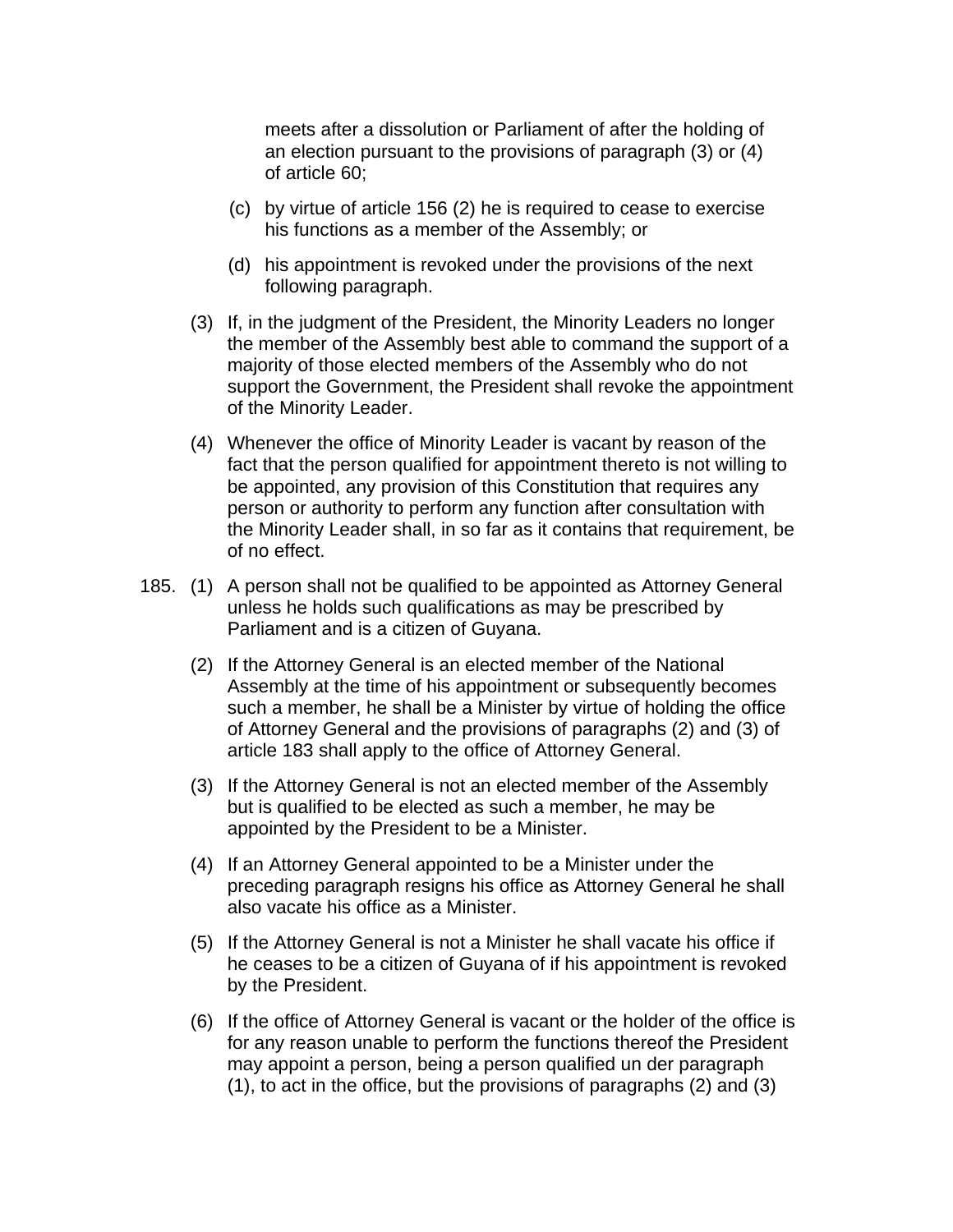meets after a dissolution or Parliament of after the holding of an election pursuant to the provisions of paragraph (3) or (4) of article 60;

(c) by virtue of article 156 (2) he is required to cease to exercise his functions as a member of the Assembly; or

(d) his appointment is revoked under the provisions of the next following paragraph.

(3) If, in the judgment of the President, the Minority Leaders no longer the member of the Assembly best able to command the support of a majority of those elected members of the Assembly who do not support the Government, the President shall revoke the appointment of the Minority Leader.

(4) Whenever the office of Minority Leader is vacant by reason of the fact that the person qualified for appointment thereto is not willing to be appointed, any provision of this Constitution that requires any person or authority to perform any function after consultation with the Minority Leader shall, in so far as it contains that requirement, be of no effect.

185. (1) A person shall not be qualified to be appointed as Attorney General unless he holds such qualifications as may be prescribed by Parliament and is a citizen of Guyana.

(2) If the Attorney General is an elected member of the National Assembly at the time of his appointment or subsequently becomes such a member, he shall be a Minister by virtue of holding the office of Attorney General and the provisions of paragraphs (2) and (3) of article 183 shall apply to the office of Attorney General.

(3) If the Attorney General is not an elected member of the Assembly but is qualified to be elected as such a member, he may be appointed by the President to be a Minister.

(4) If an Attorney General appointed to be a Minister under the preceding paragraph resigns his office as Attorney General he shall also vacate his office as a Minister.

(5) If the Attorney General is not a Minister he shall vacate his office if he ceases to be a citizen of Guyana of if his appointment is revoked by the President.

(6) If the office of Attorney General is vacant or the holder of the office is for any reason unable to perform the functions thereof the President may appoint a person, being a person qualified un der paragraph (1), to act in the office, but the provisions of paragraphs (2) and (3)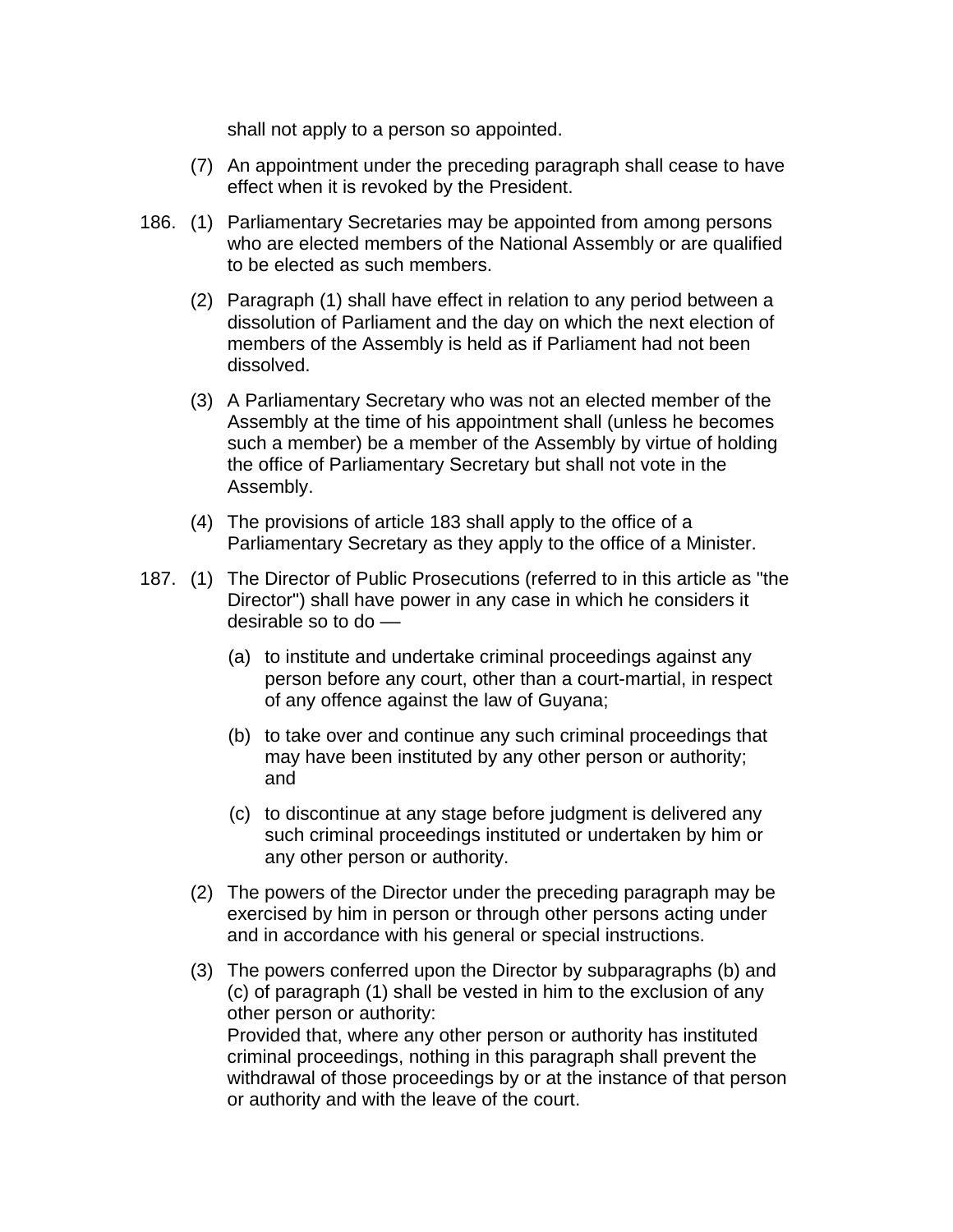shall not apply to a person so appointed.

(7) An appointment under the preceding paragraph shall cease to have effect when it is revoked by the President.

186. (1) Parliamentary Secretaries may be appointed from among persons who are elected members of the National Assembly or are qualified to be elected as such members.

(2) Paragraph (1) shall have effect in relation to any period between a dissolution of Parliament and the day on which the next election of members of the Assembly is held as if Parliament had not been dissolved.

(3) A Parliamentary Secretary who was not an elected member of the Assembly at the time of his appointment shall (unless he becomes such a member) be a member of the Assembly by virtue of holding the office of Parliamentary Secretary but shall not vote in the Assembly.

(4) The provisions of article 183 shall apply to the office of a Parliamentary Secretary as they apply to the office of a Minister.

187. (1) The Director of Public Prosecutions (referred to in this article as "the Director") shall have power in any case in which he considers it desirable so to do —

(a) to institute and undertake criminal proceedings against any person before any court, other than a court-martial, in respect of any offence against the law of Guyana;

(b) to take over and continue any such criminal proceedings that may have been instituted by any other person or authority; and

(c) to discontinue at any stage before judgment is delivered any such criminal proceedings instituted or undertaken by him or any other person or authority.

(2) The powers of the Director under the preceding paragraph may be exercised by him in person or through other persons acting under and in accordance with his general or special instructions.

(3) The powers conferred upon the Director by subparagraphs (b) and (c) of paragraph (1) shall be vested in him to the exclusion of any other person or authority:
Provided that, where any other person or authority has instituted criminal proceedings, nothing in this paragraph shall prevent the withdrawal of those proceedings by or at the instance of that person or authority and with the leave of the court.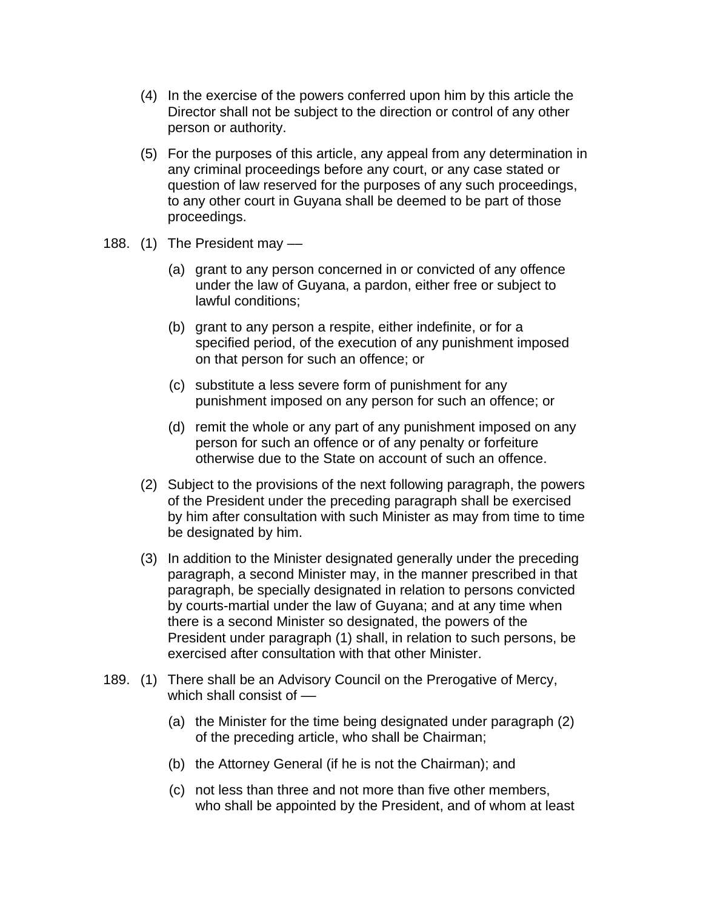(4) In the exercise of the powers conferred upon him by this article the Director shall not be subject to the direction or control of any other person or authority.

(5) For the purposes of this article, any appeal from any determination in any criminal proceedings before any court, or any case stated or question of law reserved for the purposes of any such proceedings, to any other court in Guyana shall be deemed to be part of those proceedings.

188. (1) The President may —

(a) grant to any person concerned in or convicted of any offence under the law of Guyana, a pardon, either free or subject to lawful conditions;

(b) grant to any person a respite, either indefinite, or for a specified period, of the execution of any punishment imposed on that person for such an offence; or

(c) substitute a less severe form of punishment for any punishment imposed on any person for such an offence; or

(d) remit the whole or any part of any punishment imposed on any person for such an offence or of any penalty or forfeiture otherwise due to the State on account of such an offence.

(2) Subject to the provisions of the next following paragraph, the powers of the President under the preceding paragraph shall be exercised by him after consultation with such Minister as may from time to time be designated by him.

(3) In addition to the Minister designated generally under the preceding paragraph, a second Minister may, in the manner prescribed in that paragraph, be specially designated in relation to persons convicted by courts-martial under the law of Guyana; and at any time when there is a second Minister so designated, the powers of the President under paragraph (1) shall, in relation to such persons, be exercised after consultation with that other Minister.

189. (1) There shall be an Advisory Council on the Prerogative of Mercy, which shall consist of —

(a) the Minister for the time being designated under paragraph (2) of the preceding article, who shall be Chairman;

(b) the Attorney General (if he is not the Chairman); and

(c) not less than three and not more than five other members, who shall be appointed by the President, and of whom at least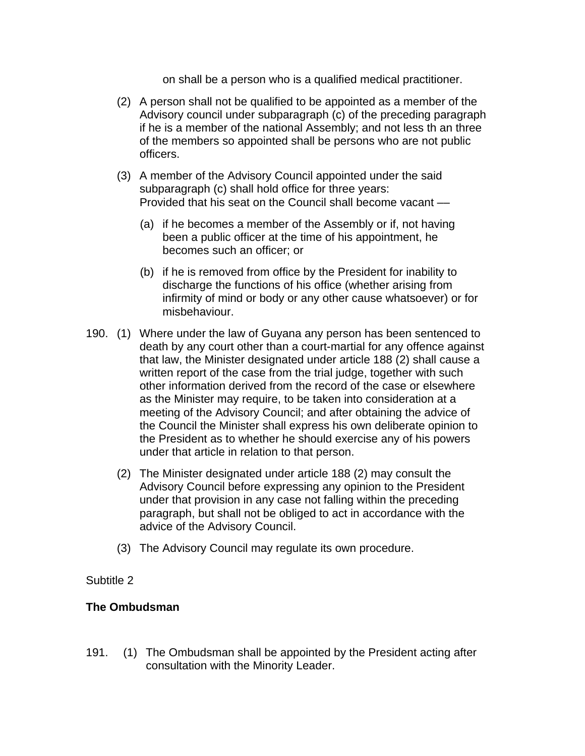on shall be a person who is a qualified medical practitioner.

(2) A person shall not be qualified to be appointed as a member of the Advisory council under subparagraph (c) of the preceding paragraph if he is a member of the national Assembly; and not less th an three of the members so appointed shall be persons who are not public officers.

(3) A member of the Advisory Council appointed under the said subparagraph (c) shall hold office for three years:
Provided that his seat on the Council shall become vacant —

(a) if he becomes a member of the Assembly or if, not having been a public officer at the time of his appointment, he becomes such an officer; or

(b) if he is removed from office by the President for inability to discharge the functions of his office (whether arising from infirmity of mind or body or any other cause whatsoever) or for misbehaviour.

190. (1) Where under the law of Guyana any person has been sentenced to death by any court other than a court-martial for any offence against that law, the Minister designated under article 188 (2) shall cause a written report of the case from the trial judge, together with such other information derived from the record of the case or elsewhere as the Minister may require, to be taken into consideration at a meeting of the Advisory Council; and after obtaining the advice of the Council the Minister shall express his own deliberate opinion to the President as to whether he should exercise any of his powers under that article in relation to that person.

(2) The Minister designated under article 188 (2) may consult the Advisory Council before expressing any opinion to the President under that provision in any case not falling within the preceding paragraph, but shall not be obliged to act in accordance with the advice of the Advisory Council.

(3) The Advisory Council may regulate its own procedure.

Subtitle 2

**The Ombudsman**

191. (1) The Ombudsman shall be appointed by the President acting after consultation with the Minority Leader.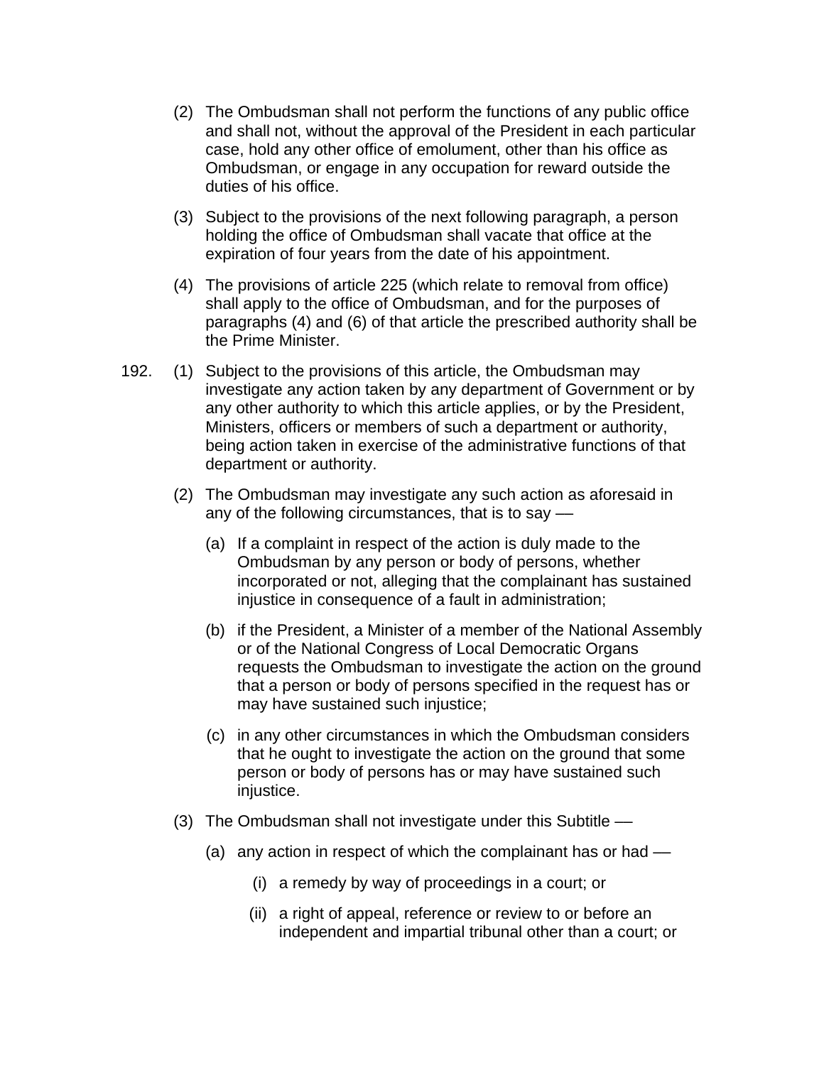(2) The Ombudsman shall not perform the functions of any public office and shall not, without the approval of the President in each particular case, hold any other office of emolument, other than his office as Ombudsman, or engage in any occupation for reward outside the duties of his office.

(3) Subject to the provisions of the next following paragraph, a person holding the office of Ombudsman shall vacate that office at the expiration of four years from the date of his appointment.

(4) The provisions of article 225 (which relate to removal from office) shall apply to the office of Ombudsman, and for the purposes of paragraphs (4) and (6) of that article the prescribed authority shall be the Prime Minister.

192. (1) Subject to the provisions of this article, the Ombudsman may investigate any action taken by any department of Government or by any other authority to which this article applies, or by the President, Ministers, officers or members of such a department or authority, being action taken in exercise of the administrative functions of that department or authority.

(2) The Ombudsman may investigate any such action as aforesaid in any of the following circumstances, that is to say —

(a) If a complaint in respect of the action is duly made to the Ombudsman by any person or body of persons, whether incorporated or not, alleging that the complainant has sustained injustice in consequence of a fault in administration;

(b) if the President, a Minister of a member of the National Assembly or of the National Congress of Local Democratic Organs requests the Ombudsman to investigate the action on the ground that a person or body of persons specified in the request has or may have sustained such injustice;

(c) in any other circumstances in which the Ombudsman considers that he ought to investigate the action on the ground that some person or body of persons has or may have sustained such injustice.

(3) The Ombudsman shall not investigate under this Subtitle —

(a) any action in respect of which the complainant has or had —

(i) a remedy by way of proceedings in a court; or

(ii) a right of appeal, reference or review to or before an independent and impartial tribunal other than a court; or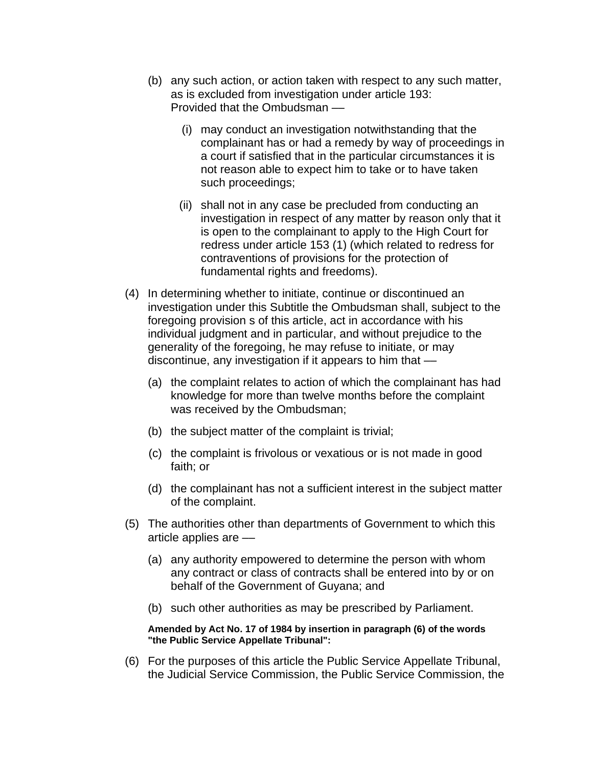(b) any such action, or action taken with respect to any such matter, as is excluded from investigation under article 193:
Provided that the Ombudsman —

(i) may conduct an investigation notwithstanding that the complainant has or had a remedy by way of proceedings in a court if satisfied that in the particular circumstances it is not reason able to expect him to take or to have taken such proceedings;

(ii) shall not in any case be precluded from conducting an investigation in respect of any matter by reason only that it is open to the complainant to apply to the High Court for redress under article 153 (1) (which related to redress for contraventions of provisions for the protection of fundamental rights and freedoms).

(4) In determining whether to initiate, continue or discontinued an investigation under this Subtitle the Ombudsman shall, subject to the foregoing provision s of this article, act in accordance with his individual judgment and in particular, and without prejudice to the generality of the foregoing, he may refuse to initiate, or may discontinue, any investigation if it appears to him that —

(a) the complaint relates to action of which the complainant has had knowledge for more than twelve months before the complaint was received by the Ombudsman;

(b) the subject matter of the complaint is trivial;

(c) the complaint is frivolous or vexatious or is not made in good faith; or

(d) the complainant has not a sufficient interest in the subject matter of the complaint.

(5) The authorities other than departments of Government to which this article applies are —

(a) any authority empowered to determine the person with whom any contract or class of contracts shall be entered into by or on behalf of the Government of Guyana; and

(b) such other authorities as may be prescribed by Parliament.

**Amended by Act No. 17 of 1984 by insertion in paragraph (6) of the words "the Public Service Appellate Tribunal":**

(6) For the purposes of this article the Public Service Appellate Tribunal, the Judicial Service Commission, the Public Service Commission, the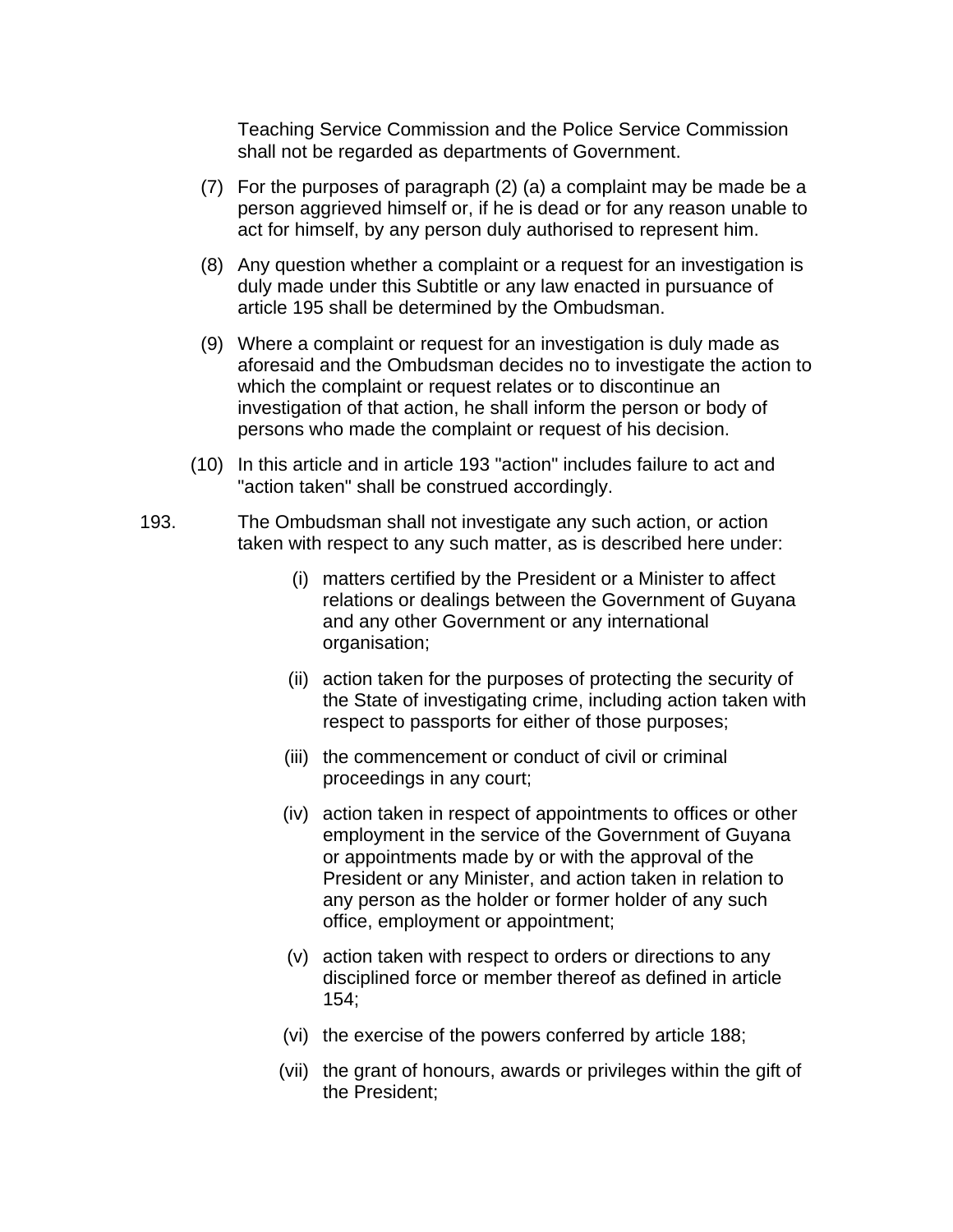Teaching Service Commission and the Police Service Commission shall not be regarded as departments of Government.

(7) For the purposes of paragraph (2) (a) a complaint may be made be a person aggrieved himself or, if he is dead or for any reason unable to act for himself, by any person duly authorised to represent him.

(8) Any question whether a complaint or a request for an investigation is duly made under this Subtitle or any law enacted in pursuance of article 195 shall be determined by the Ombudsman.

(9) Where a complaint or request for an investigation is duly made as aforesaid and the Ombudsman decides no to investigate the action to which the complaint or request relates or to discontinue an investigation of that action, he shall inform the person or body of persons who made the complaint or request of his decision.

(10) In this article and in article 193 "action" includes failure to act and "action taken" shall be construed accordingly.

193. The Ombudsman shall not investigate any such action, or action taken with respect to any such matter, as is described here under:

(i) matters certified by the President or a Minister to affect relations or dealings between the Government of Guyana and any other Government or any international organisation;

(ii) action taken for the purposes of protecting the security of the State of investigating crime, including action taken with respect to passports for either of those purposes;

(iii) the commencement or conduct of civil or criminal proceedings in any court;

(iv) action taken in respect of appointments to offices or other employment in the service of the Government of Guyana or appointments made by or with the approval of the President or any Minister, and action taken in relation to any person as the holder or former holder of any such office, employment or appointment;

(v) action taken with respect to orders or directions to any disciplined force or member thereof as defined in article 154;

(vi) the exercise of the powers conferred by article 188;

(vii) the grant of honours, awards or privileges within the gift of the President;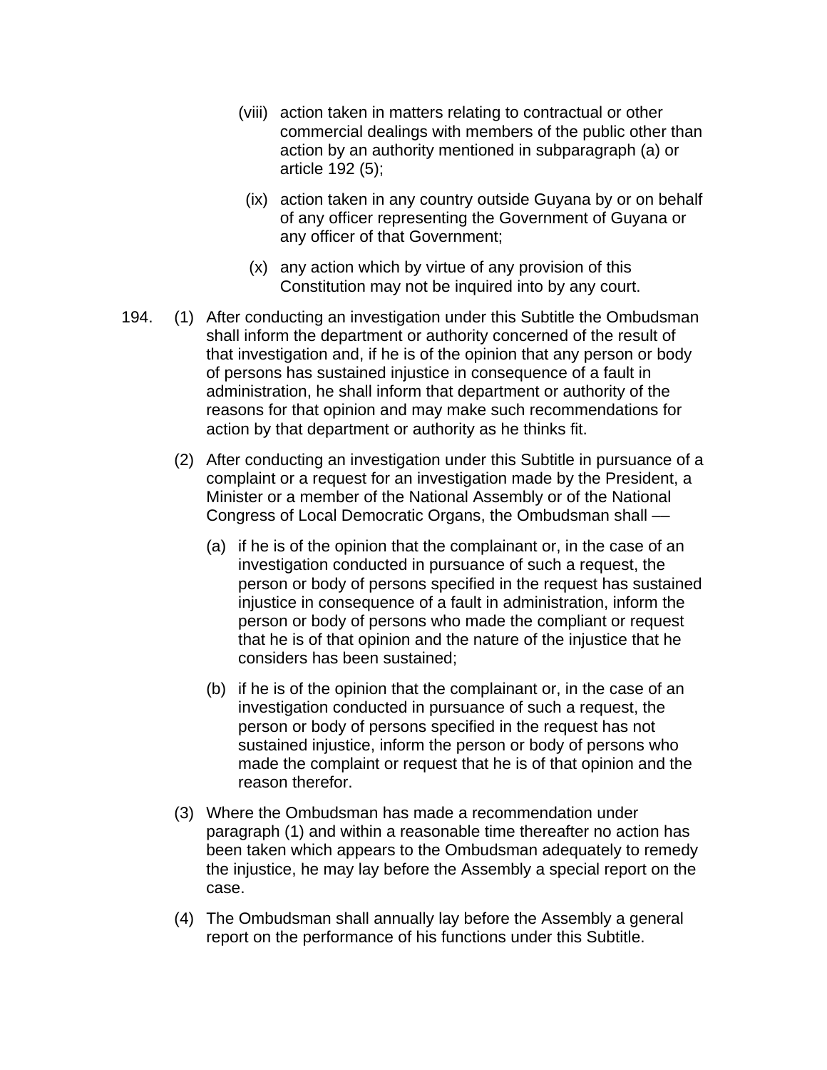(viii) action taken in matters relating to contractual or other commercial dealings with members of the public other than action by an authority mentioned in subparagraph (a) or article 192 (5);

(ix) action taken in any country outside Guyana by or on behalf of any officer representing the Government of Guyana or any officer of that Government;

(x) any action which by virtue of any provision of this Constitution may not be inquired into by any court.

194. (1) After conducting an investigation under this Subtitle the Ombudsman shall inform the department or authority concerned of the result of that investigation and, if he is of the opinion that any person or body of persons has sustained injustice in consequence of a fault in administration, he shall inform that department or authority of the reasons for that opinion and may make such recommendations for action by that department or authority as he thinks fit.

(2) After conducting an investigation under this Subtitle in pursuance of a complaint or a request for an investigation made by the President, a Minister or a member of the National Assembly or of the National Congress of Local Democratic Organs, the Ombudsman shall —

(a) if he is of the opinion that the complainant or, in the case of an investigation conducted in pursuance of such a request, the person or body of persons specified in the request has sustained injustice in consequence of a fault in administration, inform the person or body of persons who made the compliant or request that he is of that opinion and the nature of the injustice that he considers has been sustained;

(b) if he is of the opinion that the complainant or, in the case of an investigation conducted in pursuance of such a request, the person or body of persons specified in the request has not sustained injustice, inform the person or body of persons who made the complaint or request that he is of that opinion and the reason therefor.

(3) Where the Ombudsman has made a recommendation under paragraph (1) and within a reasonable time thereafter no action has been taken which appears to the Ombudsman adequately to remedy the injustice, he may lay before the Assembly a special report on the case.

(4) The Ombudsman shall annually lay before the Assembly a general report on the performance of his functions under this Subtitle.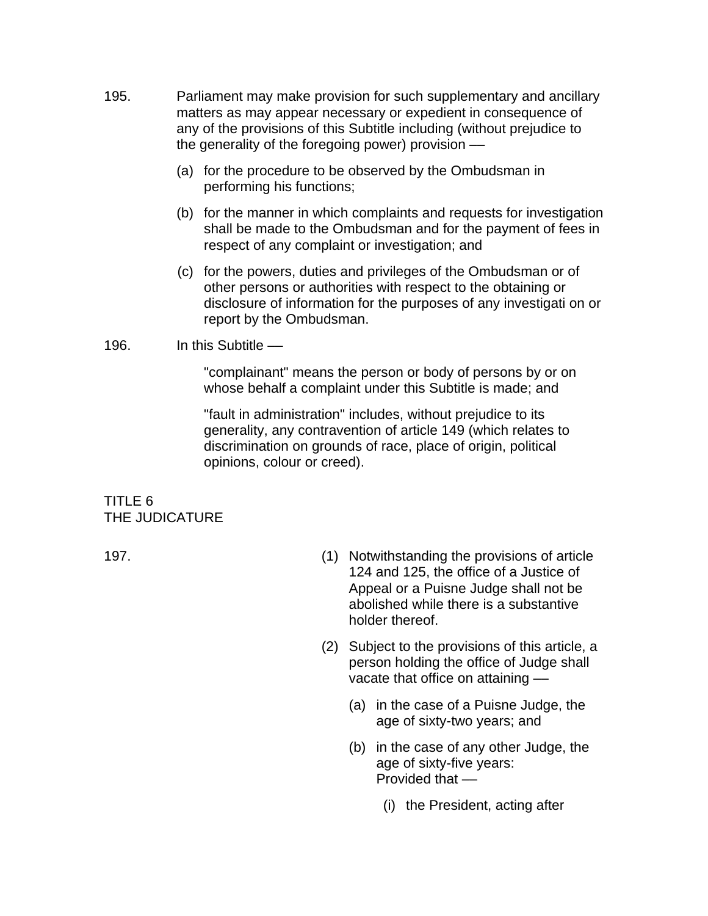195. Parliament may make provision for such supplementary and ancillary matters as may appear necessary or expedient in consequence of any of the provisions of this Subtitle including (without prejudice to the generality of the foregoing power) provision —

(a) for the procedure to be observed by the Ombudsman in performing his functions;

(b) for the manner in which complaints and requests for investigation shall be made to the Ombudsman and for the payment of fees in respect of any complaint or investigation; and

(c) for the powers, duties and privileges of the Ombudsman or of other persons or authorities with respect to the obtaining or disclosure of information for the purposes of any investigati on or report by the Ombudsman.

196. In this Subtitle —

"complainant" means the person or body of persons by or on whose behalf a complaint under this Subtitle is made; and

"fault in administration" includes, without prejudice to its generality, any contravention of article 149 (which relates to discrimination on grounds of race, place of origin, political opinions, colour or creed).

## TITLE 6
## THE JUDICATURE

197. (1) Notwithstanding the provisions of article 124 and 125, the office of a Justice of Appeal or a Puisne Judge shall not be abolished while there is a substantive holder thereof.

(2) Subject to the provisions of this article, a person holding the office of Judge shall vacate that office on attaining —

(a) in the case of a Puisne Judge, the age of sixty-two years; and

(b) in the case of any other Judge, the age of sixty-five years:
Provided that —

(i) the President, acting after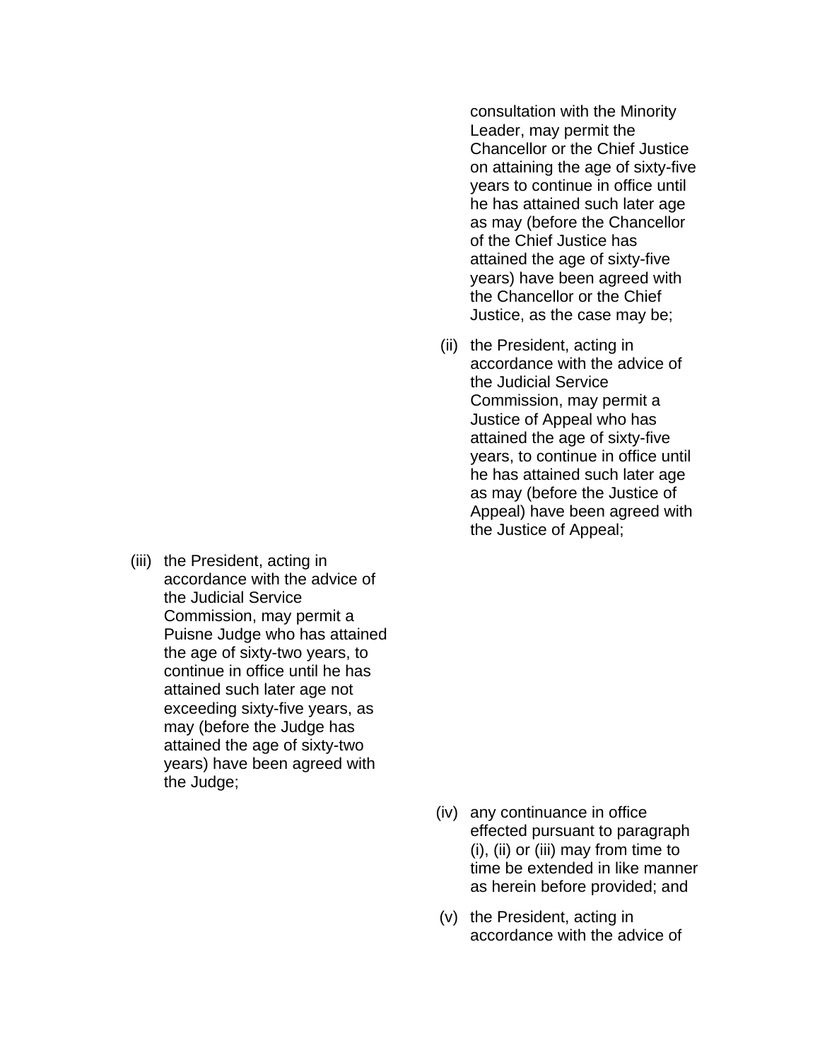consultation with the Minority Leader, may permit the Chancellor or the Chief Justice on attaining the age of sixty-five years to continue in office until he has attained such later age as may (before the Chancellor of the Chief Justice has attained the age of sixty-five years) have been agreed with the Chancellor or the Chief Justice, as the case may be;

(ii) the President, acting in accordance with the advice of the Judicial Service Commission, may permit a Justice of Appeal who has attained the age of sixty-five years, to continue in office until he has attained such later age as may (before the Justice of Appeal) have been agreed with the Justice of Appeal;

(iii) the President, acting in accordance with the advice of the Judicial Service Commission, may permit a Puisne Judge who has attained the age of sixty-two years, to continue in office until he has attained such later age not exceeding sixty-five years, as may (before the Judge has attained the age of sixty-two years) have been agreed with the Judge;

(iv) any continuance in office effected pursuant to paragraph (i), (ii) or (iii) may from time to time be extended in like manner as herein before provided; and

(v) the President, acting in accordance with the advice of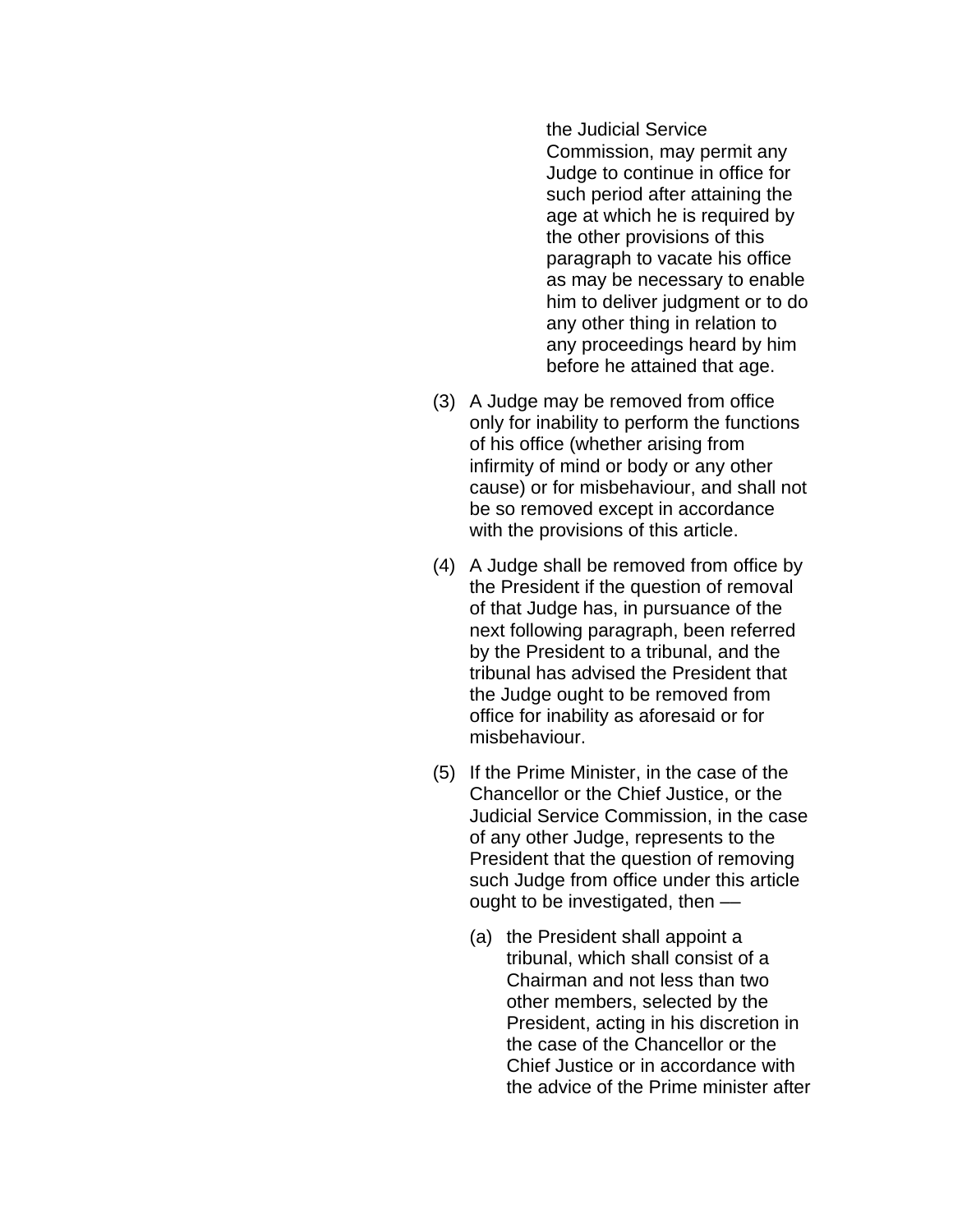the Judicial Service Commission, may permit any Judge to continue in office for such period after attaining the age at which he is required by the other provisions of this paragraph to vacate his office as may be necessary to enable him to deliver judgment or to do any other thing in relation to any proceedings heard by him before he attained that age.

(3) A Judge may be removed from office only for inability to perform the functions of his office (whether arising from infirmity of mind or body or any other cause) or for misbehaviour, and shall not be so removed except in accordance with the provisions of this article.

(4) A Judge shall be removed from office by the President if the question of removal of that Judge has, in pursuance of the next following paragraph, been referred by the President to a tribunal, and the tribunal has advised the President that the Judge ought to be removed from office for inability as aforesaid or for misbehaviour.

(5) If the Prime Minister, in the case of the Chancellor or the Chief Justice, or the Judicial Service Commission, in the case of any other Judge, represents to the President that the question of removing such Judge from office under this article ought to be investigated, then —

   (a) the President shall appoint a tribunal, which shall consist of a Chairman and not less than two other members, selected by the President, acting in his discretion in the case of the Chancellor or the Chief Justice or in accordance with the advice of the Prime minister after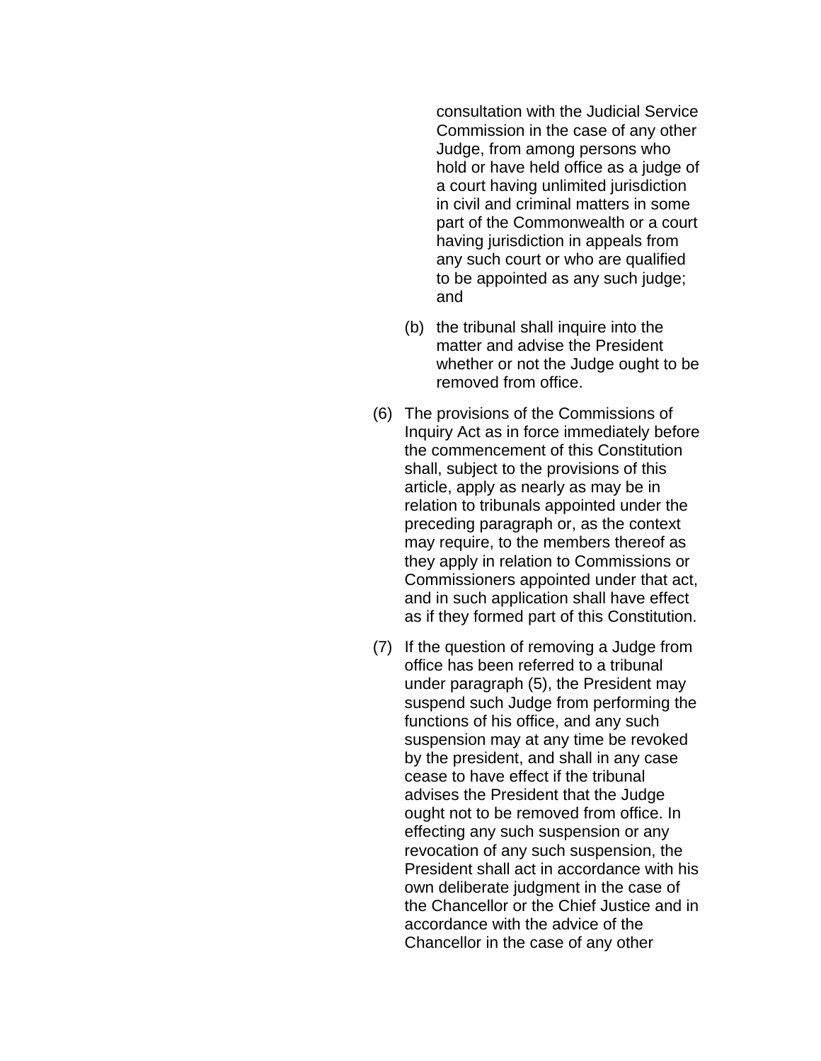consultation with the Judicial Service Commission in the case of any other Judge, from among persons who hold or have held office as a judge of a court having unlimited jurisdiction in civil and criminal matters in some part of the Commonwealth or a court having jurisdiction in appeals from any such court or who are qualified to be appointed as any such judge; and

(b) the tribunal shall inquire into the matter and advise the President whether or not the Judge ought to be removed from office.

(6) The provisions of the Commissions of Inquiry Act as in force immediately before the commencement of this Constitution shall, subject to the provisions of this article, apply as nearly as may be in relation to tribunals appointed under the preceding paragraph or, as the context may require, to the members thereof as they apply in relation to Commissions or Commissioners appointed under that act, and in such application shall have effect as if they formed part of this Constitution.

(7) If the question of removing a Judge from office has been referred to a tribunal under paragraph (5), the President may suspend such Judge from performing the functions of his office, and any such suspension may at any time be revoked by the president, and shall in any case cease to have effect if the tribunal advises the President that the Judge ought not to be removed from office. In effecting any such suspension or any revocation of any such suspension, the President shall act in accordance with his own deliberate judgment in the case of the Chancellor or the Chief Justice and in accordance with the advice of the Chancellor in the case of any other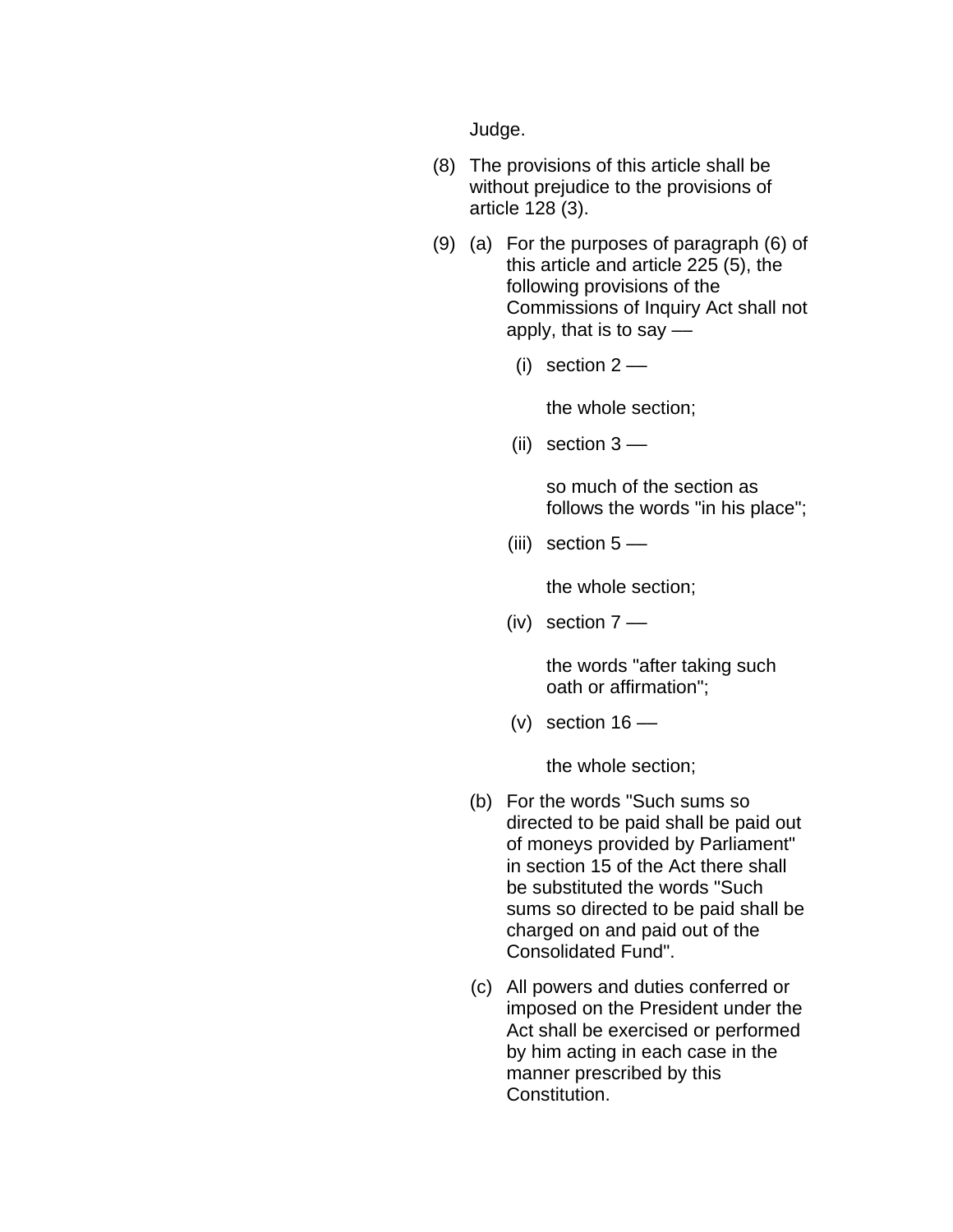Judge.

(8) The provisions of this article shall be without prejudice to the provisions of article 128 (3).

(9) (a) For the purposes of paragraph (6) of this article and article 225 (5), the following provisions of the Commissions of Inquiry Act shall not apply, that is to say —

(i) section 2 —

the whole section;

(ii) section 3 —

so much of the section as follows the words "in his place";

(iii) section 5 —

the whole section;

(iv) section 7 —

the words "after taking such oath or affirmation";

(v) section 16 —

the whole section;

(b) For the words "Such sums so directed to be paid shall be paid out of moneys provided by Parliament" in section 15 of the Act there shall be substituted the words "Such sums so directed to be paid shall be charged on and paid out of the Consolidated Fund".

(c) All powers and duties conferred or imposed on the President under the Act shall be exercised or performed by him acting in each case in the manner prescribed by this Constitution.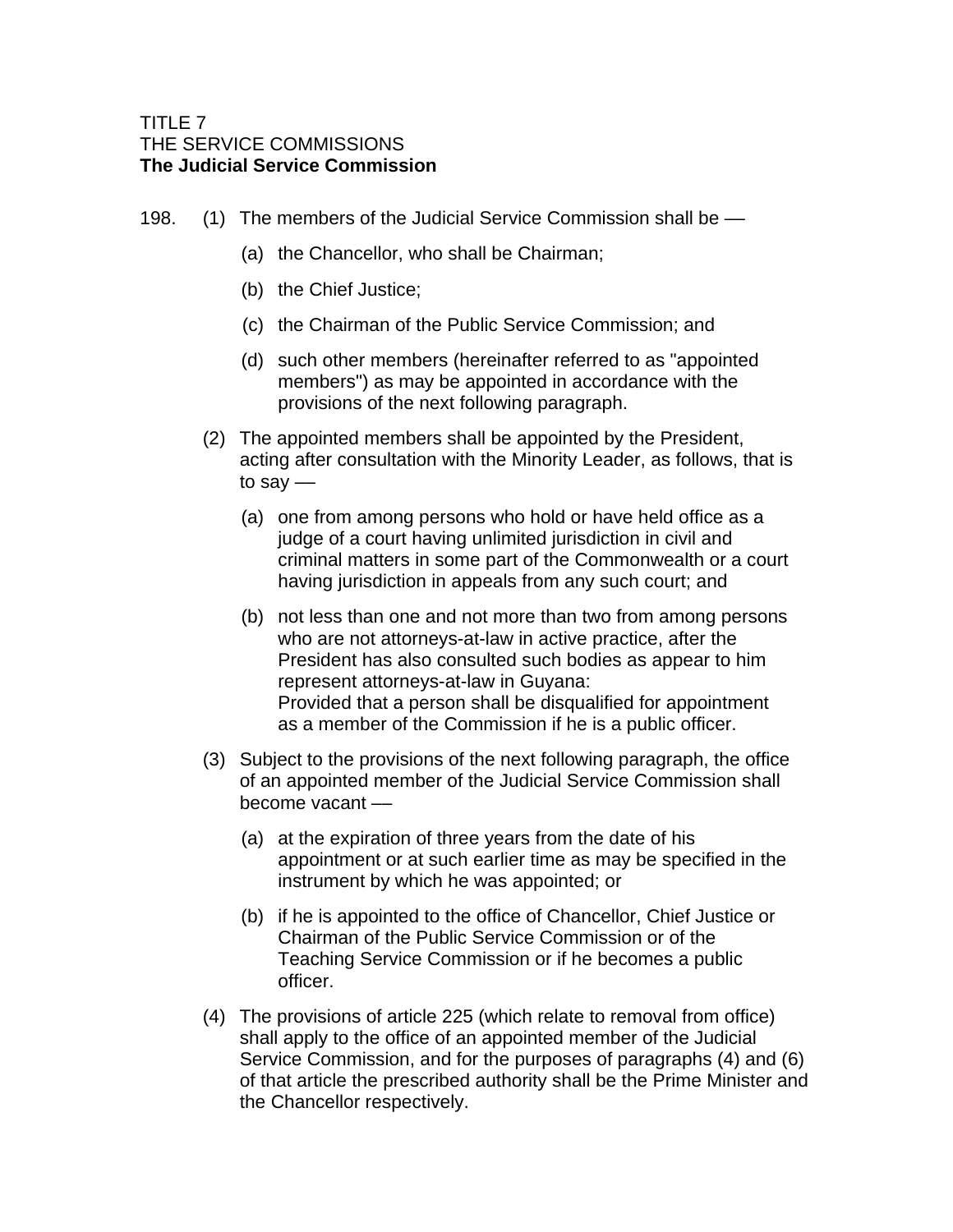TITLE 7
THE SERVICE COMMISSIONS
**The Judicial Service Commission**

198. (1) The members of the Judicial Service Commission shall be —

   (a) the Chancellor, who shall be Chairman;

   (b) the Chief Justice;

   (c) the Chairman of the Public Service Commission; and

   (d) such other members (hereinafter referred to as "appointed members") as may be appointed in accordance with the provisions of the next following paragraph.

(2) The appointed members shall be appointed by the President, acting after consultation with the Minority Leader, as follows, that is to say —

   (a) one from among persons who hold or have held office as a judge of a court having unlimited jurisdiction in civil and criminal matters in some part of the Commonwealth or a court having jurisdiction in appeals from any such court; and

   (b) not less than one and not more than two from among persons who are not attorneys-at-law in active practice, after the President has also consulted such bodies as appear to him represent attorneys-at-law in Guyana:
   Provided that a person shall be disqualified for appointment as a member of the Commission if he is a public officer.

(3) Subject to the provisions of the next following paragraph, the office of an appointed member of the Judicial Service Commission shall become vacant —

   (a) at the expiration of three years from the date of his appointment or at such earlier time as may be specified in the instrument by which he was appointed; or

   (b) if he is appointed to the office of Chancellor, Chief Justice or Chairman of the Public Service Commission or of the Teaching Service Commission or if he becomes a public officer.

(4) The provisions of article 225 (which relate to removal from office) shall apply to the office of an appointed member of the Judicial Service Commission, and for the purposes of paragraphs (4) and (6) of that article the prescribed authority shall be the Prime Minister and the Chancellor respectively.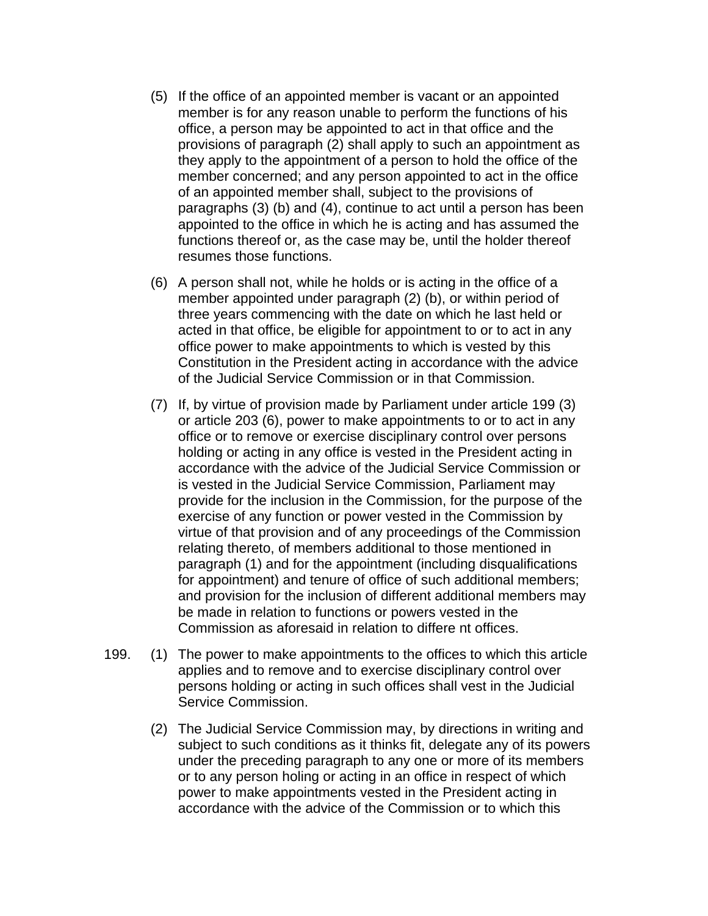(5) If the office of an appointed member is vacant or an appointed member is for any reason unable to perform the functions of his office, a person may be appointed to act in that office and the provisions of paragraph (2) shall apply to such an appointment as they apply to the appointment of a person to hold the office of the member concerned; and any person appointed to act in the office of an appointed member shall, subject to the provisions of paragraphs (3) (b) and (4), continue to act until a person has been appointed to the office in which he is acting and has assumed the functions thereof or, as the case may be, until the holder thereof resumes those functions.

(6) A person shall not, while he holds or is acting in the office of a member appointed under paragraph (2) (b), or within period of three years commencing with the date on which he last held or acted in that office, be eligible for appointment to or to act in any office power to make appointments to which is vested by this Constitution in the President acting in accordance with the advice of the Judicial Service Commission or in that Commission.

(7) If, by virtue of provision made by Parliament under article 199 (3) or article 203 (6), power to make appointments to or to act in any office or to remove or exercise disciplinary control over persons holding or acting in any office is vested in the President acting in accordance with the advice of the Judicial Service Commission or is vested in the Judicial Service Commission, Parliament may provide for the inclusion in the Commission, for the purpose of the exercise of any function or power vested in the Commission by virtue of that provision and of any proceedings of the Commission relating thereto, of members additional to those mentioned in paragraph (1) and for the appointment (including disqualifications for appointment) and tenure of office of such additional members; and provision for the inclusion of different additional members may be made in relation to functions or powers vested in the Commission as aforesaid in relation to differe nt offices.

199. (1) The power to make appointments to the offices to which this article applies and to remove and to exercise disciplinary control over persons holding or acting in such offices shall vest in the Judicial Service Commission.

(2) The Judicial Service Commission may, by directions in writing and subject to such conditions as it thinks fit, delegate any of its powers under the preceding paragraph to any one or more of its members or to any person holing or acting in an office in respect of which power to make appointments vested in the President acting in accordance with the advice of the Commission or to which this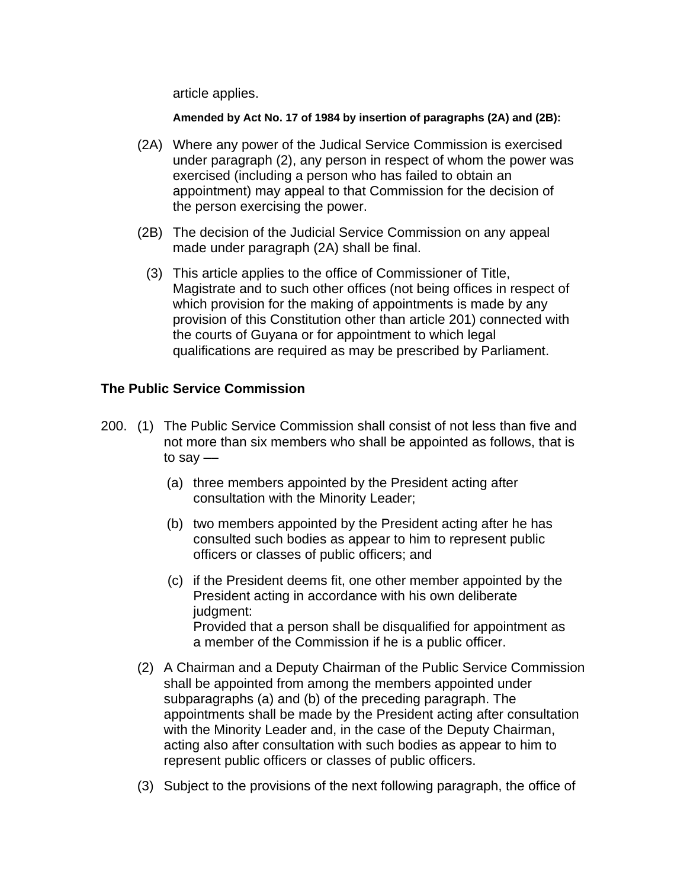article applies.

**Amended by Act No. 17 of 1984 by insertion of paragraphs (2A) and (2B):**

(2A) Where any power of the Judical Service Commission is exercised under paragraph (2), any person in respect of whom the power was exercised (including a person who has failed to obtain an appointment) may appeal to that Commission for the decision of the person exercising the power.

(2B) The decision of the Judicial Service Commission on any appeal made under paragraph (2A) shall be final.

(3) This article applies to the office of Commissioner of Title, Magistrate and to such other offices (not being offices in respect of which provision for the making of appointments is made by any provision of this Constitution other than article 201) connected with the courts of Guyana or for appointment to which legal qualifications are required as may be prescribed by Parliament.

**The Public Service Commission**

200. (1) The Public Service Commission shall consist of not less than five and not more than six members who shall be appointed as follows, that is to say —

(a) three members appointed by the President acting after consultation with the Minority Leader;

(b) two members appointed by the President acting after he has consulted such bodies as appear to him to represent public officers or classes of public officers; and

(c) if the President deems fit, one other member appointed by the President acting in accordance with his own deliberate judgment:
Provided that a person shall be disqualified for appointment as a member of the Commission if he is a public officer.

(2) A Chairman and a Deputy Chairman of the Public Service Commission shall be appointed from among the members appointed under subparagraphs (a) and (b) of the preceding paragraph. The appointments shall be made by the President acting after consultation with the Minority Leader and, in the case of the Deputy Chairman, acting also after consultation with such bodies as appear to him to represent public officers or classes of public officers.

(3) Subject to the provisions of the next following paragraph, the office of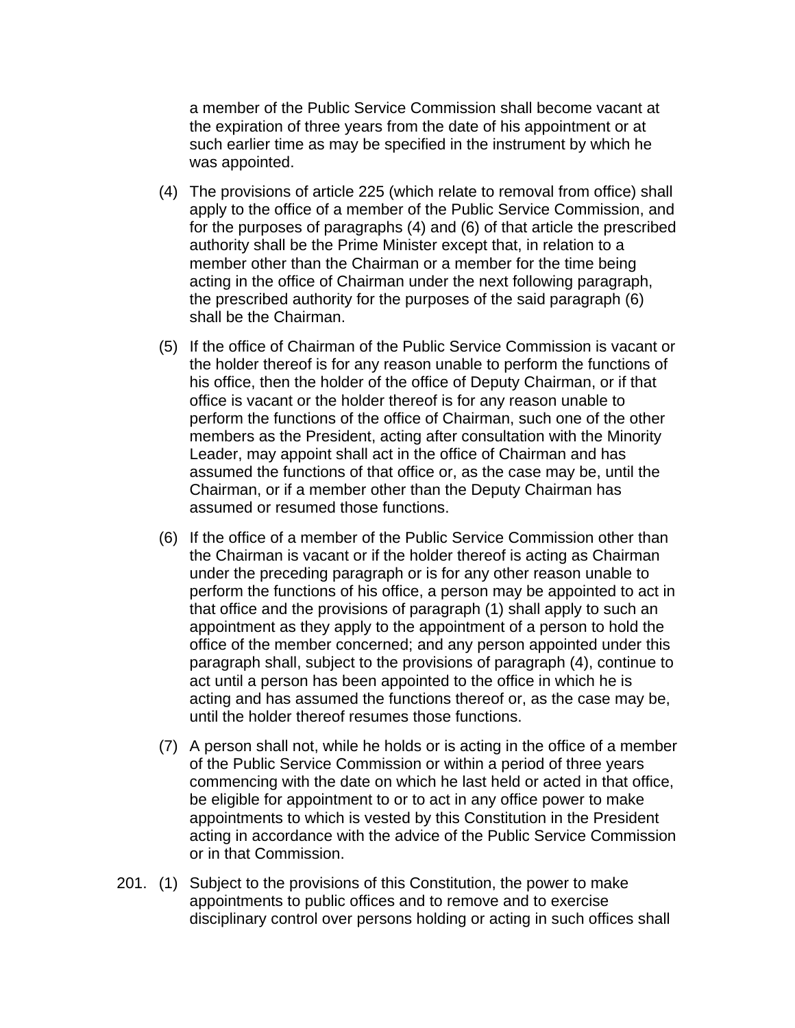a member of the Public Service Commission shall become vacant at the expiration of three years from the date of his appointment or at such earlier time as may be specified in the instrument by which he was appointed.

(4) The provisions of article 225 (which relate to removal from office) shall apply to the office of a member of the Public Service Commission, and for the purposes of paragraphs (4) and (6) of that article the prescribed authority shall be the Prime Minister except that, in relation to a member other than the Chairman or a member for the time being acting in the office of Chairman under the next following paragraph, the prescribed authority for the purposes of the said paragraph (6) shall be the Chairman.

(5) If the office of Chairman of the Public Service Commission is vacant or the holder thereof is for any reason unable to perform the functions of his office, then the holder of the office of Deputy Chairman, or if that office is vacant or the holder thereof is for any reason unable to perform the functions of the office of Chairman, such one of the other members as the President, acting after consultation with the Minority Leader, may appoint shall act in the office of Chairman and has assumed the functions of that office or, as the case may be, until the Chairman, or if a member other than the Deputy Chairman has assumed or resumed those functions.

(6) If the office of a member of the Public Service Commission other than the Chairman is vacant or if the holder thereof is acting as Chairman under the preceding paragraph or is for any other reason unable to perform the functions of his office, a person may be appointed to act in that office and the provisions of paragraph (1) shall apply to such an appointment as they apply to the appointment of a person to hold the office of the member concerned; and any person appointed under this paragraph shall, subject to the provisions of paragraph (4), continue to act until a person has been appointed to the office in which he is acting and has assumed the functions thereof or, as the case may be, until the holder thereof resumes those functions.

(7) A person shall not, while he holds or is acting in the office of a member of the Public Service Commission or within a period of three years commencing with the date on which he last held or acted in that office, be eligible for appointment to or to act in any office power to make appointments to which is vested by this Constitution in the President acting in accordance with the advice of the Public Service Commission or in that Commission.

201. (1) Subject to the provisions of this Constitution, the power to make appointments to public offices and to remove and to exercise disciplinary control over persons holding or acting in such offices shall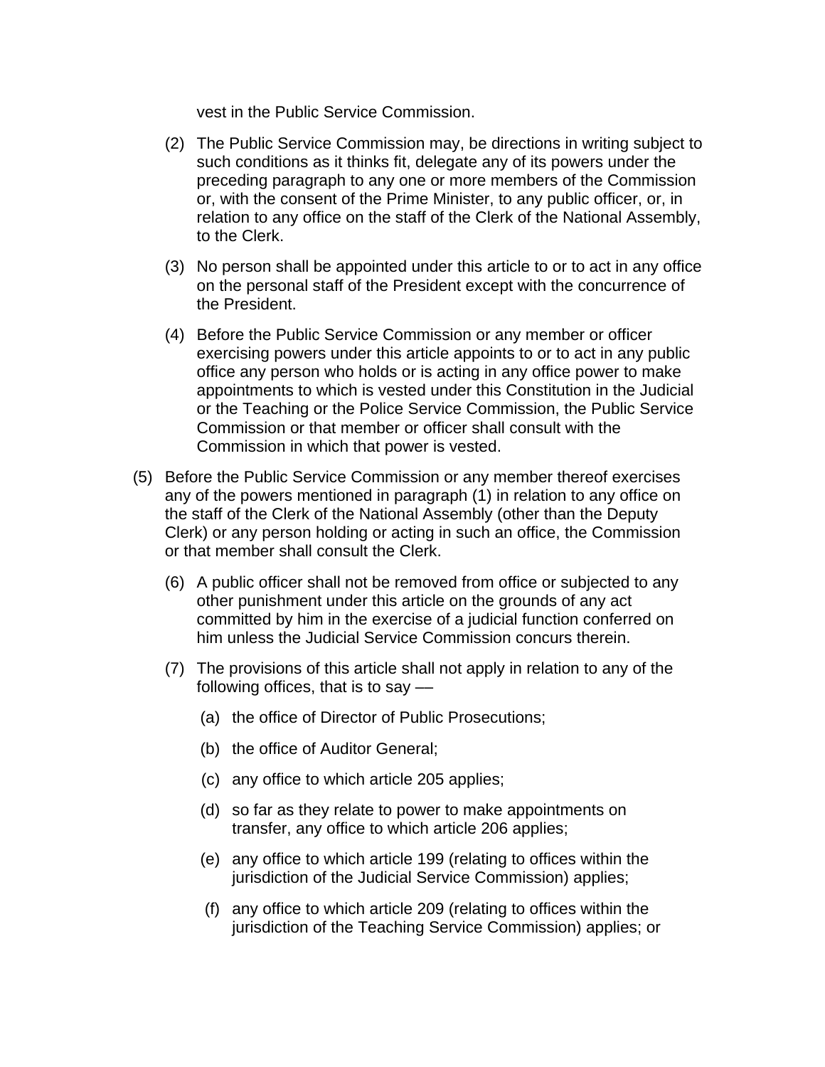vest in the Public Service Commission.

(2) The Public Service Commission may, be directions in writing subject to such conditions as it thinks fit, delegate any of its powers under the preceding paragraph to any one or more members of the Commission or, with the consent of the Prime Minister, to any public officer, or, in relation to any office on the staff of the Clerk of the National Assembly, to the Clerk.

(3) No person shall be appointed under this article to or to act in any office on the personal staff of the President except with the concurrence of the President.

(4) Before the Public Service Commission or any member or officer exercising powers under this article appoints to or to act in any public office any person who holds or is acting in any office power to make appointments to which is vested under this Constitution in the Judicial or the Teaching or the Police Service Commission, the Public Service Commission or that member or officer shall consult with the Commission in which that power is vested.

(5) Before the Public Service Commission or any member thereof exercises any of the powers mentioned in paragraph (1) in relation to any office on the staff of the Clerk of the National Assembly (other than the Deputy Clerk) or any person holding or acting in such an office, the Commission or that member shall consult the Clerk.

(6) A public officer shall not be removed from office or subjected to any other punishment under this article on the grounds of any act committed by him in the exercise of a judicial function conferred on him unless the Judicial Service Commission concurs therein.

(7) The provisions of this article shall not apply in relation to any of the following offices, that is to say ––

(a) the office of Director of Public Prosecutions;

(b) the office of Auditor General;

(c) any office to which article 205 applies;

(d) so far as they relate to power to make appointments on transfer, any office to which article 206 applies;

(e) any office to which article 199 (relating to offices within the jurisdiction of the Judicial Service Commission) applies;

(f) any office to which article 209 (relating to offices within the jurisdiction of the Teaching Service Commission) applies; or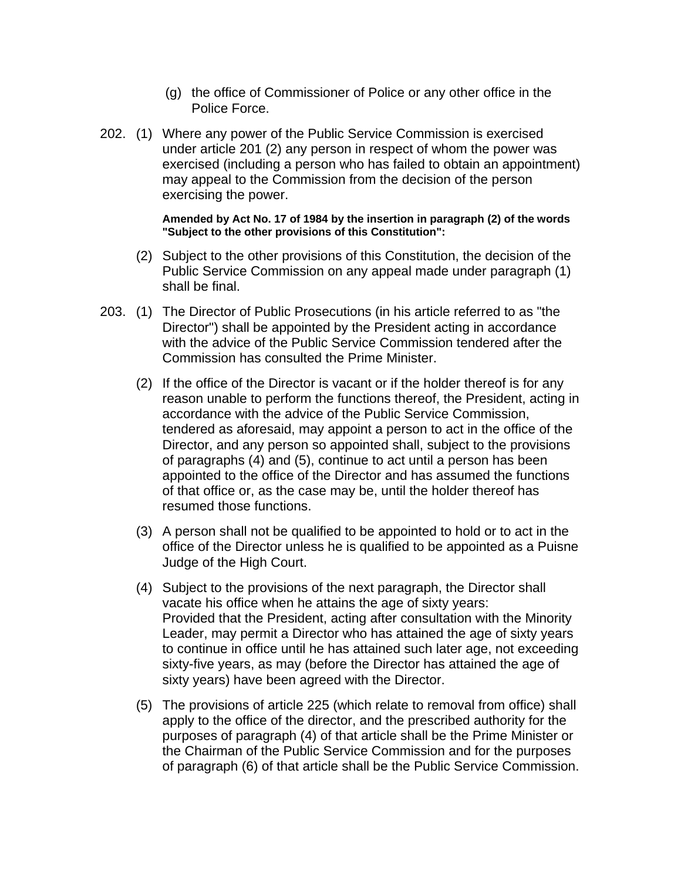(g) the office of Commissioner of Police or any other office in the Police Force.

202. (1) Where any power of the Public Service Commission is exercised under article 201 (2) any person in respect of whom the power was exercised (including a person who has failed to obtain an appointment) may appeal to the Commission from the decision of the person exercising the power.

**Amended by Act No. 17 of 1984 by the insertion in paragraph (2) of the words "Subject to the other provisions of this Constitution":**

(2) Subject to the other provisions of this Constitution, the decision of the Public Service Commission on any appeal made under paragraph (1) shall be final.

203. (1) The Director of Public Prosecutions (in his article referred to as "the Director") shall be appointed by the President acting in accordance with the advice of the Public Service Commission tendered after the Commission has consulted the Prime Minister.

(2) If the office of the Director is vacant or if the holder thereof is for any reason unable to perform the functions thereof, the President, acting in accordance with the advice of the Public Service Commission, tendered as aforesaid, may appoint a person to act in the office of the Director, and any person so appointed shall, subject to the provisions of paragraphs (4) and (5), continue to act until a person has been appointed to the office of the Director and has assumed the functions of that office or, as the case may be, until the holder thereof has resumed those functions.

(3) A person shall not be qualified to be appointed to hold or to act in the office of the Director unless he is qualified to be appointed as a Puisne Judge of the High Court.

(4) Subject to the provisions of the next paragraph, the Director shall vacate his office when he attains the age of sixty years:
Provided that the President, acting after consultation with the Minority Leader, may permit a Director who has attained the age of sixty years to continue in office until he has attained such later age, not exceeding sixty-five years, as may (before the Director has attained the age of sixty years) have been agreed with the Director.

(5) The provisions of article 225 (which relate to removal from office) shall apply to the office of the director, and the prescribed authority for the purposes of paragraph (4) of that article shall be the Prime Minister or the Chairman of the Public Service Commission and for the purposes of paragraph (6) of that article shall be the Public Service Commission.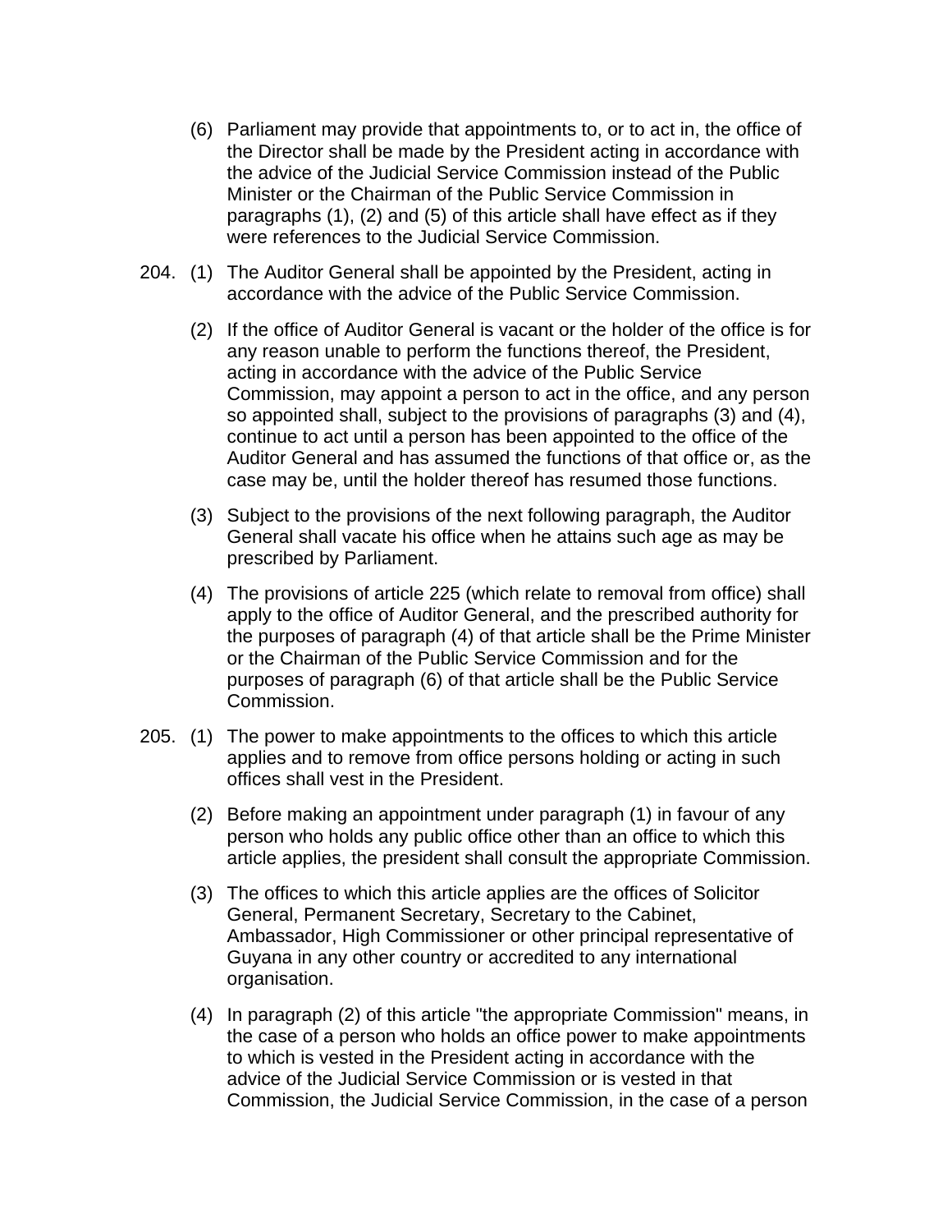(6) Parliament may provide that appointments to, or to act in, the office of the Director shall be made by the President acting in accordance with the advice of the Judicial Service Commission instead of the Public Minister or the Chairman of the Public Service Commission in paragraphs (1), (2) and (5) of this article shall have effect as if they were references to the Judicial Service Commission.

204. (1) The Auditor General shall be appointed by the President, acting in accordance with the advice of the Public Service Commission.

(2) If the office of Auditor General is vacant or the holder of the office is for any reason unable to perform the functions thereof, the President, acting in accordance with the advice of the Public Service Commission, may appoint a person to act in the office, and any person so appointed shall, subject to the provisions of paragraphs (3) and (4), continue to act until a person has been appointed to the office of the Auditor General and has assumed the functions of that office or, as the case may be, until the holder thereof has resumed those functions.

(3) Subject to the provisions of the next following paragraph, the Auditor General shall vacate his office when he attains such age as may be prescribed by Parliament.

(4) The provisions of article 225 (which relate to removal from office) shall apply to the office of Auditor General, and the prescribed authority for the purposes of paragraph (4) of that article shall be the Prime Minister or the Chairman of the Public Service Commission and for the purposes of paragraph (6) of that article shall be the Public Service Commission.

205. (1) The power to make appointments to the offices to which this article applies and to remove from office persons holding or acting in such offices shall vest in the President.

(2) Before making an appointment under paragraph (1) in favour of any person who holds any public office other than an office to which this article applies, the president shall consult the appropriate Commission.

(3) The offices to which this article applies are the offices of Solicitor General, Permanent Secretary, Secretary to the Cabinet, Ambassador, High Commissioner or other principal representative of Guyana in any other country or accredited to any international organisation.

(4) In paragraph (2) of this article "the appropriate Commission" means, in the case of a person who holds an office power to make appointments to which is vested in the President acting in accordance with the advice of the Judicial Service Commission or is vested in that Commission, the Judicial Service Commission, in the case of a person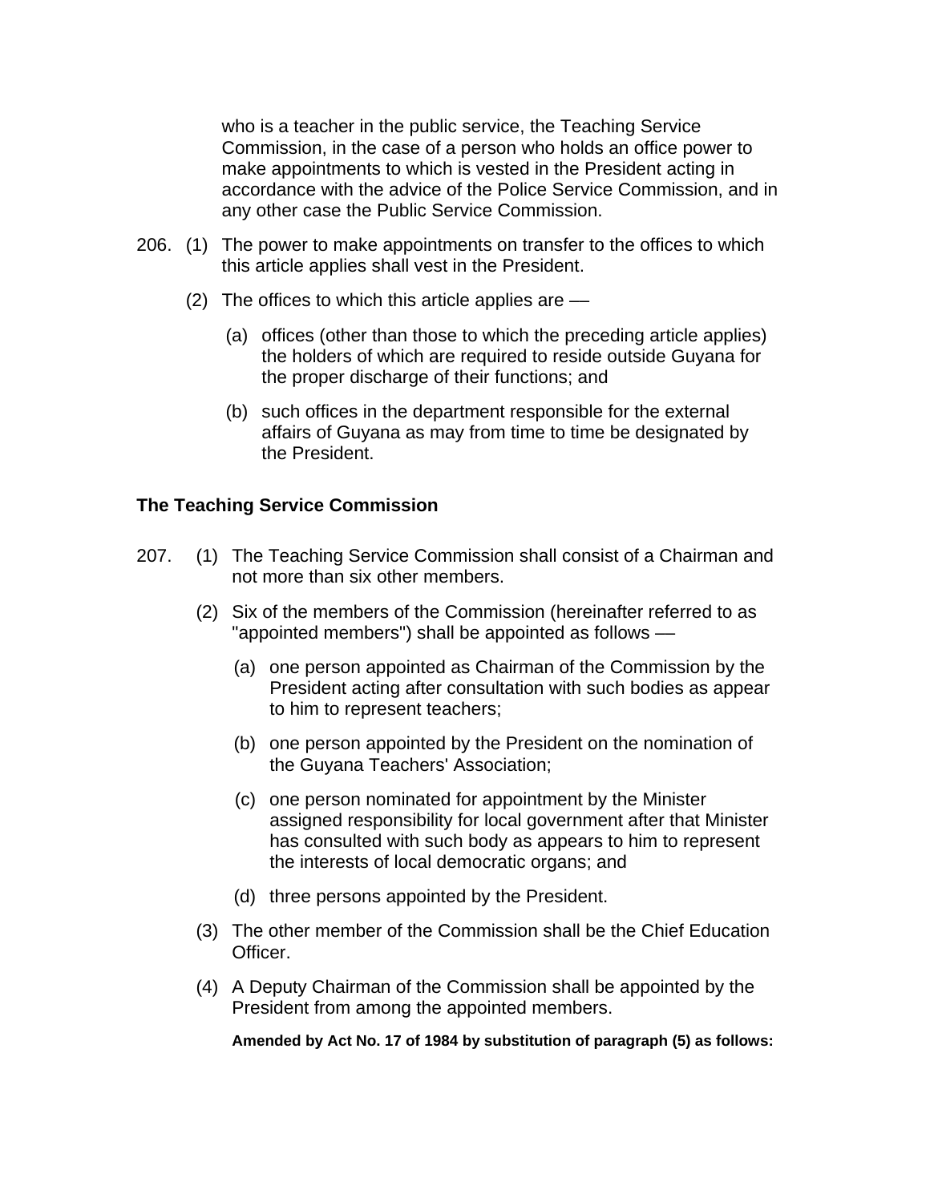who is a teacher in the public service, the Teaching Service Commission, in the case of a person who holds an office power to make appointments to which is vested in the President acting in accordance with the advice of the Police Service Commission, and in any other case the Public Service Commission.

206. (1) The power to make appointments on transfer to the offices to which this article applies shall vest in the President.

(2) The offices to which this article applies are —

(a) offices (other than those to which the preceding article applies) the holders of which are required to reside outside Guyana for the proper discharge of their functions; and

(b) such offices in the department responsible for the external affairs of Guyana as may from time to time be designated by the President.

**The Teaching Service Commission**

207. (1) The Teaching Service Commission shall consist of a Chairman and not more than six other members.

(2) Six of the members of the Commission (hereinafter referred to as "appointed members") shall be appointed as follows —

(a) one person appointed as Chairman of the Commission by the President acting after consultation with such bodies as appear to him to represent teachers;

(b) one person appointed by the President on the nomination of the Guyana Teachers' Association;

(c) one person nominated for appointment by the Minister assigned responsibility for local government after that Minister has consulted with such body as appears to him to represent the interests of local democratic organs; and

(d) three persons appointed by the President.

(3) The other member of the Commission shall be the Chief Education Officer.

(4) A Deputy Chairman of the Commission shall be appointed by the President from among the appointed members.

**Amended by Act No. 17 of 1984 by substitution of paragraph (5) as follows:**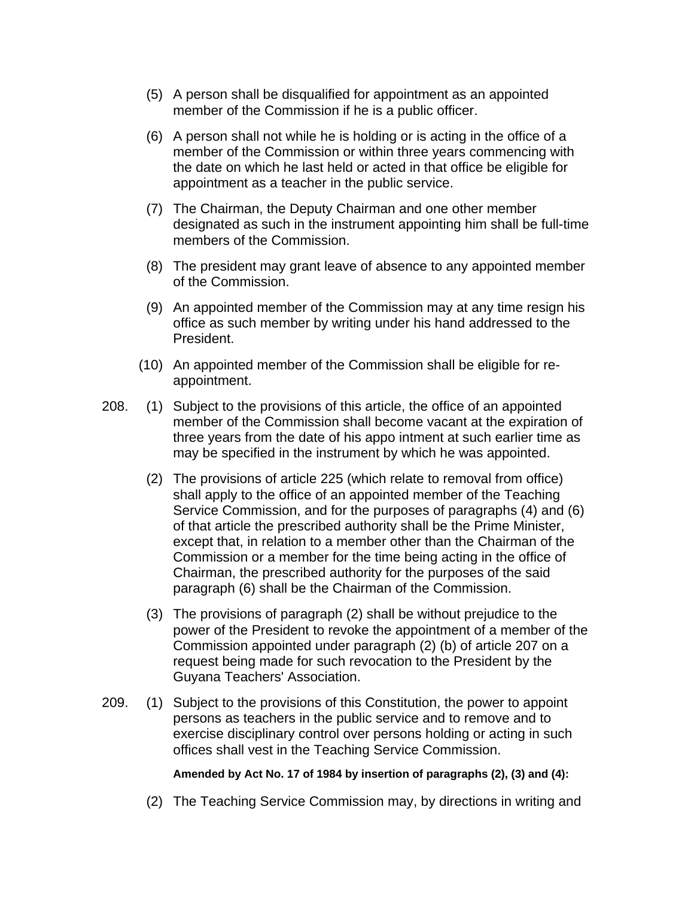(5) A person shall be disqualified for appointment as an appointed member of the Commission if he is a public officer.

(6) A person shall not while he is holding or is acting in the office of a member of the Commission or within three years commencing with the date on which he last held or acted in that office be eligible for appointment as a teacher in the public service.

(7) The Chairman, the Deputy Chairman and one other member designated as such in the instrument appointing him shall be full-time members of the Commission.

(8) The president may grant leave of absence to any appointed member of the Commission.

(9) An appointed member of the Commission may at any time resign his office as such member by writing under his hand addressed to the President.

(10) An appointed member of the Commission shall be eligible for re-appointment.

208. (1) Subject to the provisions of this article, the office of an appointed member of the Commission shall become vacant at the expiration of three years from the date of his appo intment at such earlier time as may be specified in the instrument by which he was appointed.

(2) The provisions of article 225 (which relate to removal from office) shall apply to the office of an appointed member of the Teaching Service Commission, and for the purposes of paragraphs (4) and (6) of that article the prescribed authority shall be the Prime Minister, except that, in relation to a member other than the Chairman of the Commission or a member for the time being acting in the office of Chairman, the prescribed authority for the purposes of the said paragraph (6) shall be the Chairman of the Commission.

(3) The provisions of paragraph (2) shall be without prejudice to the power of the President to revoke the appointment of a member of the Commission appointed under paragraph (2) (b) of article 207 on a request being made for such revocation to the President by the Guyana Teachers' Association.

209. (1) Subject to the provisions of this Constitution, the power to appoint persons as teachers in the public service and to remove and to exercise disciplinary control over persons holding or acting in such offices shall vest in the Teaching Service Commission.

**Amended by Act No. 17 of 1984 by insertion of paragraphs (2), (3) and (4):**

(2) The Teaching Service Commission may, by directions in writing and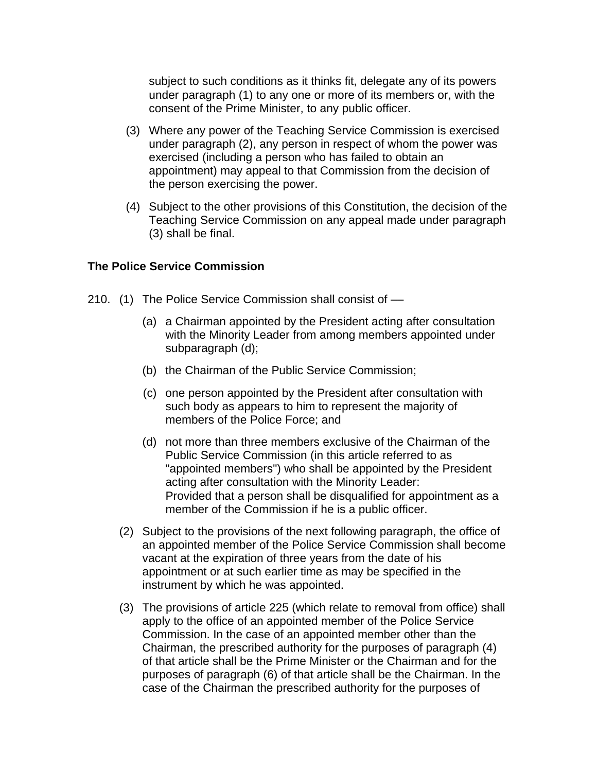subject to such conditions as it thinks fit, delegate any of its powers under paragraph (1) to any one or more of its members or, with the consent of the Prime Minister, to any public officer.

(3) Where any power of the Teaching Service Commission is exercised under paragraph (2), any person in respect of whom the power was exercised (including a person who has failed to obtain an appointment) may appeal to that Commission from the decision of the person exercising the power.

(4) Subject to the other provisions of this Constitution, the decision of the Teaching Service Commission on any appeal made under paragraph (3) shall be final.

### The Police Service Commission

210. (1) The Police Service Commission shall consist of —

(a) a Chairman appointed by the President acting after consultation with the Minority Leader from among members appointed under subparagraph (d);

(b) the Chairman of the Public Service Commission;

(c) one person appointed by the President after consultation with such body as appears to him to represent the majority of members of the Police Force; and

(d) not more than three members exclusive of the Chairman of the Public Service Commission (in this article referred to as "appointed members") who shall be appointed by the President acting after consultation with the Minority Leader:
Provided that a person shall be disqualified for appointment as a member of the Commission if he is a public officer.

(2) Subject to the provisions of the next following paragraph, the office of an appointed member of the Police Service Commission shall become vacant at the expiration of three years from the date of his appointment or at such earlier time as may be specified in the instrument by which he was appointed.

(3) The provisions of article 225 (which relate to removal from office) shall apply to the office of an appointed member of the Police Service Commission. In the case of an appointed member other than the Chairman, the prescribed authority for the purposes of paragraph (4) of that article shall be the Prime Minister or the Chairman and for the purposes of paragraph (6) of that article shall be the Chairman. In the case of the Chairman the prescribed authority for the purposes of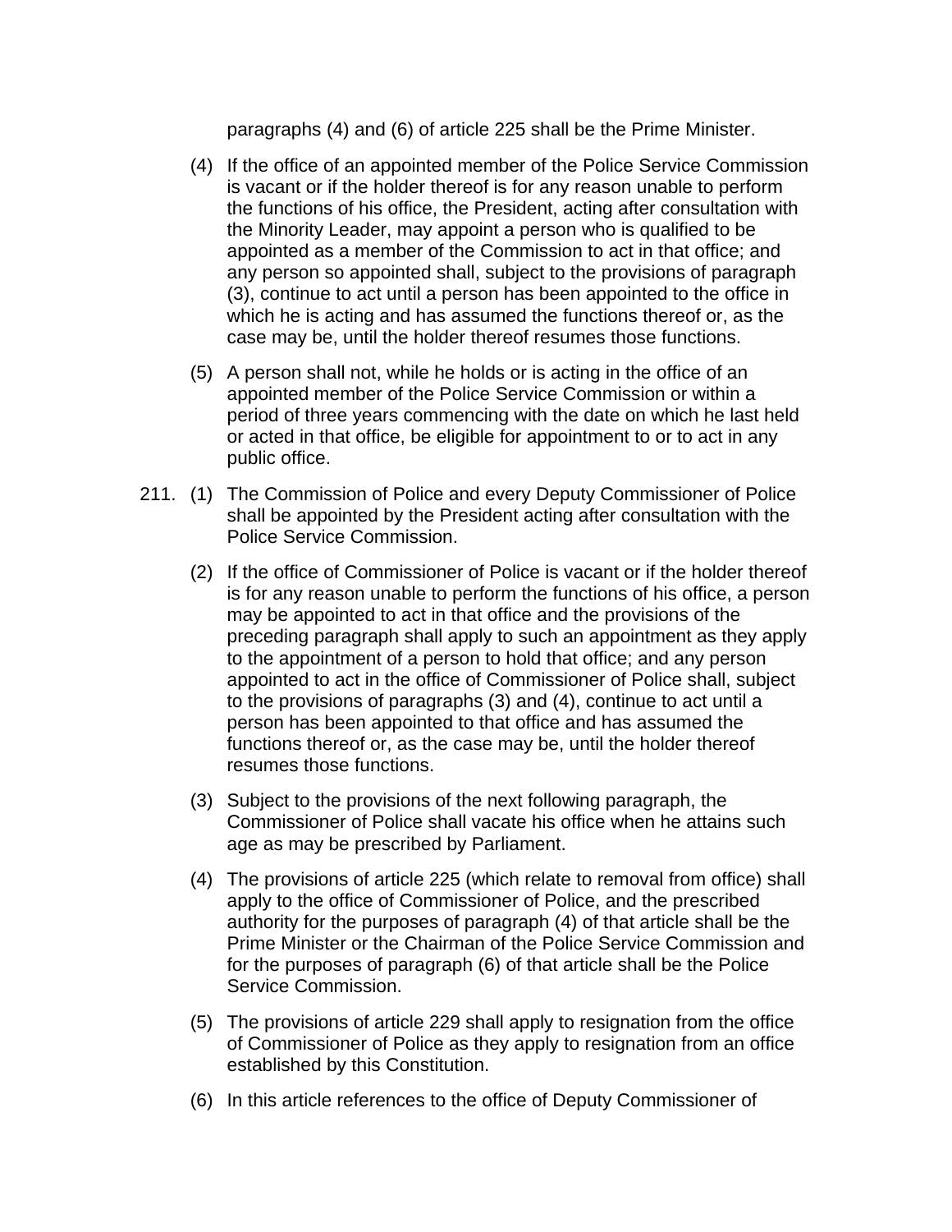paragraphs (4) and (6) of article 225 shall be the Prime Minister.

(4) If the office of an appointed member of the Police Service Commission is vacant or if the holder thereof is for any reason unable to perform the functions of his office, the President, acting after consultation with the Minority Leader, may appoint a person who is qualified to be appointed as a member of the Commission to act in that office; and any person so appointed shall, subject to the provisions of paragraph (3), continue to act until a person has been appointed to the office in which he is acting and has assumed the functions thereof or, as the case may be, until the holder thereof resumes those functions.

(5) A person shall not, while he holds or is acting in the office of an appointed member of the Police Service Commission or within a period of three years commencing with the date on which he last held or acted in that office, be eligible for appointment to or to act in any public office.

211. (1) The Commission of Police and every Deputy Commissioner of Police shall be appointed by the President acting after consultation with the Police Service Commission.

(2) If the office of Commissioner of Police is vacant or if the holder thereof is for any reason unable to perform the functions of his office, a person may be appointed to act in that office and the provisions of the preceding paragraph shall apply to such an appointment as they apply to the appointment of a person to hold that office; and any person appointed to act in the office of Commissioner of Police shall, subject to the provisions of paragraphs (3) and (4), continue to act until a person has been appointed to that office and has assumed the functions thereof or, as the case may be, until the holder thereof resumes those functions.

(3) Subject to the provisions of the next following paragraph, the Commissioner of Police shall vacate his office when he attains such age as may be prescribed by Parliament.

(4) The provisions of article 225 (which relate to removal from office) shall apply to the office of Commissioner of Police, and the prescribed authority for the purposes of paragraph (4) of that article shall be the Prime Minister or the Chairman of the Police Service Commission and for the purposes of paragraph (6) of that article shall be the Police Service Commission.

(5) The provisions of article 229 shall apply to resignation from the office of Commissioner of Police as they apply to resignation from an office established by this Constitution.

(6) In this article references to the office of Deputy Commissioner of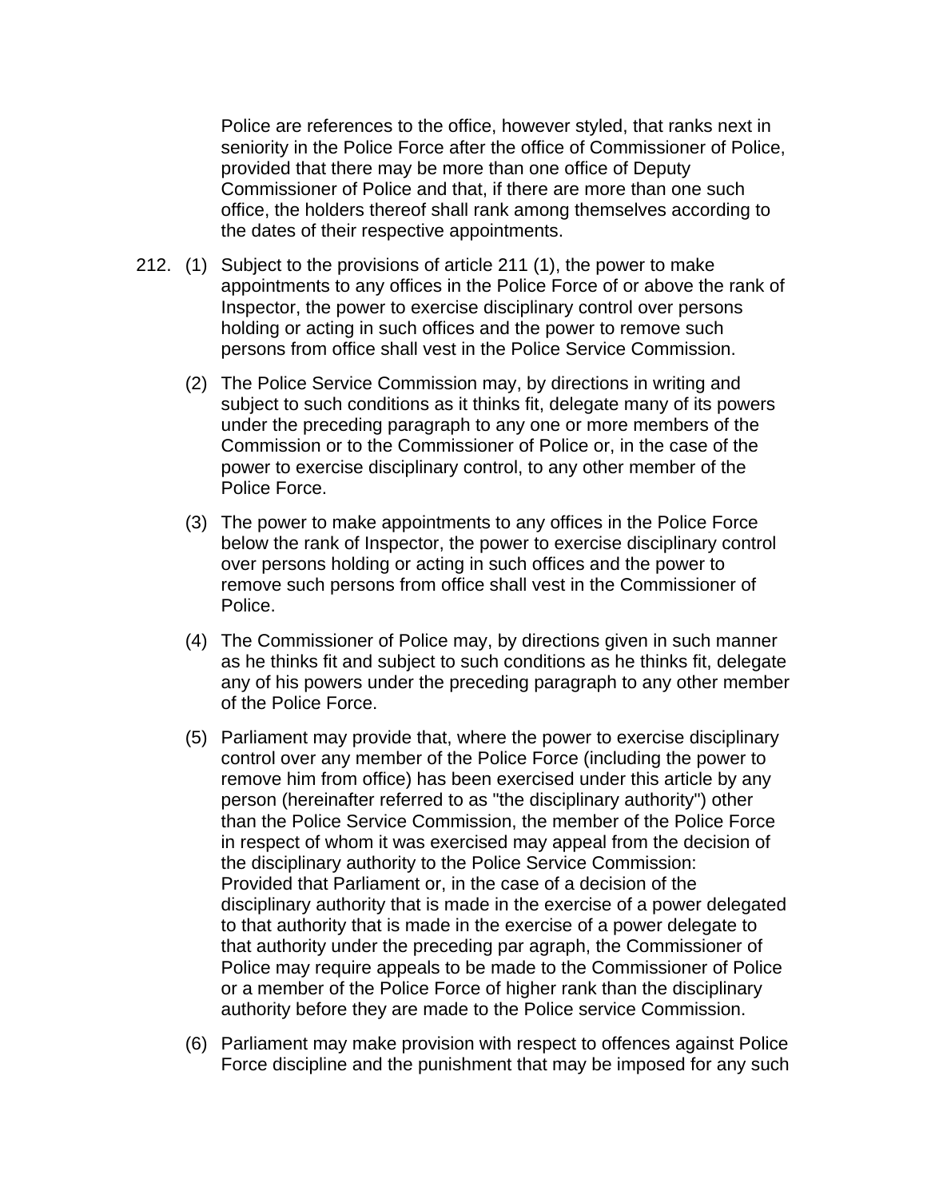Police are references to the office, however styled, that ranks next in seniority in the Police Force after the office of Commissioner of Police, provided that there may be more than one office of Deputy Commissioner of Police and that, if there are more than one such office, the holders thereof shall rank among themselves according to the dates of their respective appointments.

212\. (1) Subject to the provisions of article 211 (1), the power to make appointments to any offices in the Police Force of or above the rank of Inspector, the power to exercise disciplinary control over persons holding or acting in such offices and the power to remove such persons from office shall vest in the Police Service Commission.

(2) The Police Service Commission may, by directions in writing and subject to such conditions as it thinks fit, delegate many of its powers under the preceding paragraph to any one or more members of the Commission or to the Commissioner of Police or, in the case of the power to exercise disciplinary control, to any other member of the Police Force.

(3) The power to make appointments to any offices in the Police Force below the rank of Inspector, the power to exercise disciplinary control over persons holding or acting in such offices and the power to remove such persons from office shall vest in the Commissioner of Police.

(4) The Commissioner of Police may, by directions given in such manner as he thinks fit and subject to such conditions as he thinks fit, delegate any of his powers under the preceding paragraph to any other member of the Police Force.

(5) Parliament may provide that, where the power to exercise disciplinary control over any member of the Police Force (including the power to remove him from office) has been exercised under this article by any person (hereinafter referred to as "the disciplinary authority") other than the Police Service Commission, the member of the Police Force in respect of whom it was exercised may appeal from the decision of the disciplinary authority to the Police Service Commission:
Provided that Parliament or, in the case of a decision of the disciplinary authority that is made in the exercise of a power delegated to that authority that is made in the exercise of a power delegate to that authority under the preceding par agraph, the Commissioner of Police may require appeals to be made to the Commissioner of Police or a member of the Police Force of higher rank than the disciplinary authority before they are made to the Police service Commission.

(6) Parliament may make provision with respect to offences against Police Force discipline and the punishment that may be imposed for any such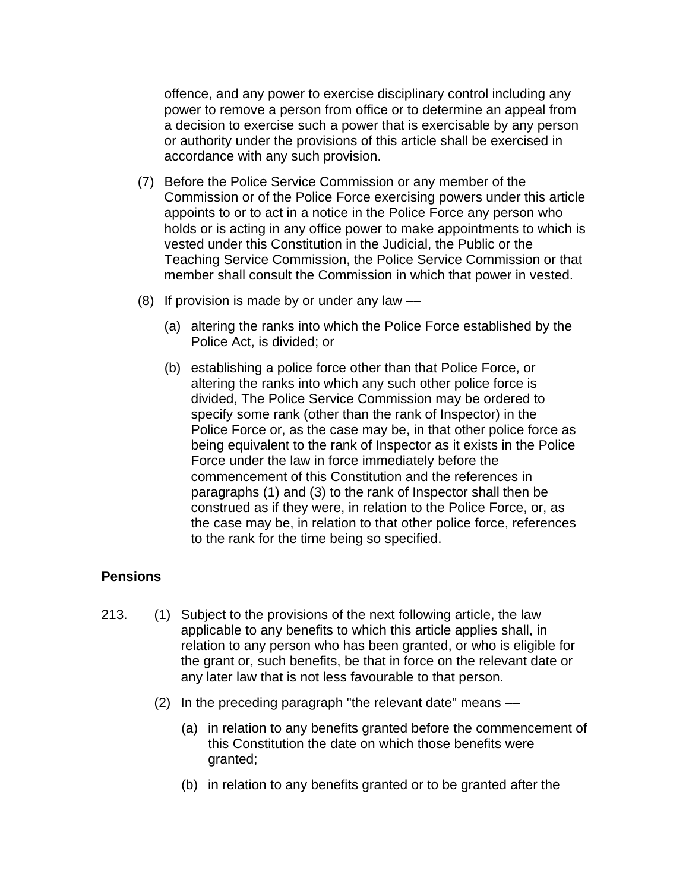offence, and any power to exercise disciplinary control including any power to remove a person from office or to determine an appeal from a decision to exercise such a power that is exercisable by any person or authority under the provisions of this article shall be exercised in accordance with any such provision.

(7) Before the Police Service Commission or any member of the Commission or of the Police Force exercising powers under this article appoints to or to act in a notice in the Police Force any person who holds or is acting in any office power to make appointments to which is vested under this Constitution in the Judicial, the Public or the Teaching Service Commission, the Police Service Commission or that member shall consult the Commission in which that power in vested.

(8) If provision is made by or under any law —

(a) altering the ranks into which the Police Force established by the Police Act, is divided; or

(b) establishing a police force other than that Police Force, or altering the ranks into which any such other police force is divided, The Police Service Commission may be ordered to specify some rank (other than the rank of Inspector) in the Police Force or, as the case may be, in that other police force as being equivalent to the rank of Inspector as it exists in the Police Force under the law in force immediately before the commencement of this Constitution and the references in paragraphs (1) and (3) to the rank of Inspector shall then be construed as if they were, in relation to the Police Force, or, as the case may be, in relation to that other police force, references to the rank for the time being so specified.

**Pensions**

213. (1) Subject to the provisions of the next following article, the law applicable to any benefits to which this article applies shall, in relation to any person who has been granted, or who is eligible for the grant or, such benefits, be that in force on the relevant date or any later law that is not less favourable to that person.

(2) In the preceding paragraph "the relevant date" means —

(a) in relation to any benefits granted before the commencement of this Constitution the date on which those benefits were granted;

(b) in relation to any benefits granted or to be granted after the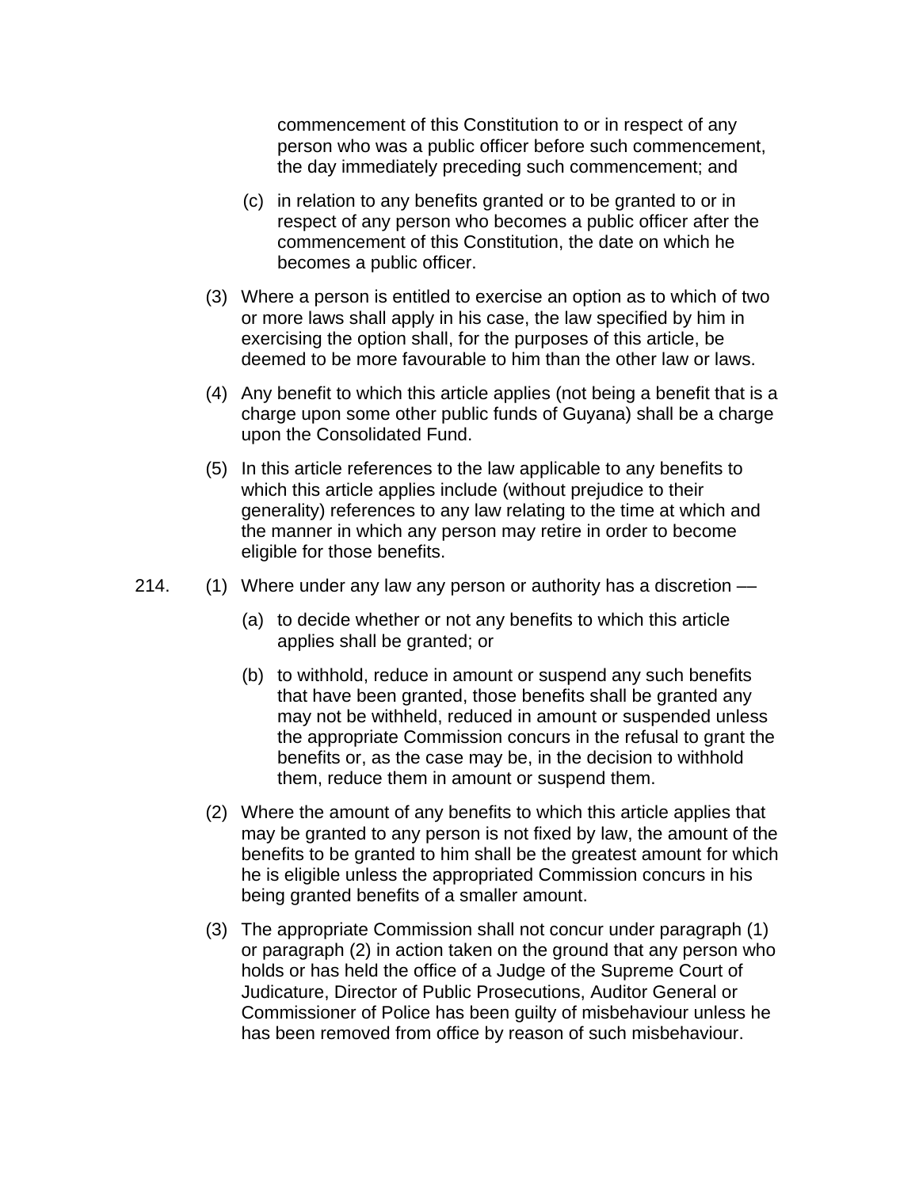commencement of this Constitution to or in respect of any person who was a public officer before such commencement, the day immediately preceding such commencement; and

(c) in relation to any benefits granted or to be granted to or in respect of any person who becomes a public officer after the commencement of this Constitution, the date on which he becomes a public officer.

(3) Where a person is entitled to exercise an option as to which of two or more laws shall apply in his case, the law specified by him in exercising the option shall, for the purposes of this article, be deemed to be more favourable to him than the other law or laws.

(4) Any benefit to which this article applies (not being a benefit that is a charge upon some other public funds of Guyana) shall be a charge upon the Consolidated Fund.

(5) In this article references to the law applicable to any benefits to which this article applies include (without prejudice to their generality) references to any law relating to the time at which and the manner in which any person may retire in order to become eligible for those benefits.

214. (1) Where under any law any person or authority has a discretion ––

(a) to decide whether or not any benefits to which this article applies shall be granted; or

(b) to withhold, reduce in amount or suspend any such benefits that have been granted, those benefits shall be granted any may not be withheld, reduced in amount or suspended unless the appropriate Commission concurs in the refusal to grant the benefits or, as the case may be, in the decision to withhold them, reduce them in amount or suspend them.

(2) Where the amount of any benefits to which this article applies that may be granted to any person is not fixed by law, the amount of the benefits to be granted to him shall be the greatest amount for which he is eligible unless the appropriated Commission concurs in his being granted benefits of a smaller amount.

(3) The appropriate Commission shall not concur under paragraph (1) or paragraph (2) in action taken on the ground that any person who holds or has held the office of a Judge of the Supreme Court of Judicature, Director of Public Prosecutions, Auditor General or Commissioner of Police has been guilty of misbehaviour unless he has been removed from office by reason of such misbehaviour.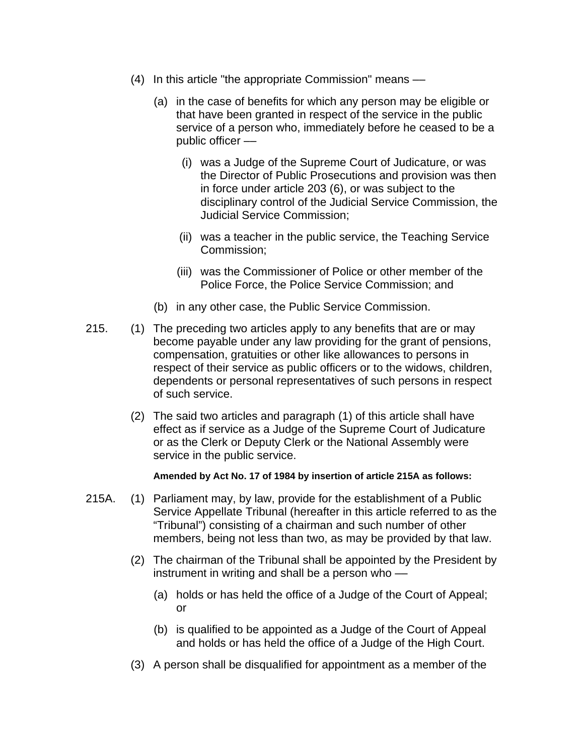(4) In this article "the appropriate Commission" means ––

(a) in the case of benefits for which any person may be eligible or that have been granted in respect of the service in the public service of a person who, immediately before he ceased to be a public officer ––

(i) was a Judge of the Supreme Court of Judicature, or was the Director of Public Prosecutions and provision was then in force under article 203 (6), or was subject to the disciplinary control of the Judicial Service Commission, the Judicial Service Commission;

(ii) was a teacher in the public service, the Teaching Service Commission;

(iii) was the Commissioner of Police or other member of the Police Force, the Police Service Commission; and

(b) in any other case, the Public Service Commission.

215. (1) The preceding two articles apply to any benefits that are or may become payable under any law providing for the grant of pensions, compensation, gratuities or other like allowances to persons in respect of their service as public officers or to the widows, children, dependents or personal representatives of such persons in respect of such service.

(2) The said two articles and paragraph (1) of this article shall have effect as if service as a Judge of the Supreme Court of Judicature or as the Clerk or Deputy Clerk or the National Assembly were service in the public service.

**Amended by Act No. 17 of 1984 by insertion of article 215A as follows:**

215A. (1) Parliament may, by law, provide for the establishment of a Public Service Appellate Tribunal (hereafter in this article referred to as the "Tribunal") consisting of a chairman and such number of other members, being not less than two, as may be provided by that law.

(2) The chairman of the Tribunal shall be appointed by the President by instrument in writing and shall be a person who ––

(a) holds or has held the office of a Judge of the Court of Appeal; or

(b) is qualified to be appointed as a Judge of the Court of Appeal and holds or has held the office of a Judge of the High Court.

(3) A person shall be disqualified for appointment as a member of the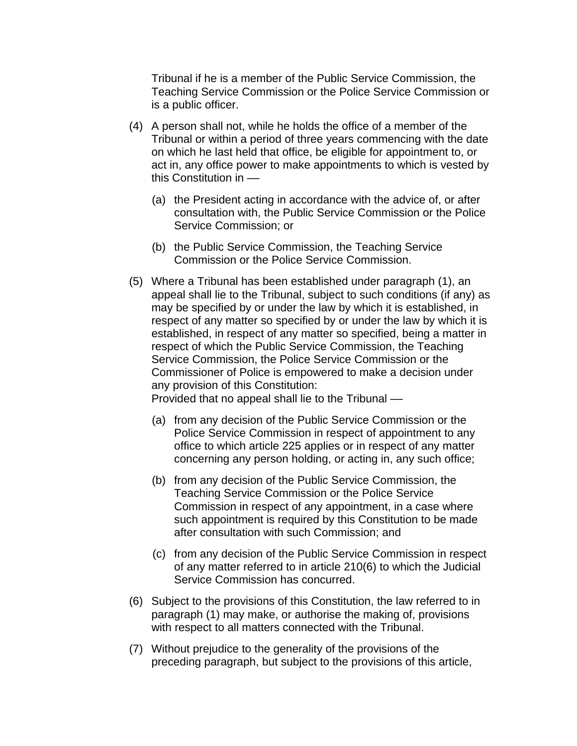Tribunal if he is a member of the Public Service Commission, the Teaching Service Commission or the Police Service Commission or is a public officer.

(4) A person shall not, while he holds the office of a member of the Tribunal or within a period of three years commencing with the date on which he last held that office, be eligible for appointment to, or act in, any office power to make appointments to which is vested by this Constitution in —

   (a) the President acting in accordance with the advice of, or after consultation with, the Public Service Commission or the Police Service Commission; or

   (b) the Public Service Commission, the Teaching Service Commission or the Police Service Commission.

(5) Where a Tribunal has been established under paragraph (1), an appeal shall lie to the Tribunal, subject to such conditions (if any) as may be specified by or under the law by which it is established, in respect of any matter so specified by or under the law by which it is established, in respect of any matter so specified, being a matter in respect of which the Public Service Commission, the Teaching Service Commission, the Police Service Commission or the Commissioner of Police is empowered to make a decision under any provision of this Constitution:
Provided that no appeal shall lie to the Tribunal —

   (a) from any decision of the Public Service Commission or the Police Service Commission in respect of appointment to any office to which article 225 applies or in respect of any matter concerning any person holding, or acting in, any such office;

   (b) from any decision of the Public Service Commission, the Teaching Service Commission or the Police Service Commission in respect of any appointment, in a case where such appointment is required by this Constitution to be made after consultation with such Commission; and

   (c) from any decision of the Public Service Commission in respect of any matter referred to in article 210(6) to which the Judicial Service Commission has concurred.

(6) Subject to the provisions of this Constitution, the law referred to in paragraph (1) may make, or authorise the making of, provisions with respect to all matters connected with the Tribunal.

(7) Without prejudice to the generality of the provisions of the preceding paragraph, but subject to the provisions of this article,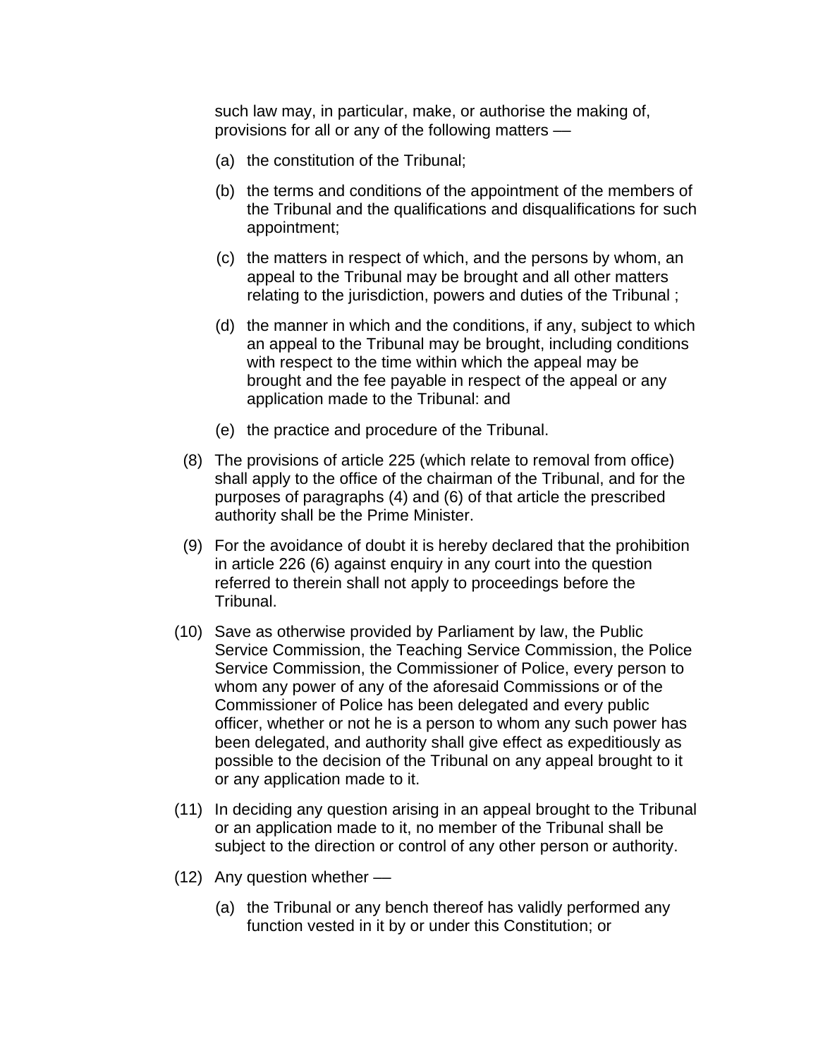such law may, in particular, make, or authorise the making of, provisions for all or any of the following matters ––

(a) the constitution of the Tribunal;

(b) the terms and conditions of the appointment of the members of the Tribunal and the qualifications and disqualifications for such appointment;

(c) the matters in respect of which, and the persons by whom, an appeal to the Tribunal may be brought and all other matters relating to the jurisdiction, powers and duties of the Tribunal ;

(d) the manner in which and the conditions, if any, subject to which an appeal to the Tribunal may be brought, including conditions with respect to the time within which the appeal may be brought and the fee payable in respect of the appeal or any application made to the Tribunal: and

(e) the practice and procedure of the Tribunal.

(8) The provisions of article 225 (which relate to removal from office) shall apply to the office of the chairman of the Tribunal, and for the purposes of paragraphs (4) and (6) of that article the prescribed authority shall be the Prime Minister.

(9) For the avoidance of doubt it is hereby declared that the prohibition in article 226 (6) against enquiry in any court into the question referred to therein shall not apply to proceedings before the Tribunal.

(10) Save as otherwise provided by Parliament by law, the Public Service Commission, the Teaching Service Commission, the Police Service Commission, the Commissioner of Police, every person to whom any power of any of the aforesaid Commissions or of the Commissioner of Police has been delegated and every public officer, whether or not he is a person to whom any such power has been delegated, and authority shall give effect as expeditiously as possible to the decision of the Tribunal on any appeal brought to it or any application made to it.

(11) In deciding any question arising in an appeal brought to the Tribunal or an application made to it, no member of the Tribunal shall be subject to the direction or control of any other person or authority.

(12) Any question whether ––

(a) the Tribunal or any bench thereof has validly performed any function vested in it by or under this Constitution; or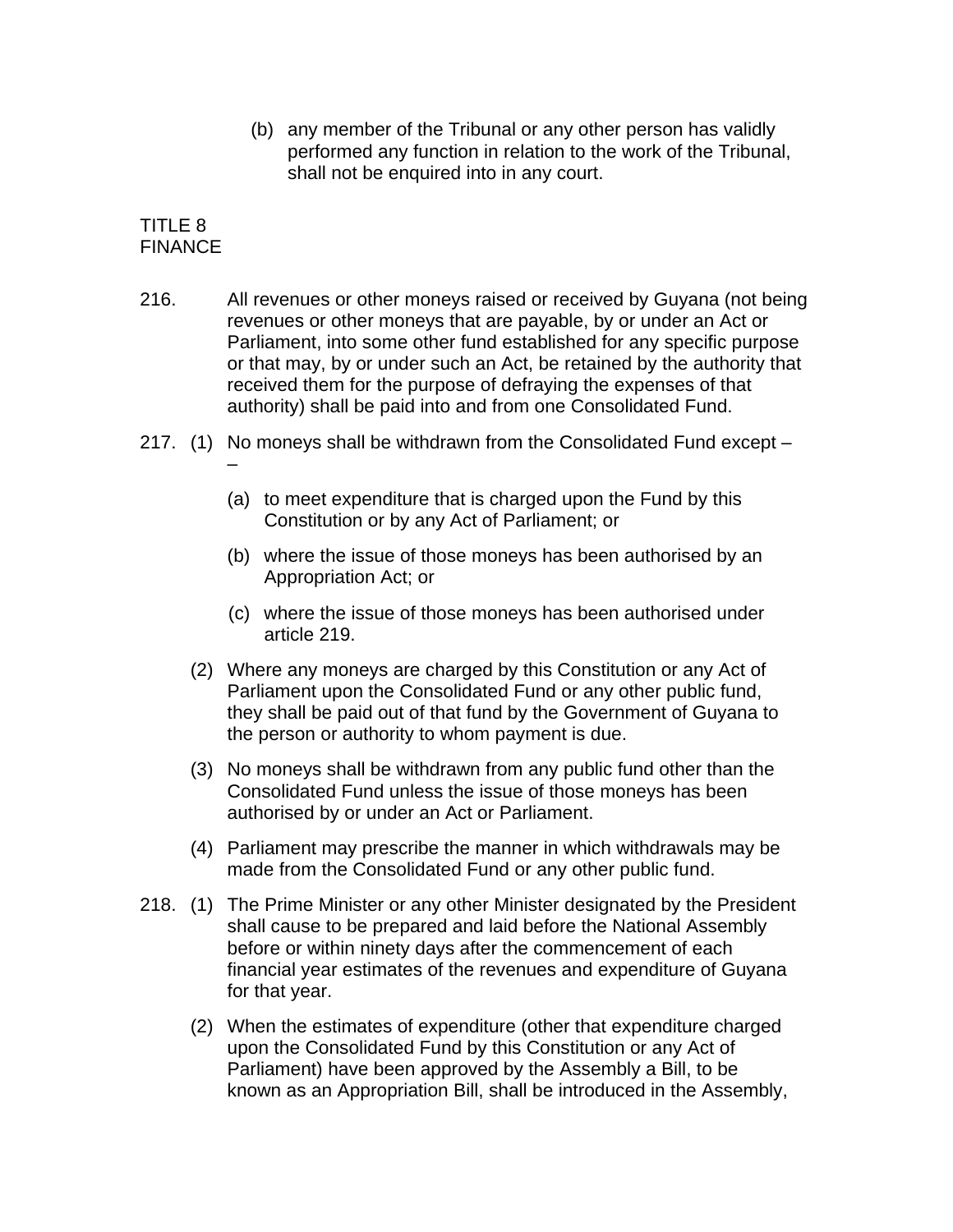(b) any member of the Tribunal or any other person has validly performed any function in relation to the work of the Tribunal, shall not be enquired into in any court.

TITLE 8
FINANCE

216. All revenues or other moneys raised or received by Guyana (not being revenues or other moneys that are payable, by or under an Act or Parliament, into some other fund established for any specific purpose or that may, by or under such an Act, be retained by the authority that received them for the purpose of defraying the expenses of that authority) shall be paid into and from one Consolidated Fund.

217. (1) No moneys shall be withdrawn from the Consolidated Fund except – –

(a) to meet expenditure that is charged upon the Fund by this Constitution or by any Act of Parliament; or

(b) where the issue of those moneys has been authorised by an Appropriation Act; or

(c) where the issue of those moneys has been authorised under article 219.

(2) Where any moneys are charged by this Constitution or any Act of Parliament upon the Consolidated Fund or any other public fund, they shall be paid out of that fund by the Government of Guyana to the person or authority to whom payment is due.

(3) No moneys shall be withdrawn from any public fund other than the Consolidated Fund unless the issue of those moneys has been authorised by or under an Act or Parliament.

(4) Parliament may prescribe the manner in which withdrawals may be made from the Consolidated Fund or any other public fund.

218. (1) The Prime Minister or any other Minister designated by the President shall cause to be prepared and laid before the National Assembly before or within ninety days after the commencement of each financial year estimates of the revenues and expenditure of Guyana for that year.

(2) When the estimates of expenditure (other that expenditure charged upon the Consolidated Fund by this Constitution or any Act of Parliament) have been approved by the Assembly a Bill, to be known as an Appropriation Bill, shall be introduced in the Assembly,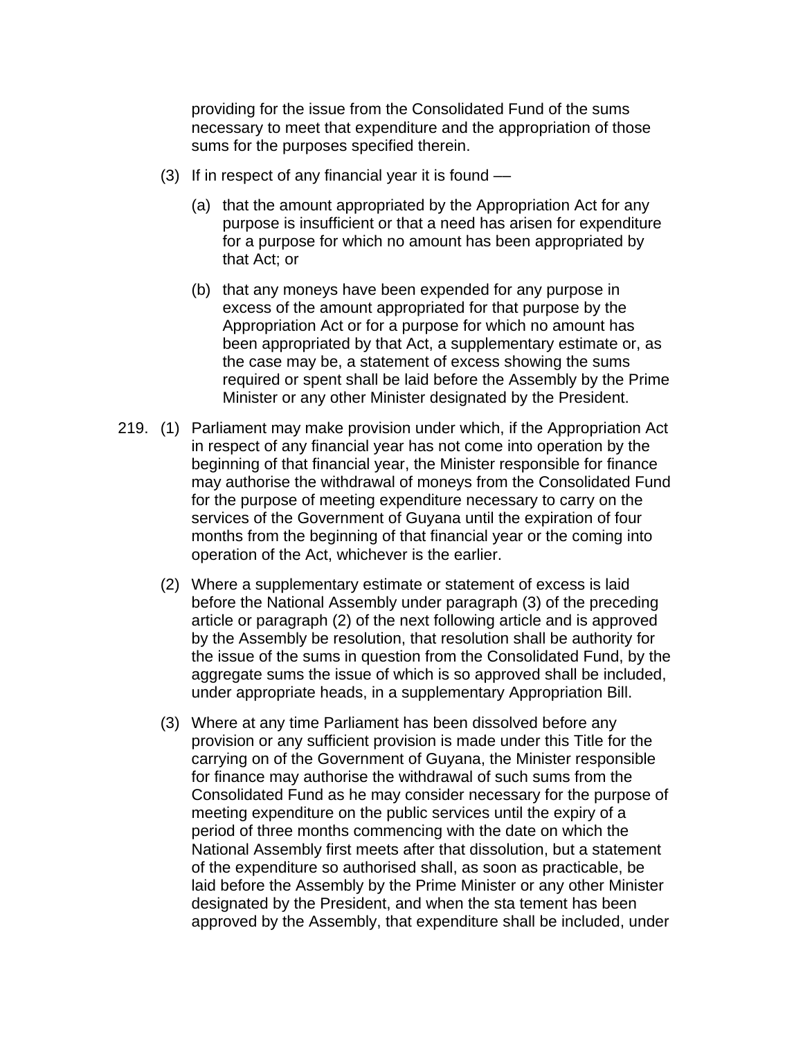providing for the issue from the Consolidated Fund of the sums necessary to meet that expenditure and the appropriation of those sums for the purposes specified therein.

(3) If in respect of any financial year it is found ––

(a) that the amount appropriated by the Appropriation Act for any purpose is insufficient or that a need has arisen for expenditure for a purpose for which no amount has been appropriated by that Act; or

(b) that any moneys have been expended for any purpose in excess of the amount appropriated for that purpose by the Appropriation Act or for a purpose for which no amount has been appropriated by that Act, a supplementary estimate or, as the case may be, a statement of excess showing the sums required or spent shall be laid before the Assembly by the Prime Minister or any other Minister designated by the President.

219. (1) Parliament may make provision under which, if the Appropriation Act in respect of any financial year has not come into operation by the beginning of that financial year, the Minister responsible for finance may authorise the withdrawal of moneys from the Consolidated Fund for the purpose of meeting expenditure necessary to carry on the services of the Government of Guyana until the expiration of four months from the beginning of that financial year or the coming into operation of the Act, whichever is the earlier.

(2) Where a supplementary estimate or statement of excess is laid before the National Assembly under paragraph (3) of the preceding article or paragraph (2) of the next following article and is approved by the Assembly be resolution, that resolution shall be authority for the issue of the sums in question from the Consolidated Fund, by the aggregate sums the issue of which is so approved shall be included, under appropriate heads, in a supplementary Appropriation Bill.

(3) Where at any time Parliament has been dissolved before any provision or any sufficient provision is made under this Title for the carrying on of the Government of Guyana, the Minister responsible for finance may authorise the withdrawal of such sums from the Consolidated Fund as he may consider necessary for the purpose of meeting expenditure on the public services until the expiry of a period of three months commencing with the date on which the National Assembly first meets after that dissolution, but a statement of the expenditure so authorised shall, as soon as practicable, be laid before the Assembly by the Prime Minister or any other Minister designated by the President, and when the sta tement has been approved by the Assembly, that expenditure shall be included, under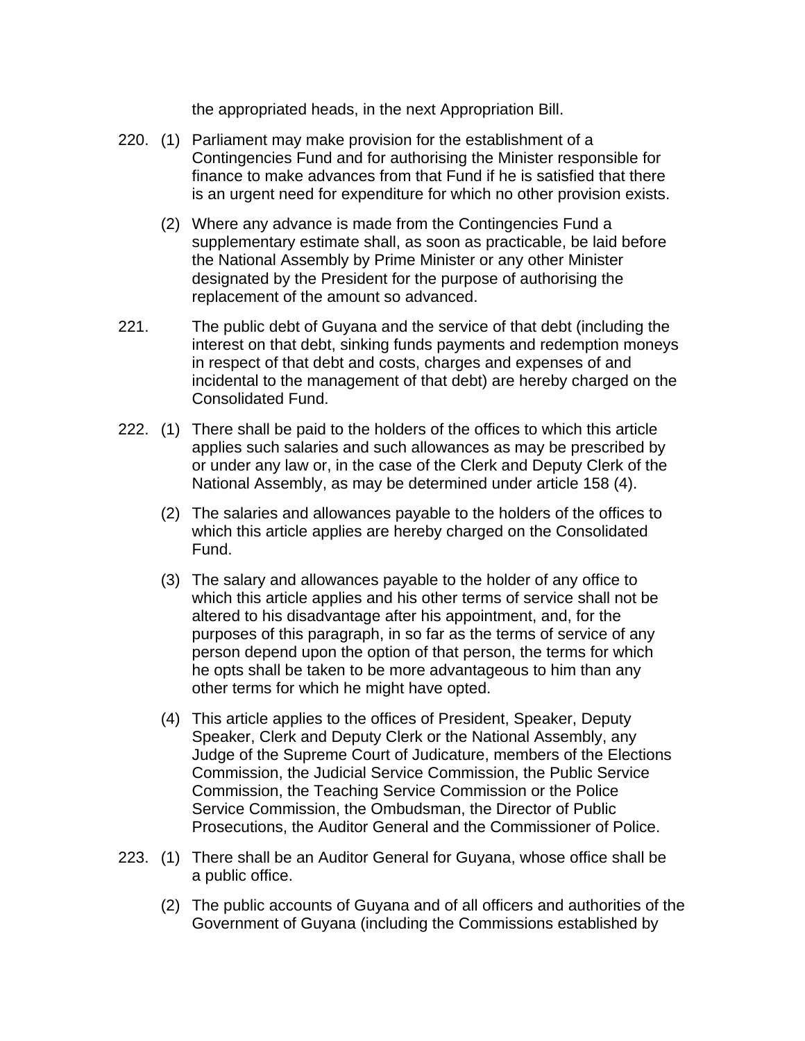the appropriated heads, in the next Appropriation Bill.

220. (1) Parliament may make provision for the establishment of a Contingencies Fund and for authorising the Minister responsible for finance to make advances from that Fund if he is satisfied that there is an urgent need for expenditure for which no other provision exists.

(2) Where any advance is made from the Contingencies Fund a supplementary estimate shall, as soon as practicable, be laid before the National Assembly by Prime Minister or any other Minister designated by the President for the purpose of authorising the replacement of the amount so advanced.

221. The public debt of Guyana and the service of that debt (including the interest on that debt, sinking funds payments and redemption moneys in respect of that debt and costs, charges and expenses of and incidental to the management of that debt) are hereby charged on the Consolidated Fund.

222. (1) There shall be paid to the holders of the offices to which this article applies such salaries and such allowances as may be prescribed by or under any law or, in the case of the Clerk and Deputy Clerk of the National Assembly, as may be determined under article 158 (4).

(2) The salaries and allowances payable to the holders of the offices to which this article applies are hereby charged on the Consolidated Fund.

(3) The salary and allowances payable to the holder of any office to which this article applies and his other terms of service shall not be altered to his disadvantage after his appointment, and, for the purposes of this paragraph, in so far as the terms of service of any person depend upon the option of that person, the terms for which he opts shall be taken to be more advantageous to him than any other terms for which he might have opted.

(4) This article applies to the offices of President, Speaker, Deputy Speaker, Clerk and Deputy Clerk or the National Assembly, any Judge of the Supreme Court of Judicature, members of the Elections Commission, the Judicial Service Commission, the Public Service Commission, the Teaching Service Commission or the Police Service Commission, the Ombudsman, the Director of Public Prosecutions, the Auditor General and the Commissioner of Police.

223. (1) There shall be an Auditor General for Guyana, whose office shall be a public office.

(2) The public accounts of Guyana and of all officers and authorities of the Government of Guyana (including the Commissions established by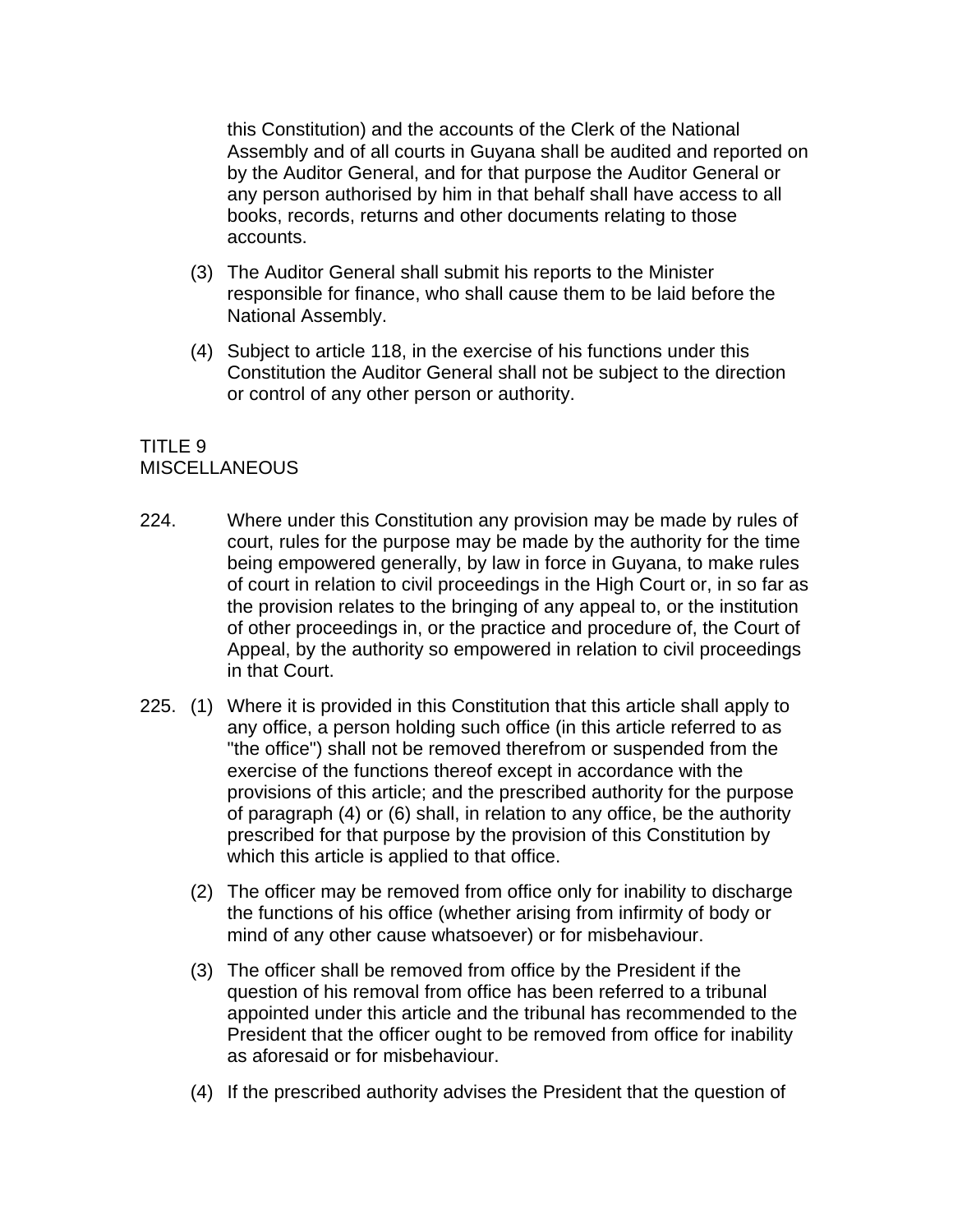this Constitution) and the accounts of the Clerk of the National Assembly and of all courts in Guyana shall be audited and reported on by the Auditor General, and for that purpose the Auditor General or any person authorised by him in that behalf shall have access to all books, records, returns and other documents relating to those accounts.

(3) The Auditor General shall submit his reports to the Minister responsible for finance, who shall cause them to be laid before the National Assembly.

(4) Subject to article 118, in the exercise of his functions under this Constitution the Auditor General shall not be subject to the direction or control of any other person or authority.

## TITLE 9
## MISCELLANEOUS

224. Where under this Constitution any provision may be made by rules of court, rules for the purpose may be made by the authority for the time being empowered generally, by law in force in Guyana, to make rules of court in relation to civil proceedings in the High Court or, in so far as the provision relates to the bringing of any appeal to, or the institution of other proceedings in, or the practice and procedure of, the Court of Appeal, by the authority so empowered in relation to civil proceedings in that Court.

225. (1) Where it is provided in this Constitution that this article shall apply to any office, a person holding such office (in this article referred to as "the office") shall not be removed therefrom or suspended from the exercise of the functions thereof except in accordance with the provisions of this article; and the prescribed authority for the purpose of paragraph (4) or (6) shall, in relation to any office, be the authority prescribed for that purpose by the provision of this Constitution by which this article is applied to that office.

(2) The officer may be removed from office only for inability to discharge the functions of his office (whether arising from infirmity of body or mind of any other cause whatsoever) or for misbehaviour.

(3) The officer shall be removed from office by the President if the question of his removal from office has been referred to a tribunal appointed under this article and the tribunal has recommended to the President that the officer ought to be removed from office for inability as aforesaid or for misbehaviour.

(4) If the prescribed authority advises the President that the question of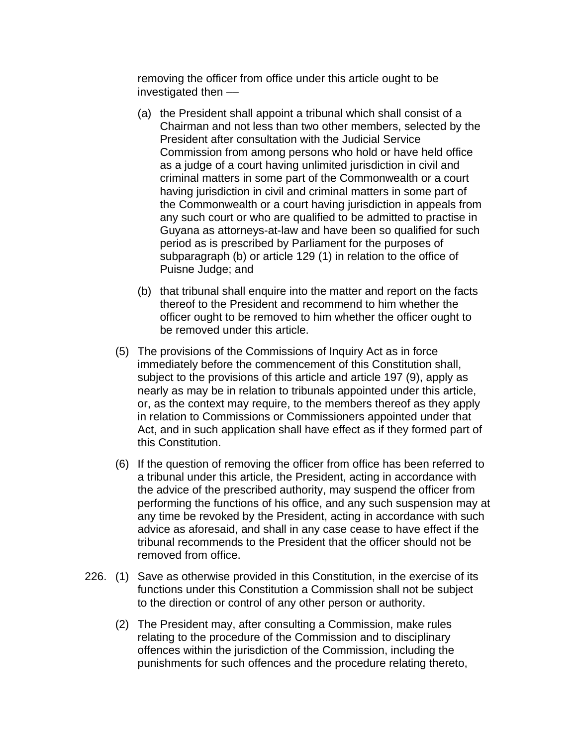removing the officer from office under this article ought to be investigated then ––

(a) the President shall appoint a tribunal which shall consist of a Chairman and not less than two other members, selected by the President after consultation with the Judicial Service Commission from among persons who hold or have held office as a judge of a court having unlimited jurisdiction in civil and criminal matters in some part of the Commonwealth or a court having jurisdiction in civil and criminal matters in some part of the Commonwealth or a court having jurisdiction in appeals from any such court or who are qualified to be admitted to practise in Guyana as attorneys-at-law and have been so qualified for such period as is prescribed by Parliament for the purposes of subparagraph (b) or article 129 (1) in relation to the office of Puisne Judge; and

(b) that tribunal shall enquire into the matter and report on the facts thereof to the President and recommend to him whether the officer ought to be removed to him whether the officer ought to be removed under this article.

(5) The provisions of the Commissions of Inquiry Act as in force immediately before the commencement of this Constitution shall, subject to the provisions of this article and article 197 (9), apply as nearly as may be in relation to tribunals appointed under this article, or, as the context may require, to the members thereof as they apply in relation to Commissions or Commissioners appointed under that Act, and in such application shall have effect as if they formed part of this Constitution.

(6) If the question of removing the officer from office has been referred to a tribunal under this article, the President, acting in accordance with the advice of the prescribed authority, may suspend the officer from performing the functions of his office, and any such suspension may at any time be revoked by the President, acting in accordance with such advice as aforesaid, and shall in any case cease to have effect if the tribunal recommends to the President that the officer should not be removed from office.

226. (1) Save as otherwise provided in this Constitution, in the exercise of its functions under this Constitution a Commission shall not be subject to the direction or control of any other person or authority.

(2) The President may, after consulting a Commission, make rules relating to the procedure of the Commission and to disciplinary offences within the jurisdiction of the Commission, including the punishments for such offences and the procedure relating thereto,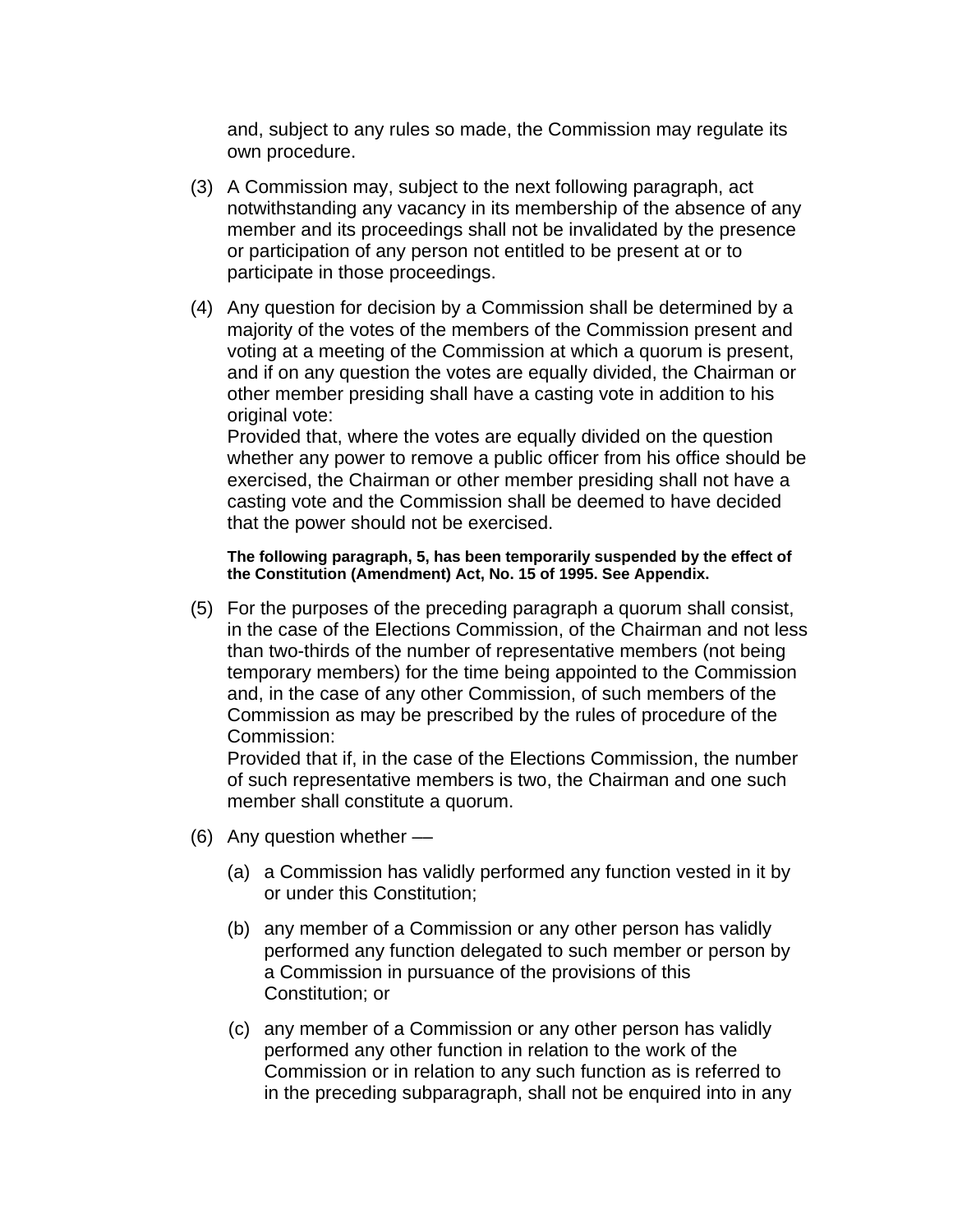and, subject to any rules so made, the Commission may regulate its own procedure.

(3) A Commission may, subject to the next following paragraph, act notwithstanding any vacancy in its membership of the absence of any member and its proceedings shall not be invalidated by the presence or participation of any person not entitled to be present at or to participate in those proceedings.

(4) Any question for decision by a Commission shall be determined by a majority of the votes of the members of the Commission present and voting at a meeting of the Commission at which a quorum is present, and if on any question the votes are equally divided, the Chairman or other member presiding shall have a casting vote in addition to his original vote:
Provided that, where the votes are equally divided on the question whether any power to remove a public officer from his office should be exercised, the Chairman or other member presiding shall not have a casting vote and the Commission shall be deemed to have decided that the power should not be exercised.

**The following paragraph, 5, has been temporarily suspended by the effect of the Constitution (Amendment) Act, No. 15 of 1995. See Appendix.**

(5) For the purposes of the preceding paragraph a quorum shall consist, in the case of the Elections Commission, of the Chairman and not less than two-thirds of the number of representative members (not being temporary members) for the time being appointed to the Commission and, in the case of any other Commission, of such members of the Commission as may be prescribed by the rules of procedure of the Commission:
Provided that if, in the case of the Elections Commission, the number of such representative members is two, the Chairman and one such member shall constitute a quorum.

(6) Any question whether —

(a) a Commission has validly performed any function vested in it by or under this Constitution;

(b) any member of a Commission or any other person has validly performed any function delegated to such member or person by a Commission in pursuance of the provisions of this Constitution; or

(c) any member of a Commission or any other person has validly performed any other function in relation to the work of the Commission or in relation to any such function as is referred to in the preceding subparagraph, shall not be enquired into in any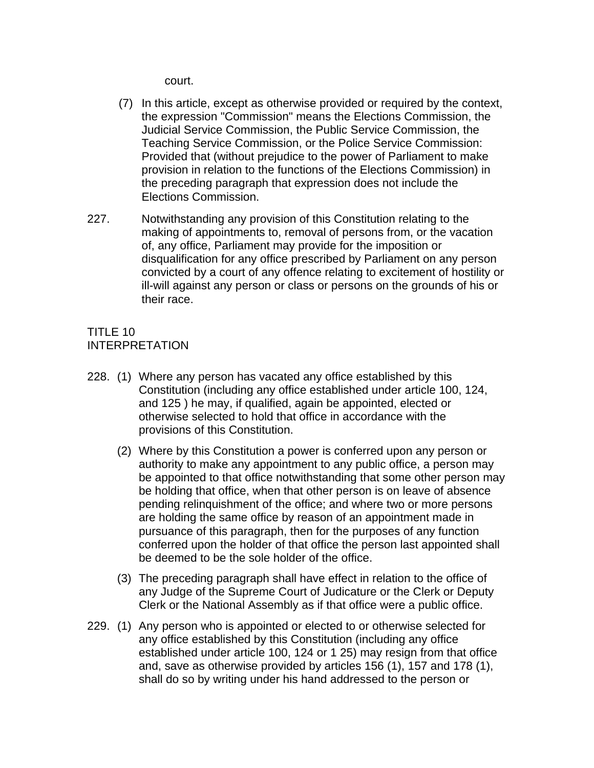court.

(7) In this article, except as otherwise provided or required by the context, the expression "Commission" means the Elections Commission, the Judicial Service Commission, the Public Service Commission, the Teaching Service Commission, or the Police Service Commission: Provided that (without prejudice to the power of Parliament to make provision in relation to the functions of the Elections Commission) in the preceding paragraph that expression does not include the Elections Commission.

227. Notwithstanding any provision of this Constitution relating to the making of appointments to, removal of persons from, or the vacation of, any office, Parliament may provide for the imposition or disqualification for any office prescribed by Parliament on any person convicted by a court of any offence relating to excitement of hostility or ill-will against any person or class or persons on the grounds of his or their race.

TITLE 10
INTERPRETATION

228. (1) Where any person has vacated any office established by this Constitution (including any office established under article 100, 124, and 125 ) he may, if qualified, again be appointed, elected or otherwise selected to hold that office in accordance with the provisions of this Constitution.

(2) Where by this Constitution a power is conferred upon any person or authority to make any appointment to any public office, a person may be appointed to that office notwithstanding that some other person may be holding that office, when that other person is on leave of absence pending relinquishment of the office; and where two or more persons are holding the same office by reason of an appointment made in pursuance of this paragraph, then for the purposes of any function conferred upon the holder of that office the person last appointed shall be deemed to be the sole holder of the office.

(3) The preceding paragraph shall have effect in relation to the office of any Judge of the Supreme Court of Judicature or the Clerk or Deputy Clerk or the National Assembly as if that office were a public office.

229. (1) Any person who is appointed or elected to or otherwise selected for any office established by this Constitution (including any office established under article 100, 124 or 1 25) may resign from that office and, save as otherwise provided by articles 156 (1), 157 and 178 (1), shall do so by writing under his hand addressed to the person or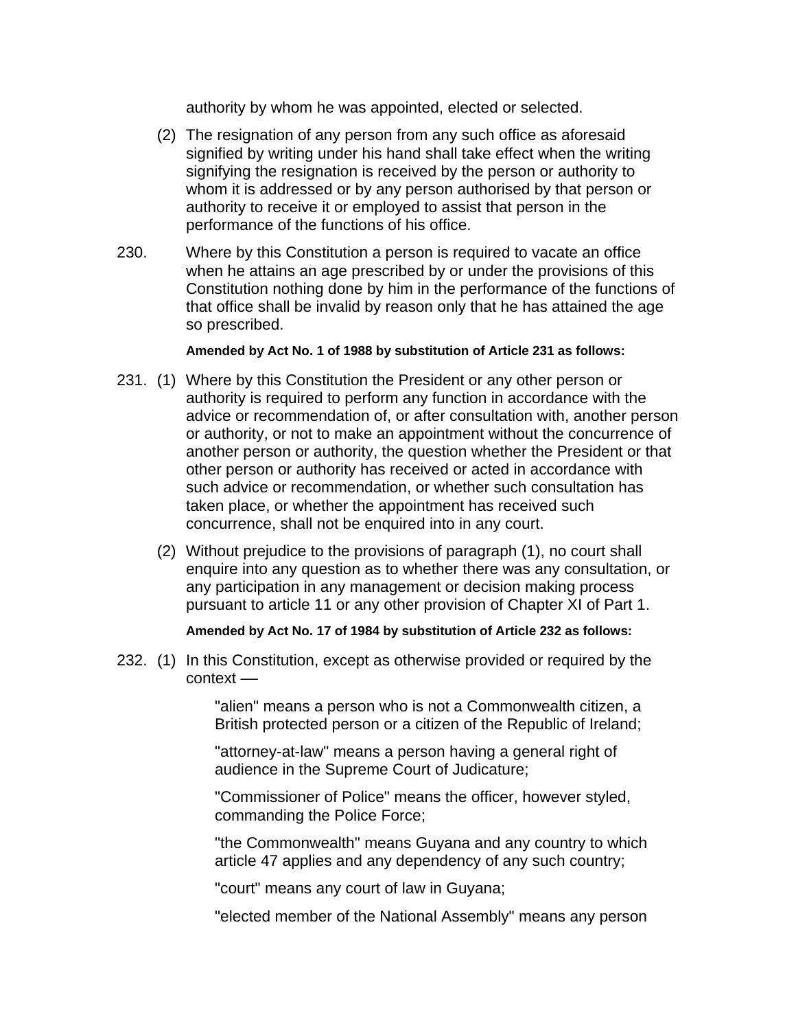authority by whom he was appointed, elected or selected.

(2) The resignation of any person from any such office as aforesaid signified by writing under his hand shall take effect when the writing signifying the resignation is received by the person or authority to whom it is addressed or by any person authorised by that person or authority to receive it or employed to assist that person in the performance of the functions of his office.

230. Where by this Constitution a person is required to vacate an office when he attains an age prescribed by or under the provisions of this Constitution nothing done by him in the performance of the functions of that office shall be invalid by reason only that he has attained the age so prescribed.

**Amended by Act No. 1 of 1988 by substitution of Article 231 as follows:**

231. (1) Where by this Constitution the President or any other person or authority is required to perform any function in accordance with the advice or recommendation of, or after consultation with, another person or authority, or not to make an appointment without the concurrence of another person or authority, the question whether the President or that other person or authority has received or acted in accordance with such advice or recommendation, or whether such consultation has taken place, or whether the appointment has received such concurrence, shall not be enquired into in any court.

(2) Without prejudice to the provisions of paragraph (1), no court shall enquire into any question as to whether there was any consultation, or any participation in any management or decision making process pursuant to article 11 or any other provision of Chapter XI of Part 1.

**Amended by Act No. 17 of 1984 by substitution of Article 232 as follows:**

232. (1) In this Constitution, except as otherwise provided or required by the context —

"alien" means a person who is not a Commonwealth citizen, a British protected person or a citizen of the Republic of Ireland;

"attorney-at-law" means a person having a general right of audience in the Supreme Court of Judicature;

"Commissioner of Police" means the officer, however styled, commanding the Police Force;

"the Commonwealth" means Guyana and any country to which article 47 applies and any dependency of any such country;

"court" means any court of law in Guyana;

"elected member of the National Assembly" means any person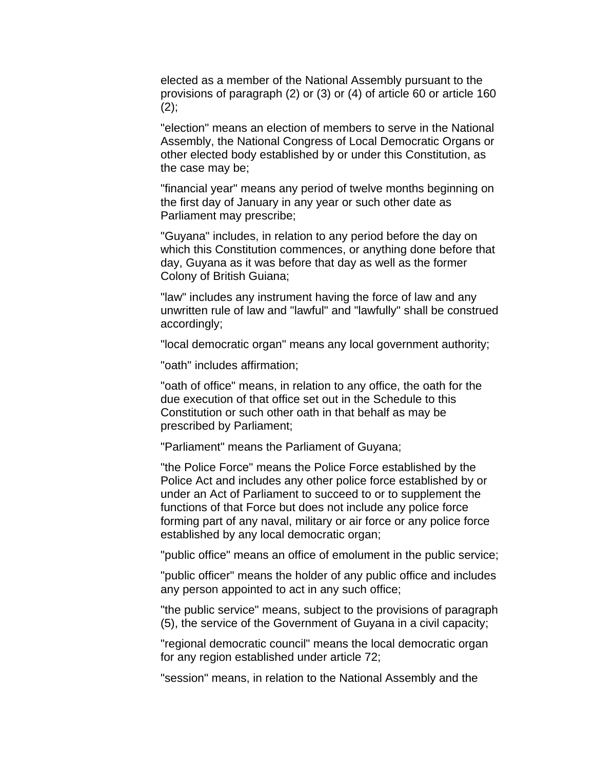elected as a member of the National Assembly pursuant to the provisions of paragraph (2) or (3) or (4) of article 60 or article 160 (2);

"election" means an election of members to serve in the National Assembly, the National Congress of Local Democratic Organs or other elected body established by or under this Constitution, as the case may be;

"financial year" means any period of twelve months beginning on the first day of January in any year or such other date as Parliament may prescribe;

"Guyana" includes, in relation to any period before the day on which this Constitution commences, or anything done before that day, Guyana as it was before that day as well as the former Colony of British Guiana;

"law" includes any instrument having the force of law and any unwritten rule of law and "lawful" and "lawfully" shall be construed accordingly;

"local democratic organ" means any local government authority;

"oath" includes affirmation;

"oath of office" means, in relation to any office, the oath for the due execution of that office set out in the Schedule to this Constitution or such other oath in that behalf as may be prescribed by Parliament;

"Parliament" means the Parliament of Guyana;

"the Police Force" means the Police Force established by the Police Act and includes any other police force established by or under an Act of Parliament to succeed to or to supplement the functions of that Force but does not include any police force forming part of any naval, military or air force or any police force established by any local democratic organ;

"public office" means an office of emolument in the public service;

"public officer" means the holder of any public office and includes any person appointed to act in any such office;

"the public service" means, subject to the provisions of paragraph (5), the service of the Government of Guyana in a civil capacity;

"regional democratic council" means the local democratic organ for any region established under article 72;

"session" means, in relation to the National Assembly and the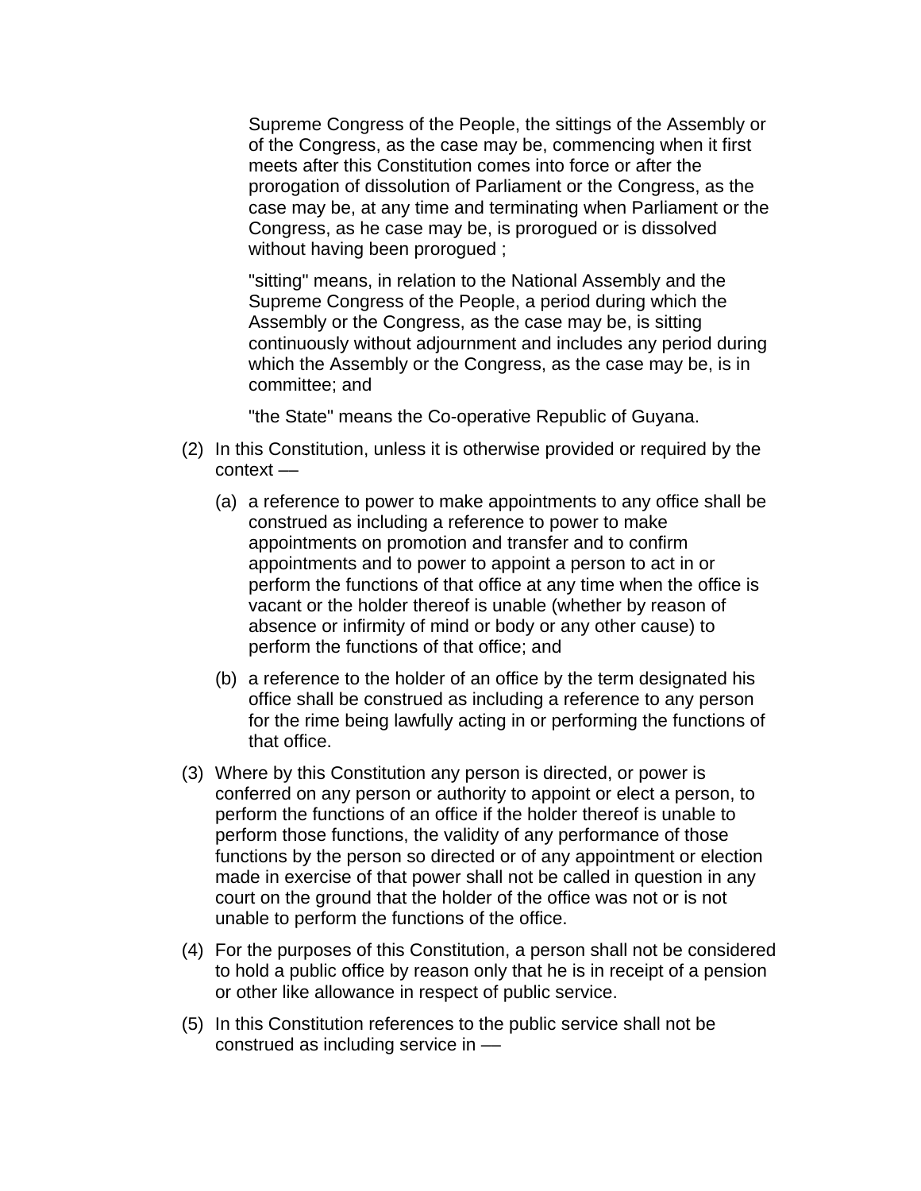Supreme Congress of the People, the sittings of the Assembly or of the Congress, as the case may be, commencing when it first meets after this Constitution comes into force or after the prorogation of dissolution of Parliament or the Congress, as the case may be, at any time and terminating when Parliament or the Congress, as he case may be, is prorogued or is dissolved without having been prorogued ;

"sitting" means, in relation to the National Assembly and the Supreme Congress of the People, a period during which the Assembly or the Congress, as the case may be, is sitting continuously without adjournment and includes any period during which the Assembly or the Congress, as the case may be, is in committee; and

"the State" means the Co-operative Republic of Guyana.

(2) In this Constitution, unless it is otherwise provided or required by the context —

(a) a reference to power to make appointments to any office shall be construed as including a reference to power to make appointments on promotion and transfer and to confirm appointments and to power to appoint a person to act in or perform the functions of that office at any time when the office is vacant or the holder thereof is unable (whether by reason of absence or infirmity of mind or body or any other cause) to perform the functions of that office; and

(b) a reference to the holder of an office by the term designated his office shall be construed as including a reference to any person for the rime being lawfully acting in or performing the functions of that office.

(3) Where by this Constitution any person is directed, or power is conferred on any person or authority to appoint or elect a person, to perform the functions of an office if the holder thereof is unable to perform those functions, the validity of any performance of those functions by the person so directed or of any appointment or election made in exercise of that power shall not be called in question in any court on the ground that the holder of the office was not or is not unable to perform the functions of the office.

(4) For the purposes of this Constitution, a person shall not be considered to hold a public office by reason only that he is in receipt of a pension or other like allowance in respect of public service.

(5) In this Constitution references to the public service shall not be construed as including service in —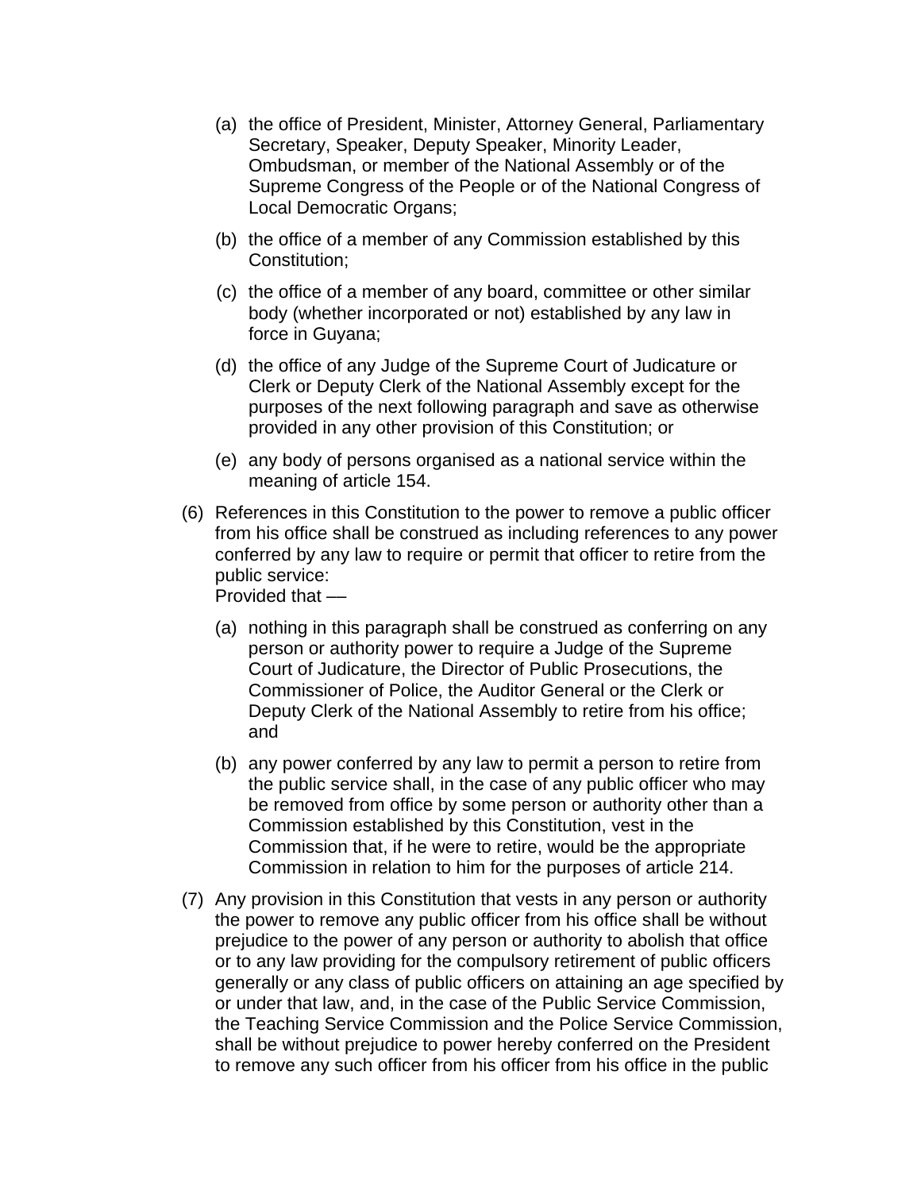(a) the office of President, Minister, Attorney General, Parliamentary Secretary, Speaker, Deputy Speaker, Minority Leader, Ombudsman, or member of the National Assembly or of the Supreme Congress of the People or of the National Congress of Local Democratic Organs;

(b) the office of a member of any Commission established by this Constitution;

(c) the office of a member of any board, committee or other similar body (whether incorporated or not) established by any law in force in Guyana;

(d) the office of any Judge of the Supreme Court of Judicature or Clerk or Deputy Clerk of the National Assembly except for the purposes of the next following paragraph and save as otherwise provided in any other provision of this Constitution; or

(e) any body of persons organised as a national service within the meaning of article 154.

(6) References in this Constitution to the power to remove a public officer from his office shall be construed as including references to any power conferred by any law to require or permit that officer to retire from the public service:
Provided that ––

(a) nothing in this paragraph shall be construed as conferring on any person or authority power to require a Judge of the Supreme Court of Judicature, the Director of Public Prosecutions, the Commissioner of Police, the Auditor General or the Clerk or Deputy Clerk of the National Assembly to retire from his office; and

(b) any power conferred by any law to permit a person to retire from the public service shall, in the case of any public officer who may be removed from office by some person or authority other than a Commission established by this Constitution, vest in the Commission that, if he were to retire, would be the appropriate Commission in relation to him for the purposes of article 214.

(7) Any provision in this Constitution that vests in any person or authority the power to remove any public officer from his office shall be without prejudice to the power of any person or authority to abolish that office or to any law providing for the compulsory retirement of public officers generally or any class of public officers on attaining an age specified by or under that law, and, in the case of the Public Service Commission, the Teaching Service Commission and the Police Service Commission, shall be without prejudice to power hereby conferred on the President to remove any such officer from his officer from his office in the public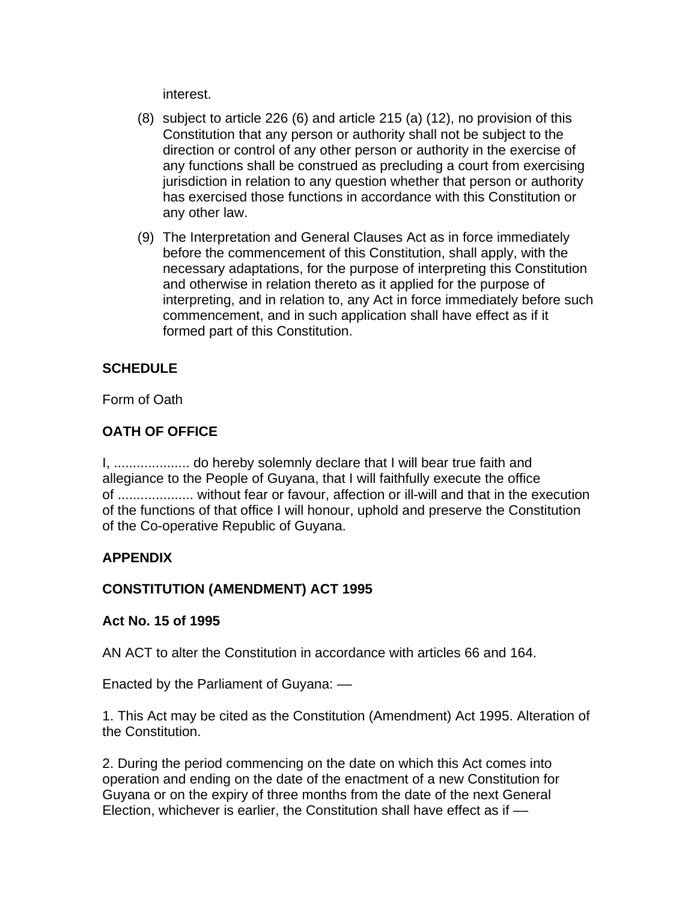interest.

(8) subject to article 226 (6) and article 215 (a) (12), no provision of this Constitution that any person or authority shall not be subject to the direction or control of any other person or authority in the exercise of any functions shall be construed as precluding a court from exercising jurisdiction in relation to any question whether that person or authority has exercised those functions in accordance with this Constitution or any other law.

(9) The Interpretation and General Clauses Act as in force immediately before the commencement of this Constitution, shall apply, with the necessary adaptations, for the purpose of interpreting this Constitution and otherwise in relation thereto as it applied for the purpose of interpreting, and in relation to, any Act in force immediately before such commencement, and in such application shall have effect as if it formed part of this Constitution.

**SCHEDULE**

Form of Oath

**OATH OF OFFICE**

I, .................... do hereby solemnly declare that I will bear true faith and allegiance to the People of Guyana, that I will faithfully execute the office of .................... without fear or favour, affection or ill-will and that in the execution of the functions of that office I will honour, uphold and preserve the Constitution of the Co-operative Republic of Guyana.

**APPENDIX**

**CONSTITUTION (AMENDMENT) ACT 1995**

**Act No. 15 of 1995**

AN ACT to alter the Constitution in accordance with articles 66 and 164.

Enacted by the Parliament of Guyana: —

1. This Act may be cited as the Constitution (Amendment) Act 1995. Alteration of the Constitution.

2. During the period commencing on the date on which this Act comes into operation and ending on the date of the enactment of a new Constitution for Guyana or on the expiry of three months from the date of the next General Election, whichever is earlier, the Constitution shall have effect as if —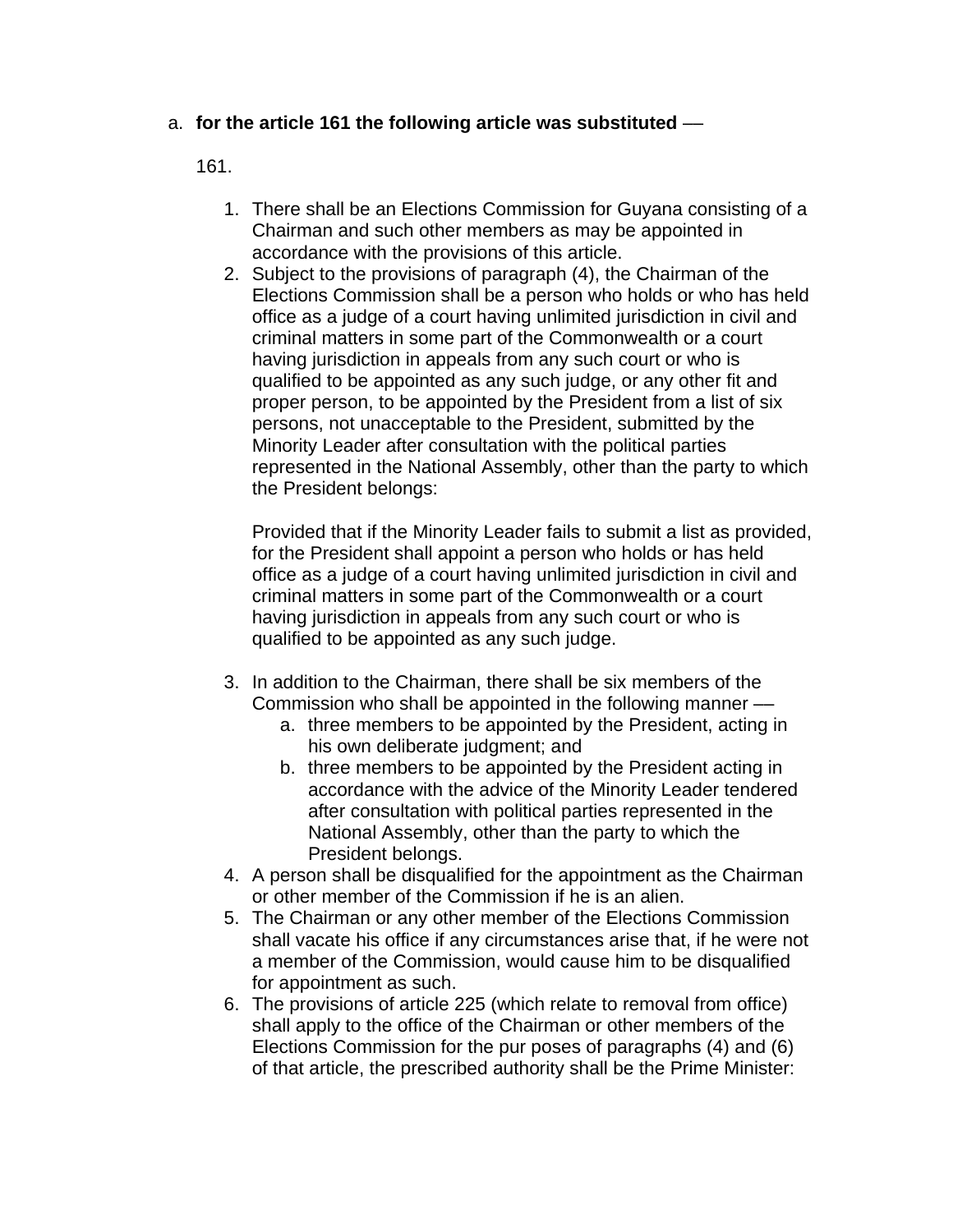a. **for the article 161 the following article was substituted** —

161.

1. There shall be an Elections Commission for Guyana consisting of a Chairman and such other members as may be appointed in accordance with the provisions of this article.
2. Subject to the provisions of paragraph (4), the Chairman of the Elections Commission shall be a person who holds or who has held office as a judge of a court having unlimited jurisdiction in civil and criminal matters in some part of the Commonwealth or a court having jurisdiction in appeals from any such court or who is qualified to be appointed as any such judge, or any other fit and proper person, to be appointed by the President from a list of six persons, not unacceptable to the President, submitted by the Minority Leader after consultation with the political parties represented in the National Assembly, other than the party to which the President belongs:

   Provided that if the Minority Leader fails to submit a list as provided, for the President shall appoint a person who holds or has held office as a judge of a court having unlimited jurisdiction in civil and criminal matters in some part of the Commonwealth or a court having jurisdiction in appeals from any such court or who is qualified to be appointed as any such judge.

3. In addition to the Chairman, there shall be six members of the Commission who shall be appointed in the following manner —
   a. three members to be appointed by the President, acting in his own deliberate judgment; and
   b. three members to be appointed by the President acting in accordance with the advice of the Minority Leader tendered after consultation with political parties represented in the National Assembly, other than the party to which the President belongs.
4. A person shall be disqualified for the appointment as the Chairman or other member of the Commission if he is an alien.
5. The Chairman or any other member of the Elections Commission shall vacate his office if any circumstances arise that, if he were not a member of the Commission, would cause him to be disqualified for appointment as such.
6. The provisions of article 225 (which relate to removal from office) shall apply to the office of the Chairman or other members of the Elections Commission for the pur poses of paragraphs (4) and (6) of that article, the prescribed authority shall be the Prime Minister: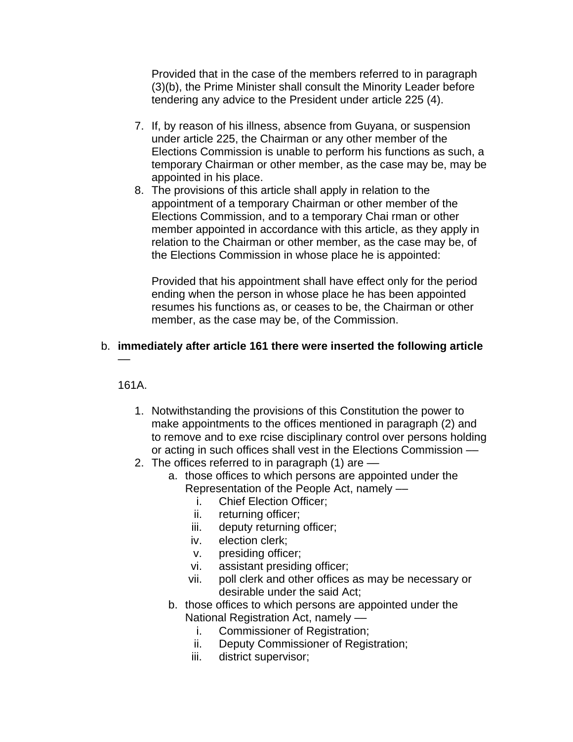Provided that in the case of the members referred to in paragraph (3)(b), the Prime Minister shall consult the Minority Leader before tendering any advice to the President under article 225 (4).

7. If, by reason of his illness, absence from Guyana, or suspension under article 225, the Chairman or any other member of the Elections Commission is unable to perform his functions as such, a temporary Chairman or other member, as the case may be, may be appointed in his place.
8. The provisions of this article shall apply in relation to the appointment of a temporary Chairman or other member of the Elections Commission, and to a temporary Chai rman or other member appointed in accordance with this article, as they apply in relation to the Chairman or other member, as the case may be, of the Elections Commission in whose place he is appointed:

   Provided that his appointment shall have effect only for the period ending when the person in whose place he has been appointed resumes his functions as, or ceases to be, the Chairman or other member, as the case may be, of the Commission.

b. **immediately after article 161 there were inserted the following article —**

161A.

1. Notwithstanding the provisions of this Constitution the power to make appointments to the offices mentioned in paragraph (2) and to remove and to exe rcise disciplinary control over persons holding or acting in such offices shall vest in the Elections Commission —
2. The offices referred to in paragraph (1) are —
   a. those offices to which persons are appointed under the Representation of the People Act, namely —
      i. Chief Election Officer;
      ii. returning officer;
      iii. deputy returning officer;
      iv. election clerk;
      v. presiding officer;
      vi. assistant presiding officer;
      vii. poll clerk and other offices as may be necessary or desirable under the said Act;
   b. those offices to which persons are appointed under the National Registration Act, namely —
      i. Commissioner of Registration;
      ii. Deputy Commissioner of Registration;
      iii. district supervisor;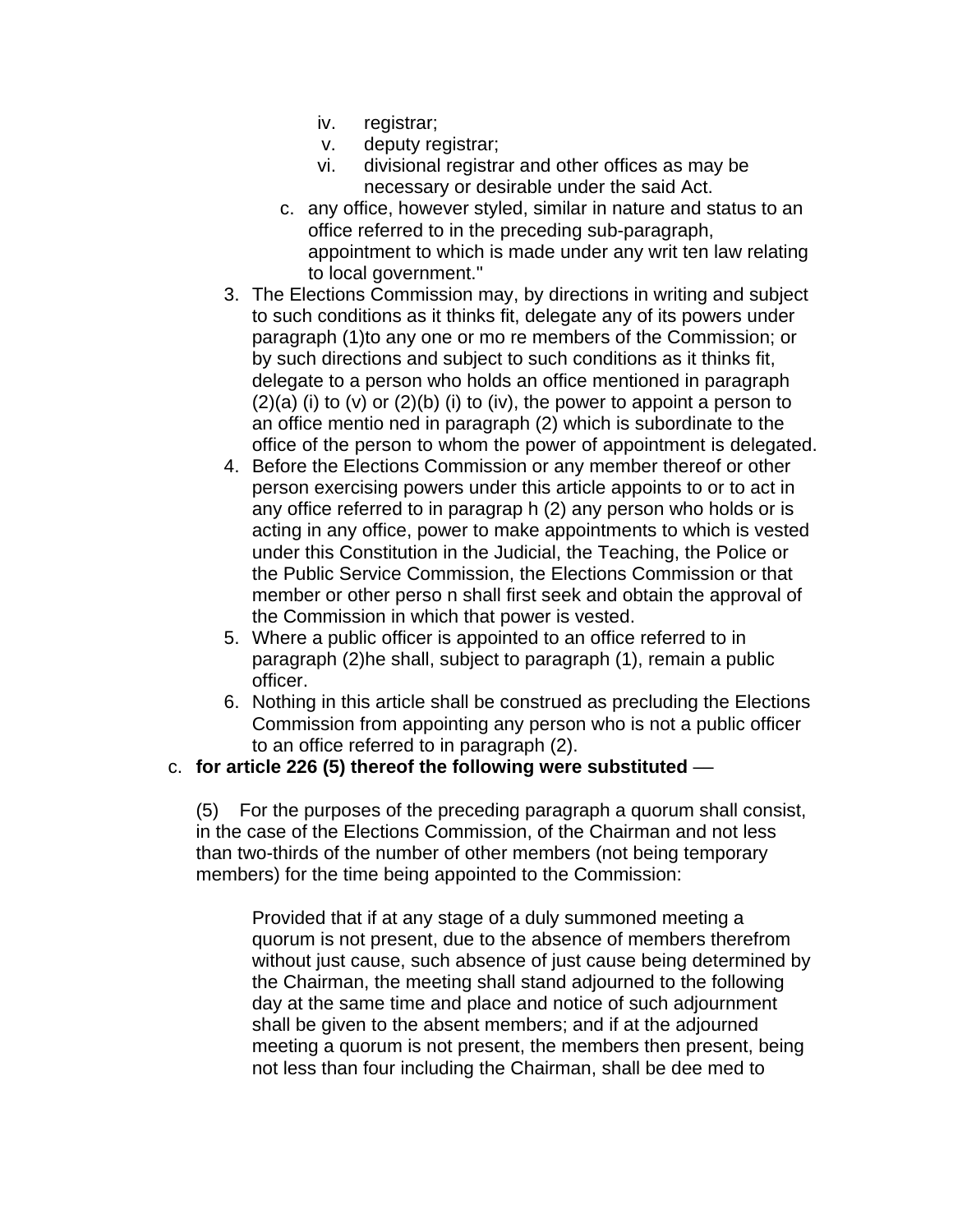iv. registrar;
    v. deputy registrar;
    vi. divisional registrar and other offices as may be necessary or desirable under the said Act.

  c. any office, however styled, similar in nature and status to an office referred to in the preceding sub-paragraph, appointment to which is made under any writ ten law relating to local government."

3. The Elections Commission may, by directions in writing and subject to such conditions as it thinks fit, delegate any of its powers under paragraph (1)to any one or mo re members of the Commission; or by such directions and subject to such conditions as it thinks fit, delegate to a person who holds an office mentioned in paragraph (2)(a) (i) to (v) or (2)(b) (i) to (iv), the power to appoint a person to an office mentio ned in paragraph (2) which is subordinate to the office of the person to whom the power of appointment is delegated.
4. Before the Elections Commission or any member thereof or other person exercising powers under this article appoints to or to act in any office referred to in paragrap h (2) any person who holds or is acting in any office, power to make appointments to which is vested under this Constitution in the Judicial, the Teaching, the Police or the Public Service Commission, the Elections Commission or that member or other perso n shall first seek and obtain the approval of the Commission in which that power is vested.
5. Where a public officer is appointed to an office referred to in paragraph (2)he shall, subject to paragraph (1), remain a public officer.
6. Nothing in this article shall be construed as precluding the Elections Commission from appointing any person who is not a public officer to an office referred to in paragraph (2).

c. **for article 226 (5) thereof the following were substituted** —

(5) For the purposes of the preceding paragraph a quorum shall consist, in the case of the Elections Commission, of the Chairman and not less than two-thirds of the number of other members (not being temporary members) for the time being appointed to the Commission:

> Provided that if at any stage of a duly summoned meeting a quorum is not present, due to the absence of members therefrom without just cause, such absence of just cause being determined by the Chairman, the meeting shall stand adjourned to the following day at the same time and place and notice of such adjournment shall be given to the absent members; and if at the adjourned meeting a quorum is not present, the members then present, being not less than four including the Chairman, shall be dee med to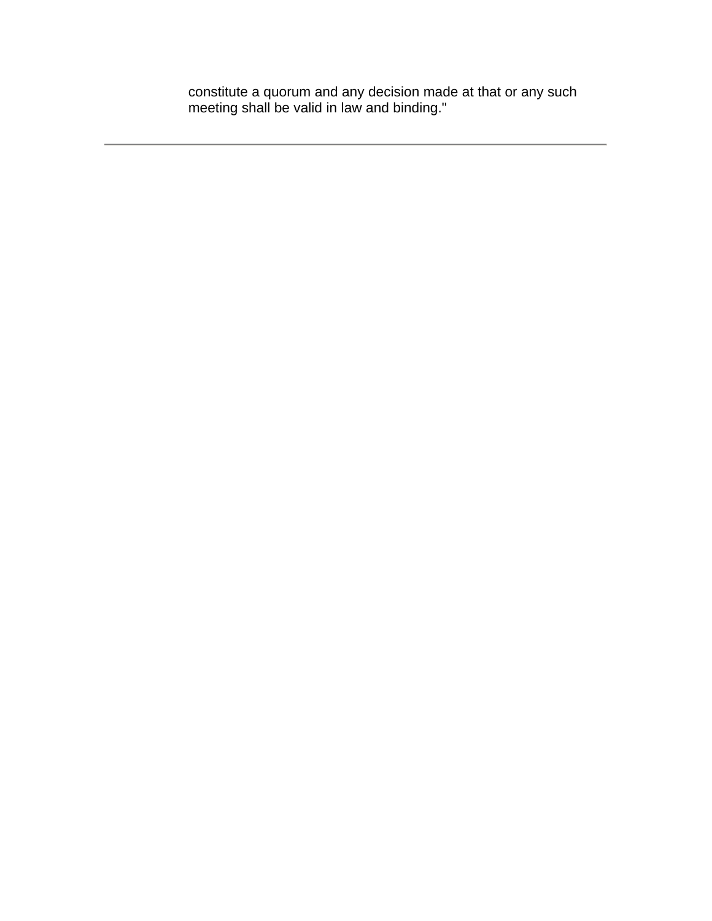constitute a quorum and any decision made at that or any such meeting shall be valid in law and binding."

---